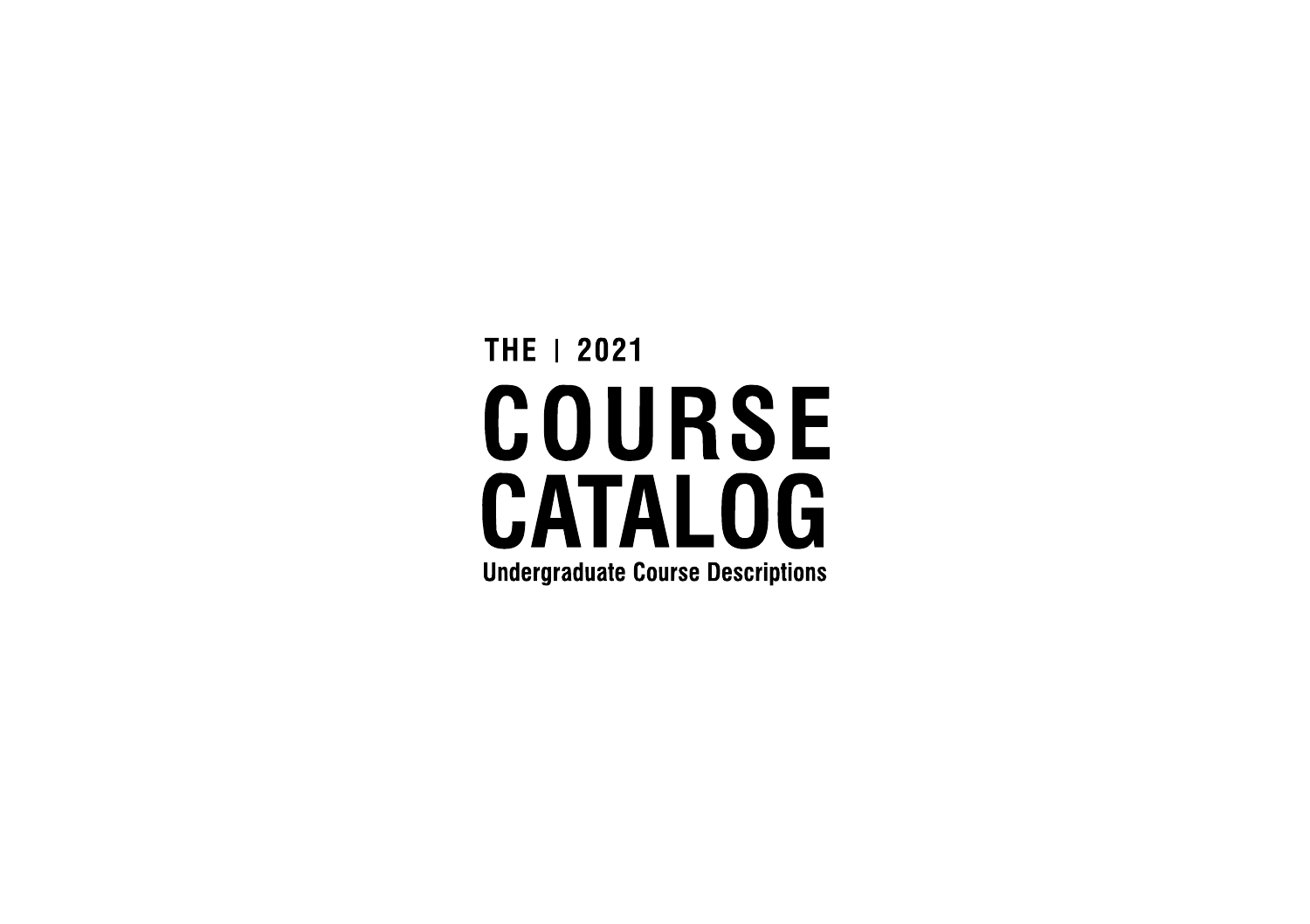THE | 2021

# COURSE CATALOG

**Undergraduate Course Descriptions**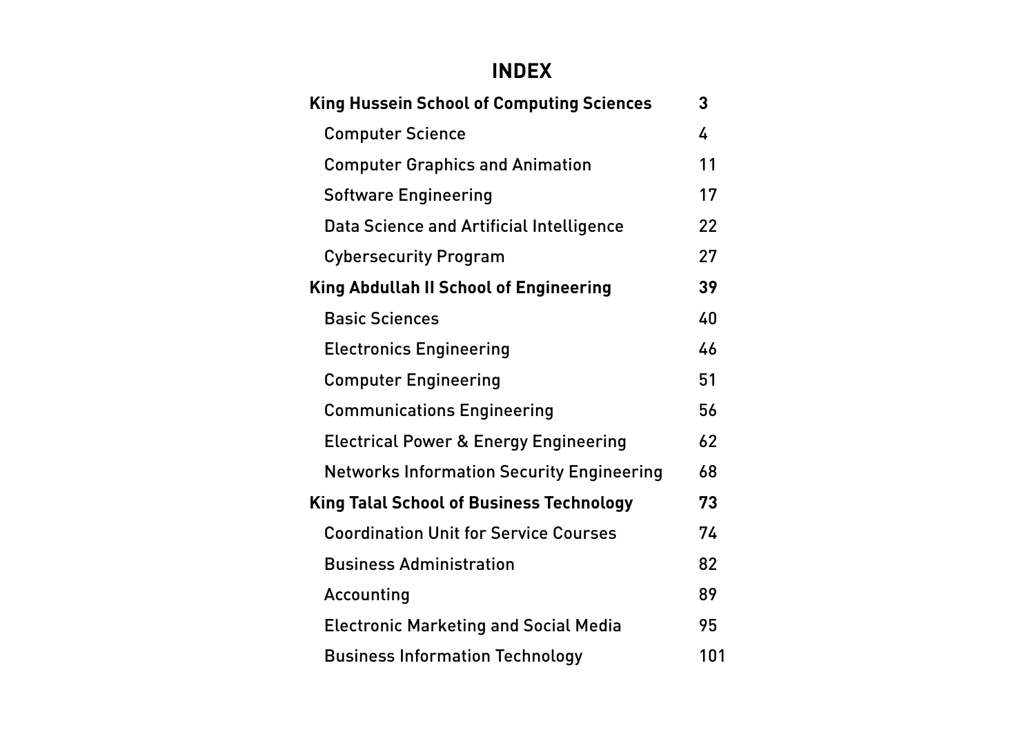# INDEX

| | |
|---|---|
| **King Hussein School of Computing Sciences** | **3** |
| Computer Science | 4 |
| Computer Graphics and Animation | 11 |
| Software Engineering | 17 |
| Data Science and Artificial Intelligence | 22 |
| Cybersecurity Program | 27 |
| **King Abdullah II School of Engineering** | **39** |
| Basic Sciences | 40 |
| Electronics Engineering | 46 |
| Computer Engineering | 51 |
| Communications Engineering | 56 |
| Electrical Power & Energy Engineering | 62 |
| Networks Information Security Engineering | 68 |
| **King Talal School of Business Technology** | **73** |
| Coordination Unit for Service Courses | 74 |
| Business Administration | 82 |
| Accounting | 89 |
| Electronic Marketing and Social Media | 95 |
| Business Information Technology | 101 |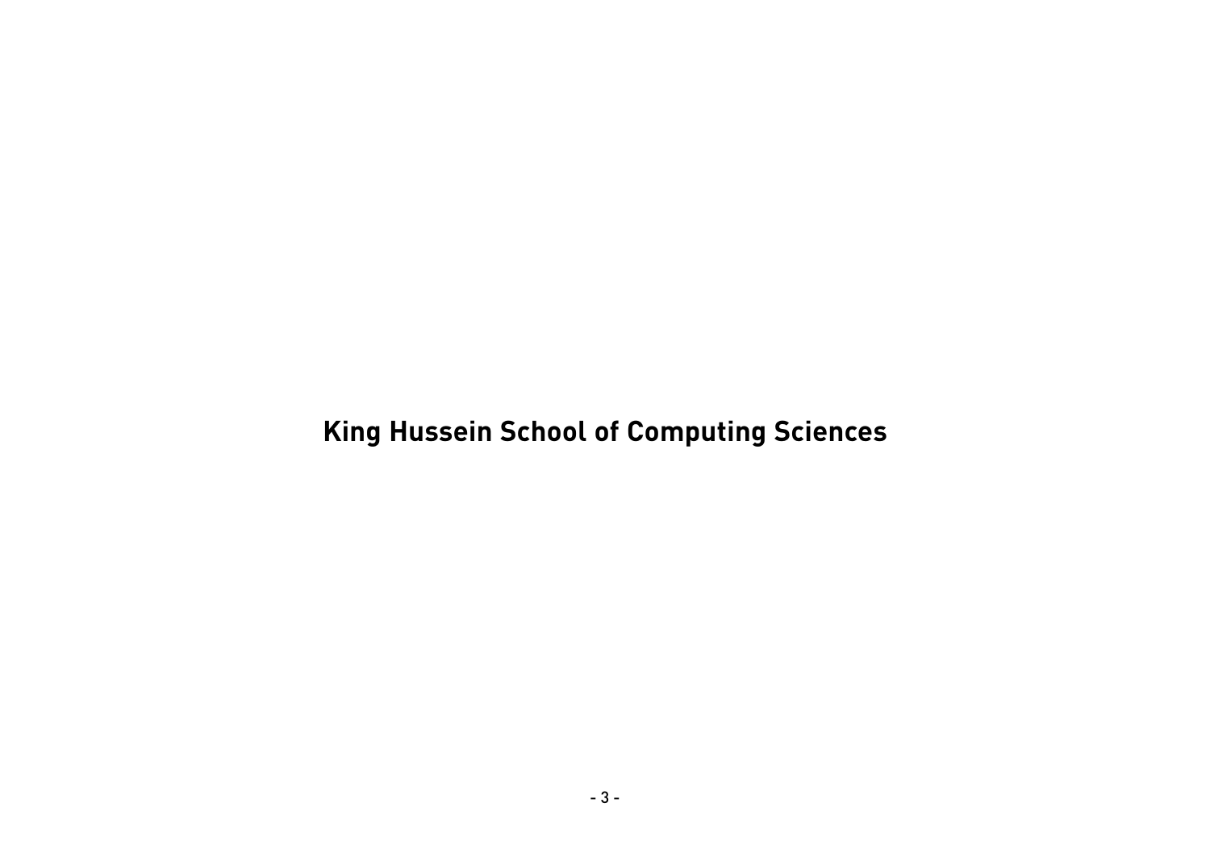# King Hussein School of Computing Sciences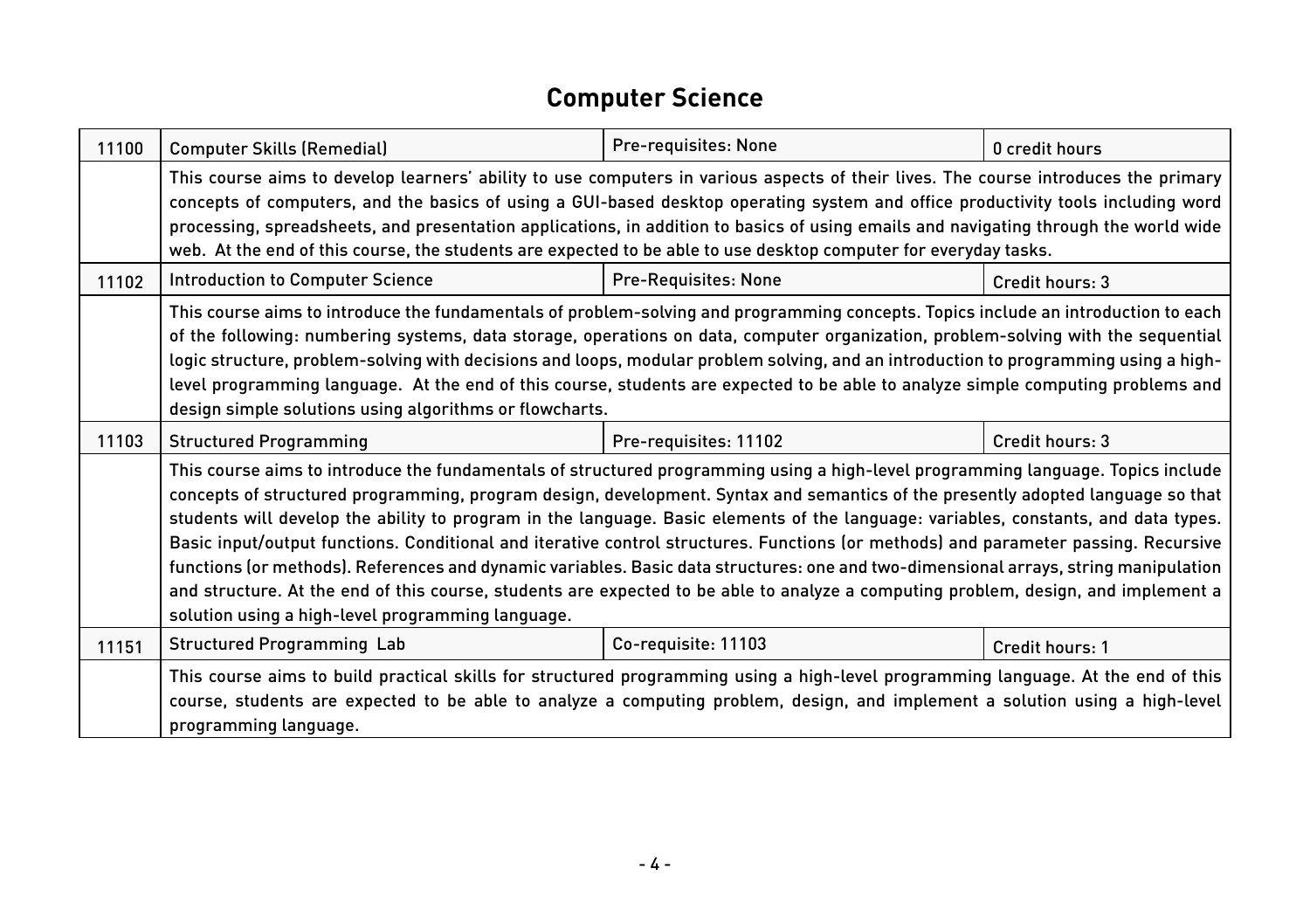# Computer Science

| 11100 | Computer Skills (Remedial) | Pre-requisites: None | 0 credit hours |
|---|---|---|---|
| | This course aims to develop learners' ability to use computers in various aspects of their lives. The course introduces the primary concepts of computers, and the basics of using a GUI-based desktop operating system and office productivity tools including word processing, spreadsheets, and presentation applications, in addition to basics of using emails and navigating through the world wide web. At the end of this course, the students are expected to be able to use desktop computer for everyday tasks. | | |
| 11102 | Introduction to Computer Science | Pre-Requisites: None | Credit hours: 3 |
| | This course aims to introduce the fundamentals of problem-solving and programming concepts. Topics include an introduction to each of the following: numbering systems, data storage, operations on data, computer organization, problem-solving with the sequential logic structure, problem-solving with decisions and loops, modular problem solving, and an introduction to programming using a high-level programming language. At the end of this course, students are expected to be able to analyze simple computing problems and design simple solutions using algorithms or flowcharts. | | |
| 11103 | Structured Programming | Pre-requisites: 11102 | Credit hours: 3 |
| | This course aims to introduce the fundamentals of structured programming using a high-level programming language. Topics include concepts of structured programming, program design, development. Syntax and semantics of the presently adopted language so that students will develop the ability to program in the language. Basic elements of the language: variables, constants, and data types. Basic input/output functions. Conditional and iterative control structures. Functions (or methods) and parameter passing. Recursive functions (or methods). References and dynamic variables. Basic data structures: one and two-dimensional arrays, string manipulation and structure. At the end of this course, students are expected to be able to analyze a computing problem, design, and implement a solution using a high-level programming language. | | |
| 11151 | Structured Programming Lab | Co-requisite: 11103 | Credit hours: 1 |
| | This course aims to build practical skills for structured programming using a high-level programming language. At the end of this course, students are expected to be able to analyze a computing problem, design, and implement a solution using a high-level programming language. | | |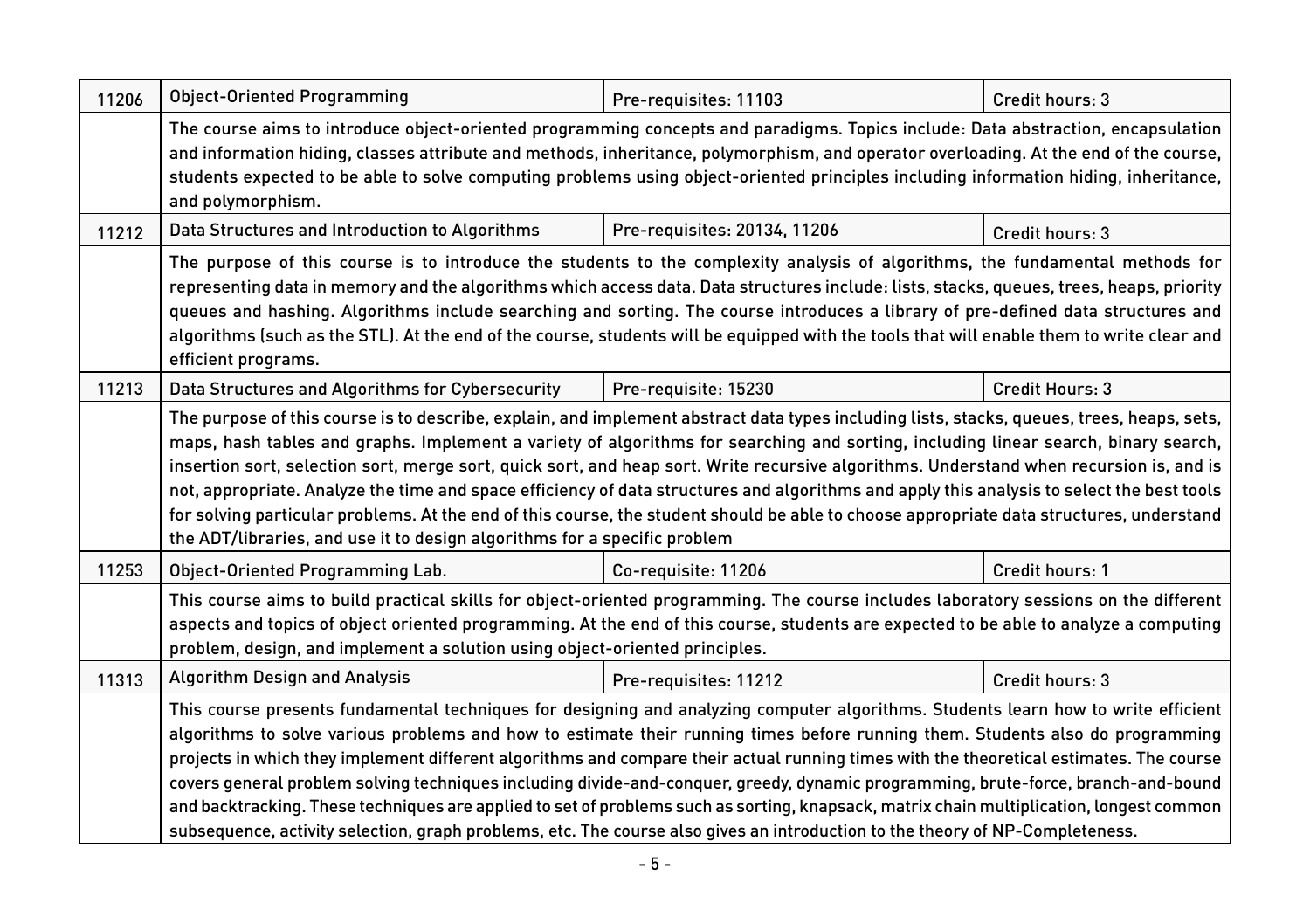| | | | |
|---|---|---|---|
| 11206 | Object-Oriented Programming | Pre-requisites: 11103 | Credit hours: 3 |
| | The course aims to introduce object-oriented programming concepts and paradigms. Topics include: Data abstraction, encapsulation and information hiding, classes attribute and methods, inheritance, polymorphism, and operator overloading. At the end of the course, students expected to be able to solve computing problems using object-oriented principles including information hiding, inheritance, and polymorphism. | | |
| 11212 | Data Structures and Introduction to Algorithms | Pre-requisites: 20134, 11206 | Credit hours: 3 |
| | The purpose of this course is to introduce the students to the complexity analysis of algorithms, the fundamental methods for representing data in memory and the algorithms which access data. Data structures include: lists, stacks, queues, trees, heaps, priority queues and hashing. Algorithms include searching and sorting. The course introduces a library of pre-defined data structures and algorithms (such as the STL). At the end of the course, students will be equipped with the tools that will enable them to write clear and efficient programs. | | |
| 11213 | Data Structures and Algorithms for Cybersecurity | Pre-requisite: 15230 | Credit Hours: 3 |
| | The purpose of this course is to describe, explain, and implement abstract data types including lists, stacks, queues, trees, heaps, sets, maps, hash tables and graphs. Implement a variety of algorithms for searching and sorting, including linear search, binary search, insertion sort, selection sort, merge sort, quick sort, and heap sort. Write recursive algorithms. Understand when recursion is, and is not, appropriate. Analyze the time and space efficiency of data structures and algorithms and apply this analysis to select the best tools for solving particular problems. At the end of this course, the student should be able to choose appropriate data structures, understand the ADT/libraries, and use it to design algorithms for a specific problem | | |
| 11253 | Object-Oriented Programming Lab. | Co-requisite: 11206 | Credit hours: 1 |
| | This course aims to build practical skills for object-oriented programming. The course includes laboratory sessions on the different aspects and topics of object oriented programming. At the end of this course, students are expected to be able to analyze a computing problem, design, and implement a solution using object-oriented principles. | | |
| 11313 | Algorithm Design and Analysis | Pre-requisites: 11212 | Credit hours: 3 |
| | This course presents fundamental techniques for designing and analyzing computer algorithms. Students learn how to write efficient algorithms to solve various problems and how to estimate their running times before running them. Students also do programming projects in which they implement different algorithms and compare their actual running times with the theoretical estimates. The course covers general problem solving techniques including divide-and-conquer, greedy, dynamic programming, brute-force, branch-and-bound and backtracking. These techniques are applied to set of problems such as sorting, knapsack, matrix chain multiplication, longest common subsequence, activity selection, graph problems, etc. The course also gives an introduction to the theory of NP-Completeness. | | |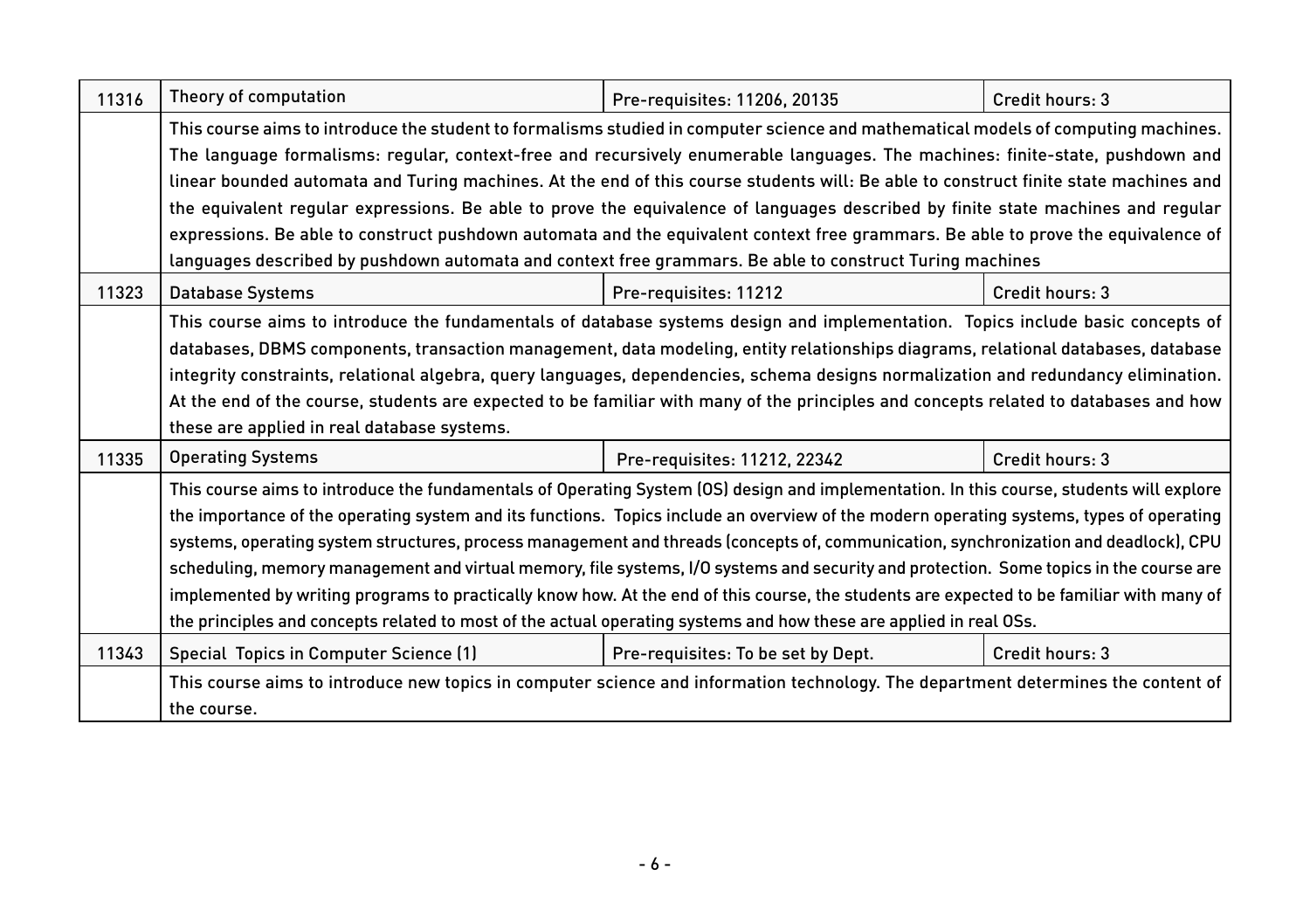| 11316 | Theory of computation | Pre-requisites: 11206, 20135 | Credit hours: 3 |
|---|---|---|---|
| | This course aims to introduce the student to formalisms studied in computer science and mathematical models of computing machines. The language formalisms: regular, context-free and recursively enumerable languages. The machines: finite-state, pushdown and linear bounded automata and Turing machines. At the end of this course students will: Be able to construct finite state machines and the equivalent regular expressions. Be able to prove the equivalence of languages described by finite state machines and regular expressions. Be able to construct pushdown automata and the equivalent context free grammars. Be able to prove the equivalence of languages described by pushdown automata and context free grammars. Be able to construct Turing machines | | |
| 11323 | Database Systems | Pre-requisites: 11212 | Credit hours: 3 |
| | This course aims to introduce the fundamentals of database systems design and implementation. Topics include basic concepts of databases, DBMS components, transaction management, data modeling, entity relationships diagrams, relational databases, database integrity constraints, relational algebra, query languages, dependencies, schema designs normalization and redundancy elimination. At the end of the course, students are expected to be familiar with many of the principles and concepts related to databases and how these are applied in real database systems. | | |
| 11335 | Operating Systems | Pre-requisites: 11212, 22342 | Credit hours: 3 |
| | This course aims to introduce the fundamentals of Operating System (OS) design and implementation. In this course, students will explore the importance of the operating system and its functions. Topics include an overview of the modern operating systems, types of operating systems, operating system structures, process management and threads (concepts of, communication, synchronization and deadlock), CPU scheduling, memory management and virtual memory, file systems, I/O systems and security and protection. Some topics in the course are implemented by writing programs to practically know how. At the end of this course, the students are expected to be familiar with many of the principles and concepts related to most of the actual operating systems and how these are applied in real OSs. | | |
| 11343 | Special Topics in Computer Science (1) | Pre-requisites: To be set by Dept. | Credit hours: 3 |
| | This course aims to introduce new topics in computer science and information technology. The department determines the content of the course. | | |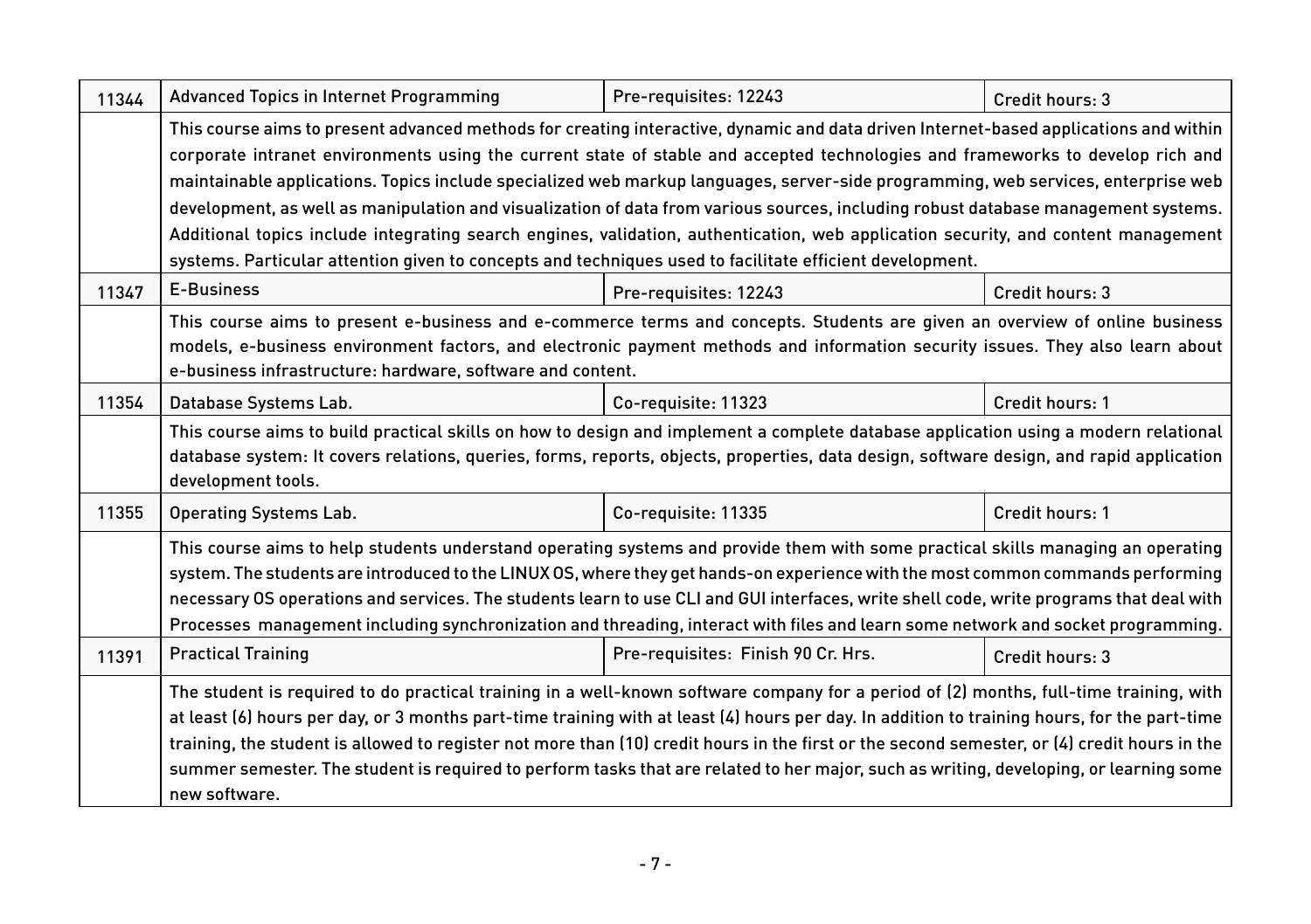| 11344 | Advanced Topics in Internet Programming | Pre-requisites: 12243 | Credit hours: 3 |
|---|---|---|---|
| | This course aims to present advanced methods for creating interactive, dynamic and data driven Internet-based applications and within corporate intranet environments using the current state of stable and accepted technologies and frameworks to develop rich and maintainable applications. Topics include specialized web markup languages, server-side programming, web services, enterprise web development, as well as manipulation and visualization of data from various sources, including robust database management systems. Additional topics include integrating search engines, validation, authentication, web application security, and content management systems. Particular attention given to concepts and techniques used to facilitate efficient development. | | |
| 11347 | E-Business | Pre-requisites: 12243 | Credit hours: 3 |
| | This course aims to present e-business and e-commerce terms and concepts. Students are given an overview of online business models, e-business environment factors, and electronic payment methods and information security issues. They also learn about e-business infrastructure: hardware, software and content. | | |
| 11354 | Database Systems Lab. | Co-requisite: 11323 | Credit hours: 1 |
| | This course aims to build practical skills on how to design and implement a complete database application using a modern relational database system: It covers relations, queries, forms, reports, objects, properties, data design, software design, and rapid application development tools. | | |
| 11355 | Operating Systems Lab. | Co-requisite: 11335 | Credit hours: 1 |
| | This course aims to help students understand operating systems and provide them with some practical skills managing an operating system. The students are introduced to the LINUX OS, where they get hands-on experience with the most common commands performing necessary OS operations and services. The students learn to use CLI and GUI interfaces, write shell code, write programs that deal with Processes management including synchronization and threading, interact with files and learn some network and socket programming. | | |
| 11391 | Practical Training | Pre-requisites: Finish 90 Cr. Hrs. | Credit hours: 3 |
| | The student is required to do practical training in a well-known software company for a period of (2) months, full-time training, with at least (6) hours per day, or 3 months part-time training with at least (4) hours per day. In addition to training hours, for the part-time training, the student is allowed to register not more than (10) credit hours in the first or the second semester, or (4) credit hours in the summer semester. The student is required to perform tasks that are related to her major, such as writing, developing, or learning some new software. | | |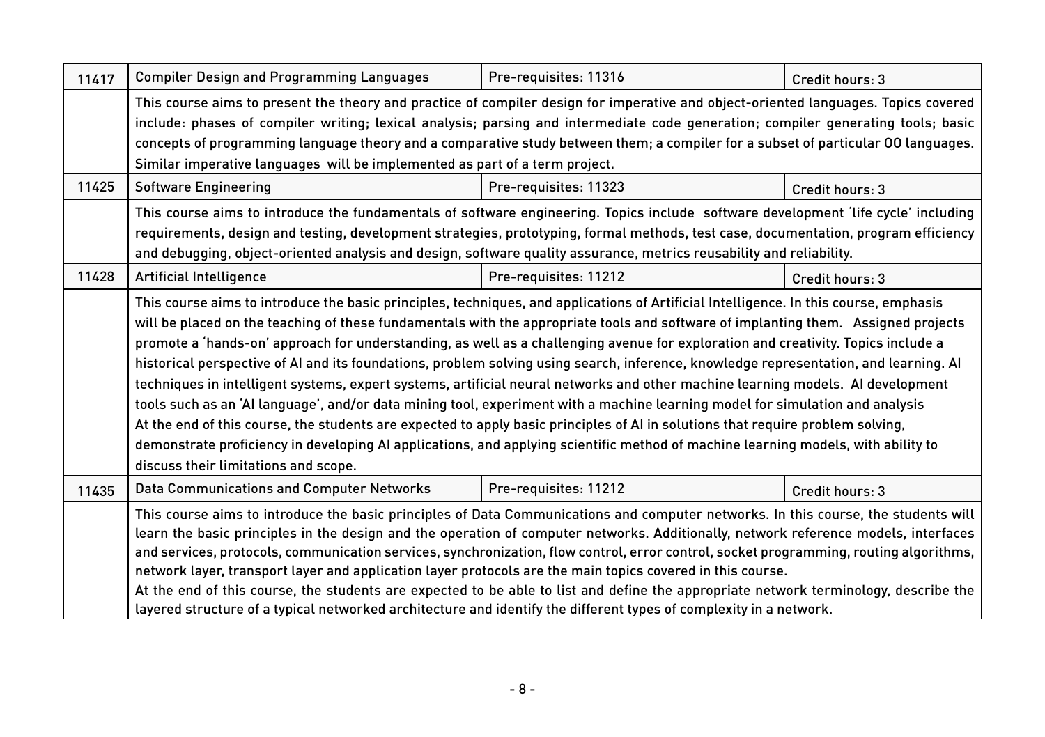| 11417 | Compiler Design and Programming Languages | Pre-requisites: 11316 | Credit hours: 3 |
|---|---|---|---|
| | This course aims to present the theory and practice of compiler design for imperative and object-oriented languages. Topics covered include: phases of compiler writing; lexical analysis; parsing and intermediate code generation; compiler generating tools; basic concepts of programming language theory and a comparative study between them; a compiler for a subset of particular OO languages. Similar imperative languages will be implemented as part of a term project. | | |
| 11425 | Software Engineering | Pre-requisites: 11323 | Credit hours: 3 |
| | This course aims to introduce the fundamentals of software engineering. Topics include software development 'life cycle' including requirements, design and testing, development strategies, prototyping, formal methods, test case, documentation, program efficiency and debugging, object-oriented analysis and design, software quality assurance, metrics reusability and reliability. | | |
| 11428 | Artificial Intelligence | Pre-requisites: 11212 | Credit hours: 3 |
| | This course aims to introduce the basic principles, techniques, and applications of Artificial Intelligence. In this course, emphasis will be placed on the teaching of these fundamentals with the appropriate tools and software of implanting them. Assigned projects promote a 'hands-on' approach for understanding, as well as a challenging avenue for exploration and creativity. Topics include a historical perspective of AI and its foundations, problem solving using search, inference, knowledge representation, and learning. AI techniques in intelligent systems, expert systems, artificial neural networks and other machine learning models. AI development tools such as an 'AI language', and/or data mining tool, experiment with a machine learning model for simulation and analysis At the end of this course, the students are expected to apply basic principles of AI in solutions that require problem solving, demonstrate proficiency in developing AI applications, and applying scientific method of machine learning models, with ability to discuss their limitations and scope. | | |
| 11435 | Data Communications and Computer Networks | Pre-requisites: 11212 | Credit hours: 3 |
| | This course aims to introduce the basic principles of Data Communications and computer networks. In this course, the students will learn the basic principles in the design and the operation of computer networks. Additionally, network reference models, interfaces and services, protocols, communication services, synchronization, flow control, error control, socket programming, routing algorithms, network layer, transport layer and application layer protocols are the main topics covered in this course. At the end of this course, the students are expected to be able to list and define the appropriate network terminology, describe the layered structure of a typical networked architecture and identify the different types of complexity in a network. | | |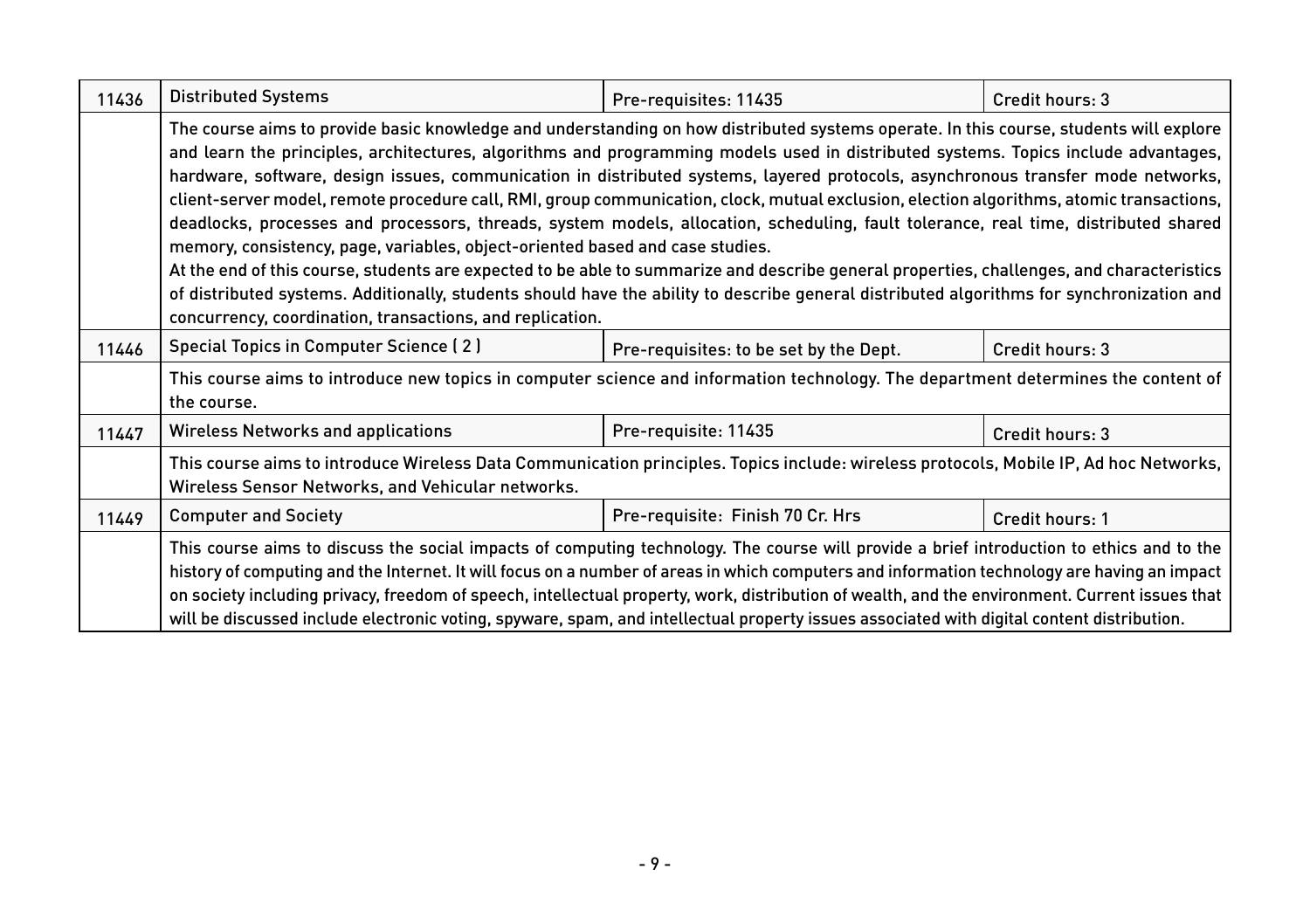| | | | |
|---|---|---|---|
| 11436 | Distributed Systems | Pre-requisites: 11435 | Credit hours: 3 |
| | The course aims to provide basic knowledge and understanding on how distributed systems operate. In this course, students will explore and learn the principles, architectures, algorithms and programming models used in distributed systems. Topics include advantages, hardware, software, design issues, communication in distributed systems, layered protocols, asynchronous transfer mode networks, client-server model, remote procedure call, RMI, group communication, clock, mutual exclusion, election algorithms, atomic transactions, deadlocks, processes and processors, threads, system models, allocation, scheduling, fault tolerance, real time, distributed shared memory, consistency, page, variables, object-oriented based and case studies.<br>At the end of this course, students are expected to be able to summarize and describe general properties, challenges, and characteristics of distributed systems. Additionally, students should have the ability to describe general distributed algorithms for synchronization and concurrency, coordination, transactions, and replication. | | |
| 11446 | Special Topics in Computer Science ( 2 ) | Pre-requisites: to be set by the Dept. | Credit hours: 3 |
| | This course aims to introduce new topics in computer science and information technology. The department determines the content of the course. | | |
| 11447 | Wireless Networks and applications | Pre-requisite: 11435 | Credit hours: 3 |
| | This course aims to introduce Wireless Data Communication principles. Topics include: wireless protocols, Mobile IP, Ad hoc Networks, Wireless Sensor Networks, and Vehicular networks. | | |
| 11449 | Computer and Society | Pre-requisite: Finish 70 Cr. Hrs | Credit hours: 1 |
| | This course aims to discuss the social impacts of computing technology. The course will provide a brief introduction to ethics and to the history of computing and the Internet. It will focus on a number of areas in which computers and information technology are having an impact on society including privacy, freedom of speech, intellectual property, work, distribution of wealth, and the environment. Current issues that will be discussed include electronic voting, spyware, spam, and intellectual property issues associated with digital content distribution. | | |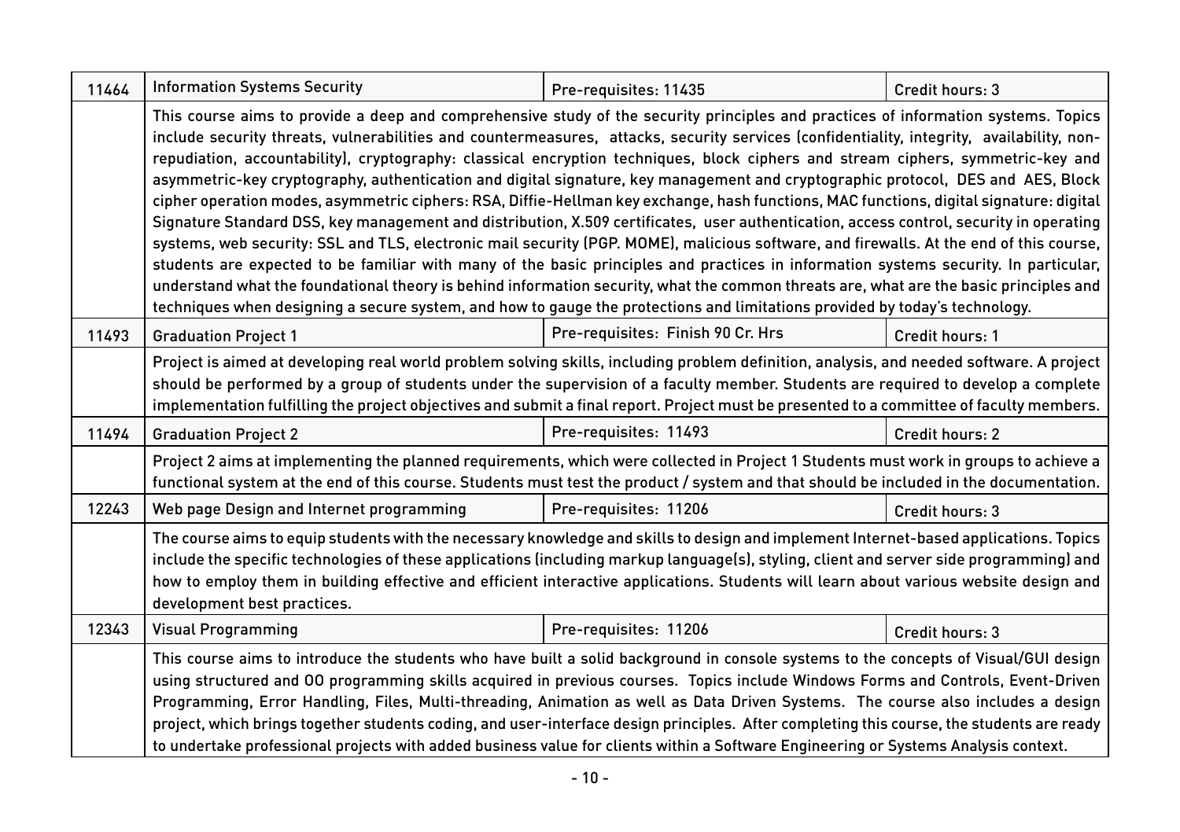| | | | |
|---|---|---|---|
| 11464 | Information Systems Security | Pre-requisites: 11435 | Credit hours: 3 |
| | This course aims to provide a deep and comprehensive study of the security principles and practices of information systems. Topics include security threats, vulnerabilities and countermeasures, attacks, security services (confidentiality, integrity, availability, non-repudiation, accountability), cryptography: classical encryption techniques, block ciphers and stream ciphers, symmetric-key and asymmetric-key cryptography, authentication and digital signature, key management and cryptographic protocol, DES and AES, Block cipher operation modes, asymmetric ciphers: RSA, Diffie-Hellman key exchange, hash functions, MAC functions, digital signature: digital Signature Standard DSS, key management and distribution, X.509 certificates, user authentication, access control, security in operating systems, web security: SSL and TLS, electronic mail security (PGP. MOME), malicious software, and firewalls. At the end of this course, students are expected to be familiar with many of the basic principles and practices in information systems security. In particular, understand what the foundational theory is behind information security, what the common threats are, what are the basic principles and techniques when designing a secure system, and how to gauge the protections and limitations provided by today's technology. | | |
| 11493 | Graduation Project 1 | Pre-requisites: Finish 90 Cr. Hrs | Credit hours: 1 |
| | Project is aimed at developing real world problem solving skills, including problem definition, analysis, and needed software. A project should be performed by a group of students under the supervision of a faculty member. Students are required to develop a complete implementation fulfilling the project objectives and submit a final report. Project must be presented to a committee of faculty members. | | |
| 11494 | Graduation Project 2 | Pre-requisites: 11493 | Credit hours: 2 |
| | Project 2 aims at implementing the planned requirements, which were collected in Project 1 Students must work in groups to achieve a functional system at the end of this course. Students must test the product / system and that should be included in the documentation. | | |
| 12243 | Web page Design and Internet programming | Pre-requisites: 11206 | Credit hours: 3 |
| | The course aims to equip students with the necessary knowledge and skills to design and implement Internet-based applications. Topics include the specific technologies of these applications (including markup language(s), styling, client and server side programming) and how to employ them in building effective and efficient interactive applications. Students will learn about various website design and development best practices. | | |
| 12343 | Visual Programming | Pre-requisites: 11206 | Credit hours: 3 |
| | This course aims to introduce the students who have built a solid background in console systems to the concepts of Visual/GUI design using structured and OO programming skills acquired in previous courses. Topics include Windows Forms and Controls, Event-Driven Programming, Error Handling, Files, Multi-threading, Animation as well as Data Driven Systems. The course also includes a design project, which brings together students coding, and user-interface design principles. After completing this course, the students are ready to undertake professional projects with added business value for clients within a Software Engineering or Systems Analysis context. | | |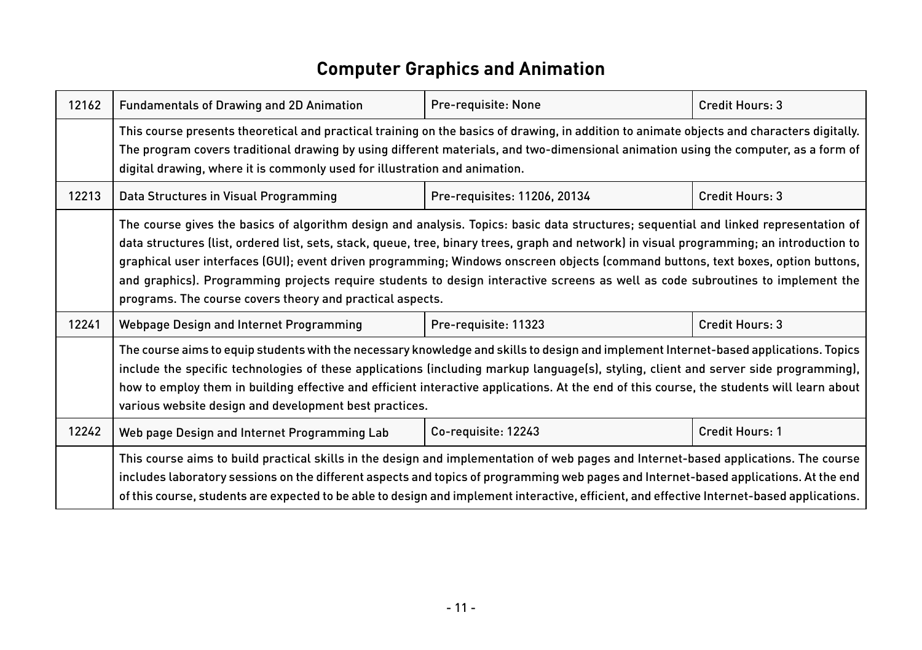# Computer Graphics and Animation

| | | | |
|---|---|---|---|
| 12162 | Fundamentals of Drawing and 2D Animation | Pre-requisite: None | Credit Hours: 3 |
| | This course presents theoretical and practical training on the basics of drawing, in addition to animate objects and characters digitally. The program covers traditional drawing by using different materials, and two-dimensional animation using the computer, as a form of digital drawing, where it is commonly used for illustration and animation. | | |
| 12213 | Data Structures in Visual Programming | Pre-requisites: 11206, 20134 | Credit Hours: 3 |
| | The course gives the basics of algorithm design and analysis. Topics: basic data structures; sequential and linked representation of data structures (list, ordered list, sets, stack, queue, tree, binary trees, graph and network) in visual programming; an introduction to graphical user interfaces (GUI); event driven programming; Windows onscreen objects (command buttons, text boxes, option buttons, and graphics). Programming projects require students to design interactive screens as well as code subroutines to implement the programs. The course covers theory and practical aspects. | | |
| 12241 | Webpage Design and Internet Programming | Pre-requisite: 11323 | Credit Hours: 3 |
| | The course aims to equip students with the necessary knowledge and skills to design and implement Internet-based applications. Topics include the specific technologies of these applications (including markup language(s), styling, client and server side programming), how to employ them in building effective and efficient interactive applications. At the end of this course, the students will learn about various website design and development best practices. | | |
| 12242 | Web page Design and Internet Programming Lab | Co-requisite: 12243 | Credit Hours: 1 |
| | This course aims to build practical skills in the design and implementation of web pages and Internet-based applications. The course includes laboratory sessions on the different aspects and topics of programming web pages and Internet-based applications. At the end of this course, students are expected to be able to design and implement interactive, efficient, and effective Internet-based applications. | | |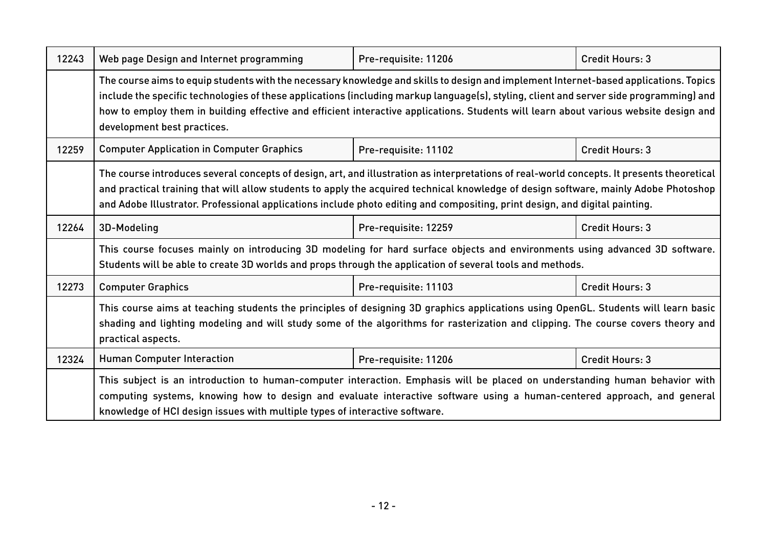| 12243 | Web page Design and Internet programming | Pre-requisite: 11206 | Credit Hours: 3 |
|---|---|---|---|
| | The course aims to equip students with the necessary knowledge and skills to design and implement Internet-based applications. Topics include the specific technologies of these applications (including markup language(s), styling, client and server side programming) and how to employ them in building effective and efficient interactive applications. Students will learn about various website design and development best practices. | | |
| 12259 | Computer Application in Computer Graphics | Pre-requisite: 11102 | Credit Hours: 3 |
| | The course introduces several concepts of design, art, and illustration as interpretations of real-world concepts. It presents theoretical and practical training that will allow students to apply the acquired technical knowledge of design software, mainly Adobe Photoshop and Adobe Illustrator. Professional applications include photo editing and compositing, print design, and digital painting. | | |
| 12264 | 3D-Modeling | Pre-requisite: 12259 | Credit Hours: 3 |
| | This course focuses mainly on introducing 3D modeling for hard surface objects and environments using advanced 3D software. Students will be able to create 3D worlds and props through the application of several tools and methods. | | |
| 12273 | Computer Graphics | Pre-requisite: 11103 | Credit Hours: 3 |
| | This course aims at teaching students the principles of designing 3D graphics applications using OpenGL. Students will learn basic shading and lighting modeling and will study some of the algorithms for rasterization and clipping. The course covers theory and practical aspects. | | |
| 12324 | Human Computer Interaction | Pre-requisite: 11206 | Credit Hours: 3 |
| | This subject is an introduction to human-computer interaction. Emphasis will be placed on understanding human behavior with computing systems, knowing how to design and evaluate interactive software using a human-centered approach, and general knowledge of HCI design issues with multiple types of interactive software. | | |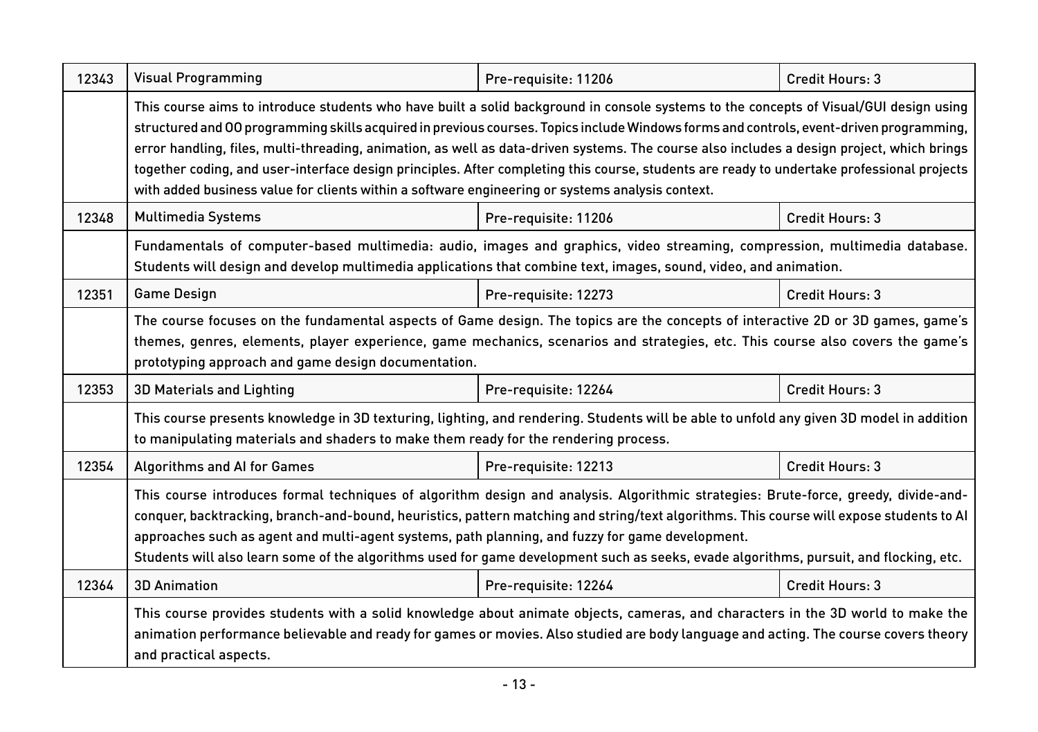| 12343 | Visual Programming | Pre-requisite: 11206 | Credit Hours: 3 |
|---|---|---|---|
| | This course aims to introduce students who have built a solid background in console systems to the concepts of Visual/GUI design using structured and OO programming skills acquired in previous courses. Topics include Windows forms and controls, event-driven programming, error handling, files, multi-threading, animation, as well as data-driven systems. The course also includes a design project, which brings together coding, and user-interface design principles. After completing this course, students are ready to undertake professional projects with added business value for clients within a software engineering or systems analysis context. | | |
| 12348 | Multimedia Systems | Pre-requisite: 11206 | Credit Hours: 3 |
| | Fundamentals of computer-based multimedia: audio, images and graphics, video streaming, compression, multimedia database. Students will design and develop multimedia applications that combine text, images, sound, video, and animation. | | |
| 12351 | Game Design | Pre-requisite: 12273 | Credit Hours: 3 |
| | The course focuses on the fundamental aspects of Game design. The topics are the concepts of interactive 2D or 3D games, game's themes, genres, elements, player experience, game mechanics, scenarios and strategies, etc. This course also covers the game's prototyping approach and game design documentation. | | |
| 12353 | 3D Materials and Lighting | Pre-requisite: 12264 | Credit Hours: 3 |
| | This course presents knowledge in 3D texturing, lighting, and rendering. Students will be able to unfold any given 3D model in addition to manipulating materials and shaders to make them ready for the rendering process. | | |
| 12354 | Algorithms and AI for Games | Pre-requisite: 12213 | Credit Hours: 3 |
| | This course introduces formal techniques of algorithm design and analysis. Algorithmic strategies: Brute-force, greedy, divide-and-conquer, backtracking, branch-and-bound, heuristics, pattern matching and string/text algorithms. This course will expose students to AI approaches such as agent and multi-agent systems, path planning, and fuzzy for game development. Students will also learn some of the algorithms used for game development such as seeks, evade algorithms, pursuit, and flocking, etc. | | |
| 12364 | 3D Animation | Pre-requisite: 12264 | Credit Hours: 3 |
| | This course provides students with a solid knowledge about animate objects, cameras, and characters in the 3D world to make the animation performance believable and ready for games or movies. Also studied are body language and acting. The course covers theory and practical aspects. | | |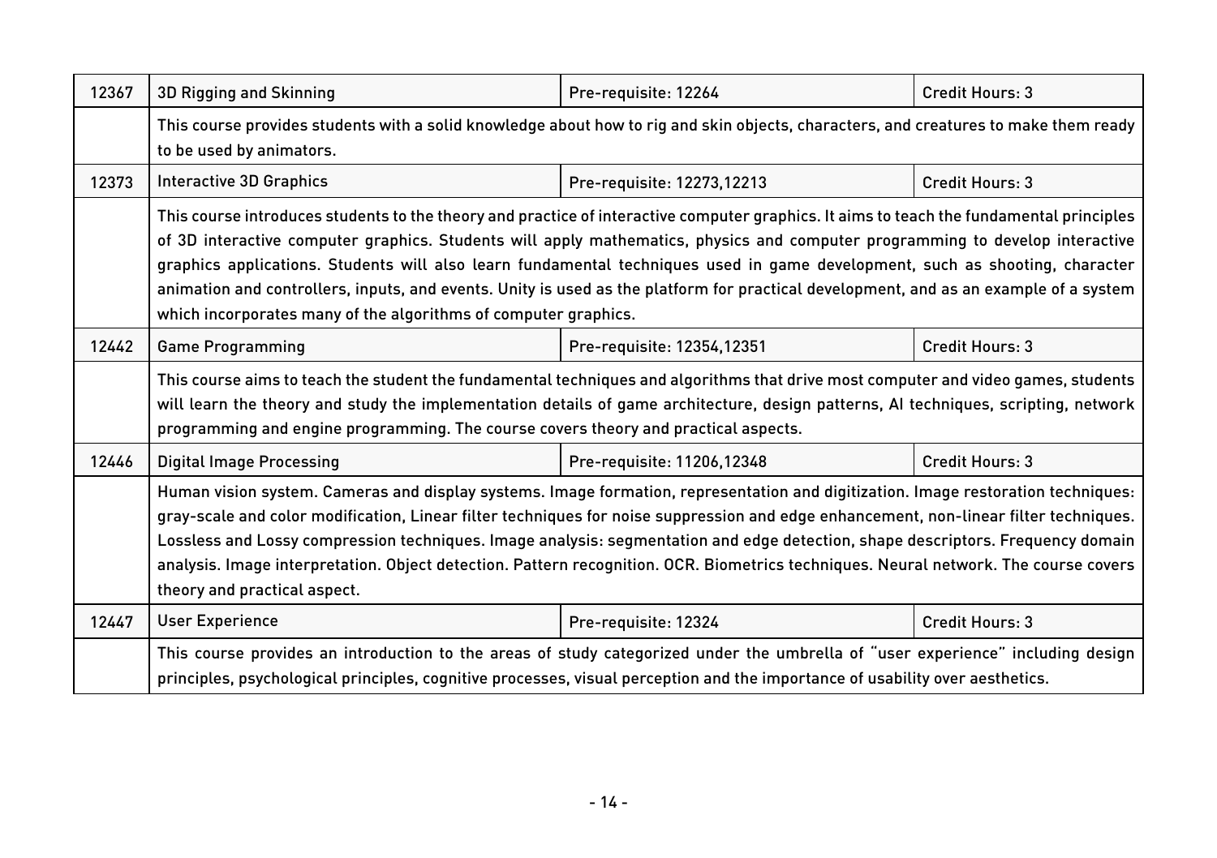| 12367 | 3D Rigging and Skinning | Pre-requisite: 12264 | Credit Hours: 3 |
|---|---|---|---|
| | This course provides students with a solid knowledge about how to rig and skin objects, characters, and creatures to make them ready to be used by animators. | | |
| 12373 | Interactive 3D Graphics | Pre-requisite: 12273,12213 | Credit Hours: 3 |
| | This course introduces students to the theory and practice of interactive computer graphics. It aims to teach the fundamental principles of 3D interactive computer graphics. Students will apply mathematics, physics and computer programming to develop interactive graphics applications. Students will also learn fundamental techniques used in game development, such as shooting, character animation and controllers, inputs, and events. Unity is used as the platform for practical development, and as an example of a system which incorporates many of the algorithms of computer graphics. | | |
| 12442 | Game Programming | Pre-requisite: 12354,12351 | Credit Hours: 3 |
| | This course aims to teach the student the fundamental techniques and algorithms that drive most computer and video games, students will learn the theory and study the implementation details of game architecture, design patterns, AI techniques, scripting, network programming and engine programming. The course covers theory and practical aspects. | | |
| 12446 | Digital Image Processing | Pre-requisite: 11206,12348 | Credit Hours: 3 |
| | Human vision system. Cameras and display systems. Image formation, representation and digitization. Image restoration techniques: gray-scale and color modification, Linear filter techniques for noise suppression and edge enhancement, non-linear filter techniques. Lossless and Lossy compression techniques. Image analysis: segmentation and edge detection, shape descriptors. Frequency domain analysis. Image interpretation. Object detection. Pattern recognition. OCR. Biometrics techniques. Neural network. The course covers theory and practical aspect. | | |
| 12447 | User Experience | Pre-requisite: 12324 | Credit Hours: 3 |
| | This course provides an introduction to the areas of study categorized under the umbrella of "user experience" including design principles, psychological principles, cognitive processes, visual perception and the importance of usability over aesthetics. | | |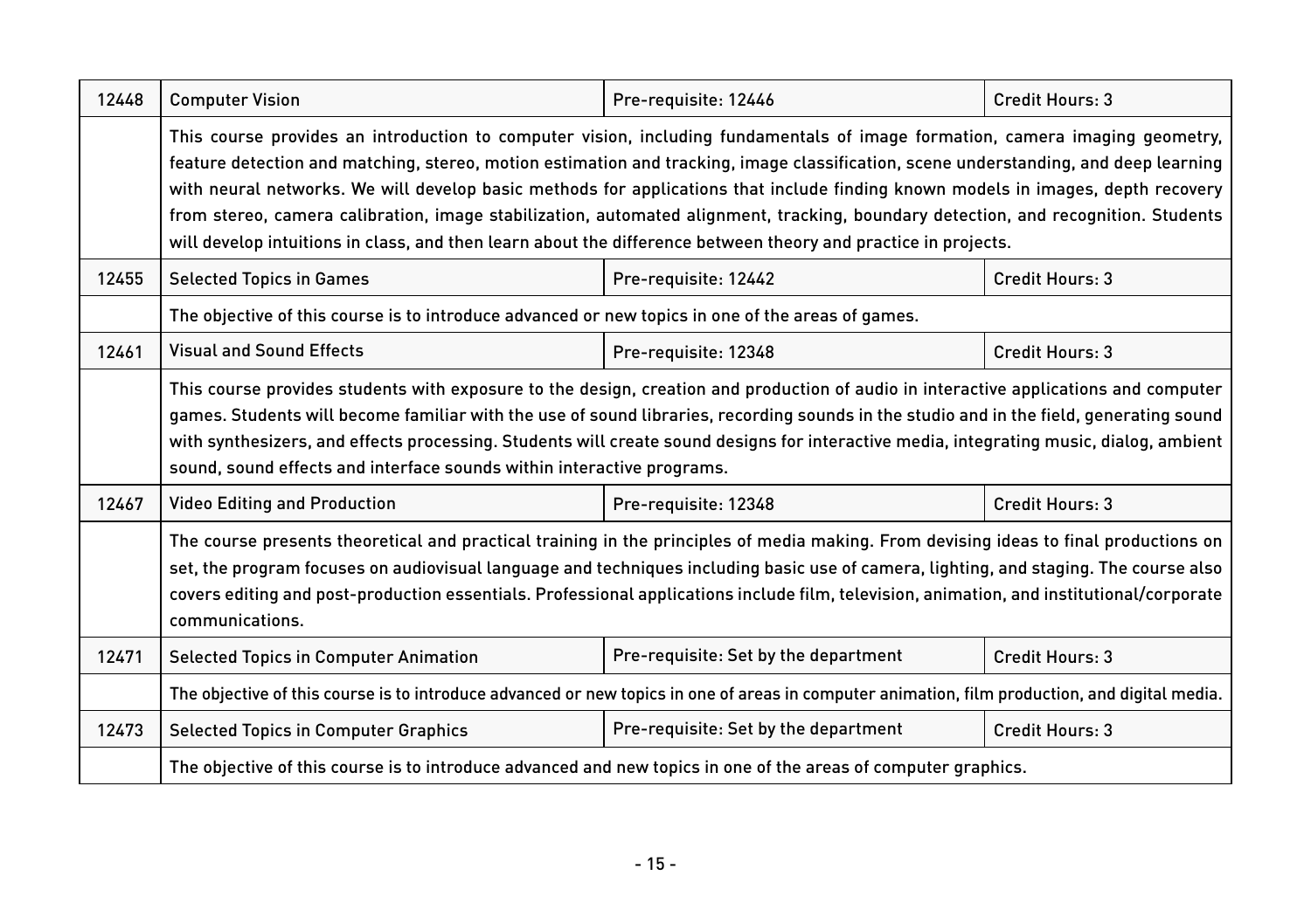| | | | |
|---|---|---|---|
| 12448 | Computer Vision | Pre-requisite: 12446 | Credit Hours: 3 |
| | This course provides an introduction to computer vision, including fundamentals of image formation, camera imaging geometry, feature detection and matching, stereo, motion estimation and tracking, image classification, scene understanding, and deep learning with neural networks. We will develop basic methods for applications that include finding known models in images, depth recovery from stereo, camera calibration, image stabilization, automated alignment, tracking, boundary detection, and recognition. Students will develop intuitions in class, and then learn about the difference between theory and practice in projects. | | |
| 12455 | Selected Topics in Games | Pre-requisite: 12442 | Credit Hours: 3 |
| | The objective of this course is to introduce advanced or new topics in one of the areas of games. | | |
| 12461 | Visual and Sound Effects | Pre-requisite: 12348 | Credit Hours: 3 |
| | This course provides students with exposure to the design, creation and production of audio in interactive applications and computer games. Students will become familiar with the use of sound libraries, recording sounds in the studio and in the field, generating sound with synthesizers, and effects processing. Students will create sound designs for interactive media, integrating music, dialog, ambient sound, sound effects and interface sounds within interactive programs. | | |
| 12467 | Video Editing and Production | Pre-requisite: 12348 | Credit Hours: 3 |
| | The course presents theoretical and practical training in the principles of media making. From devising ideas to final productions on set, the program focuses on audiovisual language and techniques including basic use of camera, lighting, and staging. The course also covers editing and post-production essentials. Professional applications include film, television, animation, and institutional/corporate communications. | | |
| 12471 | Selected Topics in Computer Animation | Pre-requisite: Set by the department | Credit Hours: 3 |
| | The objective of this course is to introduce advanced or new topics in one of areas in computer animation, film production, and digital media. | | |
| 12473 | Selected Topics in Computer Graphics | Pre-requisite: Set by the department | Credit Hours: 3 |
| | The objective of this course is to introduce advanced and new topics in one of the areas of computer graphics. | | |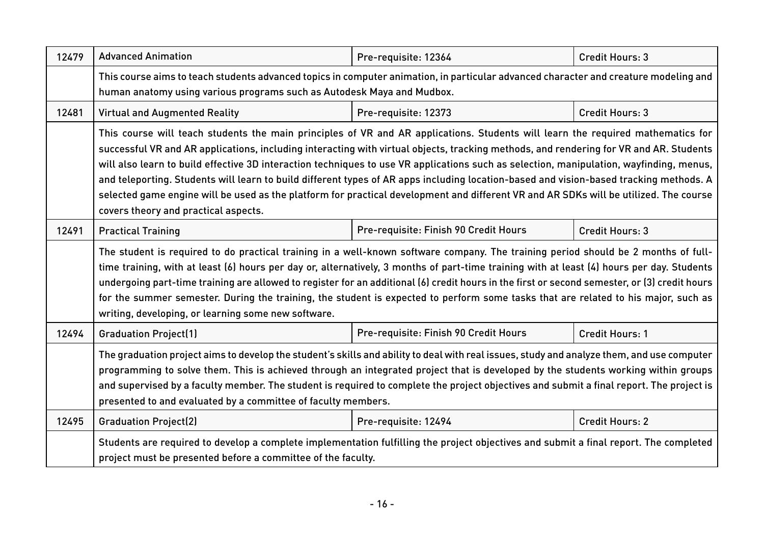| | | | |
|---|---|---|---|
| 12479 | Advanced Animation | Pre-requisite: 12364 | Credit Hours: 3 |
| | This course aims to teach students advanced topics in computer animation, in particular advanced character and creature modeling and human anatomy using various programs such as Autodesk Maya and Mudbox. | | |
| 12481 | Virtual and Augmented Reality | Pre-requisite: 12373 | Credit Hours: 3 |
| | This course will teach students the main principles of VR and AR applications. Students will learn the required mathematics for successful VR and AR applications, including interacting with virtual objects, tracking methods, and rendering for VR and AR. Students will also learn to build effective 3D interaction techniques to use VR applications such as selection, manipulation, wayfinding, menus, and teleporting. Students will learn to build different types of AR apps including location-based and vision-based tracking methods. A selected game engine will be used as the platform for practical development and different VR and AR SDKs will be utilized. The course covers theory and practical aspects. | | |
| 12491 | Practical Training | Pre-requisite: Finish 90 Credit Hours | Credit Hours: 3 |
| | The student is required to do practical training in a well-known software company. The training period should be 2 months of full-time training, with at least (6) hours per day or, alternatively, 3 months of part-time training with at least (4) hours per day. Students undergoing part-time training are allowed to register for an additional (6) credit hours in the first or second semester, or (3) credit hours for the summer semester. During the training, the student is expected to perform some tasks that are related to his major, such as writing, developing, or learning some new software. | | |
| 12494 | Graduation Project(1) | Pre-requisite: Finish 90 Credit Hours | Credit Hours: 1 |
| | The graduation project aims to develop the student's skills and ability to deal with real issues, study and analyze them, and use computer programming to solve them. This is achieved through an integrated project that is developed by the students working within groups and supervised by a faculty member. The student is required to complete the project objectives and submit a final report. The project is presented to and evaluated by a committee of faculty members. | | |
| 12495 | Graduation Project(2) | Pre-requisite: 12494 | Credit Hours: 2 |
| | Students are required to develop a complete implementation fulfilling the project objectives and submit a final report. The completed project must be presented before a committee of the faculty. | | |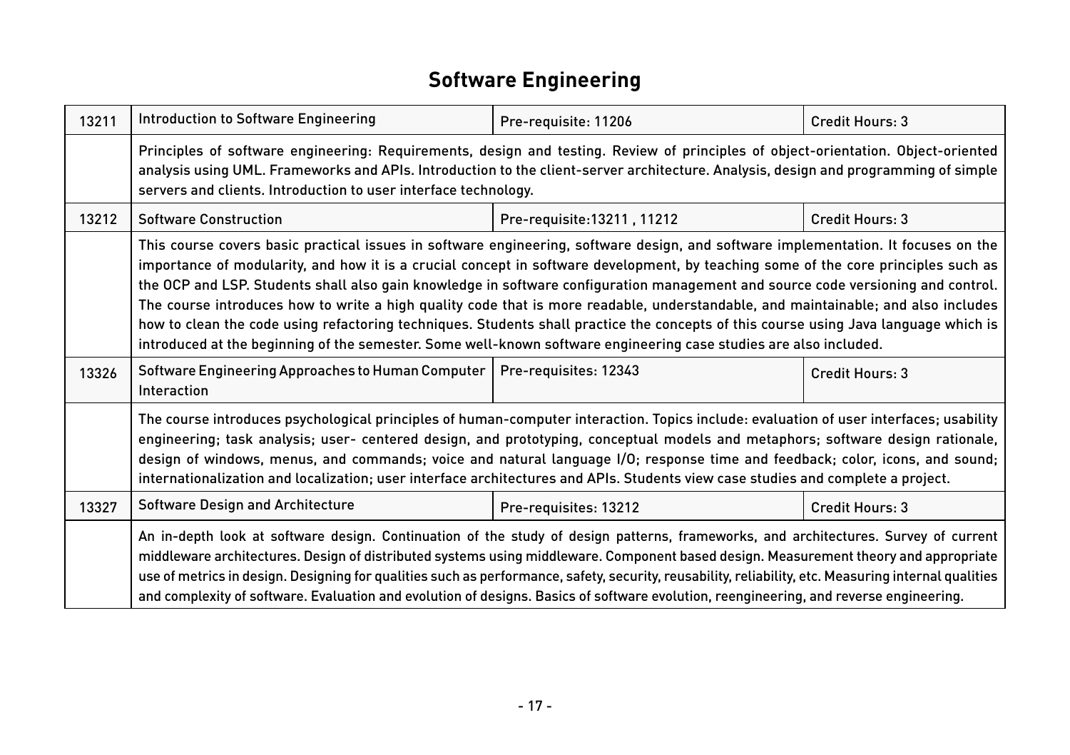# Software Engineering

| | | | |
|---|---|---|---|
| 13211 | Introduction to Software Engineering | Pre-requisite: 11206 | Credit Hours: 3 |
| | Principles of software engineering: Requirements, design and testing. Review of principles of object-orientation. Object-oriented analysis using UML. Frameworks and APIs. Introduction to the client-server architecture. Analysis, design and programming of simple servers and clients. Introduction to user interface technology. | | |
| 13212 | Software Construction | Pre-requisite:13211 , 11212 | Credit Hours: 3 |
| | This course covers basic practical issues in software engineering, software design, and software implementation. It focuses on the importance of modularity, and how it is a crucial concept in software development, by teaching some of the core principles such as the OCP and LSP. Students shall also gain knowledge in software configuration management and source code versioning and control. The course introduces how to write a high quality code that is more readable, understandable, and maintainable; and also includes how to clean the code using refactoring techniques. Students shall practice the concepts of this course using Java language which is introduced at the beginning of the semester. Some well-known software engineering case studies are also included. | | |
| 13326 | Software Engineering Approaches to Human Computer Interaction | Pre-requisites: 12343 | Credit Hours: 3 |
| | The course introduces psychological principles of human-computer interaction. Topics include: evaluation of user interfaces; usability engineering; task analysis; user- centered design, and prototyping, conceptual models and metaphors; software design rationale, design of windows, menus, and commands; voice and natural language I/O; response time and feedback; color, icons, and sound; internationalization and localization; user interface architectures and APIs. Students view case studies and complete a project. | | |
| 13327 | Software Design and Architecture | Pre-requisites: 13212 | Credit Hours: 3 |
| | An in-depth look at software design. Continuation of the study of design patterns, frameworks, and architectures. Survey of current middleware architectures. Design of distributed systems using middleware. Component based design. Measurement theory and appropriate use of metrics in design. Designing for qualities such as performance, safety, security, reusability, reliability, etc. Measuring internal qualities and complexity of software. Evaluation and evolution of designs. Basics of software evolution, reengineering, and reverse engineering. | | |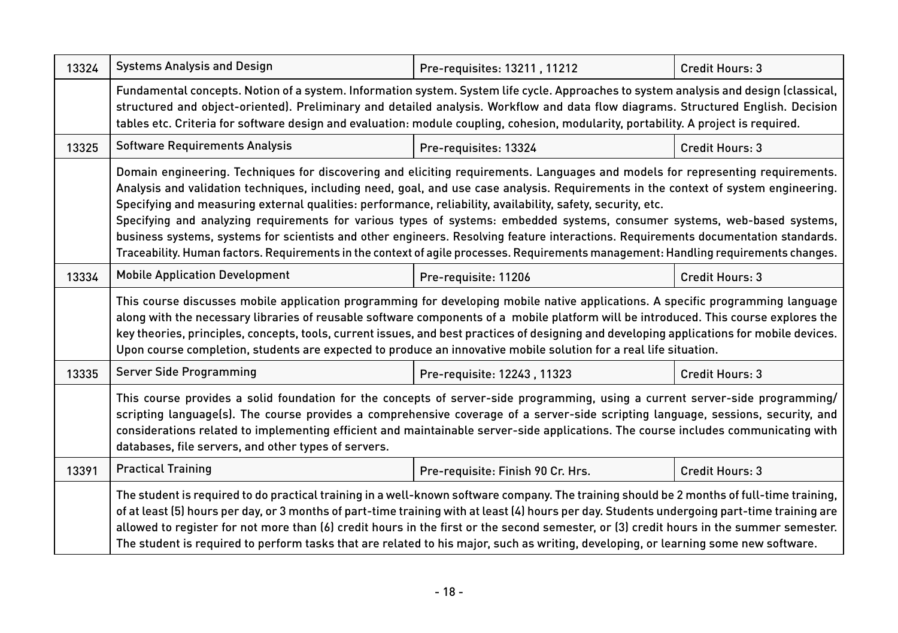| | | | |
|---|---|---|---|
| 13324 | Systems Analysis and Design | Pre-requisites: 13211 , 11212 | Credit Hours: 3 |
| | Fundamental concepts. Notion of a system. Information system. System life cycle. Approaches to system analysis and design (classical, structured and object-oriented). Preliminary and detailed analysis. Workflow and data flow diagrams. Structured English. Decision tables etc. Criteria for software design and evaluation: module coupling, cohesion, modularity, portability. A project is required. | | |
| 13325 | Software Requirements Analysis | Pre-requisites: 13324 | Credit Hours: 3 |
| | Domain engineering. Techniques for discovering and eliciting requirements. Languages and models for representing requirements. Analysis and validation techniques, including need, goal, and use case analysis. Requirements in the context of system engineering. Specifying and measuring external qualities: performance, reliability, availability, safety, security, etc. Specifying and analyzing requirements for various types of systems: embedded systems, consumer systems, web-based systems, business systems, systems for scientists and other engineers. Resolving feature interactions. Requirements documentation standards. Traceability. Human factors. Requirements in the context of agile processes. Requirements management: Handling requirements changes. | | |
| 13334 | Mobile Application Development | Pre-requisite: 11206 | Credit Hours: 3 |
| | This course discusses mobile application programming for developing mobile native applications. A specific programming language along with the necessary libraries of reusable software components of a mobile platform will be introduced. This course explores the key theories, principles, concepts, tools, current issues, and best practices of designing and developing applications for mobile devices. Upon course completion, students are expected to produce an innovative mobile solution for a real life situation. | | |
| 13335 | Server Side Programming | Pre-requisite: 12243 , 11323 | Credit Hours: 3 |
| | This course provides a solid foundation for the concepts of server-side programming, using a current server-side programming/ scripting language(s). The course provides a comprehensive coverage of a server-side scripting language, sessions, security, and considerations related to implementing efficient and maintainable server-side applications. The course includes communicating with databases, file servers, and other types of servers. | | |
| 13391 | Practical Training | Pre-requisite: Finish 90 Cr. Hrs. | Credit Hours: 3 |
| | The student is required to do practical training in a well-known software company. The training should be 2 months of full-time training, of at least (5) hours per day, or 3 months of part-time training with at least (4) hours per day. Students undergoing part-time training are allowed to register for not more than (6) credit hours in the first or the second semester, or (3) credit hours in the summer semester. The student is required to perform tasks that are related to his major, such as writing, developing, or learning some new software. | | |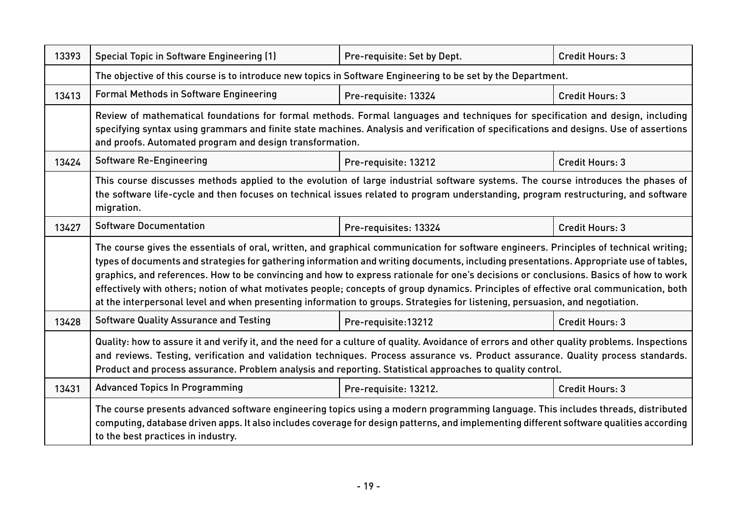| 13393 | Special Topic in Software Engineering (1) | Pre-requisite: Set by Dept. | Credit Hours: 3 |
|---|---|---|---|
| | The objective of this course is to introduce new topics in Software Engineering to be set by the Department. | | |
| 13413 | Formal Methods in Software Engineering | Pre-requisite: 13324 | Credit Hours: 3 |
| | Review of mathematical foundations for formal methods. Formal languages and techniques for specification and design, including specifying syntax using grammars and finite state machines. Analysis and verification of specifications and designs. Use of assertions and proofs. Automated program and design transformation. | | |
| 13424 | Software Re-Engineering | Pre-requisite: 13212 | Credit Hours: 3 |
| | This course discusses methods applied to the evolution of large industrial software systems. The course introduces the phases of the software life-cycle and then focuses on technical issues related to program understanding, program restructuring, and software migration. | | |
| 13427 | Software Documentation | Pre-requisites: 13324 | Credit Hours: 3 |
| | The course gives the essentials of oral, written, and graphical communication for software engineers. Principles of technical writing; types of documents and strategies for gathering information and writing documents, including presentations. Appropriate use of tables, graphics, and references. How to be convincing and how to express rationale for one's decisions or conclusions. Basics of how to work effectively with others; notion of what motivates people; concepts of group dynamics. Principles of effective oral communication, both at the interpersonal level and when presenting information to groups. Strategies for listening, persuasion, and negotiation. | | |
| 13428 | Software Quality Assurance and Testing | Pre-requisite:13212 | Credit Hours: 3 |
| | Quality: how to assure it and verify it, and the need for a culture of quality. Avoidance of errors and other quality problems. Inspections and reviews. Testing, verification and validation techniques. Process assurance vs. Product assurance. Quality process standards. Product and process assurance. Problem analysis and reporting. Statistical approaches to quality control. | | |
| 13431 | Advanced Topics In Programming | Pre-requisite: 13212. | Credit Hours: 3 |
| | The course presents advanced software engineering topics using a modern programming language. This includes threads, distributed computing, database driven apps. It also includes coverage for design patterns, and implementing different software qualities according to the best practices in industry. | | |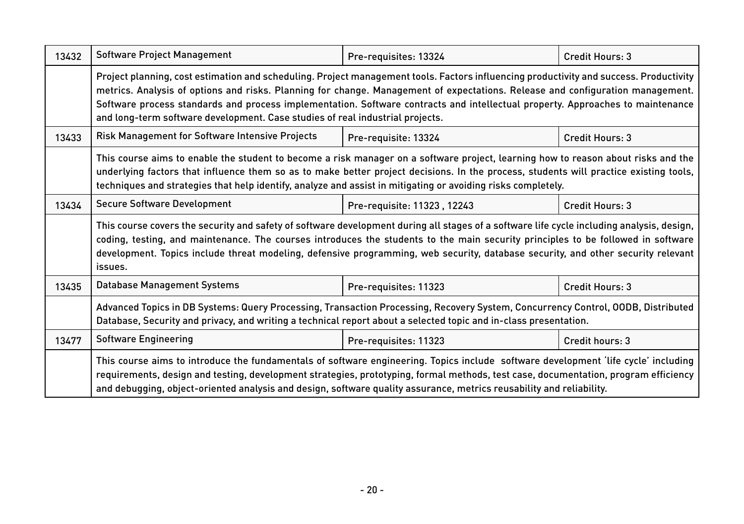| 13432 | Software Project Management | Pre-requisites: 13324 | Credit Hours: 3 |
|---|---|---|---|
| | Project planning, cost estimation and scheduling. Project management tools. Factors influencing productivity and success. Productivity metrics. Analysis of options and risks. Planning for change. Management of expectations. Release and configuration management. Software process standards and process implementation. Software contracts and intellectual property. Approaches to maintenance and long-term software development. Case studies of real industrial projects. | | |
| 13433 | Risk Management for Software Intensive Projects | Pre-requisite: 13324 | Credit Hours: 3 |
| | This course aims to enable the student to become a risk manager on a software project, learning how to reason about risks and the underlying factors that influence them so as to make better project decisions. In the process, students will practice existing tools, techniques and strategies that help identify, analyze and assist in mitigating or avoiding risks completely. | | |
| 13434 | Secure Software Development | Pre-requisite: 11323 , 12243 | Credit Hours: 3 |
| | This course covers the security and safety of software development during all stages of a software life cycle including analysis, design, coding, testing, and maintenance. The courses introduces the students to the main security principles to be followed in software development. Topics include threat modeling, defensive programming, web security, database security, and other security relevant issues. | | |
| 13435 | Database Management Systems | Pre-requisites: 11323 | Credit Hours: 3 |
| | Advanced Topics in DB Systems: Query Processing, Transaction Processing, Recovery System, Concurrency Control, OODB, Distributed Database, Security and privacy, and writing a technical report about a selected topic and in-class presentation. | | |
| 13477 | Software Engineering | Pre-requisites: 11323 | Credit hours: 3 |
| | This course aims to introduce the fundamentals of software engineering. Topics include software development 'life cycle' including requirements, design and testing, development strategies, prototyping, formal methods, test case, documentation, program efficiency and debugging, object-oriented analysis and design, software quality assurance, metrics reusability and reliability. | | |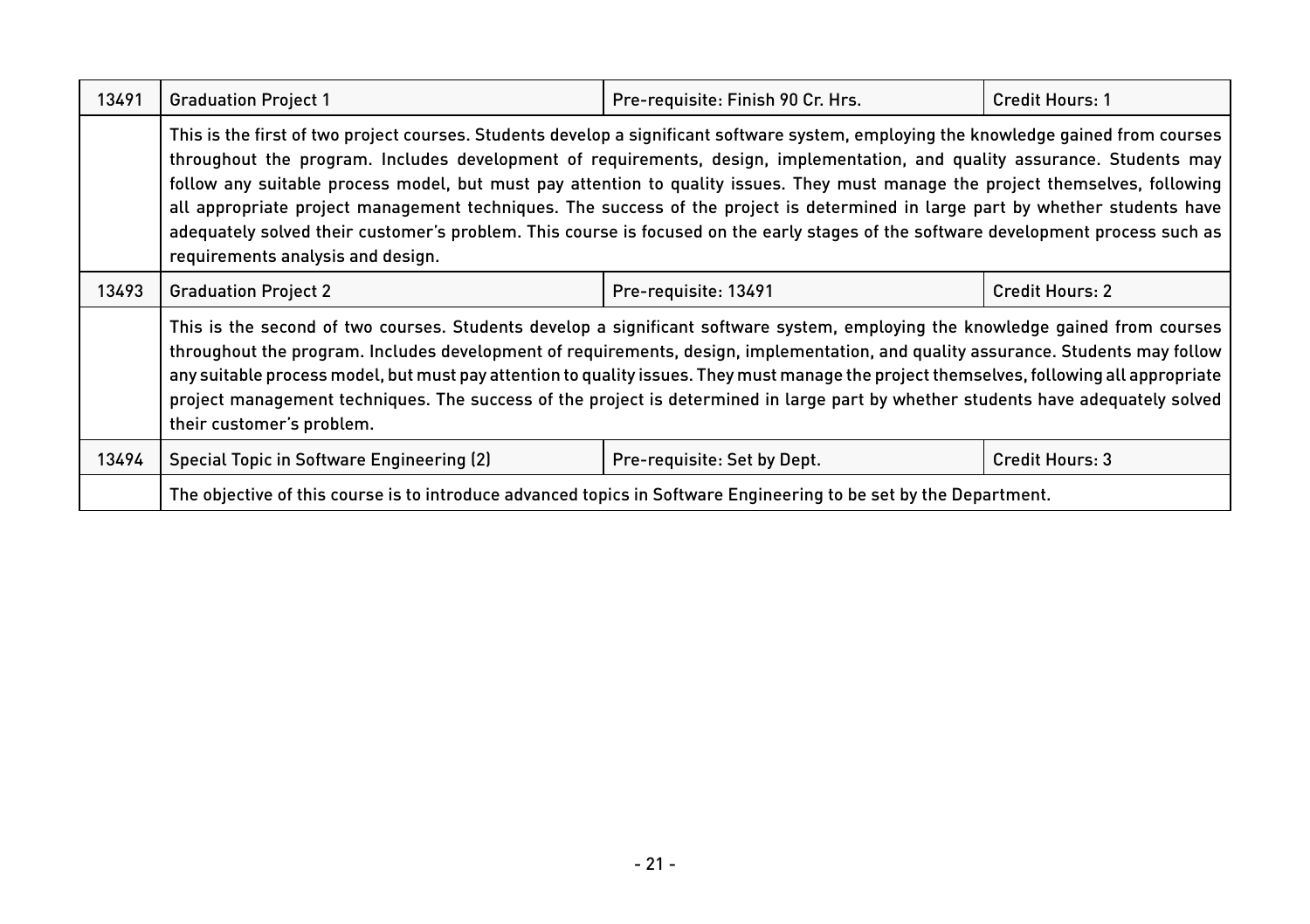| 13491 | Graduation Project 1 | Pre-requisite: Finish 90 Cr. Hrs. | Credit Hours: 1 |
|---|---|---|---|
| | This is the first of two project courses. Students develop a significant software system, employing the knowledge gained from courses throughout the program. Includes development of requirements, design, implementation, and quality assurance. Students may follow any suitable process model, but must pay attention to quality issues. They must manage the project themselves, following all appropriate project management techniques. The success of the project is determined in large part by whether students have adequately solved their customer's problem. This course is focused on the early stages of the software development process such as requirements analysis and design. | | |
| 13493 | Graduation Project 2 | Pre-requisite: 13491 | Credit Hours: 2 |
| | This is the second of two courses. Students develop a significant software system, employing the knowledge gained from courses throughout the program. Includes development of requirements, design, implementation, and quality assurance. Students may follow any suitable process model, but must pay attention to quality issues. They must manage the project themselves, following all appropriate project management techniques. The success of the project is determined in large part by whether students have adequately solved their customer's problem. | | |
| 13494 | Special Topic in Software Engineering (2) | Pre-requisite: Set by Dept. | Credit Hours: 3 |
| | The objective of this course is to introduce advanced topics in Software Engineering to be set by the Department. | | |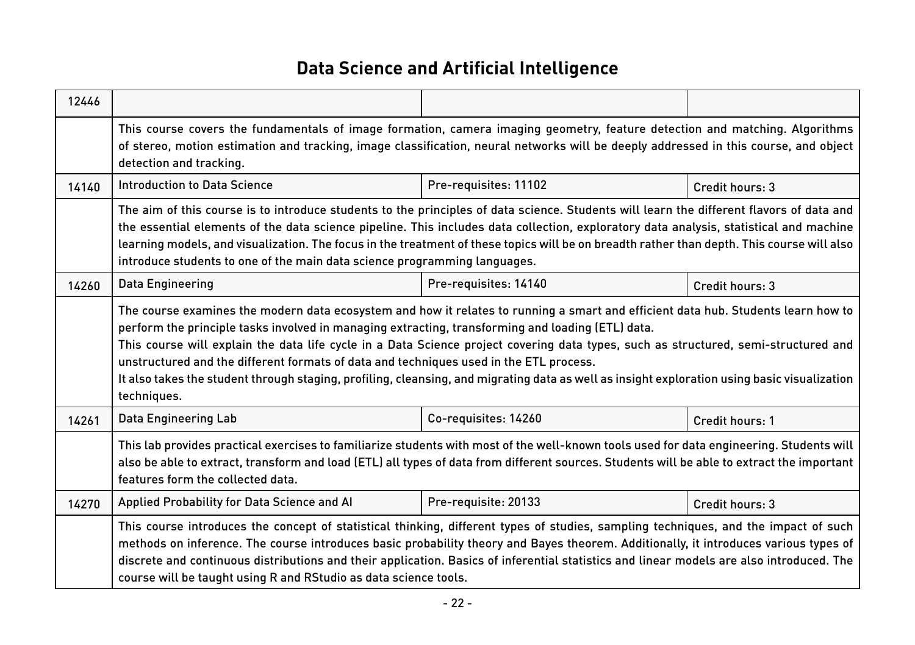# Data Science and Artificial Intelligence

| | | | |
|---|---|---|---|
| 12446 | | | |
| | This course covers the fundamentals of image formation, camera imaging geometry, feature detection and matching. Algorithms of stereo, motion estimation and tracking, image classification, neural networks will be deeply addressed in this course, and object detection and tracking. | | |
| 14140 | Introduction to Data Science | Pre-requisites: 11102 | Credit hours: 3 |
| | The aim of this course is to introduce students to the principles of data science. Students will learn the different flavors of data and the essential elements of the data science pipeline. This includes data collection, exploratory data analysis, statistical and machine learning models, and visualization. The focus in the treatment of these topics will be on breadth rather than depth. This course will also introduce students to one of the main data science programming languages. | | |
| 14260 | Data Engineering | Pre-requisites: 14140 | Credit hours: 3 |
| | The course examines the modern data ecosystem and how it relates to running a smart and efficient data hub. Students learn how to perform the principle tasks involved in managing extracting, transforming and loading (ETL) data.<br>This course will explain the data life cycle in a Data Science project covering data types, such as structured, semi-structured and unstructured and the different formats of data and techniques used in the ETL process.<br>It also takes the student through staging, profiling, cleansing, and migrating data as well as insight exploration using basic visualization techniques. | | |
| 14261 | Data Engineering Lab | Co-requisites: 14260 | Credit hours: 1 |
| | This lab provides practical exercises to familiarize students with most of the well-known tools used for data engineering. Students will also be able to extract, transform and load (ETL) all types of data from different sources. Students will be able to extract the important features form the collected data. | | |
| 14270 | Applied Probability for Data Science and AI | Pre-requisite: 20133 | Credit hours: 3 |
| | This course introduces the concept of statistical thinking, different types of studies, sampling techniques, and the impact of such methods on inference. The course introduces basic probability theory and Bayes theorem. Additionally, it introduces various types of discrete and continuous distributions and their application. Basics of inferential statistics and linear models are also introduced. The course will be taught using R and RStudio as data science tools. | | |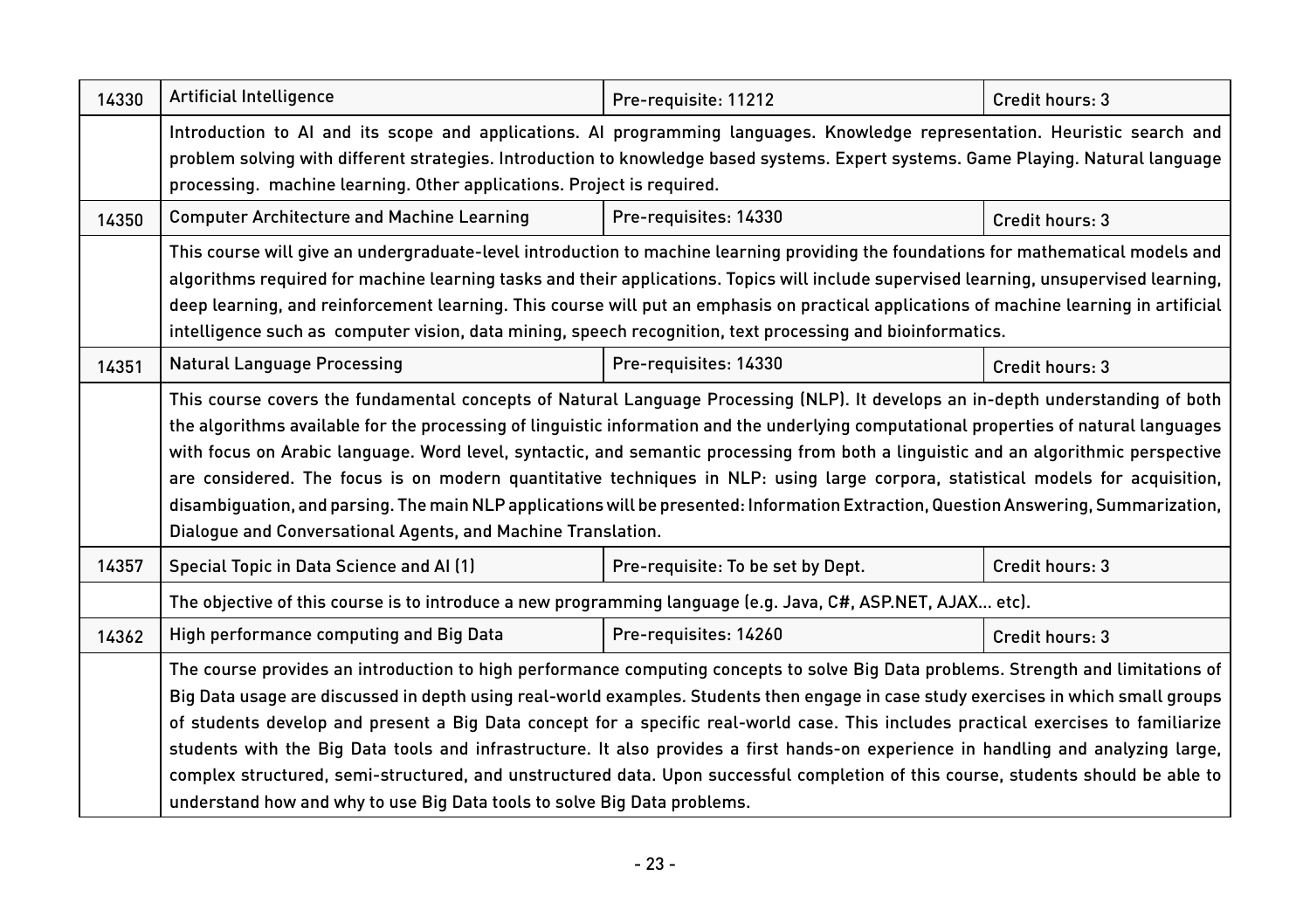| 14330 | Artificial Intelligence | Pre-requisite: 11212 | Credit hours: 3 |
|---|---|---|---|
| | Introduction to AI and its scope and applications. AI programming languages. Knowledge representation. Heuristic search and problem solving with different strategies. Introduction to knowledge based systems. Expert systems. Game Playing. Natural language processing. machine learning. Other applications. Project is required. | | |
| 14350 | Computer Architecture and Machine Learning | Pre-requisites: 14330 | Credit hours: 3 |
| | This course will give an undergraduate-level introduction to machine learning providing the foundations for mathematical models and algorithms required for machine learning tasks and their applications. Topics will include supervised learning, unsupervised learning, deep learning, and reinforcement learning. This course will put an emphasis on practical applications of machine learning in artificial intelligence such as computer vision, data mining, speech recognition, text processing and bioinformatics. | | |
| 14351 | Natural Language Processing | Pre-requisites: 14330 | Credit hours: 3 |
| | This course covers the fundamental concepts of Natural Language Processing (NLP). It develops an in-depth understanding of both the algorithms available for the processing of linguistic information and the underlying computational properties of natural languages with focus on Arabic language. Word level, syntactic, and semantic processing from both a linguistic and an algorithmic perspective are considered. The focus is on modern quantitative techniques in NLP: using large corpora, statistical models for acquisition, disambiguation, and parsing. The main NLP applications will be presented: Information Extraction, Question Answering, Summarization, Dialogue and Conversational Agents, and Machine Translation. | | |
| 14357 | Special Topic in Data Science and AI (1) | Pre-requisite: To be set by Dept. | Credit hours: 3 |
| | The objective of this course is to introduce a new programming language (e.g. Java, C#, ASP.NET, AJAX… etc). | | |
| 14362 | High performance computing and Big Data | Pre-requisites: 14260 | Credit hours: 3 |
| | The course provides an introduction to high performance computing concepts to solve Big Data problems. Strength and limitations of Big Data usage are discussed in depth using real-world examples. Students then engage in case study exercises in which small groups of students develop and present a Big Data concept for a specific real-world case. This includes practical exercises to familiarize students with the Big Data tools and infrastructure. It also provides a first hands-on experience in handling and analyzing large, complex structured, semi-structured, and unstructured data. Upon successful completion of this course, students should be able to understand how and why to use Big Data tools to solve Big Data problems. | | |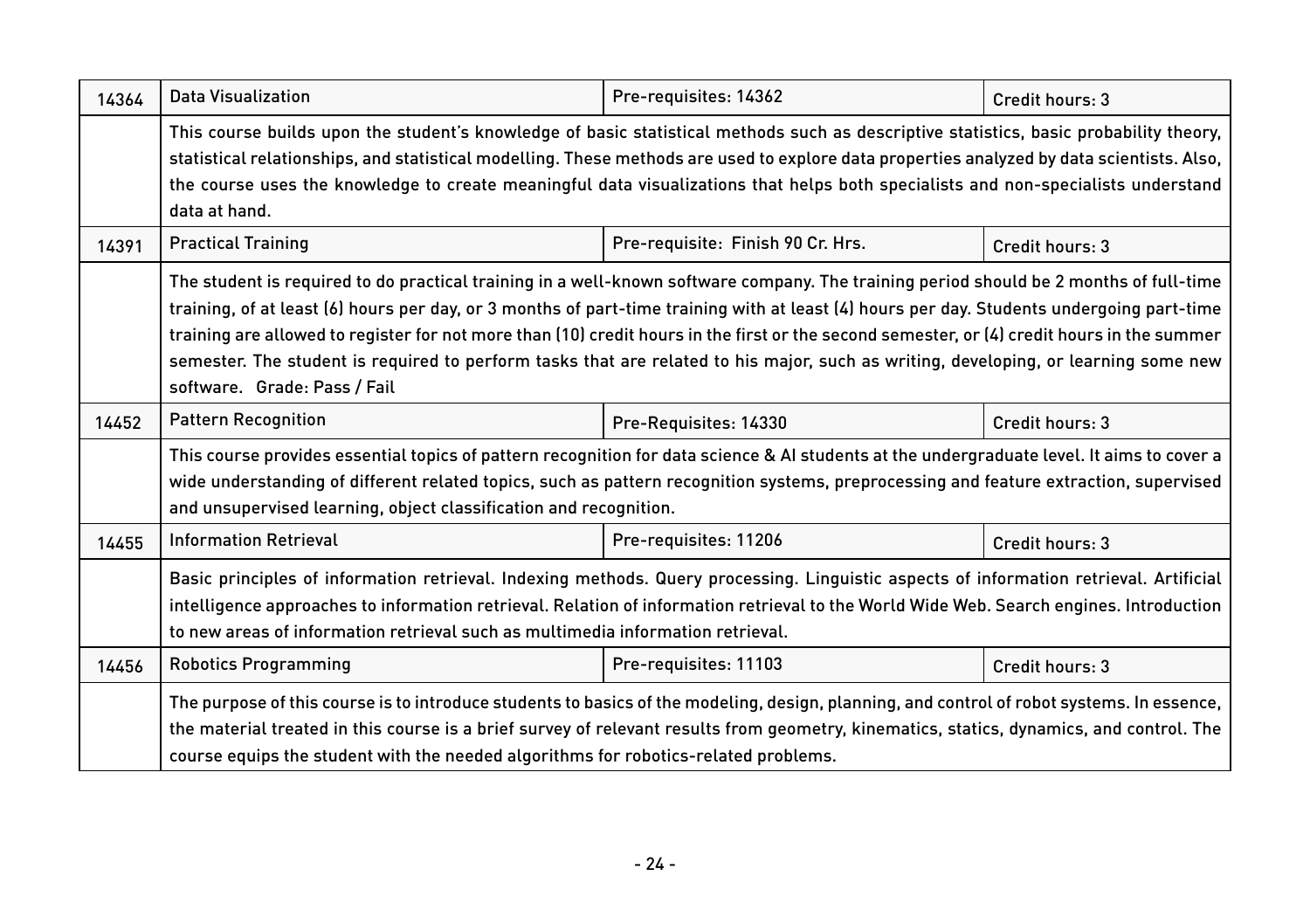| 14364 | Data Visualization | Pre-requisites: 14362 | Credit hours: 3 |
|---|---|---|---|
| | This course builds upon the student's knowledge of basic statistical methods such as descriptive statistics, basic probability theory, statistical relationships, and statistical modelling. These methods are used to explore data properties analyzed by data scientists. Also, the course uses the knowledge to create meaningful data visualizations that helps both specialists and non-specialists understand data at hand. | | |
| 14391 | Practical Training | Pre-requisite: Finish 90 Cr. Hrs. | Credit hours: 3 |
| | The student is required to do practical training in a well-known software company. The training period should be 2 months of full-time training, of at least (6) hours per day, or 3 months of part-time training with at least (4) hours per day. Students undergoing part-time training are allowed to register for not more than (10) credit hours in the first or the second semester, or (4) credit hours in the summer semester. The student is required to perform tasks that are related to his major, such as writing, developing, or learning some new software. Grade: Pass / Fail | | |
| 14452 | Pattern Recognition | Pre-Requisites: 14330 | Credit hours: 3 |
| | This course provides essential topics of pattern recognition for data science & AI students at the undergraduate level. It aims to cover a wide understanding of different related topics, such as pattern recognition systems, preprocessing and feature extraction, supervised and unsupervised learning, object classification and recognition. | | |
| 14455 | Information Retrieval | Pre-requisites: 11206 | Credit hours: 3 |
| | Basic principles of information retrieval. Indexing methods. Query processing. Linguistic aspects of information retrieval. Artificial intelligence approaches to information retrieval. Relation of information retrieval to the World Wide Web. Search engines. Introduction to new areas of information retrieval such as multimedia information retrieval. | | |
| 14456 | Robotics Programming | Pre-requisites: 11103 | Credit hours: 3 |
| | The purpose of this course is to introduce students to basics of the modeling, design, planning, and control of robot systems. In essence, the material treated in this course is a brief survey of relevant results from geometry, kinematics, statics, dynamics, and control. The course equips the student with the needed algorithms for robotics-related problems. | | |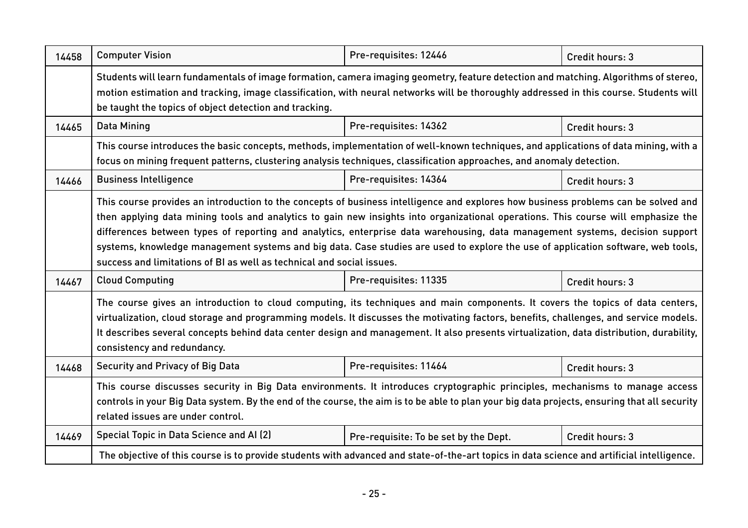| 14458 | Computer Vision | Pre-requisites: 12446 | Credit hours: 3 |
|---|---|---|---|
| | Students will learn fundamentals of image formation, camera imaging geometry, feature detection and matching. Algorithms of stereo, motion estimation and tracking, image classification, with neural networks will be thoroughly addressed in this course. Students will be taught the topics of object detection and tracking. | | |
| 14465 | Data Mining | Pre-requisites: 14362 | Credit hours: 3 |
| | This course introduces the basic concepts, methods, implementation of well-known techniques, and applications of data mining, with a focus on mining frequent patterns, clustering analysis techniques, classification approaches, and anomaly detection. | | |
| 14466 | Business Intelligence | Pre-requisites: 14364 | Credit hours: 3 |
| | This course provides an introduction to the concepts of business intelligence and explores how business problems can be solved and then applying data mining tools and analytics to gain new insights into organizational operations. This course will emphasize the differences between types of reporting and analytics, enterprise data warehousing, data management systems, decision support systems, knowledge management systems and big data. Case studies are used to explore the use of application software, web tools, success and limitations of BI as well as technical and social issues. | | |
| 14467 | Cloud Computing | Pre-requisites: 11335 | Credit hours: 3 |
| | The course gives an introduction to cloud computing, its techniques and main components. It covers the topics of data centers, virtualization, cloud storage and programming models. It discusses the motivating factors, benefits, challenges, and service models. It describes several concepts behind data center design and management. It also presents virtualization, data distribution, durability, consistency and redundancy. | | |
| 14468 | Security and Privacy of Big Data | Pre-requisites: 11464 | Credit hours: 3 |
| | This course discusses security in Big Data environments. It introduces cryptographic principles, mechanisms to manage access controls in your Big Data system. By the end of the course, the aim is to be able to plan your big data projects, ensuring that all security related issues are under control. | | |
| 14469 | Special Topic in Data Science and AI (2) | Pre-requisite: To be set by the Dept. | Credit hours: 3 |
| | The objective of this course is to provide students with advanced and state-of-the-art topics in data science and artificial intelligence. | | |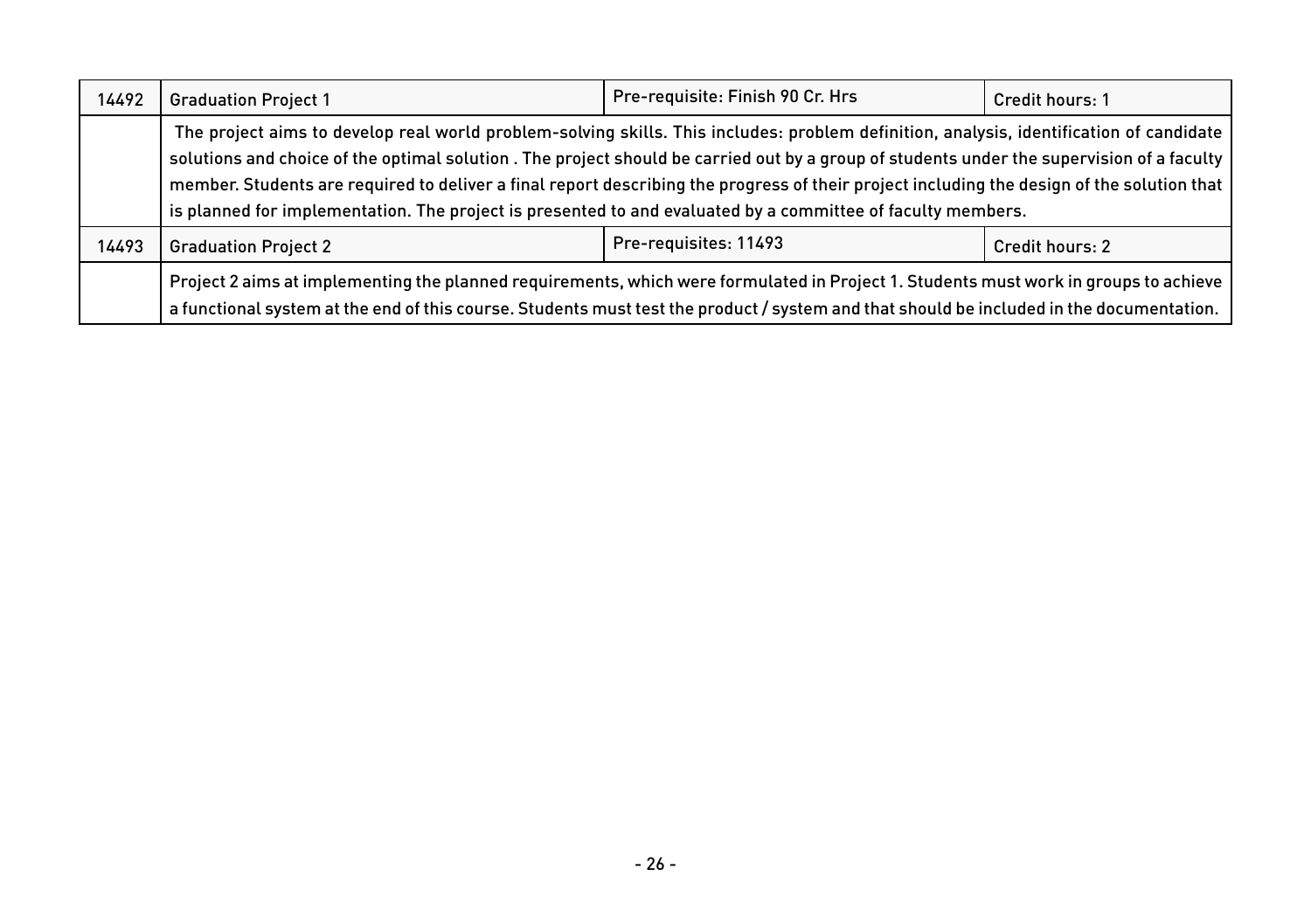| 14492 | Graduation Project 1 | Pre-requisite: Finish 90 Cr. Hrs | Credit hours: 1 |
|---|---|---|---|
| | The project aims to develop real world problem-solving skills. This includes: problem definition, analysis, identification of candidate solutions and choice of the optimal solution . The project should be carried out by a group of students under the supervision of a faculty member. Students are required to deliver a final report describing the progress of their project including the design of the solution that is planned for implementation. The project is presented to and evaluated by a committee of faculty members. | | |
| 14493 | Graduation Project 2 | Pre-requisites: 11493 | Credit hours: 2 |
| | Project 2 aims at implementing the planned requirements, which were formulated in Project 1. Students must work in groups to achieve a functional system at the end of this course. Students must test the product / system and that should be included in the documentation. | | |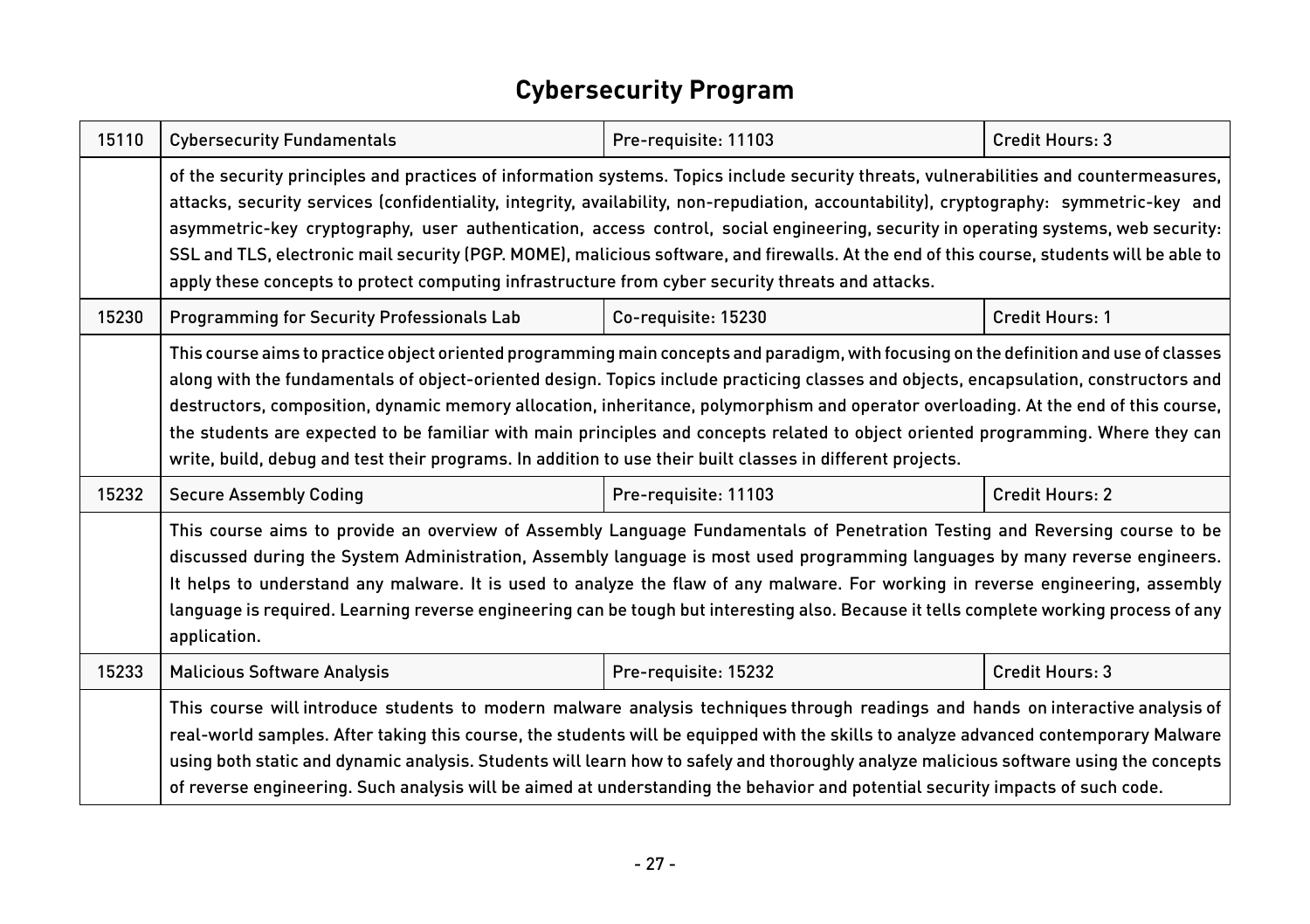# Cybersecurity Program

| | | | |
|---|---|---|---|
| 15110 | Cybersecurity Fundamentals | Pre-requisite: 11103 | Credit Hours: 3 |
| | of the security principles and practices of information systems. Topics include security threats, vulnerabilities and countermeasures, attacks, security services (confidentiality, integrity, availability, non-repudiation, accountability), cryptography: symmetric-key and asymmetric-key cryptography, user authentication, access control, social engineering, security in operating systems, web security: SSL and TLS, electronic mail security (PGP. MOME), malicious software, and firewalls. At the end of this course, students will be able to apply these concepts to protect computing infrastructure from cyber security threats and attacks. | | |
| 15230 | Programming for Security Professionals Lab | Co-requisite: 15230 | Credit Hours: 1 |
| | This course aims to practice object oriented programming main concepts and paradigm, with focusing on the definition and use of classes along with the fundamentals of object-oriented design. Topics include practicing classes and objects, encapsulation, constructors and destructors, composition, dynamic memory allocation, inheritance, polymorphism and operator overloading. At the end of this course, the students are expected to be familiar with main principles and concepts related to object oriented programming. Where they can write, build, debug and test their programs. In addition to use their built classes in different projects. | | |
| 15232 | Secure Assembly Coding | Pre-requisite: 11103 | Credit Hours: 2 |
| | This course aims to provide an overview of Assembly Language Fundamentals of Penetration Testing and Reversing course to be discussed during the System Administration, Assembly language is most used programming languages by many reverse engineers. It helps to understand any malware. It is used to analyze the flaw of any malware. For working in reverse engineering, assembly language is required. Learning reverse engineering can be tough but interesting also. Because it tells complete working process of any application. | | |
| 15233 | Malicious Software Analysis | Pre-requisite: 15232 | Credit Hours: 3 |
| | This course will introduce students to modern malware analysis techniques through readings and hands on interactive analysis of real-world samples. After taking this course, the students will be equipped with the skills to analyze advanced contemporary Malware using both static and dynamic analysis. Students will learn how to safely and thoroughly analyze malicious software using the concepts of reverse engineering. Such analysis will be aimed at understanding the behavior and potential security impacts of such code. | | |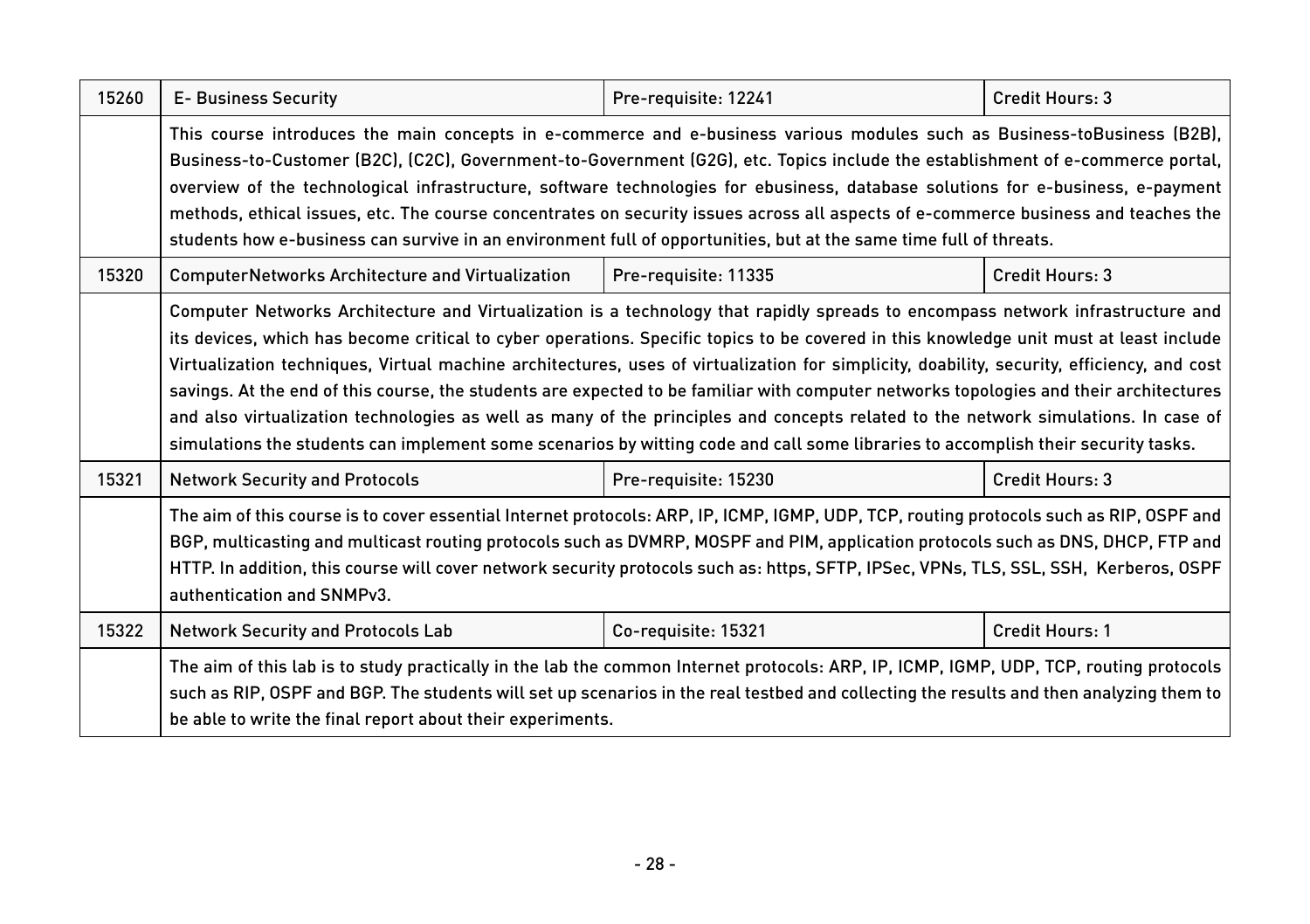| | | | |
|---|---|---|---|
| 15260 | E- Business Security | Pre-requisite: 12241 | Credit Hours: 3 |
| | This course introduces the main concepts in e-commerce and e-business various modules such as Business-toBusiness (B2B), Business-to-Customer (B2C), (C2C), Government-to-Government (G2G), etc. Topics include the establishment of e-commerce portal, overview of the technological infrastructure, software technologies for ebusiness, database solutions for e-business, e-payment methods, ethical issues, etc. The course concentrates on security issues across all aspects of e-commerce business and teaches the students how e-business can survive in an environment full of opportunities, but at the same time full of threats. | | |
| 15320 | ComputerNetworks Architecture and Virtualization | Pre-requisite: 11335 | Credit Hours: 3 |
| | Computer Networks Architecture and Virtualization is a technology that rapidly spreads to encompass network infrastructure and its devices, which has become critical to cyber operations. Specific topics to be covered in this knowledge unit must at least include Virtualization techniques, Virtual machine architectures, uses of virtualization for simplicity, doability, security, efficiency, and cost savings. At the end of this course, the students are expected to be familiar with computer networks topologies and their architectures and also virtualization technologies as well as many of the principles and concepts related to the network simulations. In case of simulations the students can implement some scenarios by witting code and call some libraries to accomplish their security tasks. | | |
| 15321 | Network Security and Protocols | Pre-requisite: 15230 | Credit Hours: 3 |
| | The aim of this course is to cover essential Internet protocols: ARP, IP, ICMP, IGMP, UDP, TCP, routing protocols such as RIP, OSPF and BGP, multicasting and multicast routing protocols such as DVMRP, MOSPF and PIM, application protocols such as DNS, DHCP, FTP and HTTP. In addition, this course will cover network security protocols such as: https, SFTP, IPSec, VPNs, TLS, SSL, SSH, Kerberos, OSPF authentication and SNMPv3. | | |
| 15322 | Network Security and Protocols Lab | Co-requisite: 15321 | Credit Hours: 1 |
| | The aim of this lab is to study practically in the lab the common Internet protocols: ARP, IP, ICMP, IGMP, UDP, TCP, routing protocols such as RIP, OSPF and BGP. The students will set up scenarios in the real testbed and collecting the results and then analyzing them to be able to write the final report about their experiments. | | |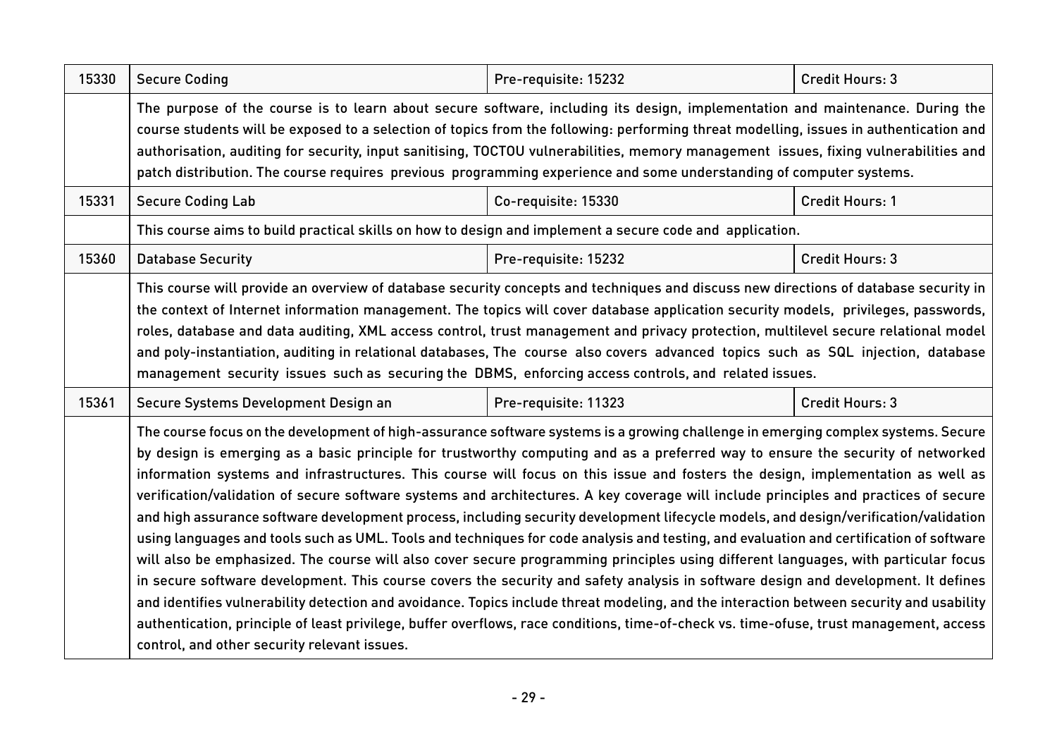| 15330 | Secure Coding | Pre-requisite: 15232 | Credit Hours: 3 |
|---|---|---|---|
| | The purpose of the course is to learn about secure software, including its design, implementation and maintenance. During the course students will be exposed to a selection of topics from the following: performing threat modelling, issues in authentication and authorisation, auditing for security, input sanitising, TOCTOU vulnerabilities, memory management issues, fixing vulnerabilities and patch distribution. The course requires previous programming experience and some understanding of computer systems. | | |
| 15331 | Secure Coding Lab | Co-requisite: 15330 | Credit Hours: 1 |
| | This course aims to build practical skills on how to design and implement a secure code and application. | | |
| 15360 | Database Security | Pre-requisite: 15232 | Credit Hours: 3 |
| | This course will provide an overview of database security concepts and techniques and discuss new directions of database security in the context of Internet information management. The topics will cover database application security models, privileges, passwords, roles, database and data auditing, XML access control, trust management and privacy protection, multilevel secure relational model and poly-instantiation, auditing in relational databases, The course also covers advanced topics such as SQL injection, database management security issues such as securing the DBMS, enforcing access controls, and related issues. | | |
| 15361 | Secure Systems Development Design an | Pre-requisite: 11323 | Credit Hours: 3 |
| | The course focus on the development of high-assurance software systems is a growing challenge in emerging complex systems. Secure by design is emerging as a basic principle for trustworthy computing and as a preferred way to ensure the security of networked information systems and infrastructures. This course will focus on this issue and fosters the design, implementation as well as verification/validation of secure software systems and architectures. A key coverage will include principles and practices of secure and high assurance software development process, including security development lifecycle models, and design/verification/validation using languages and tools such as UML. Tools and techniques for code analysis and testing, and evaluation and certification of software will also be emphasized. The course will also cover secure programming principles using different languages, with particular focus in secure software development. This course covers the security and safety analysis in software design and development. It defines and identifies vulnerability detection and avoidance. Topics include threat modeling, and the interaction between security and usability authentication, principle of least privilege, buffer overflows, race conditions, time-of-check vs. time-ofuse, trust management, access control, and other security relevant issues. | | |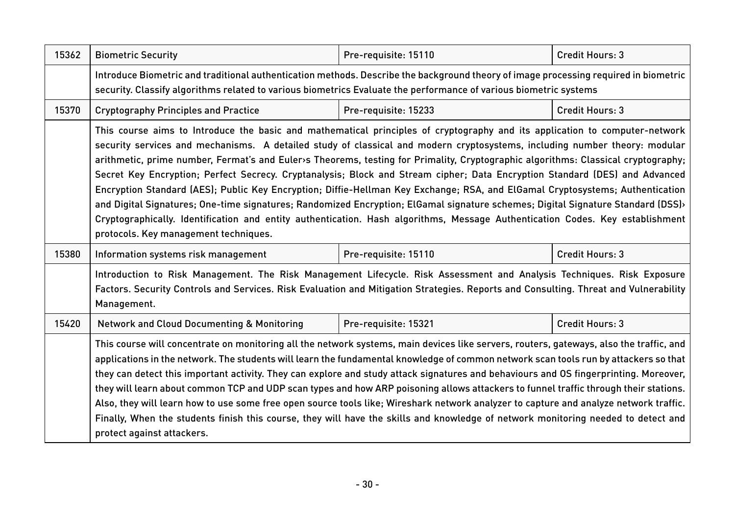| | | | |
|---|---|---|---|
| 15362 | Biometric Security | Pre-requisite: 15110 | Credit Hours: 3 |
| | Introduce Biometric and traditional authentication methods. Describe the background theory of image processing required in biometric security. Classify algorithms related to various biometrics Evaluate the performance of various biometric systems | | |
| 15370 | Cryptography Principles and Practice | Pre-requisite: 15233 | Credit Hours: 3 |
| | This course aims to Introduce the basic and mathematical principles of cryptography and its application to computer-network security services and mechanisms. A detailed study of classical and modern cryptosystems, including number theory: modular arithmetic, prime number, Fermat's and Euler›s Theorems, testing for Primality, Cryptographic algorithms: Classical cryptography; Secret Key Encryption; Perfect Secrecy. Cryptanalysis; Block and Stream cipher; Data Encryption Standard (DES) and Advanced Encryption Standard (AES); Public Key Encryption; Diffie-Hellman Key Exchange; RSA, and ElGamal Cryptosystems; Authentication and Digital Signatures; One-time signatures; Randomized Encryption; ElGamal signature schemes; Digital Signature Standard (DSS)› Cryptographically. Identification and entity authentication. Hash algorithms, Message Authentication Codes. Key establishment protocols. Key management techniques. | | |
| 15380 | Information systems risk management | Pre-requisite: 15110 | Credit Hours: 3 |
| | Introduction to Risk Management. The Risk Management Lifecycle. Risk Assessment and Analysis Techniques. Risk Exposure Factors. Security Controls and Services. Risk Evaluation and Mitigation Strategies. Reports and Consulting. Threat and Vulnerability Management. | | |
| 15420 | Network and Cloud Documenting & Monitoring | Pre-requisite: 15321 | Credit Hours: 3 |
| | This course will concentrate on monitoring all the network systems, main devices like servers, routers, gateways, also the traffic, and applications in the network. The students will learn the fundamental knowledge of common network scan tools run by attackers so that they can detect this important activity. They can explore and study attack signatures and behaviours and OS fingerprinting. Moreover, they will learn about common TCP and UDP scan types and how ARP poisoning allows attackers to funnel traffic through their stations. Also, they will learn how to use some free open source tools like; Wireshark network analyzer to capture and analyze network traffic. Finally, When the students finish this course, they will have the skills and knowledge of network monitoring needed to detect and protect against attackers. | | |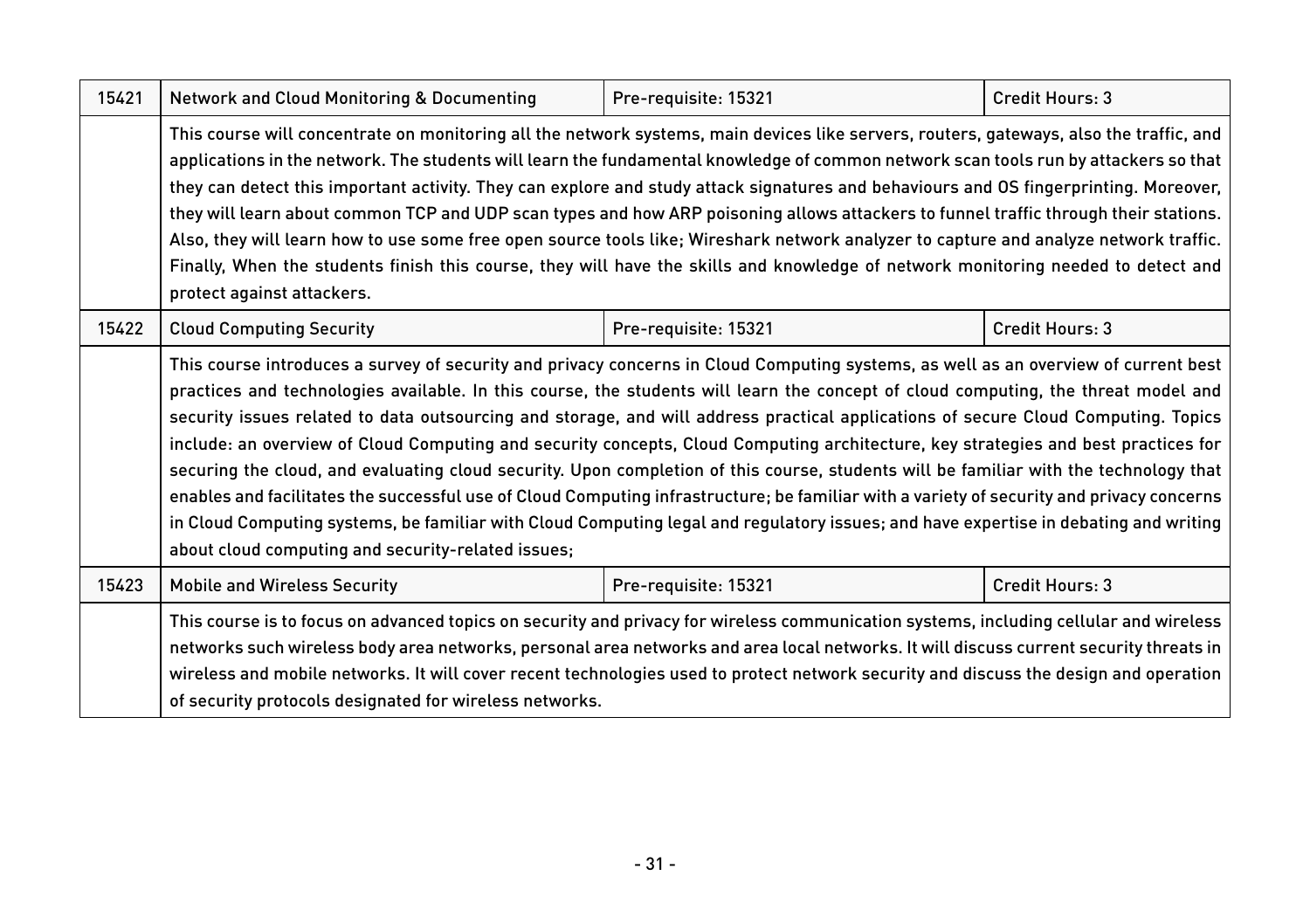| 15421 | Network and Cloud Monitoring & Documenting | Pre-requisite: 15321 | Credit Hours: 3 |
|---|---|---|---|
| | This course will concentrate on monitoring all the network systems, main devices like servers, routers, gateways, also the traffic, and applications in the network. The students will learn the fundamental knowledge of common network scan tools run by attackers so that they can detect this important activity. They can explore and study attack signatures and behaviours and OS fingerprinting. Moreover, they will learn about common TCP and UDP scan types and how ARP poisoning allows attackers to funnel traffic through their stations. Also, they will learn how to use some free open source tools like; Wireshark network analyzer to capture and analyze network traffic. Finally, When the students finish this course, they will have the skills and knowledge of network monitoring needed to detect and protect against attackers. | | |
| 15422 | Cloud Computing Security | Pre-requisite: 15321 | Credit Hours: 3 |
| | This course introduces a survey of security and privacy concerns in Cloud Computing systems, as well as an overview of current best practices and technologies available. In this course, the students will learn the concept of cloud computing, the threat model and security issues related to data outsourcing and storage, and will address practical applications of secure Cloud Computing. Topics include: an overview of Cloud Computing and security concepts, Cloud Computing architecture, key strategies and best practices for securing the cloud, and evaluating cloud security. Upon completion of this course, students will be familiar with the technology that enables and facilitates the successful use of Cloud Computing infrastructure; be familiar with a variety of security and privacy concerns in Cloud Computing systems, be familiar with Cloud Computing legal and regulatory issues; and have expertise in debating and writing about cloud computing and security-related issues; | | |
| 15423 | Mobile and Wireless Security | Pre-requisite: 15321 | Credit Hours: 3 |
| | This course is to focus on advanced topics on security and privacy for wireless communication systems, including cellular and wireless networks such wireless body area networks, personal area networks and area local networks. It will discuss current security threats in wireless and mobile networks. It will cover recent technologies used to protect network security and discuss the design and operation of security protocols designated for wireless networks. | | |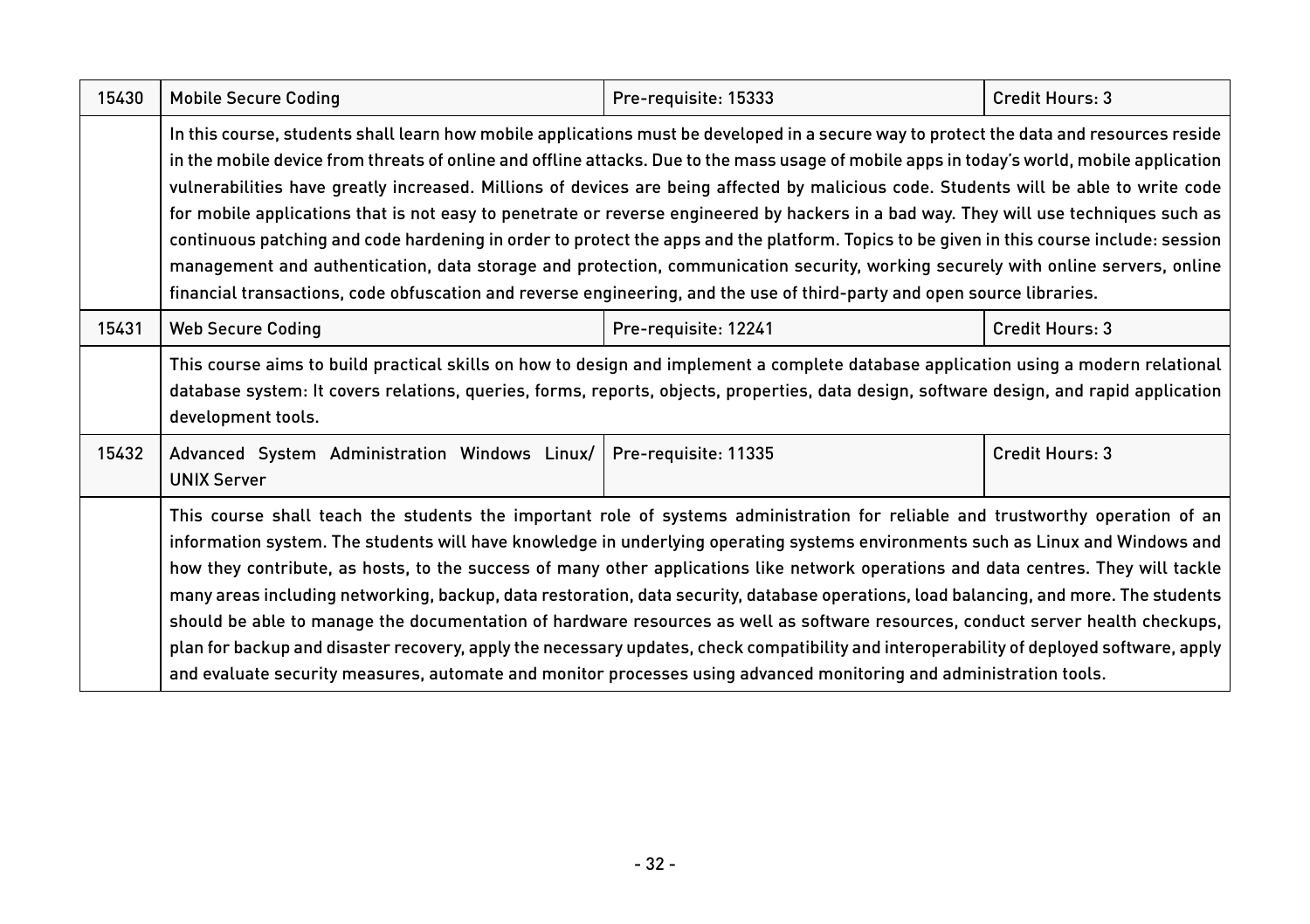| | | | |
|---|---|---|---|
| 15430 | Mobile Secure Coding | Pre-requisite: 15333 | Credit Hours: 3 |
| | In this course, students shall learn how mobile applications must be developed in a secure way to protect the data and resources reside in the mobile device from threats of online and offline attacks. Due to the mass usage of mobile apps in today's world, mobile application vulnerabilities have greatly increased. Millions of devices are being affected by malicious code. Students will be able to write code for mobile applications that is not easy to penetrate or reverse engineered by hackers in a bad way. They will use techniques such as continuous patching and code hardening in order to protect the apps and the platform. Topics to be given in this course include: session management and authentication, data storage and protection, communication security, working securely with online servers, online financial transactions, code obfuscation and reverse engineering, and the use of third-party and open source libraries. | | |
| 15431 | Web Secure Coding | Pre-requisite: 12241 | Credit Hours: 3 |
| | This course aims to build practical skills on how to design and implement a complete database application using a modern relational database system: It covers relations, queries, forms, reports, objects, properties, data design, software design, and rapid application development tools. | | |
| 15432 | Advanced System Administration Windows Linux/ UNIX Server | Pre-requisite: 11335 | Credit Hours: 3 |
| | This course shall teach the students the important role of systems administration for reliable and trustworthy operation of an information system. The students will have knowledge in underlying operating systems environments such as Linux and Windows and how they contribute, as hosts, to the success of many other applications like network operations and data centres. They will tackle many areas including networking, backup, data restoration, data security, database operations, load balancing, and more. The students should be able to manage the documentation of hardware resources as well as software resources, conduct server health checkups, plan for backup and disaster recovery, apply the necessary updates, check compatibility and interoperability of deployed software, apply and evaluate security measures, automate and monitor processes using advanced monitoring and administration tools. | | |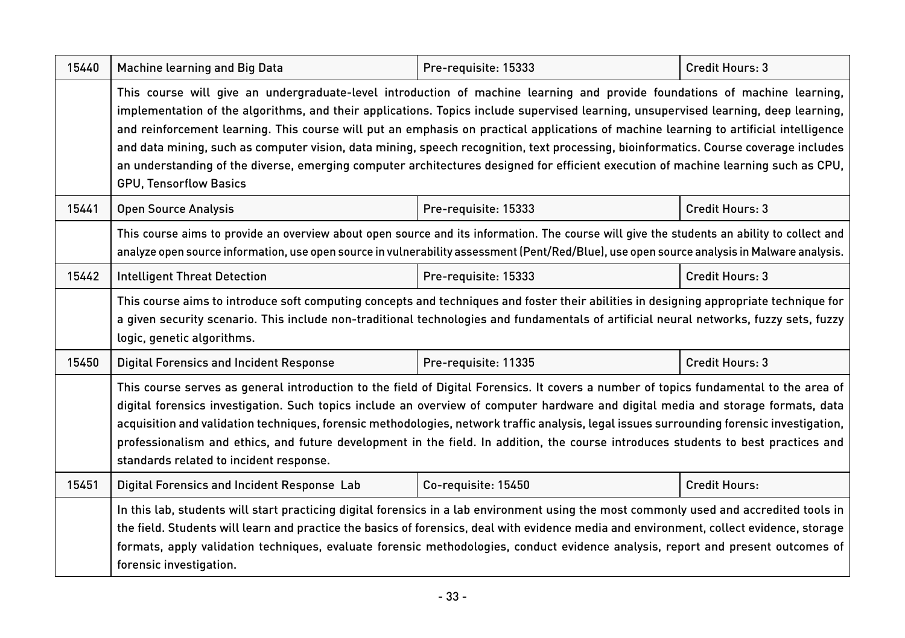| 15440 | Machine learning and Big Data | Pre-requisite: 15333 | Credit Hours: 3 |
|---|---|---|---|
| | This course will give an undergraduate-level introduction of machine learning and provide foundations of machine learning, implementation of the algorithms, and their applications. Topics include supervised learning, unsupervised learning, deep learning, and reinforcement learning. This course will put an emphasis on practical applications of machine learning to artificial intelligence and data mining, such as computer vision, data mining, speech recognition, text processing, bioinformatics. Course coverage includes an understanding of the diverse, emerging computer architectures designed for efficient execution of machine learning such as CPU, GPU, Tensorflow Basics | | |
| 15441 | Open Source Analysis | Pre-requisite: 15333 | Credit Hours: 3 |
| | This course aims to provide an overview about open source and its information. The course will give the students an ability to collect and analyze open source information, use open source in vulnerability assessment (Pent/Red/Blue), use open source analysis in Malware analysis. | | |
| 15442 | Intelligent Threat Detection | Pre-requisite: 15333 | Credit Hours: 3 |
| | This course aims to introduce soft computing concepts and techniques and foster their abilities in designing appropriate technique for a given security scenario. This include non-traditional technologies and fundamentals of artificial neural networks, fuzzy sets, fuzzy logic, genetic algorithms. | | |
| 15450 | Digital Forensics and Incident Response | Pre-requisite: 11335 | Credit Hours: 3 |
| | This course serves as general introduction to the field of Digital Forensics. It covers a number of topics fundamental to the area of digital forensics investigation. Such topics include an overview of computer hardware and digital media and storage formats, data acquisition and validation techniques, forensic methodologies, network traffic analysis, legal issues surrounding forensic investigation, professionalism and ethics, and future development in the field. In addition, the course introduces students to best practices and standards related to incident response. | | |
| 15451 | Digital Forensics and Incident Response Lab | Co-requisite: 15450 | Credit Hours: |
| | In this lab, students will start practicing digital forensics in a lab environment using the most commonly used and accredited tools in the field. Students will learn and practice the basics of forensics, deal with evidence media and environment, collect evidence, storage formats, apply validation techniques, evaluate forensic methodologies, conduct evidence analysis, report and present outcomes of forensic investigation. | | |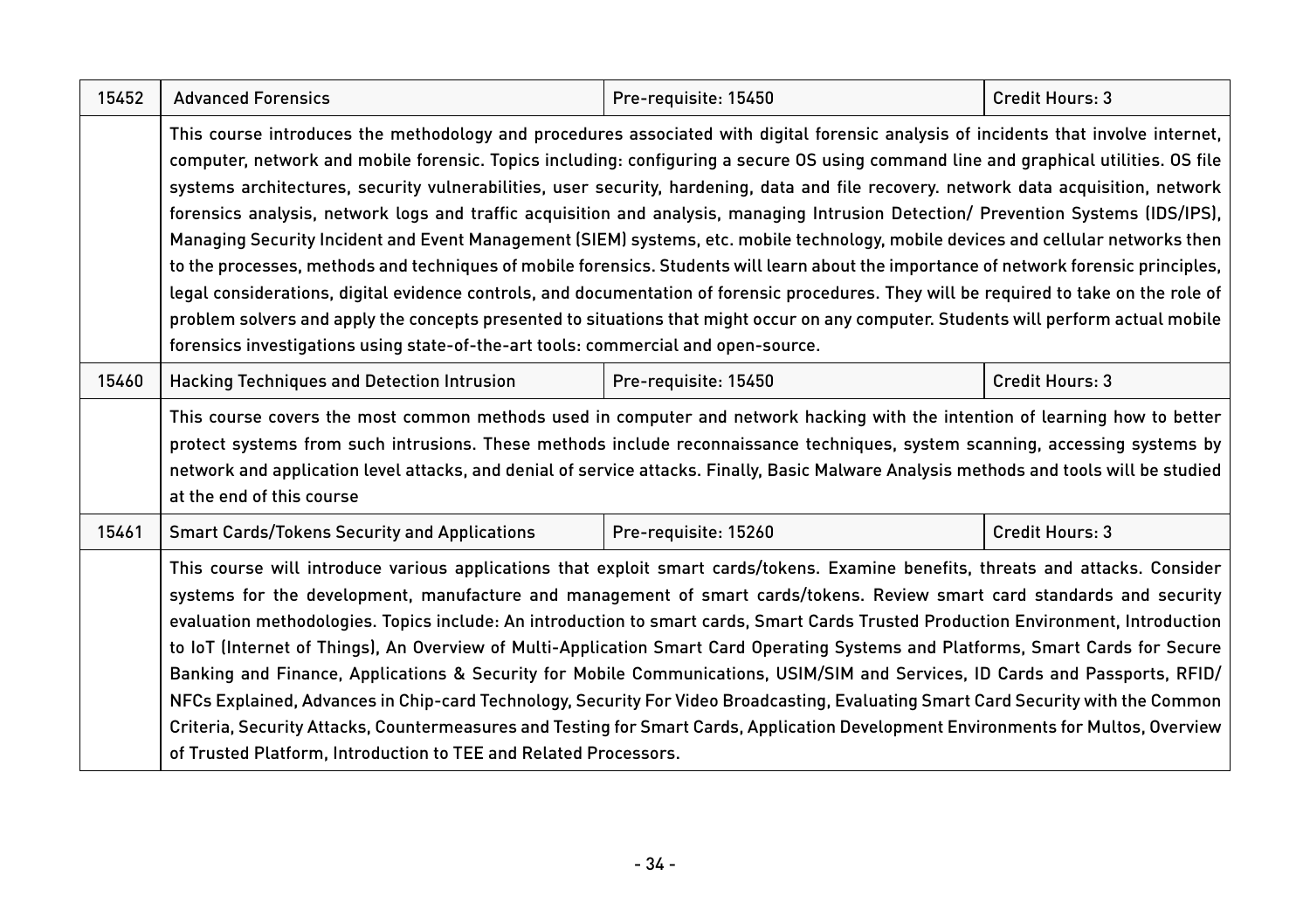| 15452 | Advanced Forensics | Pre-requisite: 15450 | Credit Hours: 3 |
|---|---|---|---|
| | This course introduces the methodology and procedures associated with digital forensic analysis of incidents that involve internet, computer, network and mobile forensic. Topics including: configuring a secure OS using command line and graphical utilities. OS file systems architectures, security vulnerabilities, user security, hardening, data and file recovery. network data acquisition, network forensics analysis, network logs and traffic acquisition and analysis, managing Intrusion Detection/ Prevention Systems (IDS/IPS), Managing Security Incident and Event Management (SIEM) systems, etc. mobile technology, mobile devices and cellular networks then to the processes, methods and techniques of mobile forensics. Students will learn about the importance of network forensic principles, legal considerations, digital evidence controls, and documentation of forensic procedures. They will be required to take on the role of problem solvers and apply the concepts presented to situations that might occur on any computer. Students will perform actual mobile forensics investigations using state-of-the-art tools: commercial and open-source. | | |
| 15460 | Hacking Techniques and Detection Intrusion | Pre-requisite: 15450 | Credit Hours: 3 |
| | This course covers the most common methods used in computer and network hacking with the intention of learning how to better protect systems from such intrusions. These methods include reconnaissance techniques, system scanning, accessing systems by network and application level attacks, and denial of service attacks. Finally, Basic Malware Analysis methods and tools will be studied at the end of this course | | |
| 15461 | Smart Cards/Tokens Security and Applications | Pre-requisite: 15260 | Credit Hours: 3 |
| | This course will introduce various applications that exploit smart cards/tokens. Examine benefits, threats and attacks. Consider systems for the development, manufacture and management of smart cards/tokens. Review smart card standards and security evaluation methodologies. Topics include: An introduction to smart cards, Smart Cards Trusted Production Environment, Introduction to IoT (Internet of Things), An Overview of Multi-Application Smart Card Operating Systems and Platforms, Smart Cards for Secure Banking and Finance, Applications & Security for Mobile Communications, USIM/SIM and Services, ID Cards and Passports, RFID/NFCs Explained, Advances in Chip-card Technology, Security For Video Broadcasting, Evaluating Smart Card Security with the Common Criteria, Security Attacks, Countermeasures and Testing for Smart Cards, Application Development Environments for Multos, Overview of Trusted Platform, Introduction to TEE and Related Processors. | | |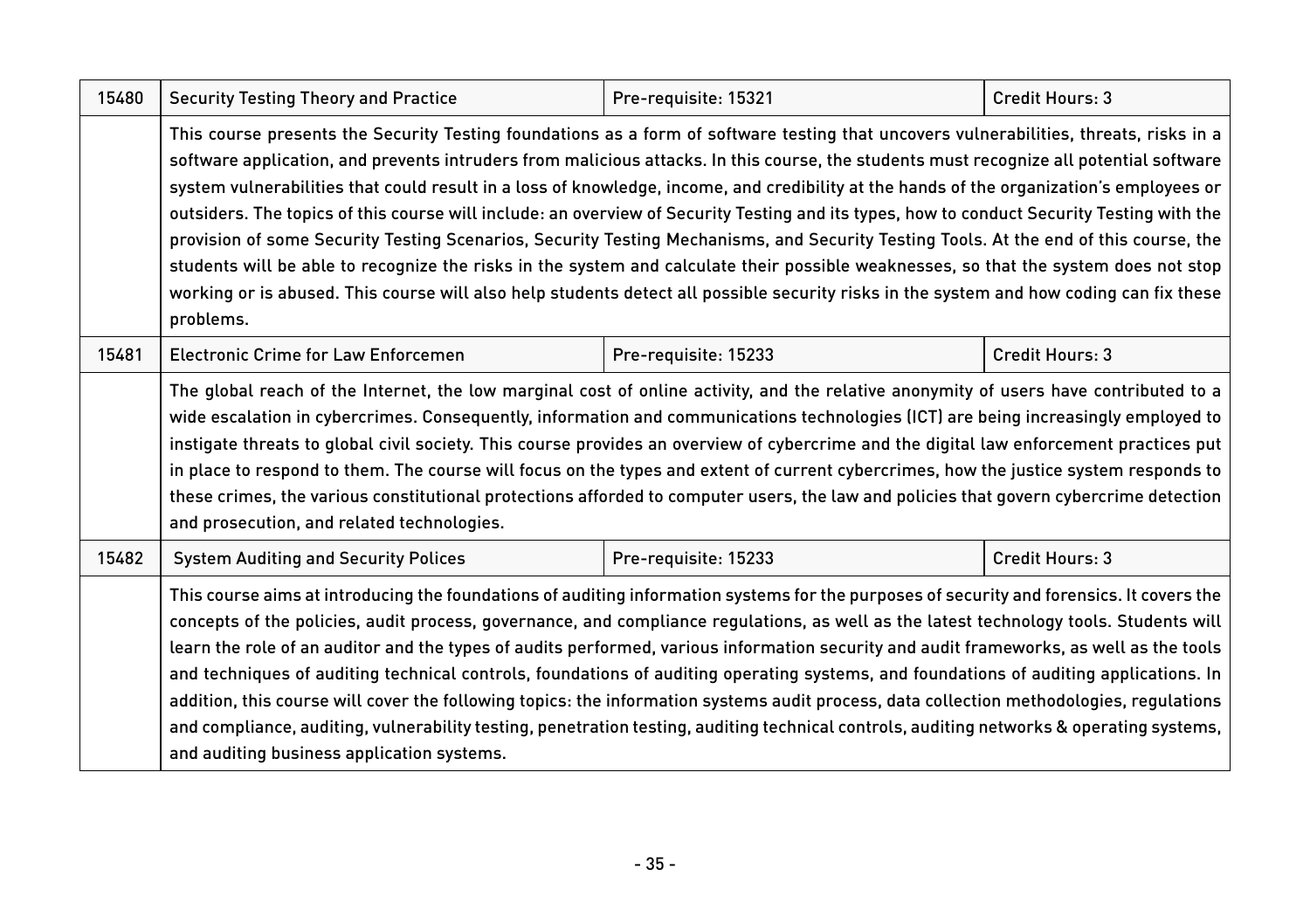| | | | |
|---|---|---|---|
| 15480 | Security Testing Theory and Practice | Pre-requisite: 15321 | Credit Hours: 3 |
| | This course presents the Security Testing foundations as a form of software testing that uncovers vulnerabilities, threats, risks in a software application, and prevents intruders from malicious attacks. In this course, the students must recognize all potential software system vulnerabilities that could result in a loss of knowledge, income, and credibility at the hands of the organization's employees or outsiders. The topics of this course will include: an overview of Security Testing and its types, how to conduct Security Testing with the provision of some Security Testing Scenarios, Security Testing Mechanisms, and Security Testing Tools. At the end of this course, the students will be able to recognize the risks in the system and calculate their possible weaknesses, so that the system does not stop working or is abused. This course will also help students detect all possible security risks in the system and how coding can fix these problems. | | |
| 15481 | Electronic Crime for Law Enforcemen | Pre-requisite: 15233 | Credit Hours: 3 |
| | The global reach of the Internet, the low marginal cost of online activity, and the relative anonymity of users have contributed to a wide escalation in cybercrimes. Consequently, information and communications technologies (ICT) are being increasingly employed to instigate threats to global civil society. This course provides an overview of cybercrime and the digital law enforcement practices put in place to respond to them. The course will focus on the types and extent of current cybercrimes, how the justice system responds to these crimes, the various constitutional protections afforded to computer users, the law and policies that govern cybercrime detection and prosecution, and related technologies. | | |
| 15482 | System Auditing and Security Polices | Pre-requisite: 15233 | Credit Hours: 3 |
| | This course aims at introducing the foundations of auditing information systems for the purposes of security and forensics. It covers the concepts of the policies, audit process, governance, and compliance regulations, as well as the latest technology tools. Students will learn the role of an auditor and the types of audits performed, various information security and audit frameworks, as well as the tools and techniques of auditing technical controls, foundations of auditing operating systems, and foundations of auditing applications. In addition, this course will cover the following topics: the information systems audit process, data collection methodologies, regulations and compliance, auditing, vulnerability testing, penetration testing, auditing technical controls, auditing networks & operating systems, and auditing business application systems. | | |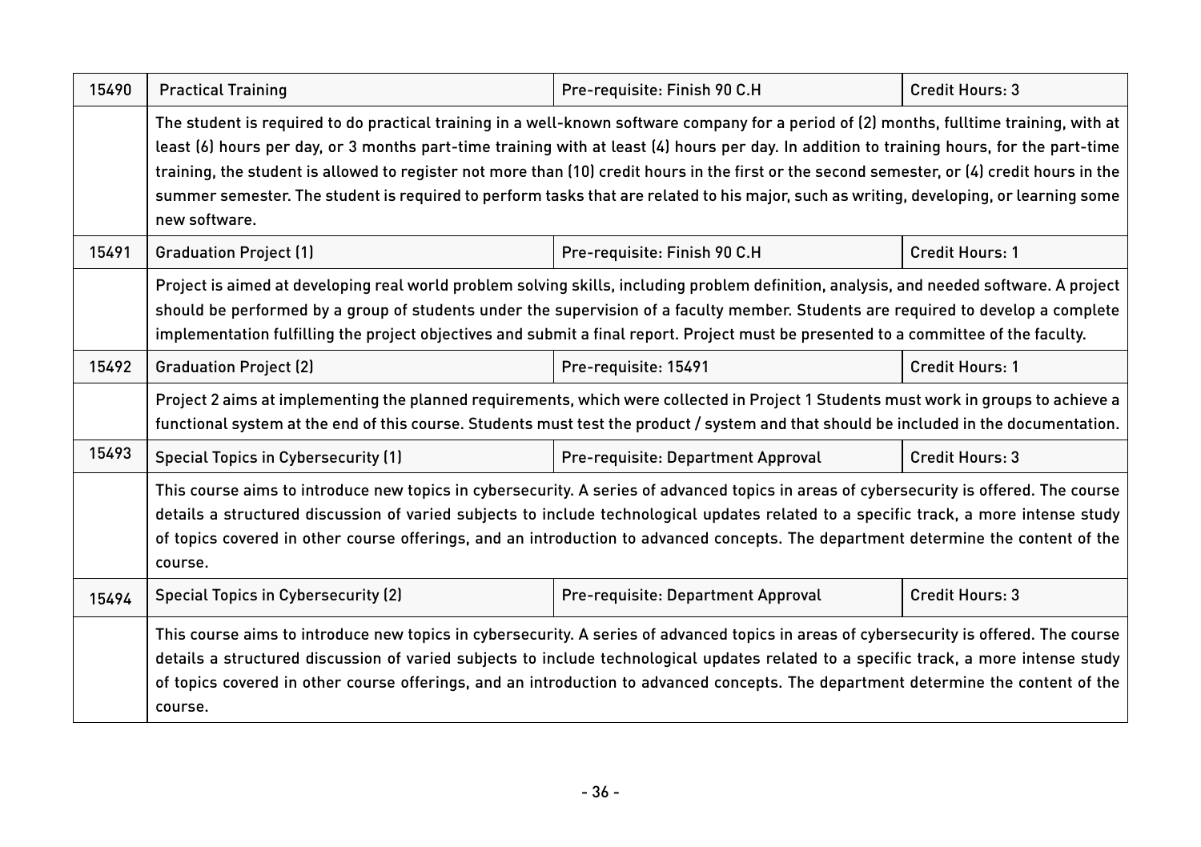| | | | |
|---|---|---|---|
| 15490 | Practical Training | Pre-requisite: Finish 90 C.H | Credit Hours: 3 |
| | The student is required to do practical training in a well-known software company for a period of (2) months, fulltime training, with at least (6) hours per day, or 3 months part-time training with at least (4) hours per day. In addition to training hours, for the part-time training, the student is allowed to register not more than (10) credit hours in the first or the second semester, or (4) credit hours in the summer semester. The student is required to perform tasks that are related to his major, such as writing, developing, or learning some new software. | | |
| 15491 | Graduation Project (1) | Pre-requisite: Finish 90 C.H | Credit Hours: 1 |
| | Project is aimed at developing real world problem solving skills, including problem definition, analysis, and needed software. A project should be performed by a group of students under the supervision of a faculty member. Students are required to develop a complete implementation fulfilling the project objectives and submit a final report. Project must be presented to a committee of the faculty. | | |
| 15492 | Graduation Project (2) | Pre-requisite: 15491 | Credit Hours: 1 |
| | Project 2 aims at implementing the planned requirements, which were collected in Project 1 Students must work in groups to achieve a functional system at the end of this course. Students must test the product / system and that should be included in the documentation. | | |
| 15493 | Special Topics in Cybersecurity (1) | Pre-requisite: Department Approval | Credit Hours: 3 |
| | This course aims to introduce new topics in cybersecurity. A series of advanced topics in areas of cybersecurity is offered. The course details a structured discussion of varied subjects to include technological updates related to a specific track, a more intense study of topics covered in other course offerings, and an introduction to advanced concepts. The department determine the content of the course. | | |
| 15494 | Special Topics in Cybersecurity (2) | Pre-requisite: Department Approval | Credit Hours: 3 |
| | This course aims to introduce new topics in cybersecurity. A series of advanced topics in areas of cybersecurity is offered. The course details a structured discussion of varied subjects to include technological updates related to a specific track, a more intense study of topics covered in other course offerings, and an introduction to advanced concepts. The department determine the content of the course. | | |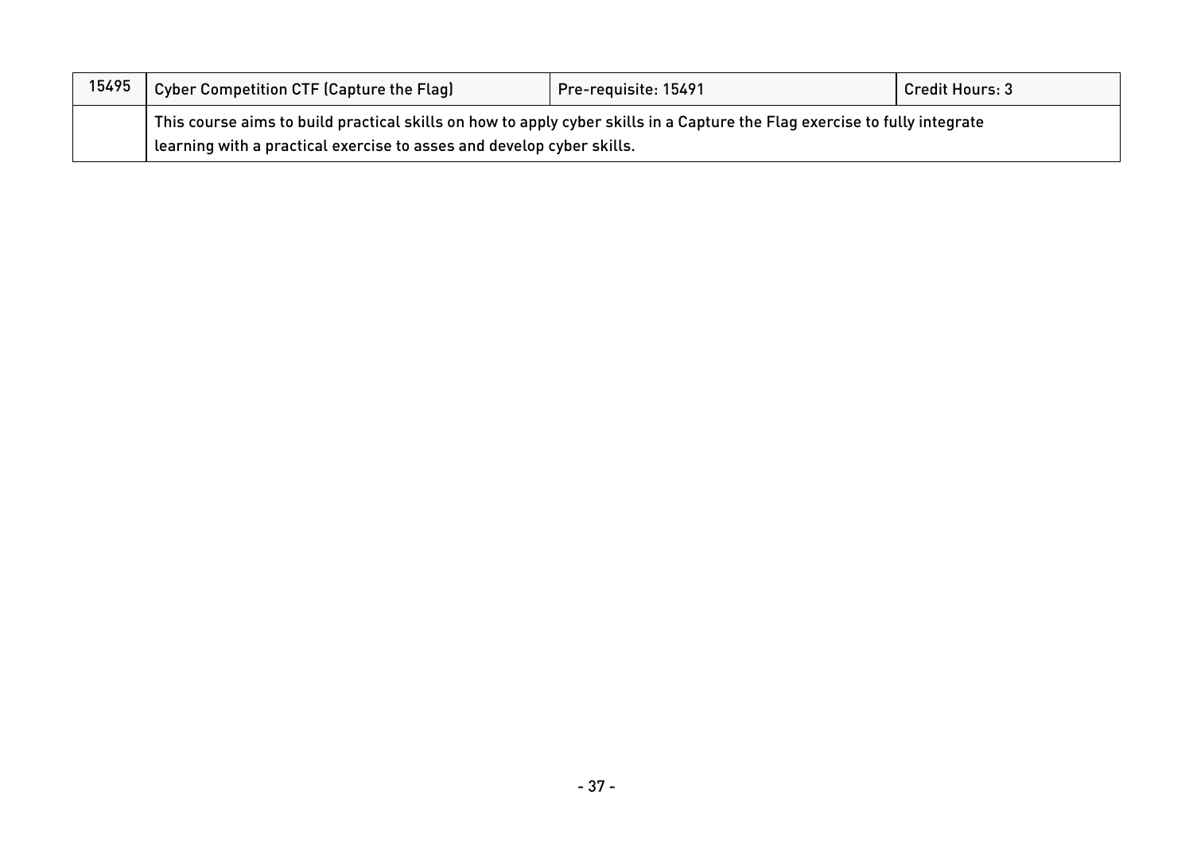| 15495 | Cyber Competition CTF (Capture the Flag) | Pre-requisite: 15491 | Credit Hours: 3 |
|---|---|---|---|
| | This course aims to build practical skills on how to apply cyber skills in a Capture the Flag exercise to fully integrate learning with a practical exercise to asses and develop cyber skills. | | |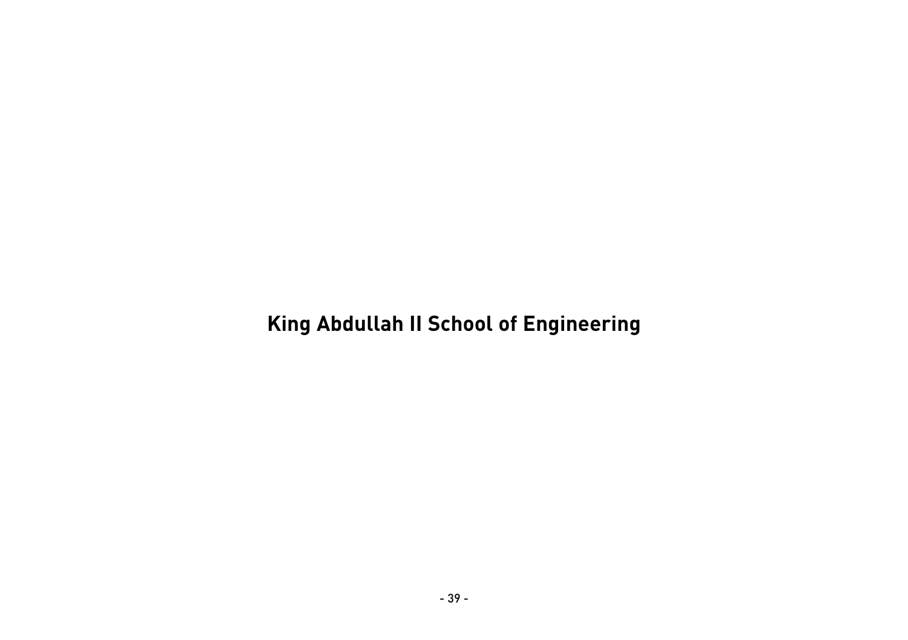# King Abdullah II School of Engineering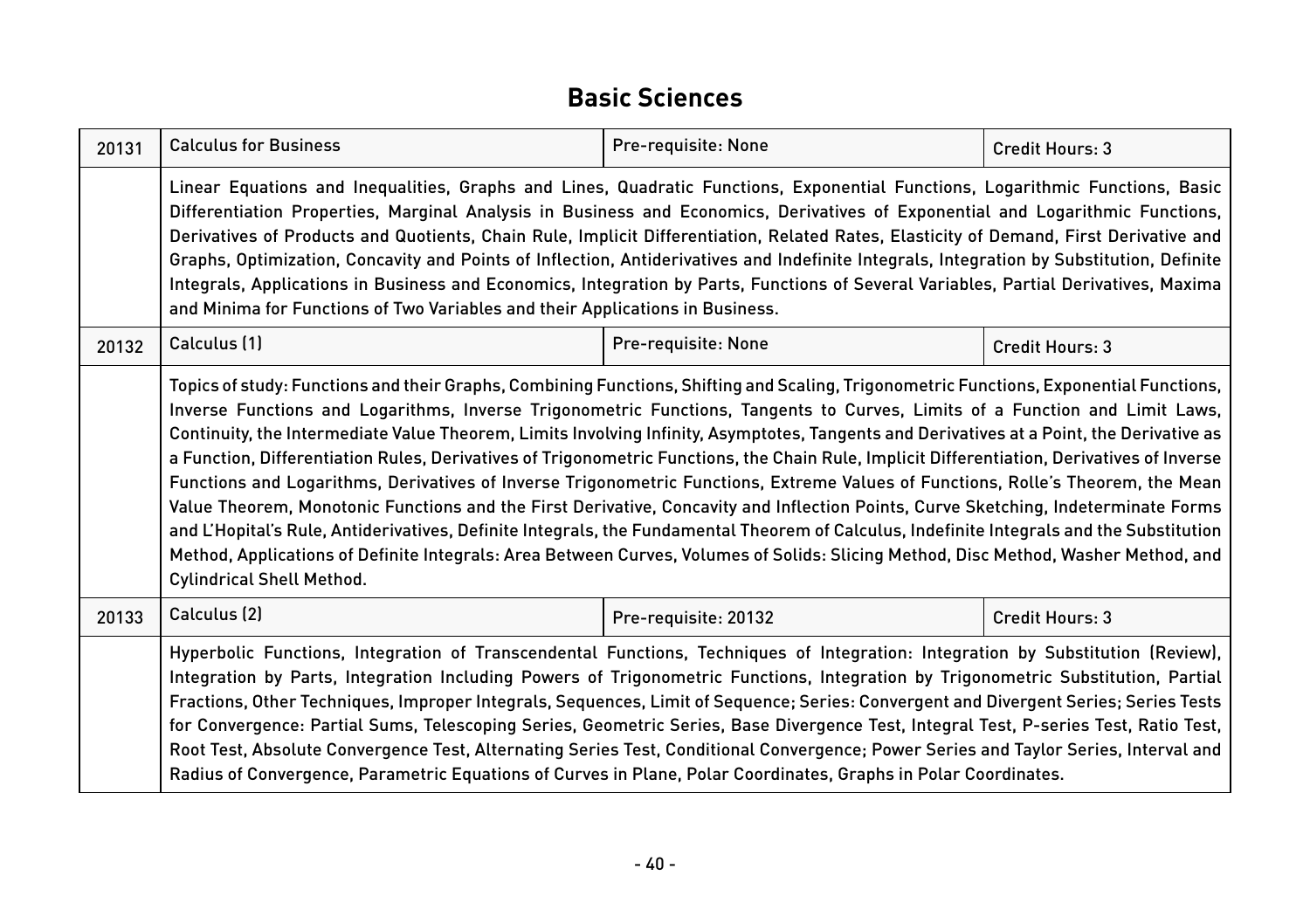# Basic Sciences

| 20131 | Calculus for Business | Pre-requisite: None | Credit Hours: 3 |
|---|---|---|---|
| | Linear Equations and Inequalities, Graphs and Lines, Quadratic Functions, Exponential Functions, Logarithmic Functions, Basic Differentiation Properties, Marginal Analysis in Business and Economics, Derivatives of Exponential and Logarithmic Functions, Derivatives of Products and Quotients, Chain Rule, Implicit Differentiation, Related Rates, Elasticity of Demand, First Derivative and Graphs, Optimization, Concavity and Points of Inflection, Antiderivatives and Indefinite Integrals, Integration by Substitution, Definite Integrals, Applications in Business and Economics, Integration by Parts, Functions of Several Variables, Partial Derivatives, Maxima and Minima for Functions of Two Variables and their Applications in Business. | | |
| 20132 | Calculus (1) | Pre-requisite: None | Credit Hours: 3 |
| | Topics of study: Functions and their Graphs, Combining Functions, Shifting and Scaling, Trigonometric Functions, Exponential Functions, Inverse Functions and Logarithms, Inverse Trigonometric Functions, Tangents to Curves, Limits of a Function and Limit Laws, Continuity, the Intermediate Value Theorem, Limits Involving Infinity, Asymptotes, Tangents and Derivatives at a Point, the Derivative as a Function, Differentiation Rules, Derivatives of Trigonometric Functions, the Chain Rule, Implicit Differentiation, Derivatives of Inverse Functions and Logarithms, Derivatives of Inverse Trigonometric Functions, Extreme Values of Functions, Rolle's Theorem, the Mean Value Theorem, Monotonic Functions and the First Derivative, Concavity and Inflection Points, Curve Sketching, Indeterminate Forms and L'Hopital's Rule, Antiderivatives, Definite Integrals, the Fundamental Theorem of Calculus, Indefinite Integrals and the Substitution Method, Applications of Definite Integrals: Area Between Curves, Volumes of Solids: Slicing Method, Disc Method, Washer Method, and Cylindrical Shell Method. | | |
| 20133 | Calculus (2) | Pre-requisite: 20132 | Credit Hours: 3 |
| | Hyperbolic Functions, Integration of Transcendental Functions, Techniques of Integration: Integration by Substitution (Review), Integration by Parts, Integration Including Powers of Trigonometric Functions, Integration by Trigonometric Substitution, Partial Fractions, Other Techniques, Improper Integrals, Sequences, Limit of Sequence; Series: Convergent and Divergent Series; Series Tests for Convergence: Partial Sums, Telescoping Series, Geometric Series, Base Divergence Test, Integral Test, P-series Test, Ratio Test, Root Test, Absolute Convergence Test, Alternating Series Test, Conditional Convergence; Power Series and Taylor Series, Interval and Radius of Convergence, Parametric Equations of Curves in Plane, Polar Coordinates, Graphs in Polar Coordinates. | | |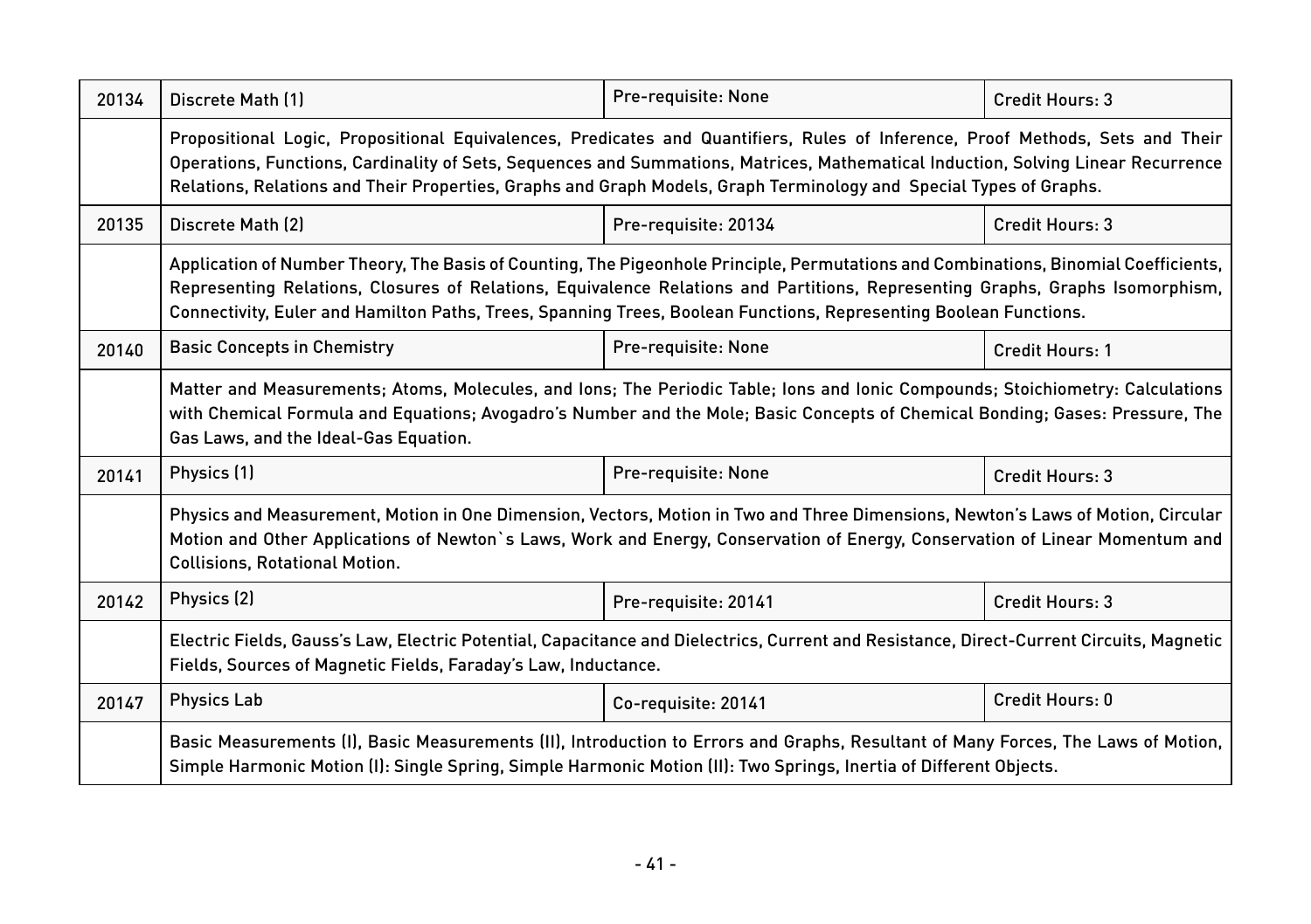| 20134 | Discrete Math (1) | Pre-requisite: None | Credit Hours: 3 |
|---|---|---|---|
| | Propositional Logic, Propositional Equivalences, Predicates and Quantifiers, Rules of Inference, Proof Methods, Sets and Their Operations, Functions, Cardinality of Sets, Sequences and Summations, Matrices, Mathematical Induction, Solving Linear Recurrence Relations, Relations and Their Properties, Graphs and Graph Models, Graph Terminology and Special Types of Graphs. | | |
| 20135 | Discrete Math (2) | Pre-requisite: 20134 | Credit Hours: 3 |
| | Application of Number Theory, The Basis of Counting, The Pigeonhole Principle, Permutations and Combinations, Binomial Coefficients, Representing Relations, Closures of Relations, Equivalence Relations and Partitions, Representing Graphs, Graphs Isomorphism, Connectivity, Euler and Hamilton Paths, Trees, Spanning Trees, Boolean Functions, Representing Boolean Functions. | | |
| 20140 | Basic Concepts in Chemistry | Pre-requisite: None | Credit Hours: 1 |
| | Matter and Measurements; Atoms, Molecules, and Ions; The Periodic Table; Ions and Ionic Compounds; Stoichiometry: Calculations with Chemical Formula and Equations; Avogadro's Number and the Mole; Basic Concepts of Chemical Bonding; Gases: Pressure, The Gas Laws, and the Ideal-Gas Equation. | | |
| 20141 | Physics (1) | Pre-requisite: None | Credit Hours: 3 |
| | Physics and Measurement, Motion in One Dimension, Vectors, Motion in Two and Three Dimensions, Newton's Laws of Motion, Circular Motion and Other Applications of Newton`s Laws, Work and Energy, Conservation of Energy, Conservation of Linear Momentum and Collisions, Rotational Motion. | | |
| 20142 | Physics (2) | Pre-requisite: 20141 | Credit Hours: 3 |
| | Electric Fields, Gauss's Law, Electric Potential, Capacitance and Dielectrics, Current and Resistance, Direct-Current Circuits, Magnetic Fields, Sources of Magnetic Fields, Faraday's Law, Inductance. | | |
| 20147 | Physics Lab | Co-requisite: 20141 | Credit Hours: 0 |
| | Basic Measurements (I), Basic Measurements (II), Introduction to Errors and Graphs, Resultant of Many Forces, The Laws of Motion, Simple Harmonic Motion (I): Single Spring, Simple Harmonic Motion (II): Two Springs, Inertia of Different Objects. | | |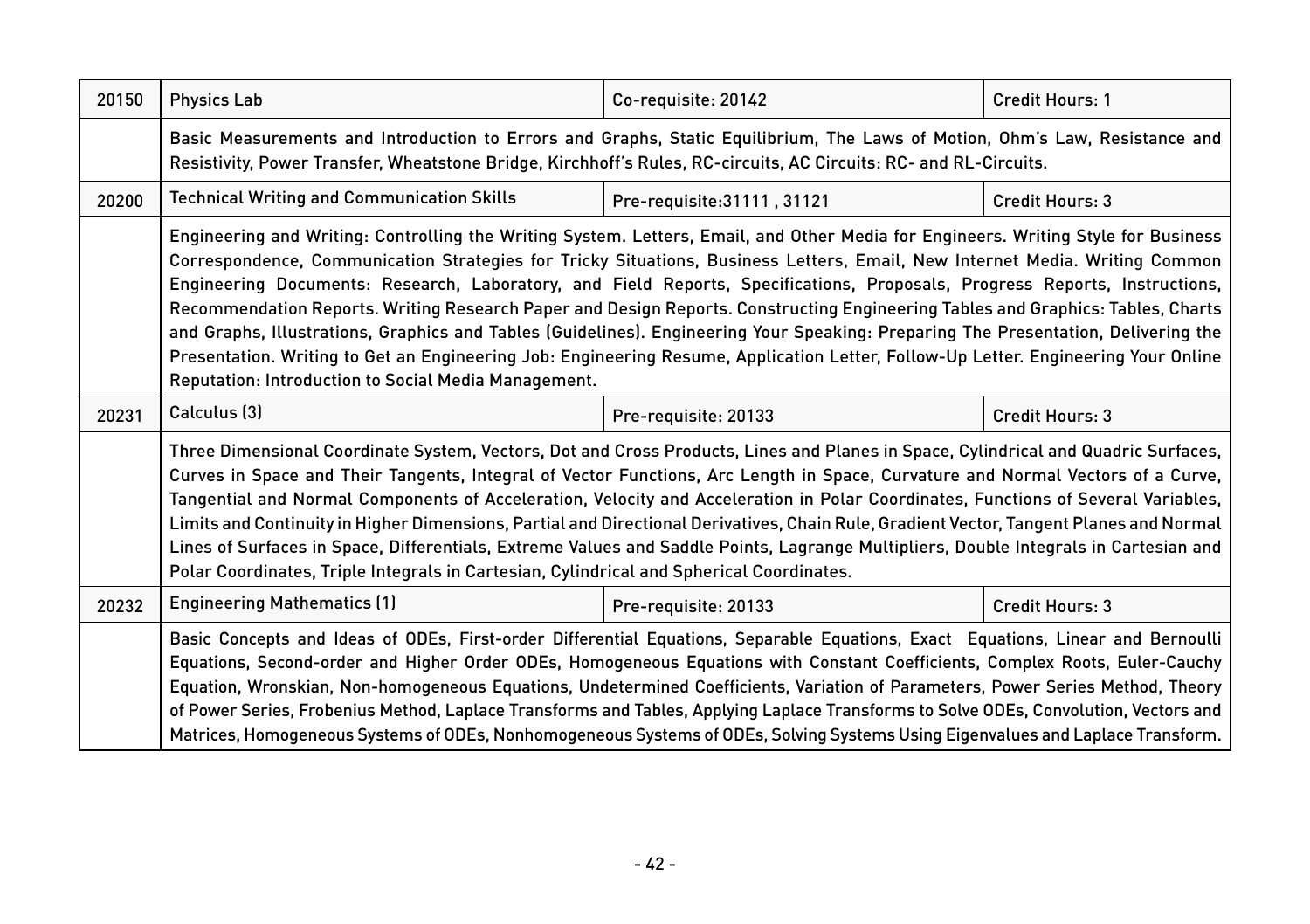| 20150 | Physics Lab | Co-requisite: 20142 | Credit Hours: 1 |
|---|---|---|---|
| | Basic Measurements and Introduction to Errors and Graphs, Static Equilibrium, The Laws of Motion, Ohm's Law, Resistance and Resistivity, Power Transfer, Wheatstone Bridge, Kirchhoff's Rules, RC-circuits, AC Circuits: RC- and RL-Circuits. | | |
| 20200 | Technical Writing and Communication Skills | Pre-requisite:31111 , 31121 | Credit Hours: 3 |
| | Engineering and Writing: Controlling the Writing System. Letters, Email, and Other Media for Engineers. Writing Style for Business Correspondence, Communication Strategies for Tricky Situations, Business Letters, Email, New Internet Media. Writing Common Engineering Documents: Research, Laboratory, and Field Reports, Specifications, Proposals, Progress Reports, Instructions, Recommendation Reports. Writing Research Paper and Design Reports. Constructing Engineering Tables and Graphics: Tables, Charts and Graphs, Illustrations, Graphics and Tables (Guidelines). Engineering Your Speaking: Preparing The Presentation, Delivering the Presentation. Writing to Get an Engineering Job: Engineering Resume, Application Letter, Follow-Up Letter. Engineering Your Online Reputation: Introduction to Social Media Management. | | |
| 20231 | Calculus (3) | Pre-requisite: 20133 | Credit Hours: 3 |
| | Three Dimensional Coordinate System, Vectors, Dot and Cross Products, Lines and Planes in Space, Cylindrical and Quadric Surfaces, Curves in Space and Their Tangents, Integral of Vector Functions, Arc Length in Space, Curvature and Normal Vectors of a Curve, Tangential and Normal Components of Acceleration, Velocity and Acceleration in Polar Coordinates, Functions of Several Variables, Limits and Continuity in Higher Dimensions, Partial and Directional Derivatives, Chain Rule, Gradient Vector, Tangent Planes and Normal Lines of Surfaces in Space, Differentials, Extreme Values and Saddle Points, Lagrange Multipliers, Double Integrals in Cartesian and Polar Coordinates, Triple Integrals in Cartesian, Cylindrical and Spherical Coordinates. | | |
| 20232 | Engineering Mathematics (1) | Pre-requisite: 20133 | Credit Hours: 3 |
| | Basic Concepts and Ideas of ODEs, First-order Differential Equations, Separable Equations, Exact Equations, Linear and Bernoulli Equations, Second-order and Higher Order ODEs, Homogeneous Equations with Constant Coefficients, Complex Roots, Euler-Cauchy Equation, Wronskian, Non-homogeneous Equations, Undetermined Coefficients, Variation of Parameters, Power Series Method, Theory of Power Series, Frobenius Method, Laplace Transforms and Tables, Applying Laplace Transforms to Solve ODEs, Convolution, Vectors and Matrices, Homogeneous Systems of ODEs, Nonhomogeneous Systems of ODEs, Solving Systems Using Eigenvalues and Laplace Transform. | | |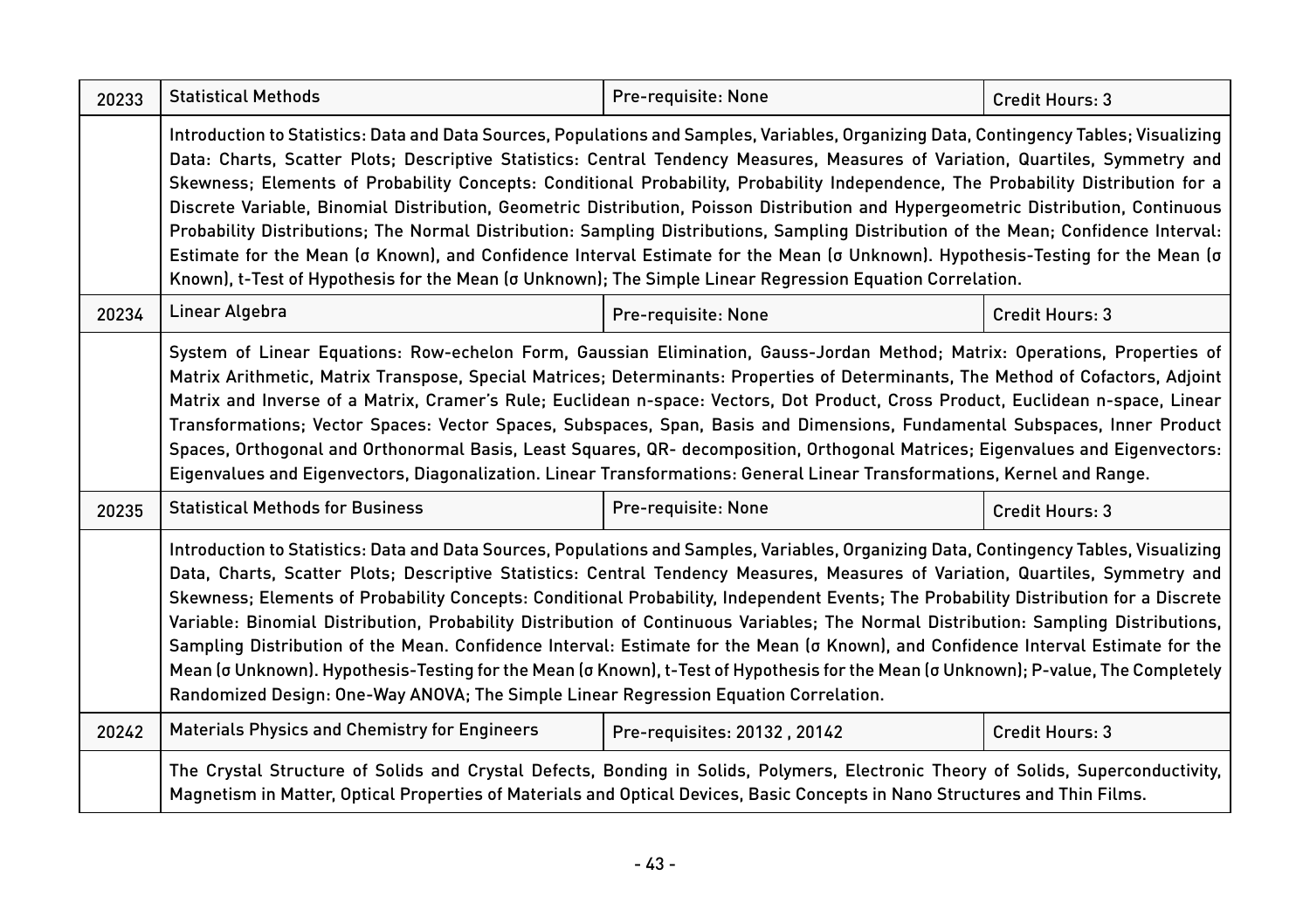| 20233 | Statistical Methods | Pre-requisite: None | Credit Hours: 3 |
|---|---|---|---|
| | Introduction to Statistics: Data and Data Sources, Populations and Samples, Variables, Organizing Data, Contingency Tables; Visualizing Data: Charts, Scatter Plots; Descriptive Statistics: Central Tendency Measures, Measures of Variation, Quartiles, Symmetry and Skewness; Elements of Probability Concepts: Conditional Probability, Probability Independence, The Probability Distribution for a Discrete Variable, Binomial Distribution, Geometric Distribution, Poisson Distribution and Hypergeometric Distribution, Continuous Probability Distributions; The Normal Distribution: Sampling Distributions, Sampling Distribution of the Mean; Confidence Interval: Estimate for the Mean (σ Known), and Confidence Interval Estimate for the Mean (σ Unknown). Hypothesis-Testing for the Mean (σ Known), t-Test of Hypothesis for the Mean (σ Unknown); The Simple Linear Regression Equation Correlation. | | |
| 20234 | Linear Algebra | Pre-requisite: None | Credit Hours: 3 |
| | System of Linear Equations: Row-echelon Form, Gaussian Elimination, Gauss-Jordan Method; Matrix: Operations, Properties of Matrix Arithmetic, Matrix Transpose, Special Matrices; Determinants: Properties of Determinants, The Method of Cofactors, Adjoint Matrix and Inverse of a Matrix, Cramer's Rule; Euclidean n-space: Vectors, Dot Product, Cross Product, Euclidean n-space, Linear Transformations; Vector Spaces: Vector Spaces, Subspaces, Span, Basis and Dimensions, Fundamental Subspaces, Inner Product Spaces, Orthogonal and Orthonormal Basis, Least Squares, QR- decomposition, Orthogonal Matrices; Eigenvalues and Eigenvectors: Eigenvalues and Eigenvectors, Diagonalization. Linear Transformations: General Linear Transformations, Kernel and Range. | | |
| 20235 | Statistical Methods for Business | Pre-requisite: None | Credit Hours: 3 |
| | Introduction to Statistics: Data and Data Sources, Populations and Samples, Variables, Organizing Data, Contingency Tables, Visualizing Data, Charts, Scatter Plots; Descriptive Statistics: Central Tendency Measures, Measures of Variation, Quartiles, Symmetry and Skewness; Elements of Probability Concepts: Conditional Probability, Independent Events; The Probability Distribution for a Discrete Variable: Binomial Distribution, Probability Distribution of Continuous Variables; The Normal Distribution: Sampling Distributions, Sampling Distribution of the Mean. Confidence Interval: Estimate for the Mean (σ Known), and Confidence Interval Estimate for the Mean (σ Unknown). Hypothesis-Testing for the Mean (σ Known), t-Test of Hypothesis for the Mean (σ Unknown); P-value, The Completely Randomized Design: One-Way ANOVA; The Simple Linear Regression Equation Correlation. | | |
| 20242 | Materials Physics and Chemistry for Engineers | Pre-requisites: 20132 , 20142 | Credit Hours: 3 |
| | The Crystal Structure of Solids and Crystal Defects, Bonding in Solids, Polymers, Electronic Theory of Solids, Superconductivity, Magnetism in Matter, Optical Properties of Materials and Optical Devices, Basic Concepts in Nano Structures and Thin Films. | | |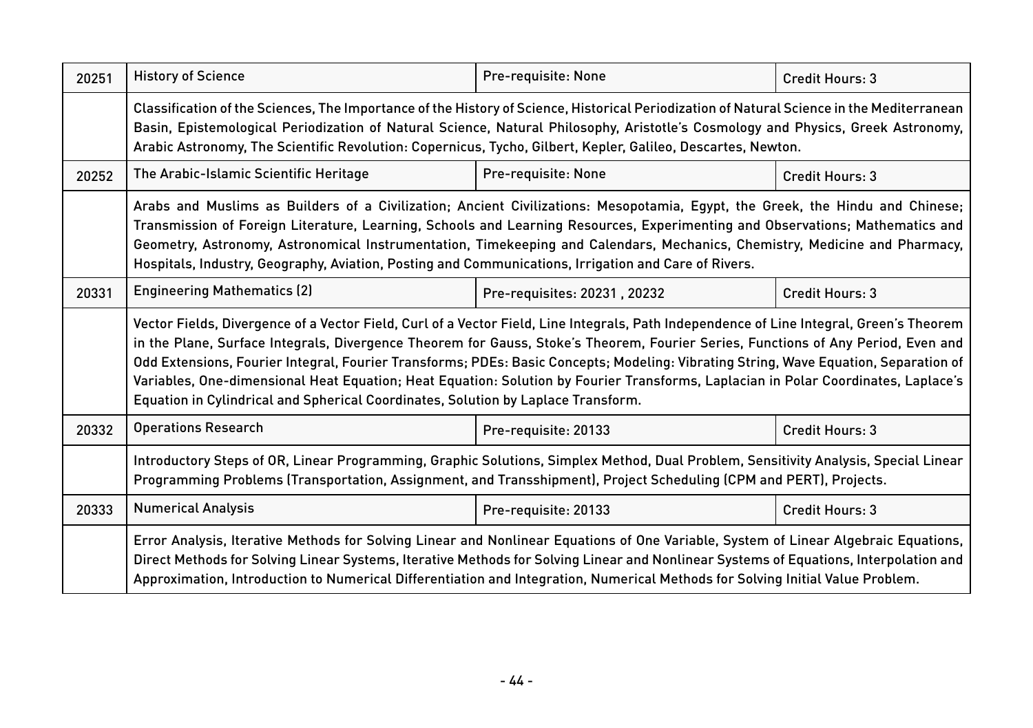| 20251 | History of Science | Pre-requisite: None | Credit Hours: 3 |
|---|---|---|---|
| | Classification of the Sciences, The Importance of the History of Science, Historical Periodization of Natural Science in the Mediterranean Basin, Epistemological Periodization of Natural Science, Natural Philosophy, Aristotle's Cosmology and Physics, Greek Astronomy, Arabic Astronomy, The Scientific Revolution: Copernicus, Tycho, Gilbert, Kepler, Galileo, Descartes, Newton. | | |
| 20252 | The Arabic-Islamic Scientific Heritage | Pre-requisite: None | Credit Hours: 3 |
| | Arabs and Muslims as Builders of a Civilization; Ancient Civilizations: Mesopotamia, Egypt, the Greek, the Hindu and Chinese; Transmission of Foreign Literature, Learning, Schools and Learning Resources, Experimenting and Observations; Mathematics and Geometry, Astronomy, Astronomical Instrumentation, Timekeeping and Calendars, Mechanics, Chemistry, Medicine and Pharmacy, Hospitals, Industry, Geography, Aviation, Posting and Communications, Irrigation and Care of Rivers. | | |
| 20331 | Engineering Mathematics (2) | Pre-requisites: 20231 , 20232 | Credit Hours: 3 |
| | Vector Fields, Divergence of a Vector Field, Curl of a Vector Field, Line Integrals, Path Independence of Line Integral, Green's Theorem in the Plane, Surface Integrals, Divergence Theorem for Gauss, Stoke's Theorem, Fourier Series, Functions of Any Period, Even and Odd Extensions, Fourier Integral, Fourier Transforms; PDEs: Basic Concepts; Modeling: Vibrating String, Wave Equation, Separation of Variables, One-dimensional Heat Equation; Heat Equation: Solution by Fourier Transforms, Laplacian in Polar Coordinates, Laplace's Equation in Cylindrical and Spherical Coordinates, Solution by Laplace Transform. | | |
| 20332 | Operations Research | Pre-requisite: 20133 | Credit Hours: 3 |
| | Introductory Steps of OR, Linear Programming, Graphic Solutions, Simplex Method, Dual Problem, Sensitivity Analysis, Special Linear Programming Problems (Transportation, Assignment, and Transshipment), Project Scheduling (CPM and PERT), Projects. | | |
| 20333 | Numerical Analysis | Pre-requisite: 20133 | Credit Hours: 3 |
| | Error Analysis, Iterative Methods for Solving Linear and Nonlinear Equations of One Variable, System of Linear Algebraic Equations, Direct Methods for Solving Linear Systems, Iterative Methods for Solving Linear and Nonlinear Systems of Equations, Interpolation and Approximation, Introduction to Numerical Differentiation and Integration, Numerical Methods for Solving Initial Value Problem. | | |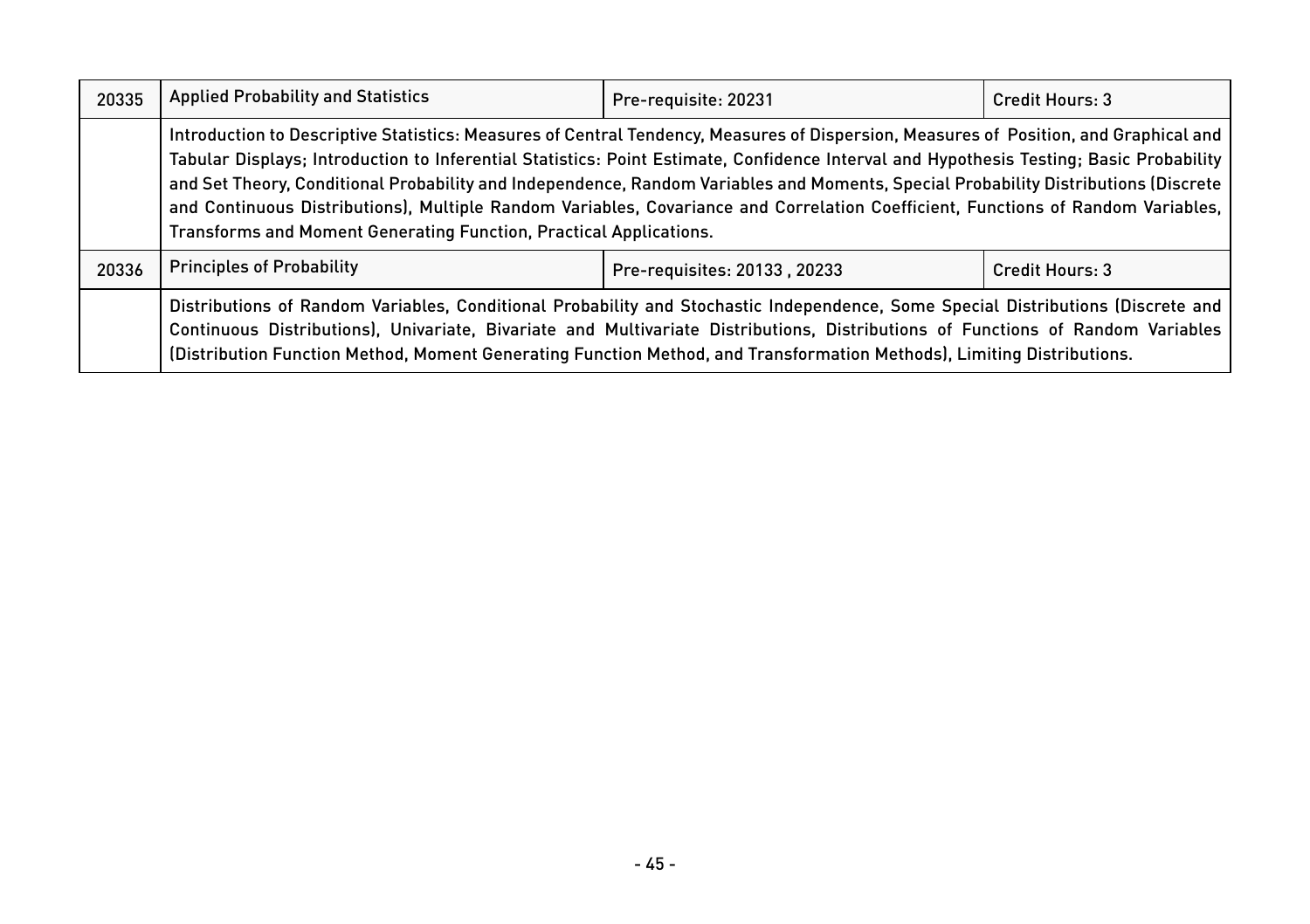| 20335 | Applied Probability and Statistics | Pre-requisite: 20231 | Credit Hours: 3 |
|---|---|---|---|
| | Introduction to Descriptive Statistics: Measures of Central Tendency, Measures of Dispersion, Measures of Position, and Graphical and Tabular Displays; Introduction to Inferential Statistics: Point Estimate, Confidence Interval and Hypothesis Testing; Basic Probability and Set Theory, Conditional Probability and Independence, Random Variables and Moments, Special Probability Distributions (Discrete and Continuous Distributions), Multiple Random Variables, Covariance and Correlation Coefficient, Functions of Random Variables, Transforms and Moment Generating Function, Practical Applications. | | |
| 20336 | Principles of Probability | Pre-requisites: 20133 , 20233 | Credit Hours: 3 |
| | Distributions of Random Variables, Conditional Probability and Stochastic Independence, Some Special Distributions (Discrete and Continuous Distributions), Univariate, Bivariate and Multivariate Distributions, Distributions of Functions of Random Variables (Distribution Function Method, Moment Generating Function Method, and Transformation Methods), Limiting Distributions. | | |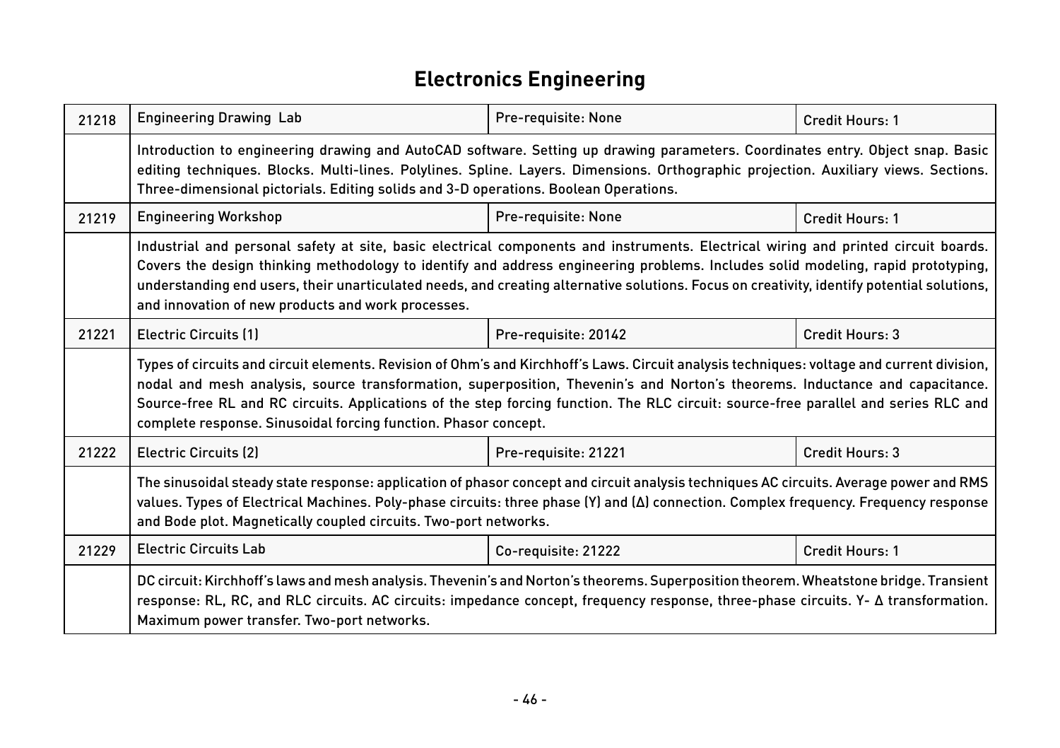# Electronics Engineering

| | | | |
|---|---|---|---|
| 21218 | Engineering Drawing Lab | Pre-requisite: None | Credit Hours: 1 |
| | Introduction to engineering drawing and AutoCAD software. Setting up drawing parameters. Coordinates entry. Object snap. Basic editing techniques. Blocks. Multi-lines. Polylines. Spline. Layers. Dimensions. Orthographic projection. Auxiliary views. Sections. Three-dimensional pictorials. Editing solids and 3-D operations. Boolean Operations. | | |
| 21219 | Engineering Workshop | Pre-requisite: None | Credit Hours: 1 |
| | Industrial and personal safety at site, basic electrical components and instruments. Electrical wiring and printed circuit boards. Covers the design thinking methodology to identify and address engineering problems. Includes solid modeling, rapid prototyping, understanding end users, their unarticulated needs, and creating alternative solutions. Focus on creativity, identify potential solutions, and innovation of new products and work processes. | | |
| 21221 | Electric Circuits (1) | Pre-requisite: 20142 | Credit Hours: 3 |
| | Types of circuits and circuit elements. Revision of Ohm's and Kirchhoff's Laws. Circuit analysis techniques: voltage and current division, nodal and mesh analysis, source transformation, superposition, Thevenin's and Norton's theorems. Inductance and capacitance. Source-free RL and RC circuits. Applications of the step forcing function. The RLC circuit: source-free parallel and series RLC and complete response. Sinusoidal forcing function. Phasor concept. | | |
| 21222 | Electric Circuits (2) | Pre-requisite: 21221 | Credit Hours: 3 |
| | The sinusoidal steady state response: application of phasor concept and circuit analysis techniques AC circuits. Average power and RMS values. Types of Electrical Machines. Poly-phase circuits: three phase (Y) and (Δ) connection. Complex frequency. Frequency response and Bode plot. Magnetically coupled circuits. Two-port networks. | | |
| 21229 | Electric Circuits Lab | Co-requisite: 21222 | Credit Hours: 1 |
| | DC circuit: Kirchhoff's laws and mesh analysis. Thevenin's and Norton's theorems. Superposition theorem. Wheatstone bridge. Transient response: RL, RC, and RLC circuits. AC circuits: impedance concept, frequency response, three-phase circuits. Y- Δ transformation. Maximum power transfer. Two-port networks. | | |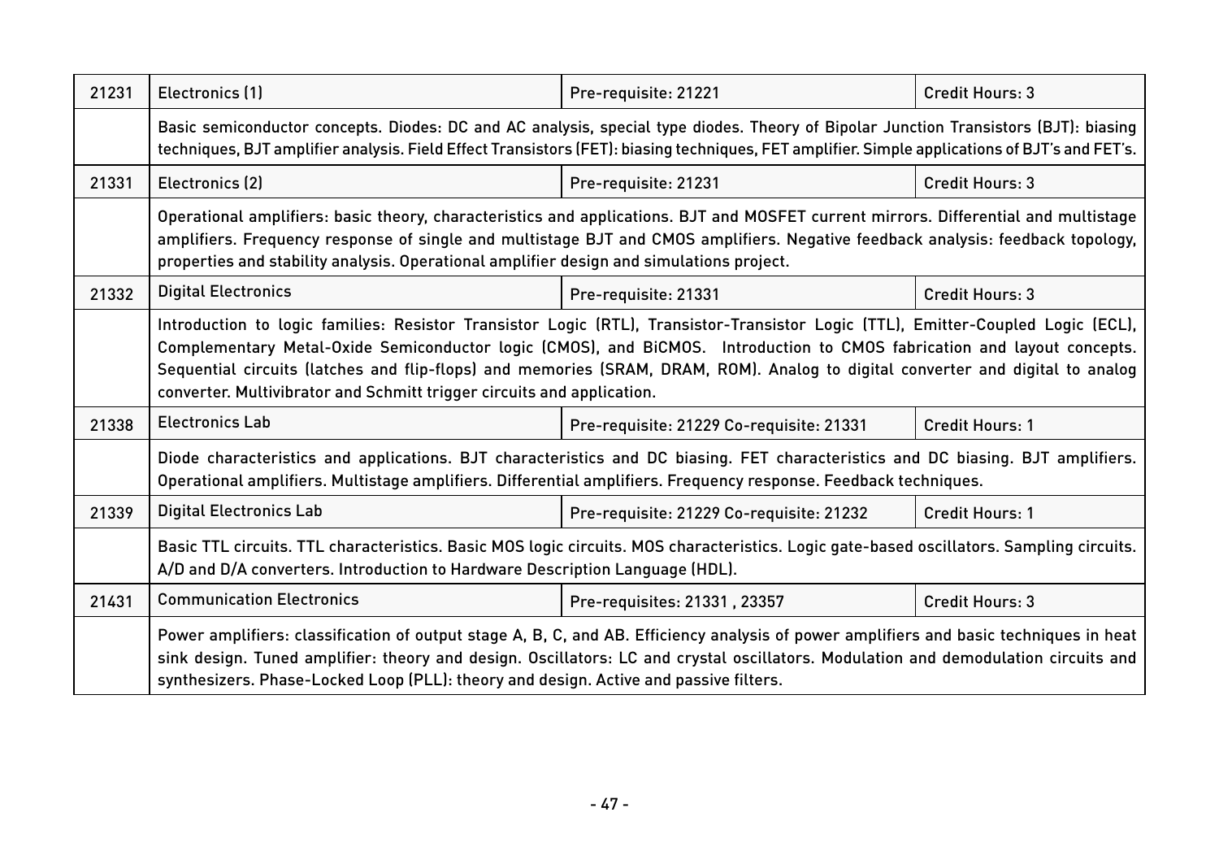| | | | |
|---|---|---|---|
| 21231 | Electronics (1) | Pre-requisite: 21221 | Credit Hours: 3 |
| | Basic semiconductor concepts. Diodes: DC and AC analysis, special type diodes. Theory of Bipolar Junction Transistors (BJT): biasing techniques, BJT amplifier analysis. Field Effect Transistors (FET): biasing techniques, FET amplifier. Simple applications of BJT's and FET's. | | |
| 21331 | Electronics (2) | Pre-requisite: 21231 | Credit Hours: 3 |
| | Operational amplifiers: basic theory, characteristics and applications. BJT and MOSFET current mirrors. Differential and multistage amplifiers. Frequency response of single and multistage BJT and CMOS amplifiers. Negative feedback analysis: feedback topology, properties and stability analysis. Operational amplifier design and simulations project. | | |
| 21332 | Digital Electronics | Pre-requisite: 21331 | Credit Hours: 3 |
| | Introduction to logic families: Resistor Transistor Logic (RTL), Transistor-Transistor Logic (TTL), Emitter-Coupled Logic (ECL), Complementary Metal-Oxide Semiconductor logic (CMOS), and BiCMOS. Introduction to CMOS fabrication and layout concepts. Sequential circuits (latches and flip-flops) and memories (SRAM, DRAM, ROM). Analog to digital converter and digital to analog converter. Multivibrator and Schmitt trigger circuits and application. | | |
| 21338 | Electronics Lab | Pre-requisite: 21229 Co-requisite: 21331 | Credit Hours: 1 |
| | Diode characteristics and applications. BJT characteristics and DC biasing. FET characteristics and DC biasing. BJT amplifiers. Operational amplifiers. Multistage amplifiers. Differential amplifiers. Frequency response. Feedback techniques. | | |
| 21339 | Digital Electronics Lab | Pre-requisite: 21229 Co-requisite: 21232 | Credit Hours: 1 |
| | Basic TTL circuits. TTL characteristics. Basic MOS logic circuits. MOS characteristics. Logic gate-based oscillators. Sampling circuits. A/D and D/A converters. Introduction to Hardware Description Language (HDL). | | |
| 21431 | Communication Electronics | Pre-requisites: 21331 , 23357 | Credit Hours: 3 |
| | Power amplifiers: classification of output stage A, B, C, and AB. Efficiency analysis of power amplifiers and basic techniques in heat sink design. Tuned amplifier: theory and design. Oscillators: LC and crystal oscillators. Modulation and demodulation circuits and synthesizers. Phase-Locked Loop (PLL): theory and design. Active and passive filters. | | |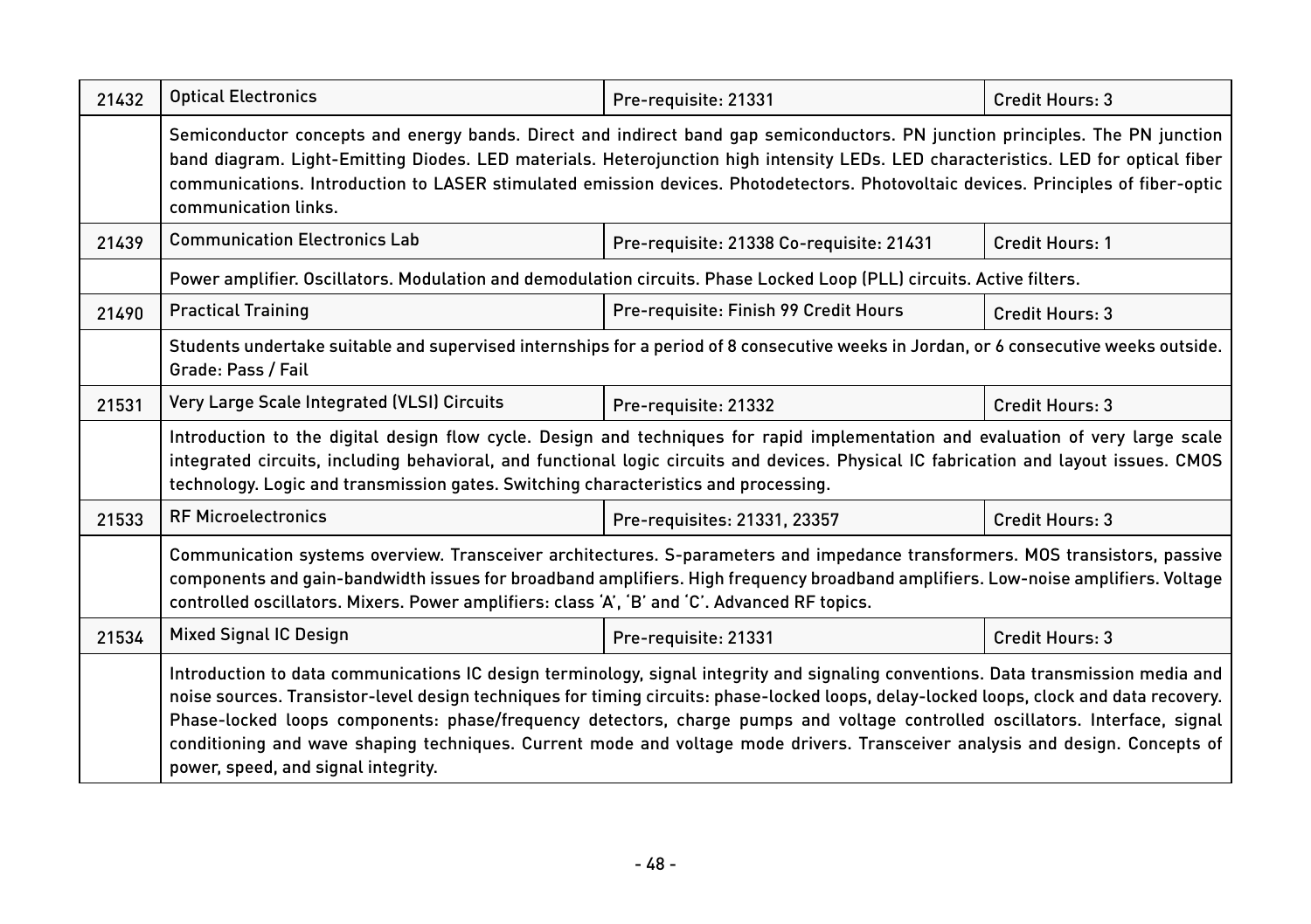| | | | |
|---|---|---|---|
| 21432 | Optical Electronics | Pre-requisite: 21331 | Credit Hours: 3 |
| | Semiconductor concepts and energy bands. Direct and indirect band gap semiconductors. PN junction principles. The PN junction band diagram. Light-Emitting Diodes. LED materials. Heterojunction high intensity LEDs. LED characteristics. LED for optical fiber communications. Introduction to LASER stimulated emission devices. Photodetectors. Photovoltaic devices. Principles of fiber-optic communication links. | | |
| 21439 | Communication Electronics Lab | Pre-requisite: 21338 Co-requisite: 21431 | Credit Hours: 1 |
| | Power amplifier. Oscillators. Modulation and demodulation circuits. Phase Locked Loop (PLL) circuits. Active filters. | | |
| 21490 | Practical Training | Pre-requisite: Finish 99 Credit Hours | Credit Hours: 3 |
| | Students undertake suitable and supervised internships for a period of 8 consecutive weeks in Jordan, or 6 consecutive weeks outside. Grade: Pass / Fail | | |
| 21531 | Very Large Scale Integrated (VLSI) Circuits | Pre-requisite: 21332 | Credit Hours: 3 |
| | Introduction to the digital design flow cycle. Design and techniques for rapid implementation and evaluation of very large scale integrated circuits, including behavioral, and functional logic circuits and devices. Physical IC fabrication and layout issues. CMOS technology. Logic and transmission gates. Switching characteristics and processing. | | |
| 21533 | RF Microelectronics | Pre-requisites: 21331, 23357 | Credit Hours: 3 |
| | Communication systems overview. Transceiver architectures. S-parameters and impedance transformers. MOS transistors, passive components and gain-bandwidth issues for broadband amplifiers. High frequency broadband amplifiers. Low-noise amplifiers. Voltage controlled oscillators. Mixers. Power amplifiers: class 'A', 'B' and 'C'. Advanced RF topics. | | |
| 21534 | Mixed Signal IC Design | Pre-requisite: 21331 | Credit Hours: 3 |
| | Introduction to data communications IC design terminology, signal integrity and signaling conventions. Data transmission media and noise sources. Transistor-level design techniques for timing circuits: phase-locked loops, delay-locked loops, clock and data recovery. Phase-locked loops components: phase/frequency detectors, charge pumps and voltage controlled oscillators. Interface, signal conditioning and wave shaping techniques. Current mode and voltage mode drivers. Transceiver analysis and design. Concepts of power, speed, and signal integrity. | | |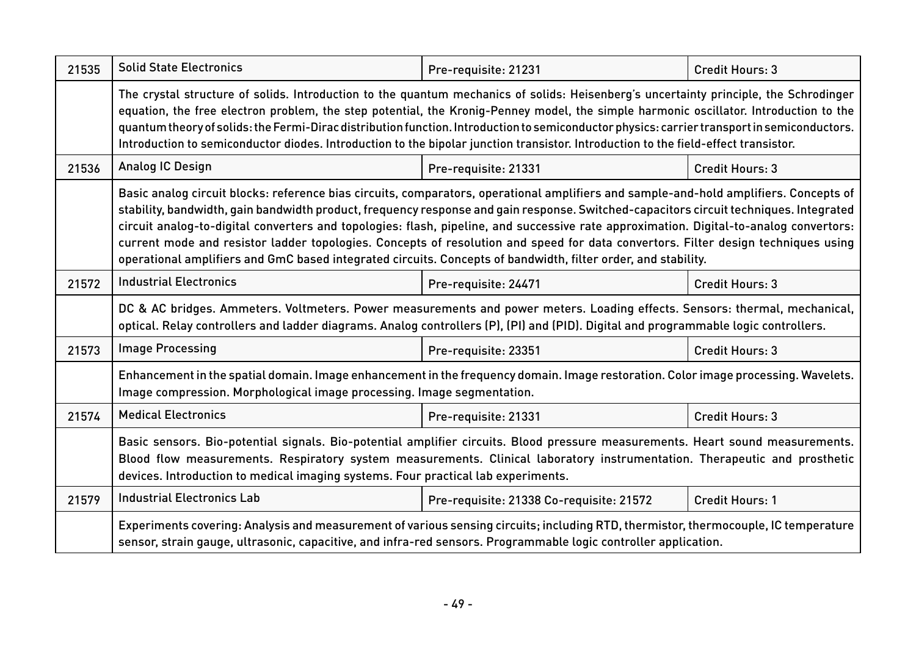| 21535 | Solid State Electronics | Pre-requisite: 21231 | Credit Hours: 3 |
|---|---|---|---|
| | The crystal structure of solids. Introduction to the quantum mechanics of solids: Heisenberg's uncertainty principle, the Schrodinger equation, the free electron problem, the step potential, the Kronig-Penney model, the simple harmonic oscillator. Introduction to the quantum theory of solids: the Fermi-Dirac distribution function. Introduction to semiconductor physics: carrier transport in semiconductors. Introduction to semiconductor diodes. Introduction to the bipolar junction transistor. Introduction to the field-effect transistor. | | |
| 21536 | Analog IC Design | Pre-requisite: 21331 | Credit Hours: 3 |
| | Basic analog circuit blocks: reference bias circuits, comparators, operational amplifiers and sample-and-hold amplifiers. Concepts of stability, bandwidth, gain bandwidth product, frequency response and gain response. Switched-capacitors circuit techniques. Integrated circuit analog-to-digital converters and topologies: flash, pipeline, and successive rate approximation. Digital-to-analog convertors: current mode and resistor ladder topologies. Concepts of resolution and speed for data convertors. Filter design techniques using operational amplifiers and GmC based integrated circuits. Concepts of bandwidth, filter order, and stability. | | |
| 21572 | Industrial Electronics | Pre-requisite: 24471 | Credit Hours: 3 |
| | DC & AC bridges. Ammeters. Voltmeters. Power measurements and power meters. Loading effects. Sensors: thermal, mechanical, optical. Relay controllers and ladder diagrams. Analog controllers (P), (PI) and (PID). Digital and programmable logic controllers. | | |
| 21573 | Image Processing | Pre-requisite: 23351 | Credit Hours: 3 |
| | Enhancement in the spatial domain. Image enhancement in the frequency domain. Image restoration. Color image processing. Wavelets. Image compression. Morphological image processing. Image segmentation. | | |
| 21574 | Medical Electronics | Pre-requisite: 21331 | Credit Hours: 3 |
| | Basic sensors. Bio-potential signals. Bio-potential amplifier circuits. Blood pressure measurements. Heart sound measurements. Blood flow measurements. Respiratory system measurements. Clinical laboratory instrumentation. Therapeutic and prosthetic devices. Introduction to medical imaging systems. Four practical lab experiments. | | |
| 21579 | Industrial Electronics Lab | Pre-requisite: 21338 Co-requisite: 21572 | Credit Hours: 1 |
| | Experiments covering: Analysis and measurement of various sensing circuits; including RTD, thermistor, thermocouple, IC temperature sensor, strain gauge, ultrasonic, capacitive, and infra-red sensors. Programmable logic controller application. | | |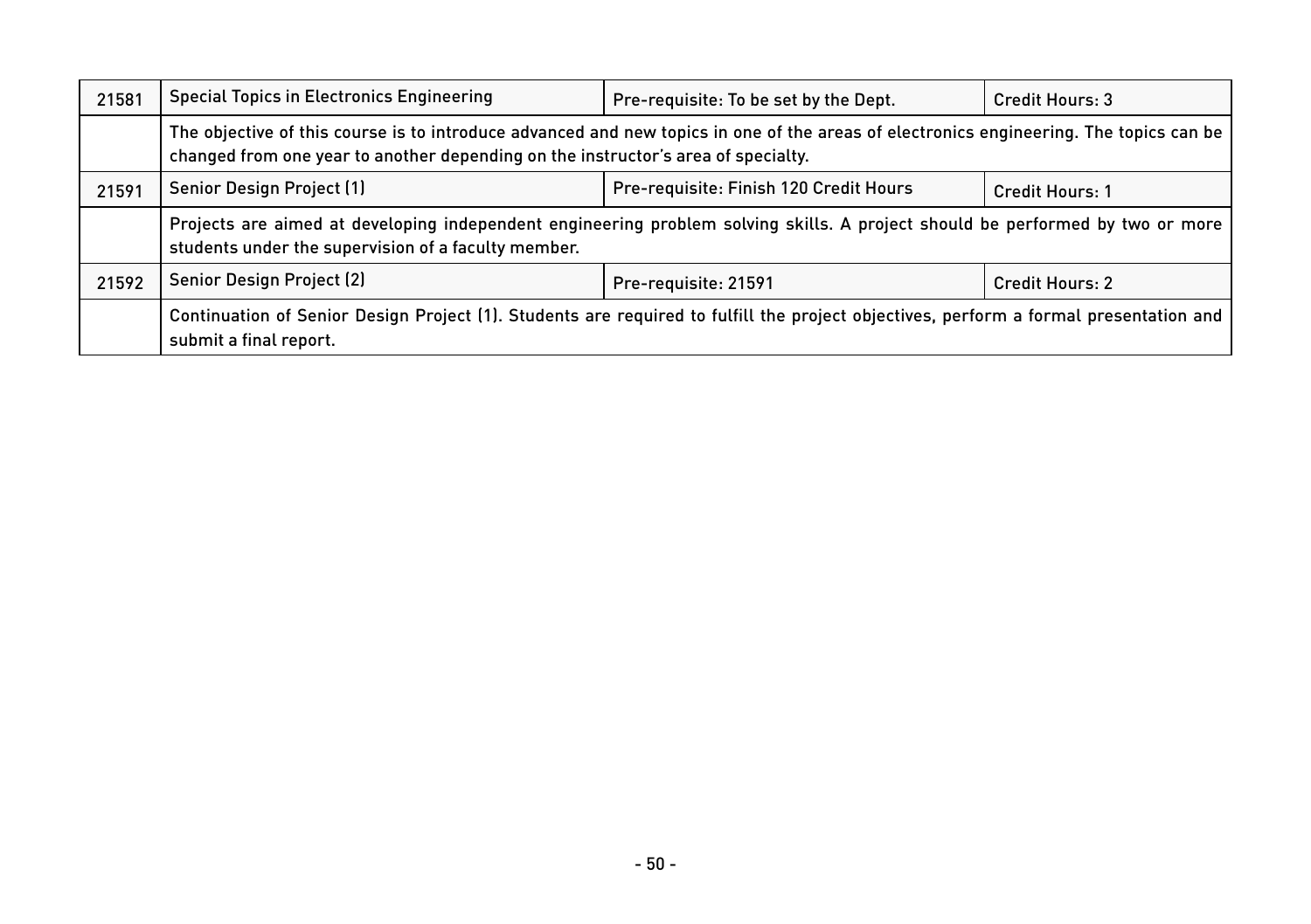| 21581 | Special Topics in Electronics Engineering | Pre-requisite: To be set by the Dept. | Credit Hours: 3 |
|---|---|---|---|
| | The objective of this course is to introduce advanced and new topics in one of the areas of electronics engineering. The topics can be changed from one year to another depending on the instructor's area of specialty. | | |
| 21591 | Senior Design Project (1) | Pre-requisite: Finish 120 Credit Hours | Credit Hours: 1 |
| | Projects are aimed at developing independent engineering problem solving skills. A project should be performed by two or more students under the supervision of a faculty member. | | |
| 21592 | Senior Design Project (2) | Pre-requisite: 21591 | Credit Hours: 2 |
| | Continuation of Senior Design Project (1). Students are required to fulfill the project objectives, perform a formal presentation and submit a final report. | | |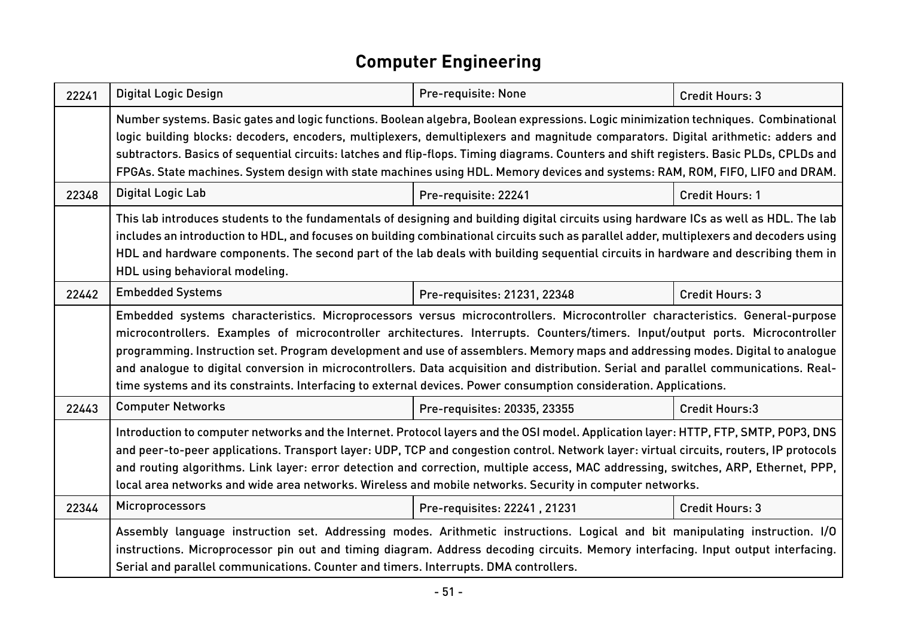# Computer Engineering

| 22241 | Digital Logic Design | Pre-requisite: None | Credit Hours: 3 |
|---|---|---|---|
| | Number systems. Basic gates and logic functions. Boolean algebra, Boolean expressions. Logic minimization techniques. Combinational logic building blocks: decoders, encoders, multiplexers, demultiplexers and magnitude comparators. Digital arithmetic: adders and subtractors. Basics of sequential circuits: latches and flip-flops. Timing diagrams. Counters and shift registers. Basic PLDs, CPLDs and FPGAs. State machines. System design with state machines using HDL. Memory devices and systems: RAM, ROM, FIFO, LIFO and DRAM. | | |
| 22348 | Digital Logic Lab | Pre-requisite: 22241 | Credit Hours: 1 |
| | This lab introduces students to the fundamentals of designing and building digital circuits using hardware ICs as well as HDL. The lab includes an introduction to HDL, and focuses on building combinational circuits such as parallel adder, multiplexers and decoders using HDL and hardware components. The second part of the lab deals with building sequential circuits in hardware and describing them in HDL using behavioral modeling. | | |
| 22442 | Embedded Systems | Pre-requisites: 21231, 22348 | Credit Hours: 3 |
| | Embedded systems characteristics. Microprocessors versus microcontrollers. Microcontroller characteristics. General-purpose microcontrollers. Examples of microcontroller architectures. Interrupts. Counters/timers. Input/output ports. Microcontroller programming. Instruction set. Program development and use of assemblers. Memory maps and addressing modes. Digital to analogue and analogue to digital conversion in microcontrollers. Data acquisition and distribution. Serial and parallel communications. Real-time systems and its constraints. Interfacing to external devices. Power consumption consideration. Applications. | | |
| 22443 | Computer Networks | Pre-requisites: 20335, 23355 | Credit Hours:3 |
| | Introduction to computer networks and the Internet. Protocol layers and the OSI model. Application layer: HTTP, FTP, SMTP, POP3, DNS and peer-to-peer applications. Transport layer: UDP, TCP and congestion control. Network layer: virtual circuits, routers, IP protocols and routing algorithms. Link layer: error detection and correction, multiple access, MAC addressing, switches, ARP, Ethernet, PPP, local area networks and wide area networks. Wireless and mobile networks. Security in computer networks. | | |
| 22344 | Microprocessors | Pre-requisites: 22241 , 21231 | Credit Hours: 3 |
| | Assembly language instruction set. Addressing modes. Arithmetic instructions. Logical and bit manipulating instruction. I/O instructions. Microprocessor pin out and timing diagram. Address decoding circuits. Memory interfacing. Input output interfacing. Serial and parallel communications. Counter and timers. Interrupts. DMA controllers. | | |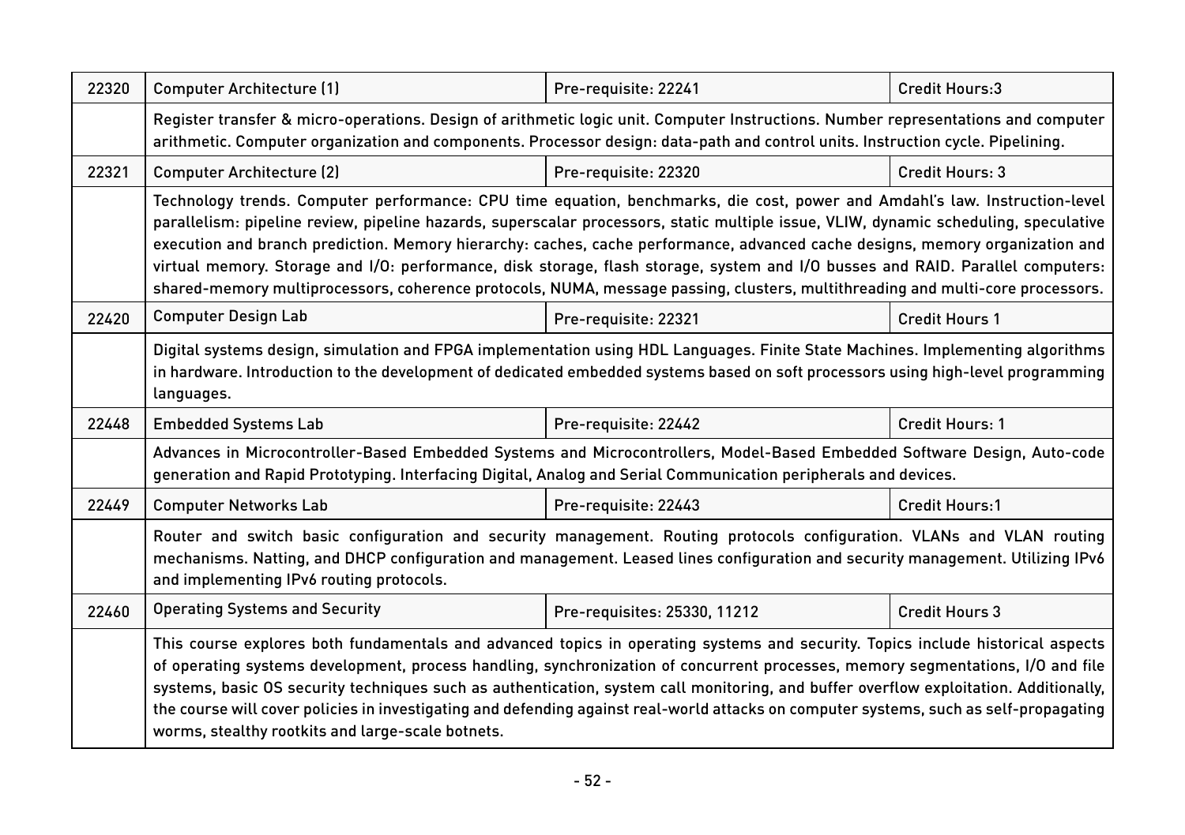| 22320 | Computer Architecture (1) | Pre-requisite: 22241 | Credit Hours:3 |
|---|---|---|---|
| | Register transfer & micro-operations. Design of arithmetic logic unit. Computer Instructions. Number representations and computer arithmetic. Computer organization and components. Processor design: data-path and control units. Instruction cycle. Pipelining. | | |
| 22321 | Computer Architecture (2) | Pre-requisite: 22320 | Credit Hours: 3 |
| | Technology trends. Computer performance: CPU time equation, benchmarks, die cost, power and Amdahl's law. Instruction-level parallelism: pipeline review, pipeline hazards, superscalar processors, static multiple issue, VLIW, dynamic scheduling, speculative execution and branch prediction. Memory hierarchy: caches, cache performance, advanced cache designs, memory organization and virtual memory. Storage and I/O: performance, disk storage, flash storage, system and I/O busses and RAID. Parallel computers: shared-memory multiprocessors, coherence protocols, NUMA, message passing, clusters, multithreading and multi-core processors. | | |
| 22420 | Computer Design Lab | Pre-requisite: 22321 | Credit Hours 1 |
| | Digital systems design, simulation and FPGA implementation using HDL Languages. Finite State Machines. Implementing algorithms in hardware. Introduction to the development of dedicated embedded systems based on soft processors using high-level programming languages. | | |
| 22448 | Embedded Systems Lab | Pre-requisite: 22442 | Credit Hours: 1 |
| | Advances in Microcontroller-Based Embedded Systems and Microcontrollers, Model-Based Embedded Software Design, Auto-code generation and Rapid Prototyping. Interfacing Digital, Analog and Serial Communication peripherals and devices. | | |
| 22449 | Computer Networks Lab | Pre-requisite: 22443 | Credit Hours:1 |
| | Router and switch basic configuration and security management. Routing protocols configuration. VLANs and VLAN routing mechanisms. Natting, and DHCP configuration and management. Leased lines configuration and security management. Utilizing IPv6 and implementing IPv6 routing protocols. | | |
| 22460 | Operating Systems and Security | Pre-requisites: 25330, 11212 | Credit Hours 3 |
| | This course explores both fundamentals and advanced topics in operating systems and security. Topics include historical aspects of operating systems development, process handling, synchronization of concurrent processes, memory segmentations, I/O and file systems, basic OS security techniques such as authentication, system call monitoring, and buffer overflow exploitation. Additionally, the course will cover policies in investigating and defending against real-world attacks on computer systems, such as self-propagating worms, stealthy rootkits and large-scale botnets. | | |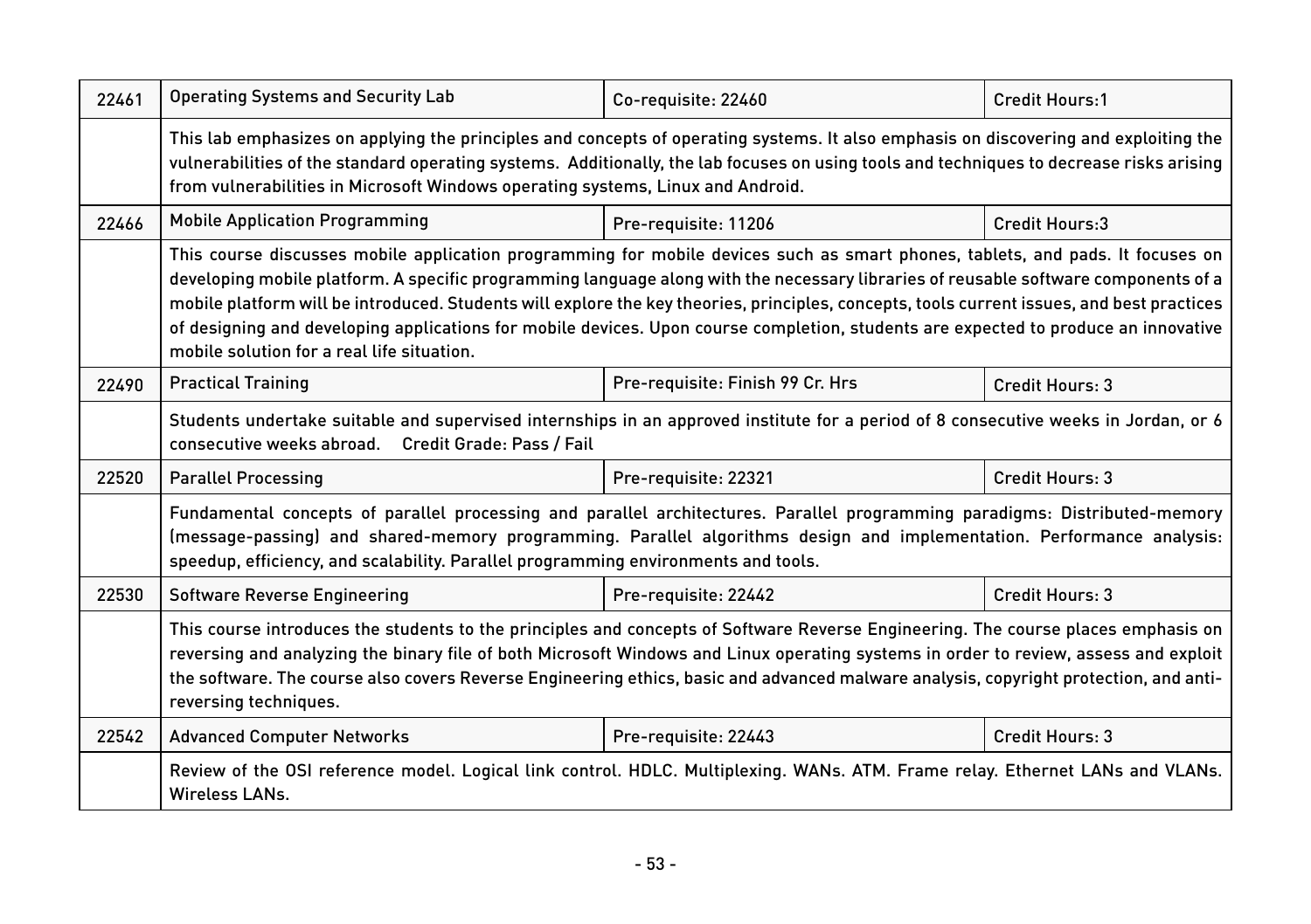| 22461 | Operating Systems and Security Lab | Co-requisite: 22460 | Credit Hours:1 |
|---|---|---|---|
| | This lab emphasizes on applying the principles and concepts of operating systems. It also emphasis on discovering and exploiting the vulnerabilities of the standard operating systems. Additionally, the lab focuses on using tools and techniques to decrease risks arising from vulnerabilities in Microsoft Windows operating systems, Linux and Android. | | |
| 22466 | Mobile Application Programming | Pre-requisite: 11206 | Credit Hours:3 |
| | This course discusses mobile application programming for mobile devices such as smart phones, tablets, and pads. It focuses on developing mobile platform. A specific programming language along with the necessary libraries of reusable software components of a mobile platform will be introduced. Students will explore the key theories, principles, concepts, tools current issues, and best practices of designing and developing applications for mobile devices. Upon course completion, students are expected to produce an innovative mobile solution for a real life situation. | | |
| 22490 | Practical Training | Pre-requisite: Finish 99 Cr. Hrs | Credit Hours: 3 |
| | Students undertake suitable and supervised internships in an approved institute for a period of 8 consecutive weeks in Jordan, or 6 consecutive weeks abroad. Credit Grade: Pass / Fail | | |
| 22520 | Parallel Processing | Pre-requisite: 22321 | Credit Hours: 3 |
| | Fundamental concepts of parallel processing and parallel architectures. Parallel programming paradigms: Distributed-memory (message-passing) and shared-memory programming. Parallel algorithms design and implementation. Performance analysis: speedup, efficiency, and scalability. Parallel programming environments and tools. | | |
| 22530 | Software Reverse Engineering | Pre-requisite: 22442 | Credit Hours: 3 |
| | This course introduces the students to the principles and concepts of Software Reverse Engineering. The course places emphasis on reversing and analyzing the binary file of both Microsoft Windows and Linux operating systems in order to review, assess and exploit the software. The course also covers Reverse Engineering ethics, basic and advanced malware analysis, copyright protection, and anti-reversing techniques. | | |
| 22542 | Advanced Computer Networks | Pre-requisite: 22443 | Credit Hours: 3 |
| | Review of the OSI reference model. Logical link control. HDLC. Multiplexing. WANs. ATM. Frame relay. Ethernet LANs and VLANs. Wireless LANs. | | |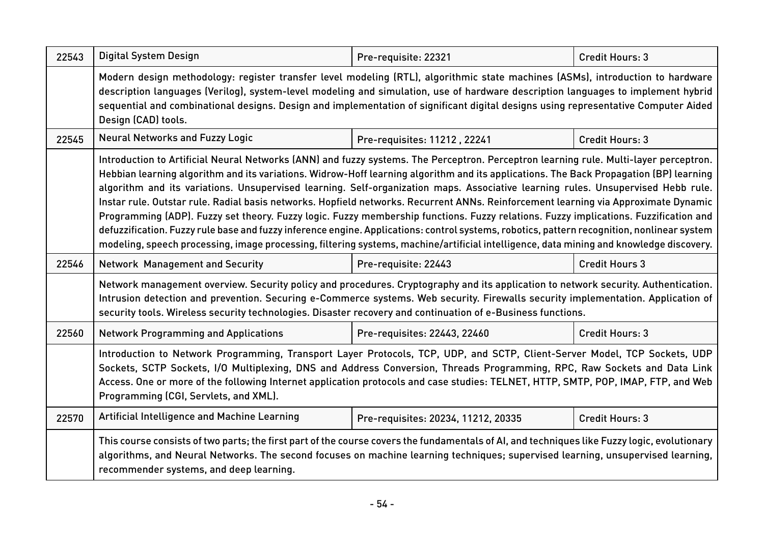| 22543 | Digital System Design | Pre-requisite: 22321 | Credit Hours: 3 |
|---|---|---|---|
| | Modern design methodology: register transfer level modeling (RTL), algorithmic state machines (ASMs), introduction to hardware description languages (Verilog), system-level modeling and simulation, use of hardware description languages to implement hybrid sequential and combinational designs. Design and implementation of significant digital designs using representative Computer Aided Design (CAD) tools. | | |
| 22545 | Neural Networks and Fuzzy Logic | Pre-requisites: 11212 , 22241 | Credit Hours: 3 |
| | Introduction to Artificial Neural Networks (ANN) and fuzzy systems. The Perceptron. Perceptron learning rule. Multi-layer perceptron. Hebbian learning algorithm and its variations. Widrow-Hoff learning algorithm and its applications. The Back Propagation (BP) learning algorithm and its variations. Unsupervised learning. Self-organization maps. Associative learning rules. Unsupervised Hebb rule. Instar rule. Outstar rule. Radial basis networks. Hopfield networks. Recurrent ANNs. Reinforcement learning via Approximate Dynamic Programming (ADP). Fuzzy set theory. Fuzzy logic. Fuzzy membership functions. Fuzzy relations. Fuzzy implications. Fuzzification and defuzzification. Fuzzy rule base and fuzzy inference engine. Applications: control systems, robotics, pattern recognition, nonlinear system modeling, speech processing, image processing, filtering systems, machine/artificial intelligence, data mining and knowledge discovery. | | |
| 22546 | Network Management and Security | Pre-requisite: 22443 | Credit Hours 3 |
| | Network management overview. Security policy and procedures. Cryptography and its application to network security. Authentication. Intrusion detection and prevention. Securing e-Commerce systems. Web security. Firewalls security implementation. Application of security tools. Wireless security technologies. Disaster recovery and continuation of e-Business functions. | | |
| 22560 | Network Programming and Applications | Pre-requisites: 22443, 22460 | Credit Hours: 3 |
| | Introduction to Network Programming, Transport Layer Protocols, TCP, UDP, and SCTP, Client-Server Model, TCP Sockets, UDP Sockets, SCTP Sockets, I/O Multiplexing, DNS and Address Conversion, Threads Programming, RPC, Raw Sockets and Data Link Access. One or more of the following Internet application protocols and case studies: TELNET, HTTP, SMTP, POP, IMAP, FTP, and Web Programming (CGI, Servlets, and XML). | | |
| 22570 | Artificial Intelligence and Machine Learning | Pre-requisites: 20234, 11212, 20335 | Credit Hours: 3 |
| | This course consists of two parts; the first part of the course covers the fundamentals of AI, and techniques like Fuzzy logic, evolutionary algorithms, and Neural Networks. The second focuses on machine learning techniques; supervised learning, unsupervised learning, recommender systems, and deep learning. | | |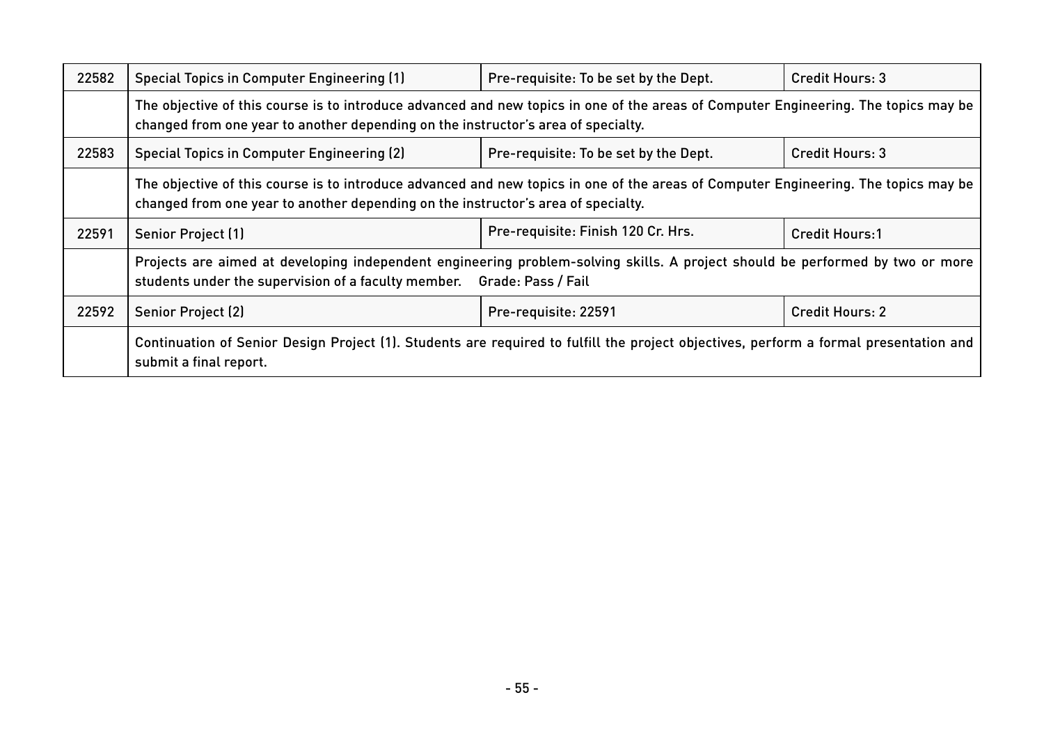| 22582 | Special Topics in Computer Engineering (1) | Pre-requisite: To be set by the Dept. | Credit Hours: 3 |
| --- | --- | --- | --- |
| | The objective of this course is to introduce advanced and new topics in one of the areas of Computer Engineering. The topics may be changed from one year to another depending on the instructor's area of specialty. | | |
| 22583 | Special Topics in Computer Engineering (2) | Pre-requisite: To be set by the Dept. | Credit Hours: 3 |
| | The objective of this course is to introduce advanced and new topics in one of the areas of Computer Engineering. The topics may be changed from one year to another depending on the instructor's area of specialty. | | |
| 22591 | Senior Project (1) | Pre-requisite: Finish 120 Cr. Hrs. | Credit Hours:1 |
| | Projects are aimed at developing independent engineering problem-solving skills. A project should be performed by two or more students under the supervision of a faculty member. Grade: Pass / Fail | | |
| 22592 | Senior Project (2) | Pre-requisite: 22591 | Credit Hours: 2 |
| | Continuation of Senior Design Project (1). Students are required to fulfill the project objectives, perform a formal presentation and submit a final report. | | |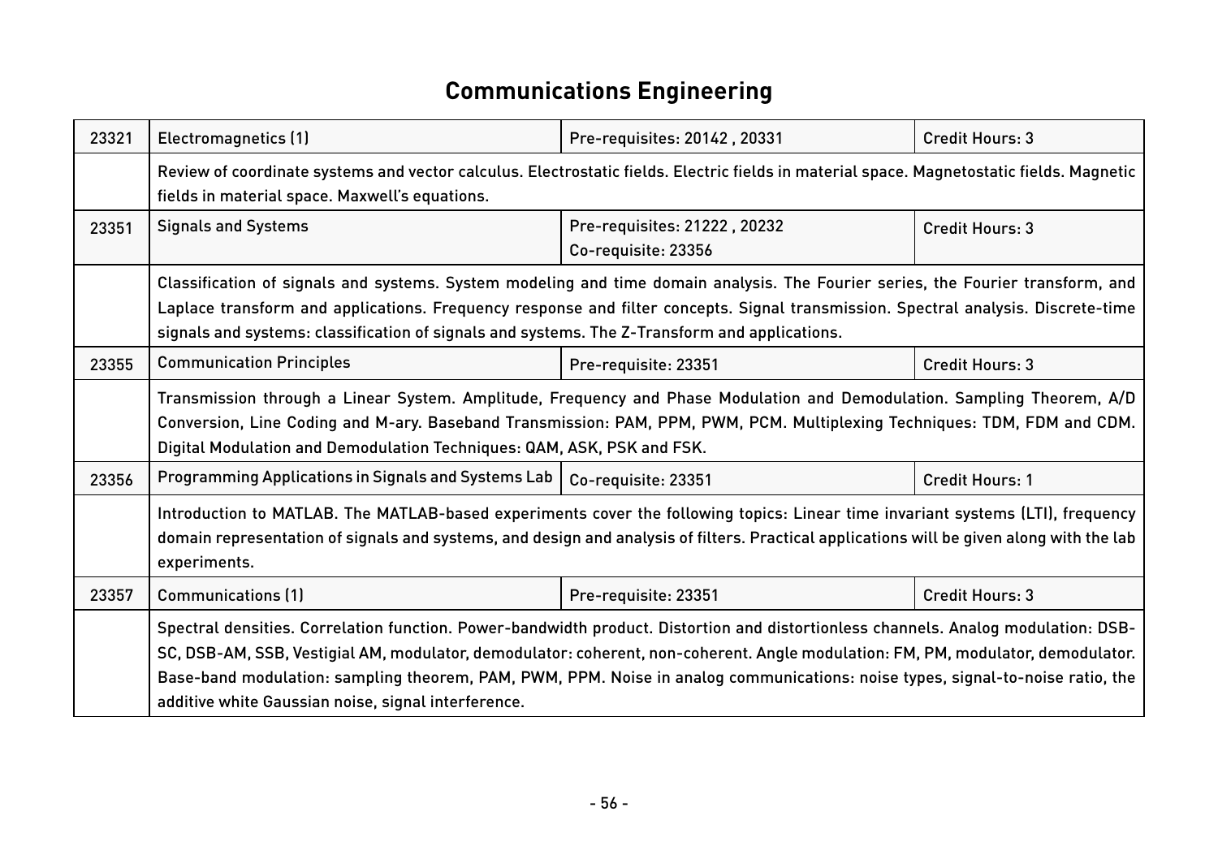# Communications Engineering

| 23321 | Electromagnetics (1) | Pre-requisites: 20142 , 20331 | Credit Hours: 3 |
|---|---|---|---|
| | Review of coordinate systems and vector calculus. Electrostatic fields. Electric fields in material space. Magnetostatic fields. Magnetic fields in material space. Maxwell's equations. | | |
| 23351 | Signals and Systems | Pre-requisites: 21222 , 20232<br>Co-requisite: 23356 | Credit Hours: 3 |
| | Classification of signals and systems. System modeling and time domain analysis. The Fourier series, the Fourier transform, and Laplace transform and applications. Frequency response and filter concepts. Signal transmission. Spectral analysis. Discrete-time signals and systems: classification of signals and systems. The Z-Transform and applications. | | |
| 23355 | Communication Principles | Pre-requisite: 23351 | Credit Hours: 3 |
| | Transmission through a Linear System. Amplitude, Frequency and Phase Modulation and Demodulation. Sampling Theorem, A/D Conversion, Line Coding and M-ary. Baseband Transmission: PAM, PPM, PWM, PCM. Multiplexing Techniques: TDM, FDM and CDM. Digital Modulation and Demodulation Techniques: QAM, ASK, PSK and FSK. | | |
| 23356 | Programming Applications in Signals and Systems Lab | Co-requisite: 23351 | Credit Hours: 1 |
| | Introduction to MATLAB. The MATLAB-based experiments cover the following topics: Linear time invariant systems (LTI), frequency domain representation of signals and systems, and design and analysis of filters. Practical applications will be given along with the lab experiments. | | |
| 23357 | Communications (1) | Pre-requisite: 23351 | Credit Hours: 3 |
| | Spectral densities. Correlation function. Power-bandwidth product. Distortion and distortionless channels. Analog modulation: DSB-SC, DSB-AM, SSB, Vestigial AM, modulator, demodulator: coherent, non-coherent. Angle modulation: FM, PM, modulator, demodulator. Base-band modulation: sampling theorem, PAM, PWM, PPM. Noise in analog communications: noise types, signal-to-noise ratio, the additive white Gaussian noise, signal interference. | | |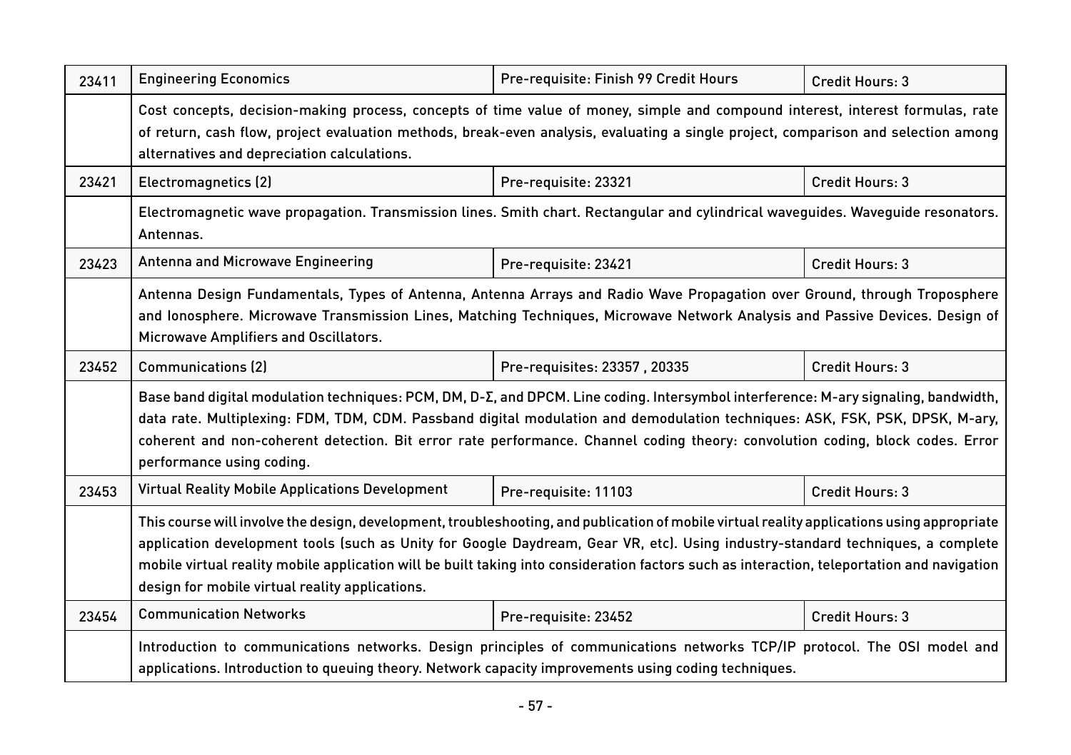| 23411 | Engineering Economics | Pre-requisite: Finish 99 Credit Hours | Credit Hours: 3 |
|---|---|---|---|
| | Cost concepts, decision-making process, concepts of time value of money, simple and compound interest, interest formulas, rate of return, cash flow, project evaluation methods, break-even analysis, evaluating a single project, comparison and selection among alternatives and depreciation calculations. | | |
| 23421 | Electromagnetics (2) | Pre-requisite: 23321 | Credit Hours: 3 |
| | Electromagnetic wave propagation. Transmission lines. Smith chart. Rectangular and cylindrical waveguides. Waveguide resonators. Antennas. | | |
| 23423 | Antenna and Microwave Engineering | Pre-requisite: 23421 | Credit Hours: 3 |
| | Antenna Design Fundamentals, Types of Antenna, Antenna Arrays and Radio Wave Propagation over Ground, through Troposphere and Ionosphere. Microwave Transmission Lines, Matching Techniques, Microwave Network Analysis and Passive Devices. Design of Microwave Amplifiers and Oscillators. | | |
| 23452 | Communications (2) | Pre-requisites: 23357 , 20335 | Credit Hours: 3 |
| | Base band digital modulation techniques: PCM, DM, D-Σ, and DPCM. Line coding. Intersymbol interference: M-ary signaling, bandwidth, data rate. Multiplexing: FDM, TDM, CDM. Passband digital modulation and demodulation techniques: ASK, FSK, PSK, DPSK, M-ary, coherent and non-coherent detection. Bit error rate performance. Channel coding theory: convolution coding, block codes. Error performance using coding. | | |
| 23453 | Virtual Reality Mobile Applications Development | Pre-requisite: 11103 | Credit Hours: 3 |
| | This course will involve the design, development, troubleshooting, and publication of mobile virtual reality applications using appropriate application development tools (such as Unity for Google Daydream, Gear VR, etc). Using industry-standard techniques, a complete mobile virtual reality mobile application will be built taking into consideration factors such as interaction, teleportation and navigation design for mobile virtual reality applications. | | |
| 23454 | Communication Networks | Pre-requisite: 23452 | Credit Hours: 3 |
| | Introduction to communications networks. Design principles of communications networks TCP/IP protocol. The OSI model and applications. Introduction to queuing theory. Network capacity improvements using coding techniques. | | |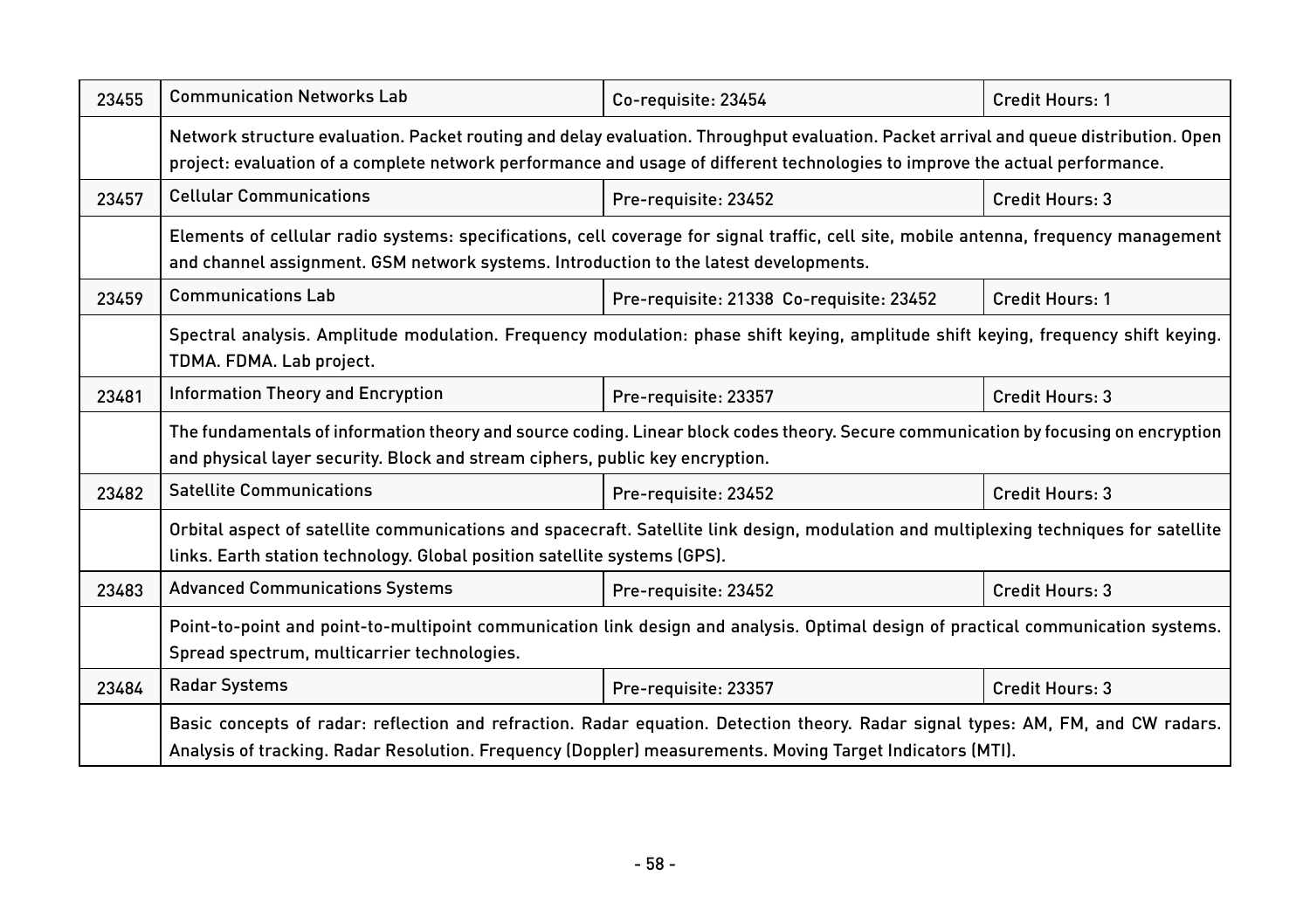| 23455 | Communication Networks Lab | Co-requisite: 23454 | Credit Hours: 1 |
|---|---|---|---|
| | Network structure evaluation. Packet routing and delay evaluation. Throughput evaluation. Packet arrival and queue distribution. Open project: evaluation of a complete network performance and usage of different technologies to improve the actual performance. | | |
| 23457 | Cellular Communications | Pre-requisite: 23452 | Credit Hours: 3 |
| | Elements of cellular radio systems: specifications, cell coverage for signal traffic, cell site, mobile antenna, frequency management and channel assignment. GSM network systems. Introduction to the latest developments. | | |
| 23459 | Communications Lab | Pre-requisite: 21338 Co-requisite: 23452 | Credit Hours: 1 |
| | Spectral analysis. Amplitude modulation. Frequency modulation: phase shift keying, amplitude shift keying, frequency shift keying. TDMA. FDMA. Lab project. | | |
| 23481 | Information Theory and Encryption | Pre-requisite: 23357 | Credit Hours: 3 |
| | The fundamentals of information theory and source coding. Linear block codes theory. Secure communication by focusing on encryption and physical layer security. Block and stream ciphers, public key encryption. | | |
| 23482 | Satellite Communications | Pre-requisite: 23452 | Credit Hours: 3 |
| | Orbital aspect of satellite communications and spacecraft. Satellite link design, modulation and multiplexing techniques for satellite links. Earth station technology. Global position satellite systems (GPS). | | |
| 23483 | Advanced Communications Systems | Pre-requisite: 23452 | Credit Hours: 3 |
| | Point-to-point and point-to-multipoint communication link design and analysis. Optimal design of practical communication systems. Spread spectrum, multicarrier technologies. | | |
| 23484 | Radar Systems | Pre-requisite: 23357 | Credit Hours: 3 |
| | Basic concepts of radar: reflection and refraction. Radar equation. Detection theory. Radar signal types: AM, FM, and CW radars. Analysis of tracking. Radar Resolution. Frequency (Doppler) measurements. Moving Target Indicators (MTI). | | |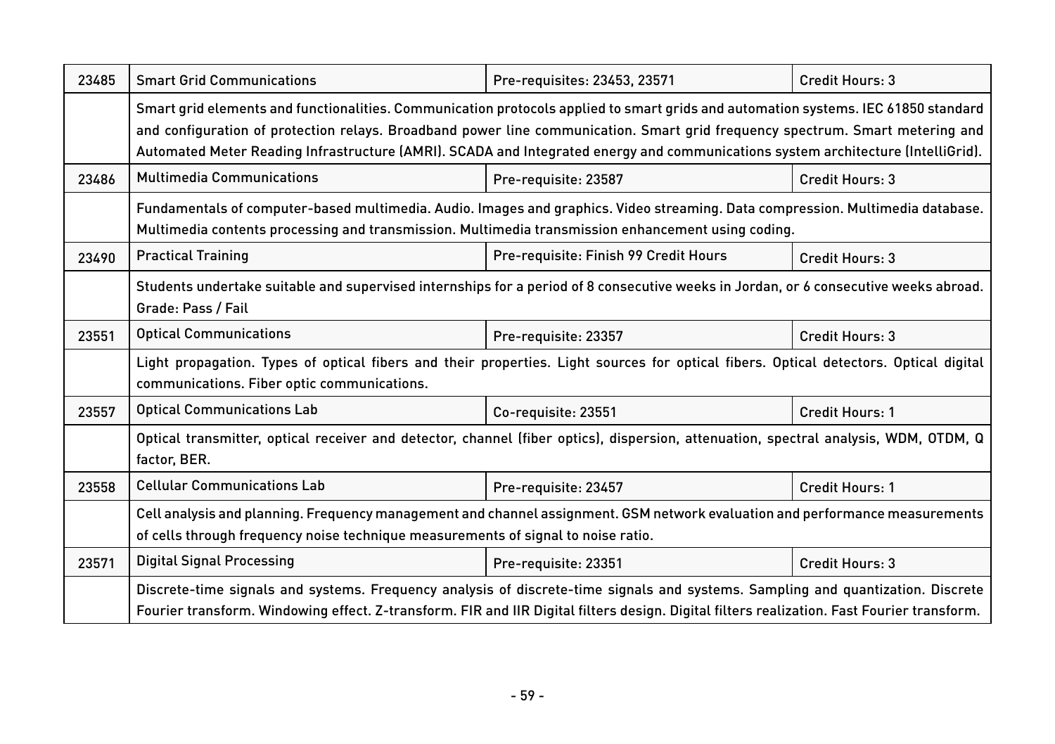| | | | |
|---|---|---|---|
| 23485 | Smart Grid Communications | Pre-requisites: 23453, 23571 | Credit Hours: 3 |
| | Smart grid elements and functionalities. Communication protocols applied to smart grids and automation systems. IEC 61850 standard and configuration of protection relays. Broadband power line communication. Smart grid frequency spectrum. Smart metering and Automated Meter Reading Infrastructure (AMRI). SCADA and Integrated energy and communications system architecture (IntelliGrid). | | |
| 23486 | Multimedia Communications | Pre-requisite: 23587 | Credit Hours: 3 |
| | Fundamentals of computer-based multimedia. Audio. Images and graphics. Video streaming. Data compression. Multimedia database. Multimedia contents processing and transmission. Multimedia transmission enhancement using coding. | | |
| 23490 | Practical Training | Pre-requisite: Finish 99 Credit Hours | Credit Hours: 3 |
| | Students undertake suitable and supervised internships for a period of 8 consecutive weeks in Jordan, or 6 consecutive weeks abroad. Grade: Pass / Fail | | |
| 23551 | Optical Communications | Pre-requisite: 23357 | Credit Hours: 3 |
| | Light propagation. Types of optical fibers and their properties. Light sources for optical fibers. Optical detectors. Optical digital communications. Fiber optic communications. | | |
| 23557 | Optical Communications Lab | Co-requisite: 23551 | Credit Hours: 1 |
| | Optical transmitter, optical receiver and detector, channel (fiber optics), dispersion, attenuation, spectral analysis, WDM, OTDM, Q factor, BER. | | |
| 23558 | Cellular Communications Lab | Pre-requisite: 23457 | Credit Hours: 1 |
| | Cell analysis and planning. Frequency management and channel assignment. GSM network evaluation and performance measurements of cells through frequency noise technique measurements of signal to noise ratio. | | |
| 23571 | Digital Signal Processing | Pre-requisite: 23351 | Credit Hours: 3 |
| | Discrete-time signals and systems. Frequency analysis of discrete-time signals and systems. Sampling and quantization. Discrete Fourier transform. Windowing effect. Z-transform. FIR and IIR Digital filters design. Digital filters realization. Fast Fourier transform. | | |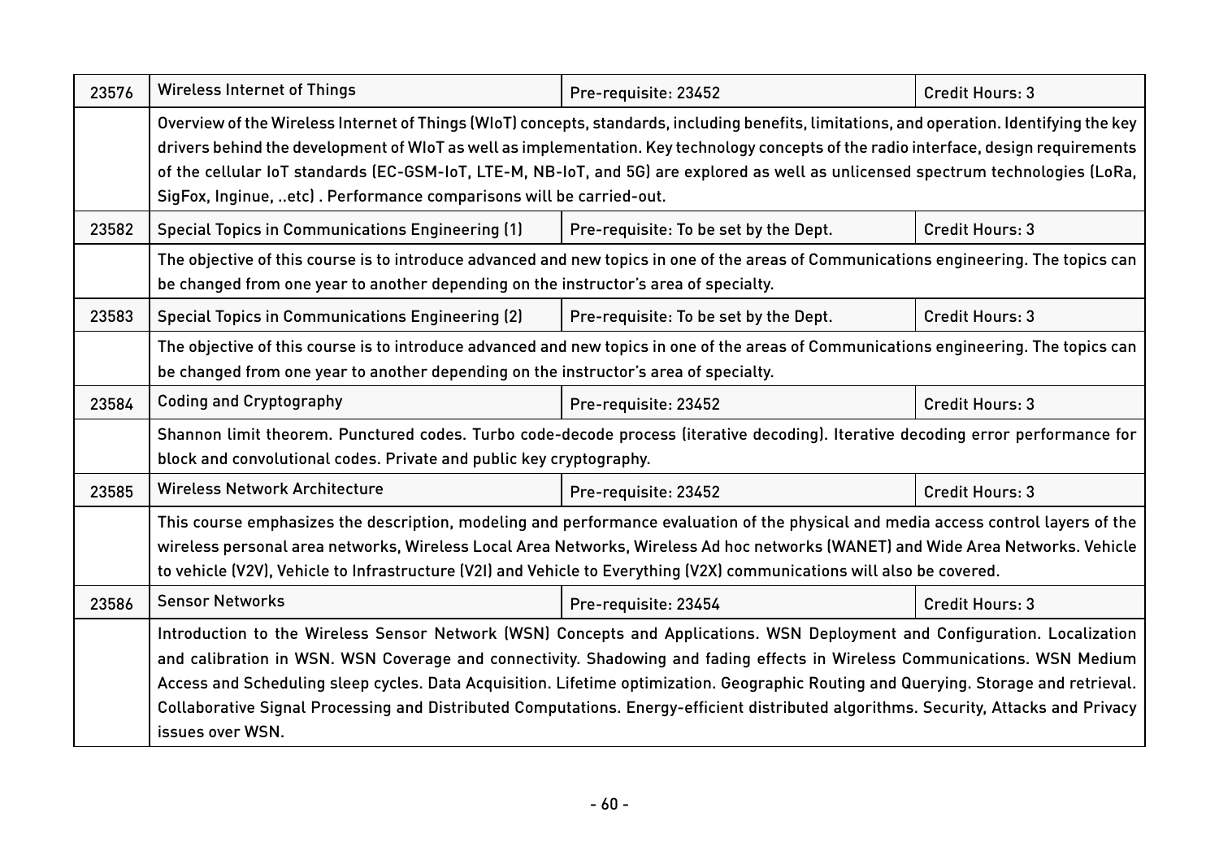| 23576 | Wireless Internet of Things | Pre-requisite: 23452 | Credit Hours: 3 |
|---|---|---|---|
| | Overview of the Wireless Internet of Things (WIoT) concepts, standards, including benefits, limitations, and operation. Identifying the key drivers behind the development of WIoT as well as implementation. Key technology concepts of the radio interface, design requirements of the cellular IoT standards (EC-GSM-IoT, LTE-M, NB-IoT, and 5G) are explored as well as unlicensed spectrum technologies (LoRa, SigFox, Inginue, ..etc) . Performance comparisons will be carried-out. | | |
| 23582 | Special Topics in Communications Engineering (1) | Pre-requisite: To be set by the Dept. | Credit Hours: 3 |
| | The objective of this course is to introduce advanced and new topics in one of the areas of Communications engineering. The topics can be changed from one year to another depending on the instructor's area of specialty. | | |
| 23583 | Special Topics in Communications Engineering (2) | Pre-requisite: To be set by the Dept. | Credit Hours: 3 |
| | The objective of this course is to introduce advanced and new topics in one of the areas of Communications engineering. The topics can be changed from one year to another depending on the instructor's area of specialty. | | |
| 23584 | Coding and Cryptography | Pre-requisite: 23452 | Credit Hours: 3 |
| | Shannon limit theorem. Punctured codes. Turbo code-decode process (iterative decoding). Iterative decoding error performance for block and convolutional codes. Private and public key cryptography. | | |
| 23585 | Wireless Network Architecture | Pre-requisite: 23452 | Credit Hours: 3 |
| | This course emphasizes the description, modeling and performance evaluation of the physical and media access control layers of the wireless personal area networks, Wireless Local Area Networks, Wireless Ad hoc networks (WANET) and Wide Area Networks. Vehicle to vehicle (V2V), Vehicle to Infrastructure (V2I) and Vehicle to Everything (V2X) communications will also be covered. | | |
| 23586 | Sensor Networks | Pre-requisite: 23454 | Credit Hours: 3 |
| | Introduction to the Wireless Sensor Network (WSN) Concepts and Applications. WSN Deployment and Configuration. Localization and calibration in WSN. WSN Coverage and connectivity. Shadowing and fading effects in Wireless Communications. WSN Medium Access and Scheduling sleep cycles. Data Acquisition. Lifetime optimization. Geographic Routing and Querying. Storage and retrieval. Collaborative Signal Processing and Distributed Computations. Energy-efficient distributed algorithms. Security, Attacks and Privacy issues over WSN. | | |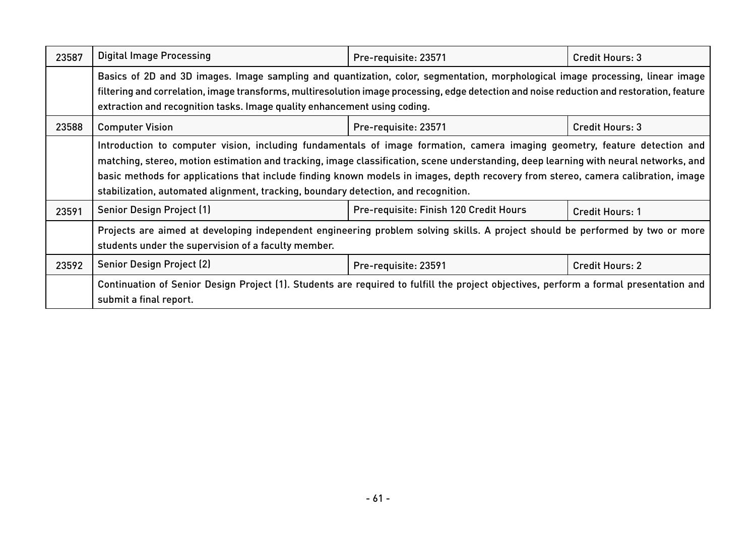| 23587 | Digital Image Processing | Pre-requisite: 23571 | Credit Hours: 3 |
|---|---|---|---|
| | Basics of 2D and 3D images. Image sampling and quantization, color, segmentation, morphological image processing, linear image filtering and correlation, image transforms, multiresolution image processing, edge detection and noise reduction and restoration, feature extraction and recognition tasks. Image quality enhancement using coding. | | |
| 23588 | Computer Vision | Pre-requisite: 23571 | Credit Hours: 3 |
| | Introduction to computer vision, including fundamentals of image formation, camera imaging geometry, feature detection and matching, stereo, motion estimation and tracking, image classification, scene understanding, deep learning with neural networks, and basic methods for applications that include finding known models in images, depth recovery from stereo, camera calibration, image stabilization, automated alignment, tracking, boundary detection, and recognition. | | |
| 23591 | Senior Design Project (1) | Pre-requisite: Finish 120 Credit Hours | Credit Hours: 1 |
| | Projects are aimed at developing independent engineering problem solving skills. A project should be performed by two or more students under the supervision of a faculty member. | | |
| 23592 | Senior Design Project (2) | Pre-requisite: 23591 | Credit Hours: 2 |
| | Continuation of Senior Design Project (1). Students are required to fulfill the project objectives, perform a formal presentation and submit a final report. | | |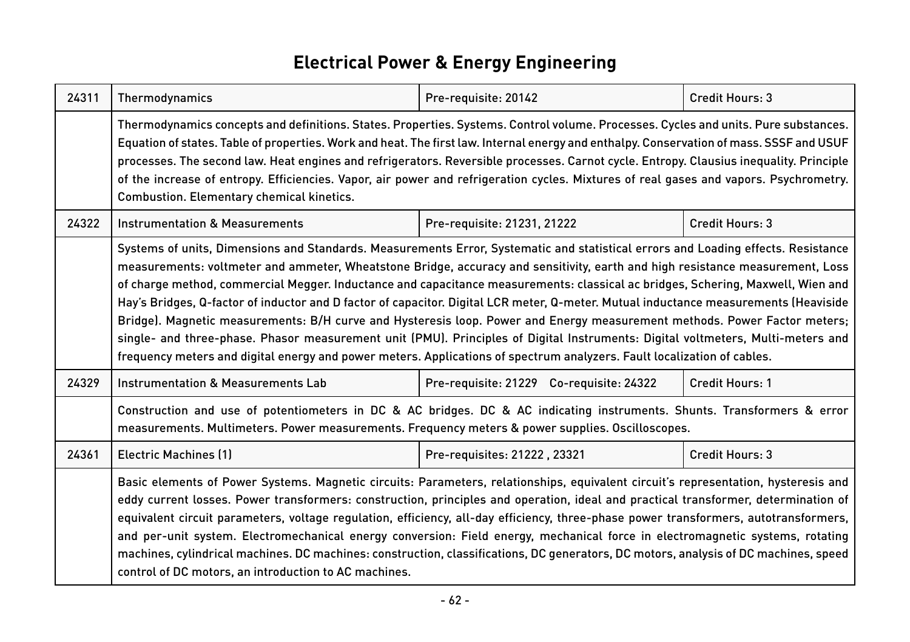# Electrical Power & Energy Engineering

| | | | |
|---|---|---|---|
| 24311 | Thermodynamics | Pre-requisite: 20142 | Credit Hours: 3 |
| | Thermodynamics concepts and definitions. States. Properties. Systems. Control volume. Processes. Cycles and units. Pure substances. Equation of states. Table of properties. Work and heat. The first law. Internal energy and enthalpy. Conservation of mass. SSSF and USUF processes. The second law. Heat engines and refrigerators. Reversible processes. Carnot cycle. Entropy. Clausius inequality. Principle of the increase of entropy. Efficiencies. Vapor, air power and refrigeration cycles. Mixtures of real gases and vapors. Psychrometry. Combustion. Elementary chemical kinetics. | | |
| 24322 | Instrumentation & Measurements | Pre-requisite: 21231, 21222 | Credit Hours: 3 |
| | Systems of units, Dimensions and Standards. Measurements Error, Systematic and statistical errors and Loading effects. Resistance measurements: voltmeter and ammeter, Wheatstone Bridge, accuracy and sensitivity, earth and high resistance measurement, Loss of charge method, commercial Megger. Inductance and capacitance measurements: classical ac bridges, Schering, Maxwell, Wien and Hay's Bridges, Q-factor of inductor and D factor of capacitor. Digital LCR meter, Q-meter. Mutual inductance measurements (Heaviside Bridge). Magnetic measurements: B/H curve and Hysteresis loop. Power and Energy measurement methods. Power Factor meters; single- and three-phase. Phasor measurement unit (PMU). Principles of Digital Instruments: Digital voltmeters, Multi-meters and frequency meters and digital energy and power meters. Applications of spectrum analyzers. Fault localization of cables. | | |
| 24329 | Instrumentation & Measurements Lab | Pre-requisite: 21229 Co-requisite: 24322 | Credit Hours: 1 |
| | Construction and use of potentiometers in DC & AC bridges. DC & AC indicating instruments. Shunts. Transformers & error measurements. Multimeters. Power measurements. Frequency meters & power supplies. Oscilloscopes. | | |
| 24361 | Electric Machines (1) | Pre-requisites: 21222 , 23321 | Credit Hours: 3 |
| | Basic elements of Power Systems. Magnetic circuits: Parameters, relationships, equivalent circuit's representation, hysteresis and eddy current losses. Power transformers: construction, principles and operation, ideal and practical transformer, determination of equivalent circuit parameters, voltage regulation, efficiency, all-day efficiency, three-phase power transformers, autotransformers, and per-unit system. Electromechanical energy conversion: Field energy, mechanical force in electromagnetic systems, rotating machines, cylindrical machines. DC machines: construction, classifications, DC generators, DC motors, analysis of DC machines, speed control of DC motors, an introduction to AC machines. | | |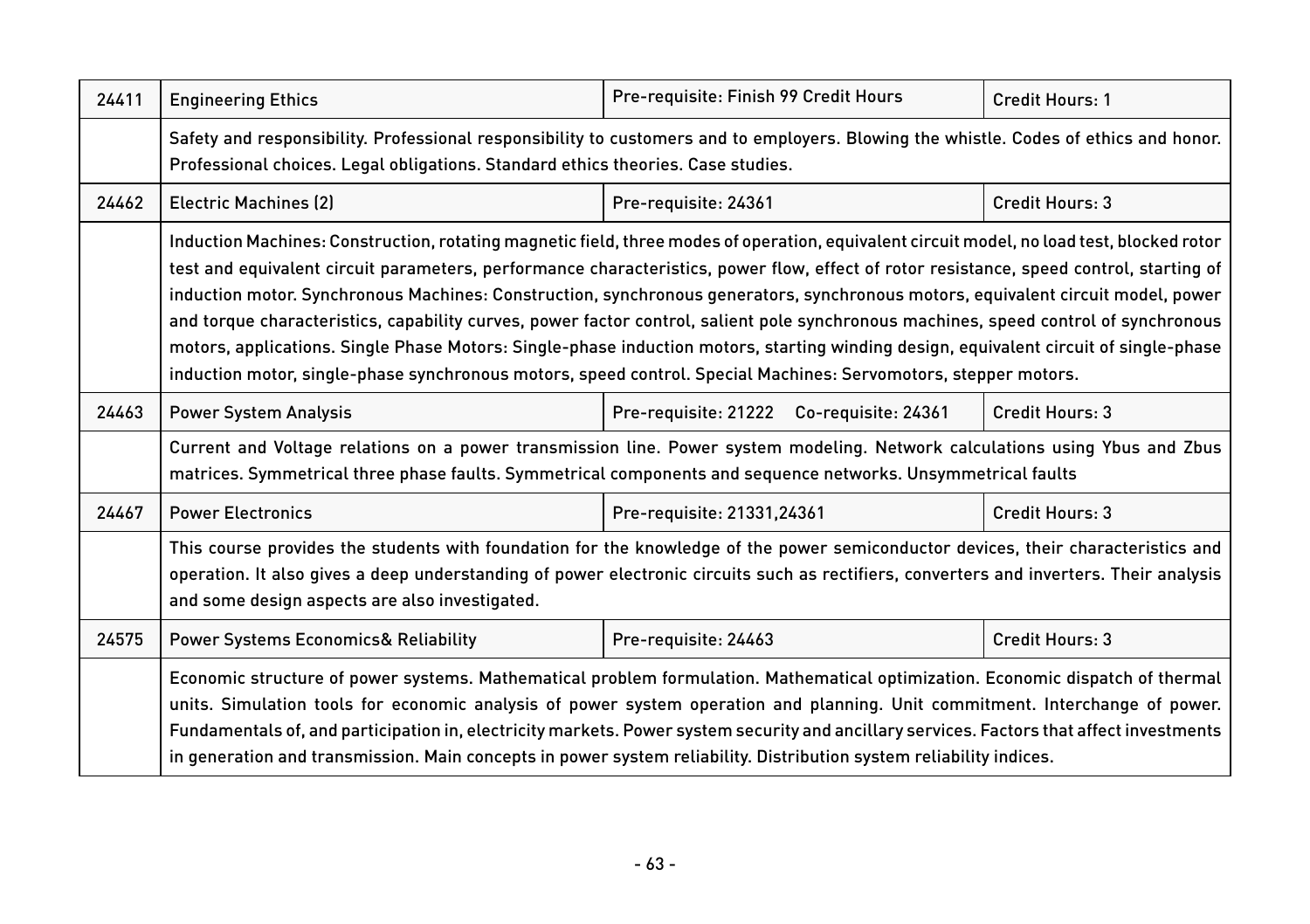| 24411 | Engineering Ethics | Pre-requisite: Finish 99 Credit Hours | Credit Hours: 1 |
|---|---|---|---|
| | Safety and responsibility. Professional responsibility to customers and to employers. Blowing the whistle. Codes of ethics and honor. Professional choices. Legal obligations. Standard ethics theories. Case studies. | | |
| 24462 | Electric Machines (2) | Pre-requisite: 24361 | Credit Hours: 3 |
| | Induction Machines: Construction, rotating magnetic field, three modes of operation, equivalent circuit model, no load test, blocked rotor test and equivalent circuit parameters, performance characteristics, power flow, effect of rotor resistance, speed control, starting of induction motor. Synchronous Machines: Construction, synchronous generators, synchronous motors, equivalent circuit model, power and torque characteristics, capability curves, power factor control, salient pole synchronous machines, speed control of synchronous motors, applications. Single Phase Motors: Single-phase induction motors, starting winding design, equivalent circuit of single-phase induction motor, single-phase synchronous motors, speed control. Special Machines: Servomotors, stepper motors. | | |
| 24463 | Power System Analysis | Pre-requisite: 21222 Co-requisite: 24361 | Credit Hours: 3 |
| | Current and Voltage relations on a power transmission line. Power system modeling. Network calculations using Ybus and Zbus matrices. Symmetrical three phase faults. Symmetrical components and sequence networks. Unsymmetrical faults | | |
| 24467 | Power Electronics | Pre-requisite: 21331,24361 | Credit Hours: 3 |
| | This course provides the students with foundation for the knowledge of the power semiconductor devices, their characteristics and operation. It also gives a deep understanding of power electronic circuits such as rectifiers, converters and inverters. Their analysis and some design aspects are also investigated. | | |
| 24575 | Power Systems Economics& Reliability | Pre-requisite: 24463 | Credit Hours: 3 |
| | Economic structure of power systems. Mathematical problem formulation. Mathematical optimization. Economic dispatch of thermal units. Simulation tools for economic analysis of power system operation and planning. Unit commitment. Interchange of power. Fundamentals of, and participation in, electricity markets. Power system security and ancillary services. Factors that affect investments in generation and transmission. Main concepts in power system reliability. Distribution system reliability indices. | | |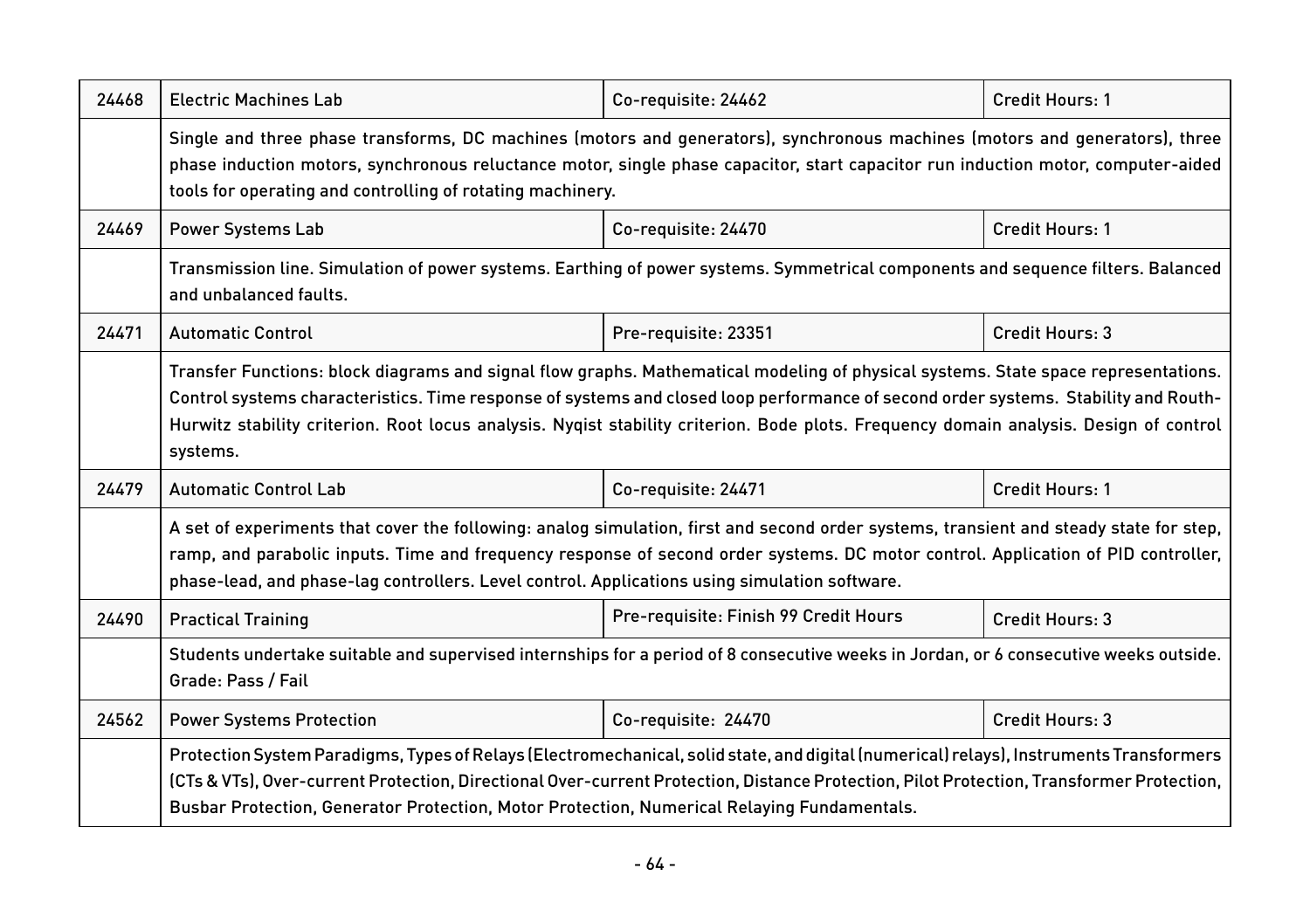| | | | |
|---|---|---|---|
| 24468 | Electric Machines Lab | Co-requisite: 24462 | Credit Hours: 1 |
| | Single and three phase transforms, DC machines (motors and generators), synchronous machines (motors and generators), three phase induction motors, synchronous reluctance motor, single phase capacitor, start capacitor run induction motor, computer-aided tools for operating and controlling of rotating machinery. | | |
| 24469 | Power Systems Lab | Co-requisite: 24470 | Credit Hours: 1 |
| | Transmission line. Simulation of power systems. Earthing of power systems. Symmetrical components and sequence filters. Balanced and unbalanced faults. | | |
| 24471 | Automatic Control | Pre-requisite: 23351 | Credit Hours: 3 |
| | Transfer Functions: block diagrams and signal flow graphs. Mathematical modeling of physical systems. State space representations. Control systems characteristics. Time response of systems and closed loop performance of second order systems. Stability and Routh-Hurwitz stability criterion. Root locus analysis. Nyqist stability criterion. Bode plots. Frequency domain analysis. Design of control systems. | | |
| 24479 | Automatic Control Lab | Co-requisite: 24471 | Credit Hours: 1 |
| | A set of experiments that cover the following: analog simulation, first and second order systems, transient and steady state for step, ramp, and parabolic inputs. Time and frequency response of second order systems. DC motor control. Application of PID controller, phase-lead, and phase-lag controllers. Level control. Applications using simulation software. | | |
| 24490 | Practical Training | Pre-requisite: Finish 99 Credit Hours | Credit Hours: 3 |
| | Students undertake suitable and supervised internships for a period of 8 consecutive weeks in Jordan, or 6 consecutive weeks outside. Grade: Pass / Fail | | |
| 24562 | Power Systems Protection | Co-requisite: 24470 | Credit Hours: 3 |
| | Protection System Paradigms, Types of Relays (Electromechanical, solid state, and digital (numerical) relays), Instruments Transformers (CTs & VTs), Over-current Protection, Directional Over-current Protection, Distance Protection, Pilot Protection, Transformer Protection, Busbar Protection, Generator Protection, Motor Protection, Numerical Relaying Fundamentals. | | |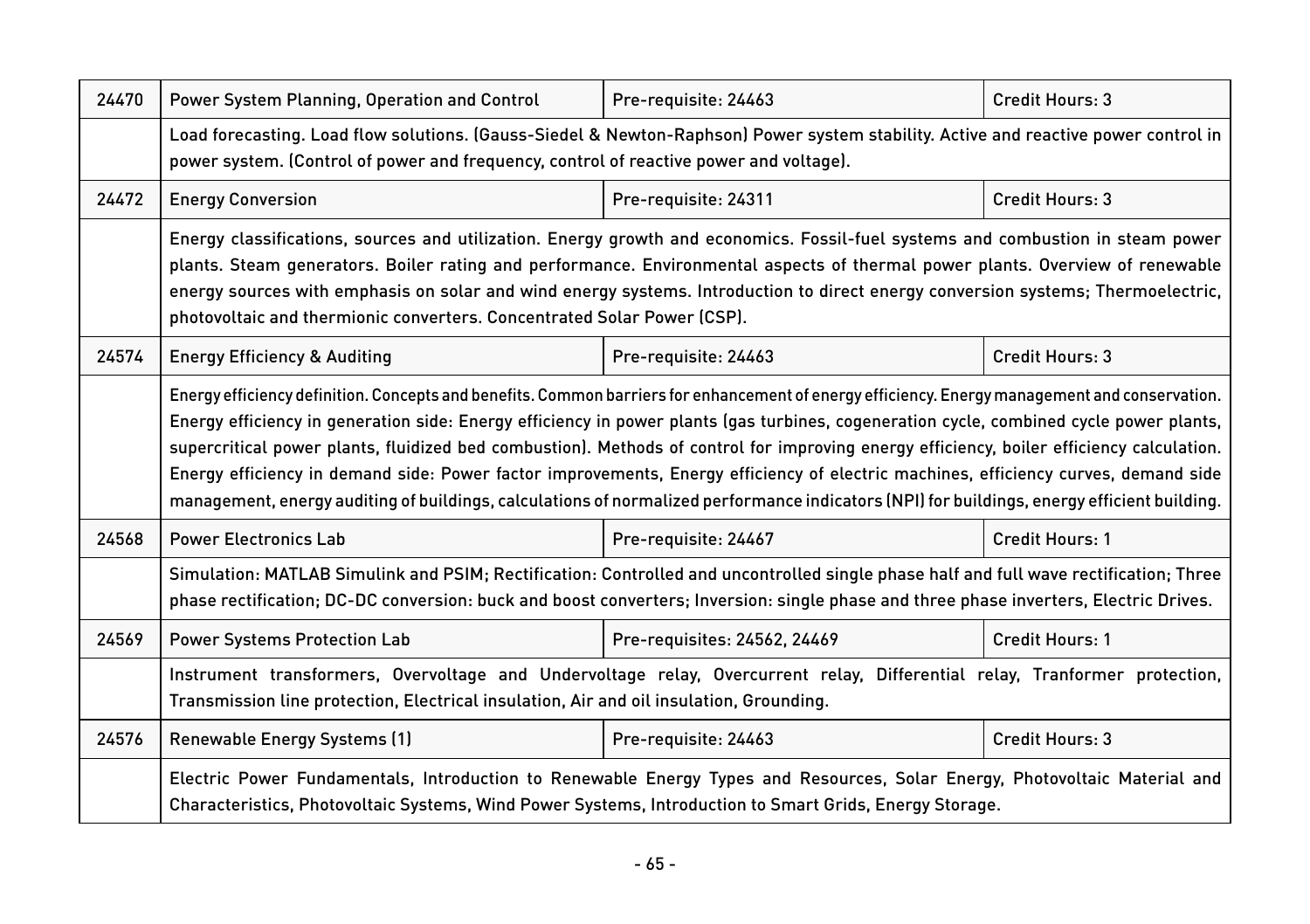| 24470 | Power System Planning, Operation and Control | Pre-requisite: 24463 | Credit Hours: 3 |
|---|---|---|---|
| | Load forecasting. Load flow solutions. (Gauss-Siedel & Newton-Raphson) Power system stability. Active and reactive power control in power system. (Control of power and frequency, control of reactive power and voltage). | | |
| 24472 | Energy Conversion | Pre-requisite: 24311 | Credit Hours: 3 |
| | Energy classifications, sources and utilization. Energy growth and economics. Fossil-fuel systems and combustion in steam power plants. Steam generators. Boiler rating and performance. Environmental aspects of thermal power plants. Overview of renewable energy sources with emphasis on solar and wind energy systems. Introduction to direct energy conversion systems; Thermoelectric, photovoltaic and thermionic converters. Concentrated Solar Power (CSP). | | |
| 24574 | Energy Efficiency & Auditing | Pre-requisite: 24463 | Credit Hours: 3 |
| | Energy efficiency definition. Concepts and benefits. Common barriers for enhancement of energy efficiency. Energy management and conservation. Energy efficiency in generation side: Energy efficiency in power plants (gas turbines, cogeneration cycle, combined cycle power plants, supercritical power plants, fluidized bed combustion). Methods of control for improving energy efficiency, boiler efficiency calculation. Energy efficiency in demand side: Power factor improvements, Energy efficiency of electric machines, efficiency curves, demand side management, energy auditing of buildings, calculations of normalized performance indicators (NPI) for buildings, energy efficient building. | | |
| 24568 | Power Electronics Lab | Pre-requisite: 24467 | Credit Hours: 1 |
| | Simulation: MATLAB Simulink and PSIM; Rectification: Controlled and uncontrolled single phase half and full wave rectification; Three phase rectification; DC-DC conversion: buck and boost converters; Inversion: single phase and three phase inverters, Electric Drives. | | |
| 24569 | Power Systems Protection Lab | Pre-requisites: 24562, 24469 | Credit Hours: 1 |
| | Instrument transformers, Overvoltage and Undervoltage relay, Overcurrent relay, Differential relay, Tranformer protection, Transmission line protection, Electrical insulation, Air and oil insulation, Grounding. | | |
| 24576 | Renewable Energy Systems (1) | Pre-requisite: 24463 | Credit Hours: 3 |
| | Electric Power Fundamentals, Introduction to Renewable Energy Types and Resources, Solar Energy, Photovoltaic Material and Characteristics, Photovoltaic Systems, Wind Power Systems, Introduction to Smart Grids, Energy Storage. | | |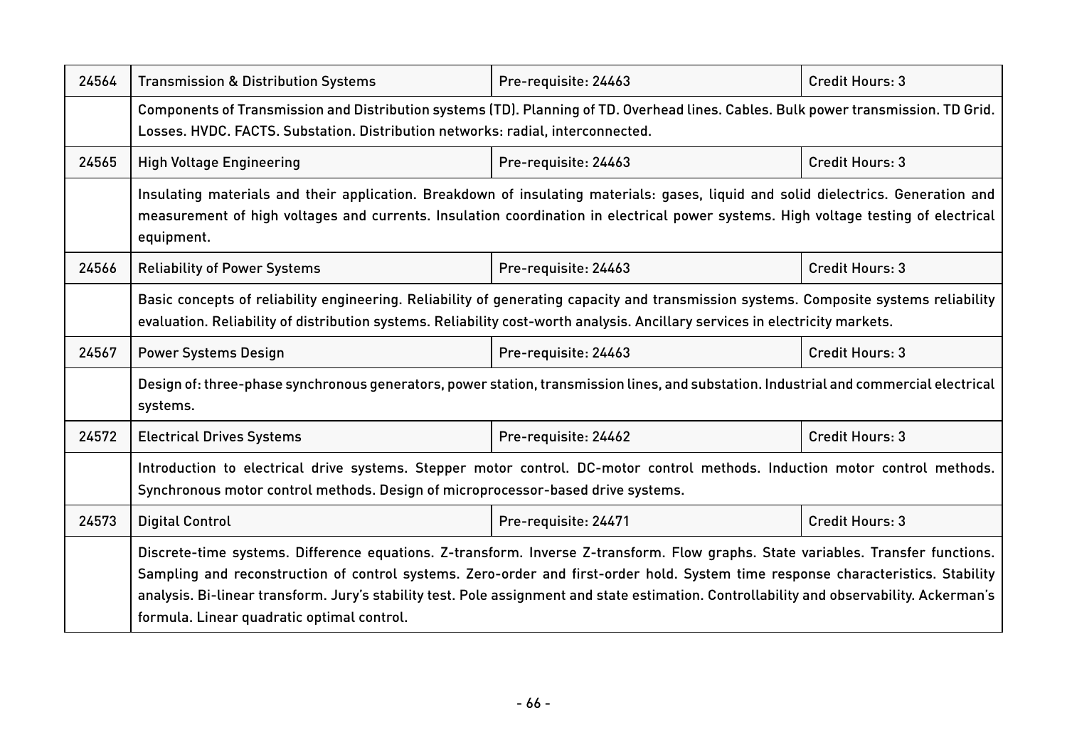| 24564 | Transmission & Distribution Systems | Pre-requisite: 24463 | Credit Hours: 3 |
|---|---|---|---|
| | Components of Transmission and Distribution systems (TD). Planning of TD. Overhead lines. Cables. Bulk power transmission. TD Grid. Losses. HVDC. FACTS. Substation. Distribution networks: radial, interconnected. | | |
| 24565 | High Voltage Engineering | Pre-requisite: 24463 | Credit Hours: 3 |
| | Insulating materials and their application. Breakdown of insulating materials: gases, liquid and solid dielectrics. Generation and measurement of high voltages and currents. Insulation coordination in electrical power systems. High voltage testing of electrical equipment. | | |
| 24566 | Reliability of Power Systems | Pre-requisite: 24463 | Credit Hours: 3 |
| | Basic concepts of reliability engineering. Reliability of generating capacity and transmission systems. Composite systems reliability evaluation. Reliability of distribution systems. Reliability cost-worth analysis. Ancillary services in electricity markets. | | |
| 24567 | Power Systems Design | Pre-requisite: 24463 | Credit Hours: 3 |
| | Design of: three-phase synchronous generators, power station, transmission lines, and substation. Industrial and commercial electrical systems. | | |
| 24572 | Electrical Drives Systems | Pre-requisite: 24462 | Credit Hours: 3 |
| | Introduction to electrical drive systems. Stepper motor control. DC-motor control methods. Induction motor control methods. Synchronous motor control methods. Design of microprocessor-based drive systems. | | |
| 24573 | Digital Control | Pre-requisite: 24471 | Credit Hours: 3 |
| | Discrete-time systems. Difference equations. Z-transform. Inverse Z-transform. Flow graphs. State variables. Transfer functions. Sampling and reconstruction of control systems. Zero-order and first-order hold. System time response characteristics. Stability analysis. Bi-linear transform. Jury's stability test. Pole assignment and state estimation. Controllability and observability. Ackerman's formula. Linear quadratic optimal control. | | |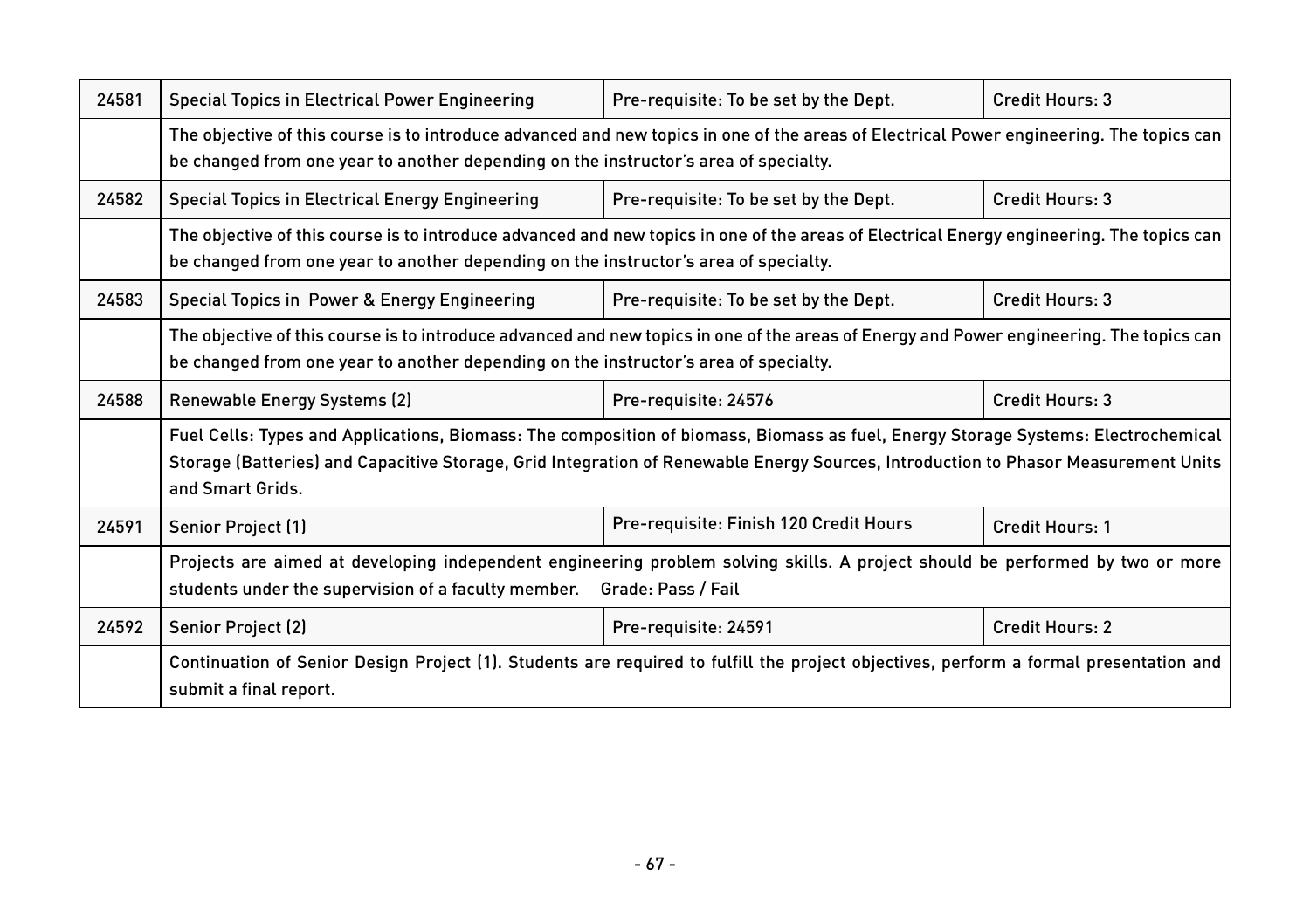| 24581 | Special Topics in Electrical Power Engineering | Pre-requisite: To be set by the Dept. | Credit Hours: 3 |
|---|---|---|---|
| | The objective of this course is to introduce advanced and new topics in one of the areas of Electrical Power engineering. The topics can be changed from one year to another depending on the instructor's area of specialty. | | |
| 24582 | Special Topics in Electrical Energy Engineering | Pre-requisite: To be set by the Dept. | Credit Hours: 3 |
| | The objective of this course is to introduce advanced and new topics in one of the areas of Electrical Energy engineering. The topics can be changed from one year to another depending on the instructor's area of specialty. | | |
| 24583 | Special Topics in Power & Energy Engineering | Pre-requisite: To be set by the Dept. | Credit Hours: 3 |
| | The objective of this course is to introduce advanced and new topics in one of the areas of Energy and Power engineering. The topics can be changed from one year to another depending on the instructor's area of specialty. | | |
| 24588 | Renewable Energy Systems (2) | Pre-requisite: 24576 | Credit Hours: 3 |
| | Fuel Cells: Types and Applications, Biomass: The composition of biomass, Biomass as fuel, Energy Storage Systems: Electrochemical Storage (Batteries) and Capacitive Storage, Grid Integration of Renewable Energy Sources, Introduction to Phasor Measurement Units and Smart Grids. | | |
| 24591 | Senior Project (1) | Pre-requisite: Finish 120 Credit Hours | Credit Hours: 1 |
| | Projects are aimed at developing independent engineering problem solving skills. A project should be performed by two or more students under the supervision of a faculty member. Grade: Pass / Fail | | |
| 24592 | Senior Project (2) | Pre-requisite: 24591 | Credit Hours: 2 |
| | Continuation of Senior Design Project (1). Students are required to fulfill the project objectives, perform a formal presentation and submit a final report. | | |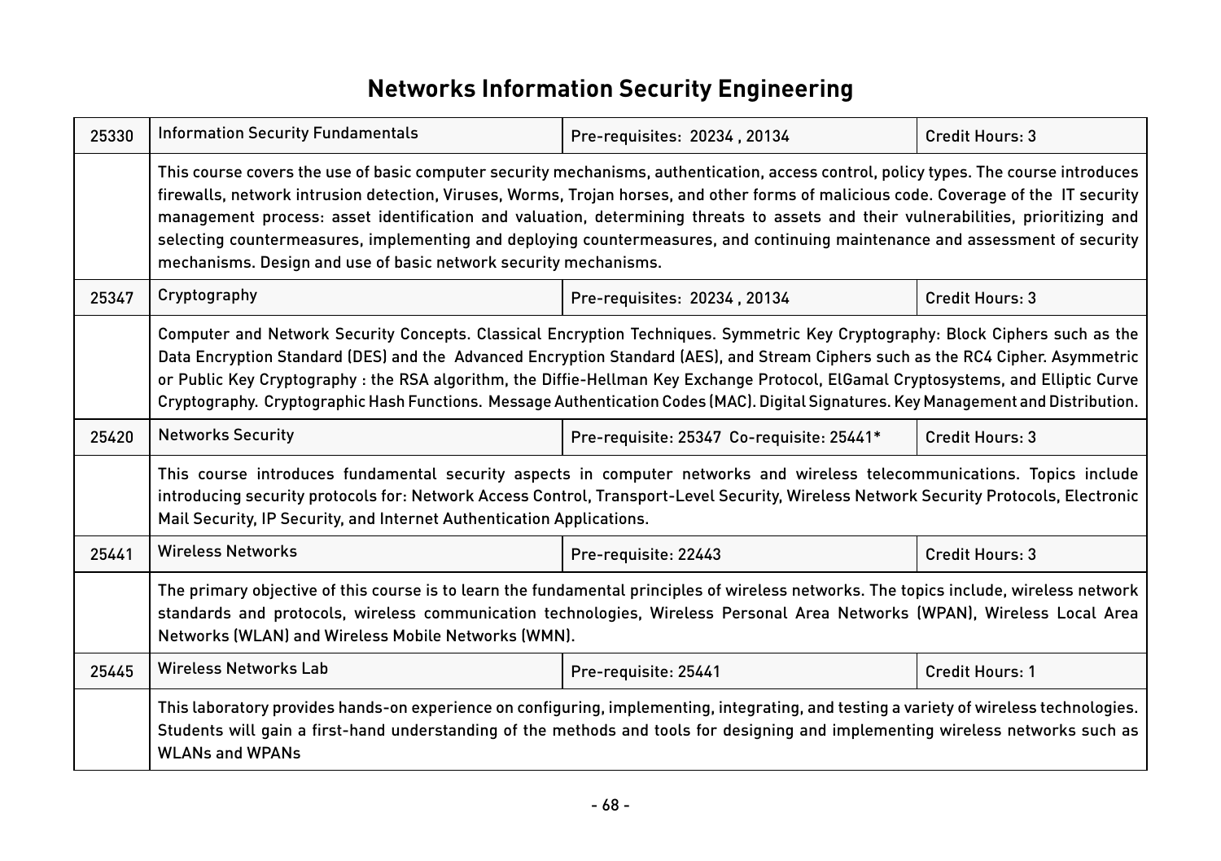# Networks Information Security Engineering

| | | | |
|---|---|---|---|
| 25330 | Information Security Fundamentals | Pre-requisites: 20234 , 20134 | Credit Hours: 3 |
| | This course covers the use of basic computer security mechanisms, authentication, access control, policy types. The course introduces firewalls, network intrusion detection, Viruses, Worms, Trojan horses, and other forms of malicious code. Coverage of the IT security management process: asset identification and valuation, determining threats to assets and their vulnerabilities, prioritizing and selecting countermeasures, implementing and deploying countermeasures, and continuing maintenance and assessment of security mechanisms. Design and use of basic network security mechanisms. | | |
| 25347 | Cryptography | Pre-requisites: 20234 , 20134 | Credit Hours: 3 |
| | Computer and Network Security Concepts. Classical Encryption Techniques. Symmetric Key Cryptography: Block Ciphers such as the Data Encryption Standard (DES) and the Advanced Encryption Standard (AES), and Stream Ciphers such as the RC4 Cipher. Asymmetric or Public Key Cryptography : the RSA algorithm, the Diffie-Hellman Key Exchange Protocol, ElGamal Cryptosystems, and Elliptic Curve Cryptography. Cryptographic Hash Functions. Message Authentication Codes (MAC). Digital Signatures. Key Management and Distribution. | | |
| 25420 | Networks Security | Pre-requisite: 25347 Co-requisite: 25441* | Credit Hours: 3 |
| | This course introduces fundamental security aspects in computer networks and wireless telecommunications. Topics include introducing security protocols for: Network Access Control, Transport-Level Security, Wireless Network Security Protocols, Electronic Mail Security, IP Security, and Internet Authentication Applications. | | |
| 25441 | Wireless Networks | Pre-requisite: 22443 | Credit Hours: 3 |
| | The primary objective of this course is to learn the fundamental principles of wireless networks. The topics include, wireless network standards and protocols, wireless communication technologies, Wireless Personal Area Networks (WPAN), Wireless Local Area Networks (WLAN) and Wireless Mobile Networks (WMN). | | |
| 25445 | Wireless Networks Lab | Pre-requisite: 25441 | Credit Hours: 1 |
| | This laboratory provides hands-on experience on configuring, implementing, integrating, and testing a variety of wireless technologies. Students will gain a first-hand understanding of the methods and tools for designing and implementing wireless networks such as WLANs and WPANs | | |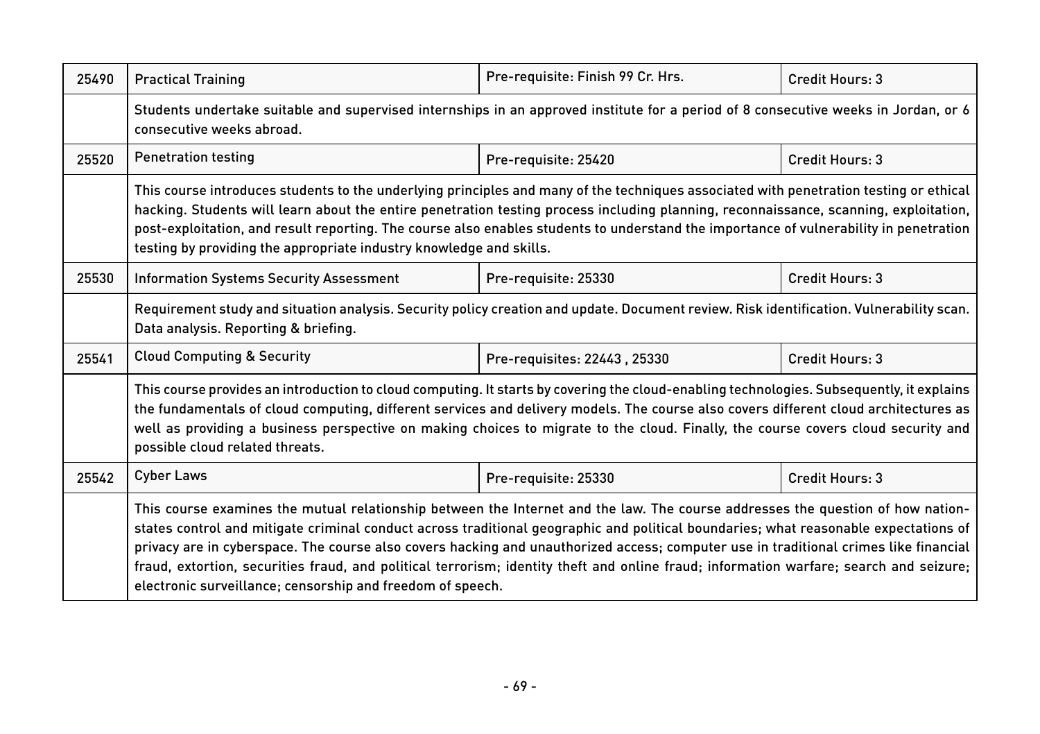| | | | |
|---|---|---|---|
| 25490 | Practical Training | Pre-requisite: Finish 99 Cr. Hrs. | Credit Hours: 3 |
| | Students undertake suitable and supervised internships in an approved institute for a period of 8 consecutive weeks in Jordan, or 6 consecutive weeks abroad. | | |
| 25520 | Penetration testing | Pre-requisite: 25420 | Credit Hours: 3 |
| | This course introduces students to the underlying principles and many of the techniques associated with penetration testing or ethical hacking. Students will learn about the entire penetration testing process including planning, reconnaissance, scanning, exploitation, post-exploitation, and result reporting. The course also enables students to understand the importance of vulnerability in penetration testing by providing the appropriate industry knowledge and skills. | | |
| 25530 | Information Systems Security Assessment | Pre-requisite: 25330 | Credit Hours: 3 |
| | Requirement study and situation analysis. Security policy creation and update. Document review. Risk identification. Vulnerability scan. Data analysis. Reporting & briefing. | | |
| 25541 | Cloud Computing & Security | Pre-requisites: 22443 , 25330 | Credit Hours: 3 |
| | This course provides an introduction to cloud computing. It starts by covering the cloud-enabling technologies. Subsequently, it explains the fundamentals of cloud computing, different services and delivery models. The course also covers different cloud architectures as well as providing a business perspective on making choices to migrate to the cloud. Finally, the course covers cloud security and possible cloud related threats. | | |
| 25542 | Cyber Laws | Pre-requisite: 25330 | Credit Hours: 3 |
| | This course examines the mutual relationship between the Internet and the law. The course addresses the question of how nation-states control and mitigate criminal conduct across traditional geographic and political boundaries; what reasonable expectations of privacy are in cyberspace. The course also covers hacking and unauthorized access; computer use in traditional crimes like financial fraud, extortion, securities fraud, and political terrorism; identity theft and online fraud; information warfare; search and seizure; electronic surveillance; censorship and freedom of speech. | | |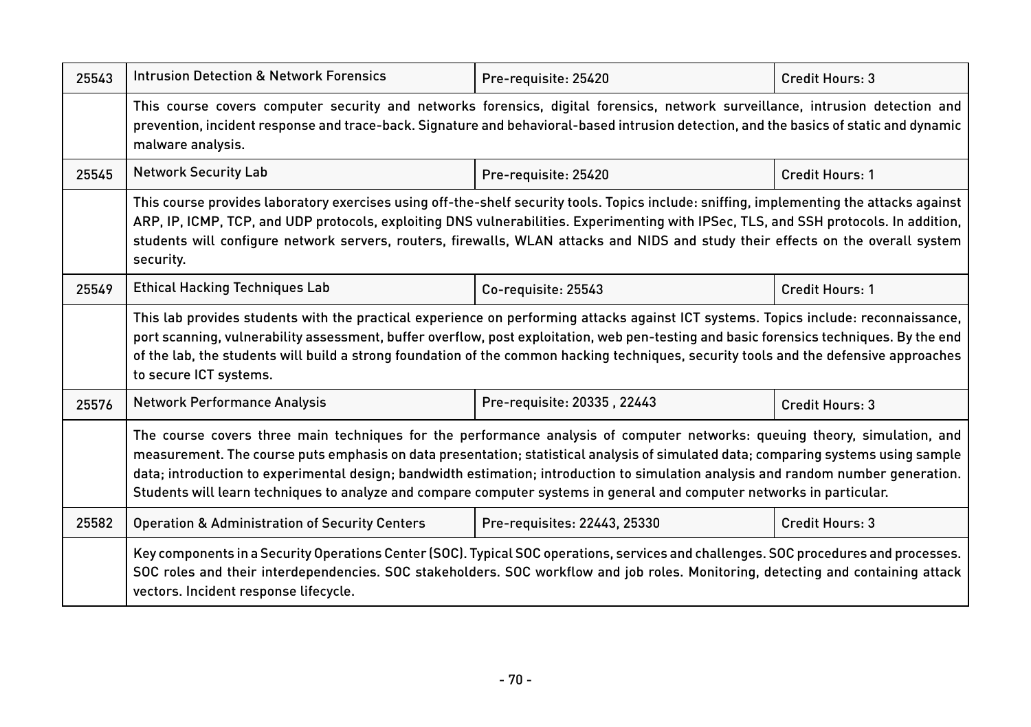| 25543 | Intrusion Detection & Network Forensics | Pre-requisite: 25420 | Credit Hours: 3 |
|---|---|---|---|
| | This course covers computer security and networks forensics, digital forensics, network surveillance, intrusion detection and prevention, incident response and trace-back. Signature and behavioral-based intrusion detection, and the basics of static and dynamic malware analysis. | | |
| 25545 | Network Security Lab | Pre-requisite: 25420 | Credit Hours: 1 |
| | This course provides laboratory exercises using off-the-shelf security tools. Topics include: sniffing, implementing the attacks against ARP, IP, ICMP, TCP, and UDP protocols, exploiting DNS vulnerabilities. Experimenting with IPSec, TLS, and SSH protocols. In addition, students will configure network servers, routers, firewalls, WLAN attacks and NIDS and study their effects on the overall system security. | | |
| 25549 | Ethical Hacking Techniques Lab | Co-requisite: 25543 | Credit Hours: 1 |
| | This lab provides students with the practical experience on performing attacks against ICT systems. Topics include: reconnaissance, port scanning, vulnerability assessment, buffer overflow, post exploitation, web pen-testing and basic forensics techniques. By the end of the lab, the students will build a strong foundation of the common hacking techniques, security tools and the defensive approaches to secure ICT systems. | | |
| 25576 | Network Performance Analysis | Pre-requisite: 20335 , 22443 | Credit Hours: 3 |
| | The course covers three main techniques for the performance analysis of computer networks: queuing theory, simulation, and measurement. The course puts emphasis on data presentation; statistical analysis of simulated data; comparing systems using sample data; introduction to experimental design; bandwidth estimation; introduction to simulation analysis and random number generation. Students will learn techniques to analyze and compare computer systems in general and computer networks in particular. | | |
| 25582 | Operation & Administration of Security Centers | Pre-requisites: 22443, 25330 | Credit Hours: 3 |
| | Key components in a Security Operations Center (SOC). Typical SOC operations, services and challenges. SOC procedures and processes. SOC roles and their interdependencies. SOC stakeholders. SOC workflow and job roles. Monitoring, detecting and containing attack vectors. Incident response lifecycle. | | |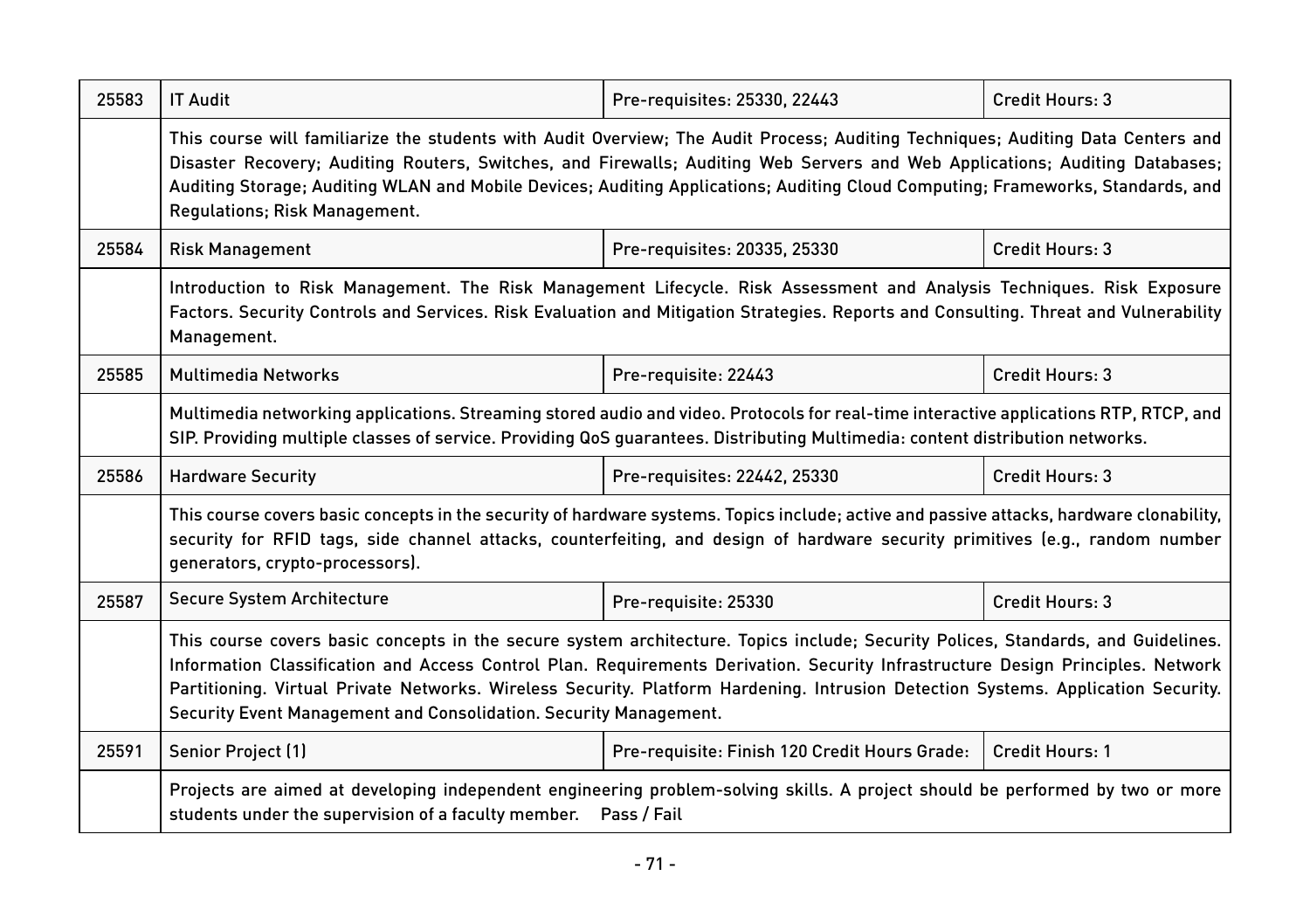| | | | |
|---|---|---|---|
| 25583 | IT Audit | Pre-requisites: 25330, 22443 | Credit Hours: 3 |
| | This course will familiarize the students with Audit Overview; The Audit Process; Auditing Techniques; Auditing Data Centers and Disaster Recovery; Auditing Routers, Switches, and Firewalls; Auditing Web Servers and Web Applications; Auditing Databases; Auditing Storage; Auditing WLAN and Mobile Devices; Auditing Applications; Auditing Cloud Computing; Frameworks, Standards, and Regulations; Risk Management. | | |
| 25584 | Risk Management | Pre-requisites: 20335, 25330 | Credit Hours: 3 |
| | Introduction to Risk Management. The Risk Management Lifecycle. Risk Assessment and Analysis Techniques. Risk Exposure Factors. Security Controls and Services. Risk Evaluation and Mitigation Strategies. Reports and Consulting. Threat and Vulnerability Management. | | |
| 25585 | Multimedia Networks | Pre-requisite: 22443 | Credit Hours: 3 |
| | Multimedia networking applications. Streaming stored audio and video. Protocols for real-time interactive applications RTP, RTCP, and SIP. Providing multiple classes of service. Providing QoS guarantees. Distributing Multimedia: content distribution networks. | | |
| 25586 | Hardware Security | Pre-requisites: 22442, 25330 | Credit Hours: 3 |
| | This course covers basic concepts in the security of hardware systems. Topics include; active and passive attacks, hardware clonability, security for RFID tags, side channel attacks, counterfeiting, and design of hardware security primitives (e.g., random number generators, crypto-processors). | | |
| 25587 | Secure System Architecture | Pre-requisite: 25330 | Credit Hours: 3 |
| | This course covers basic concepts in the secure system architecture. Topics include; Security Polices, Standards, and Guidelines. Information Classification and Access Control Plan. Requirements Derivation. Security Infrastructure Design Principles. Network Partitioning. Virtual Private Networks. Wireless Security. Platform Hardening. Intrusion Detection Systems. Application Security. Security Event Management and Consolidation. Security Management. | | |
| 25591 | Senior Project (1) | Pre-requisite: Finish 120 Credit Hours Grade: | Credit Hours: 1 |
| | Projects are aimed at developing independent engineering problem-solving skills. A project should be performed by two or more students under the supervision of a faculty member. Pass / Fail | | |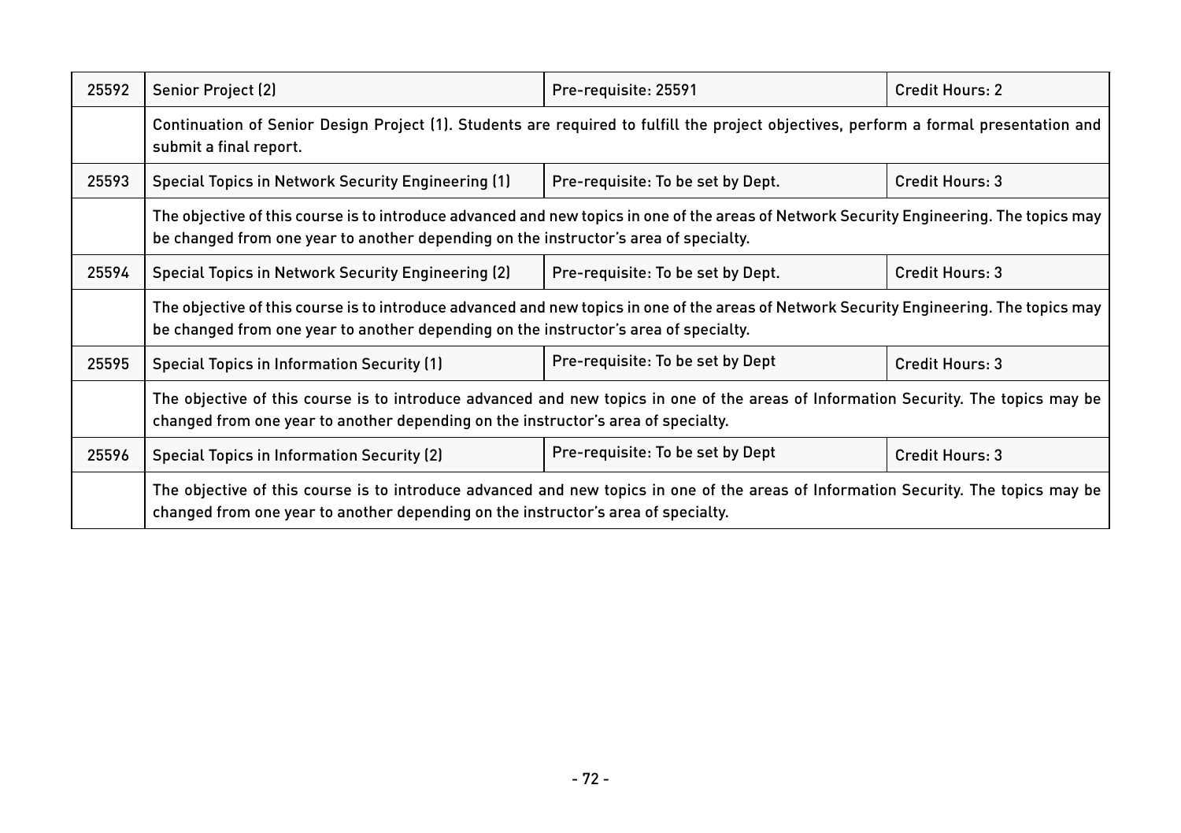| 25592 | Senior Project (2) | Pre-requisite: 25591 | Credit Hours: 2 |
|---|---|---|---|
| | Continuation of Senior Design Project (1). Students are required to fulfill the project objectives, perform a formal presentation and submit a final report. | | |
| 25593 | Special Topics in Network Security Engineering (1) | Pre-requisite: To be set by Dept. | Credit Hours: 3 |
| | The objective of this course is to introduce advanced and new topics in one of the areas of Network Security Engineering. The topics may be changed from one year to another depending on the instructor's area of specialty. | | |
| 25594 | Special Topics in Network Security Engineering (2) | Pre-requisite: To be set by Dept. | Credit Hours: 3 |
| | The objective of this course is to introduce advanced and new topics in one of the areas of Network Security Engineering. The topics may be changed from one year to another depending on the instructor's area of specialty. | | |
| 25595 | Special Topics in Information Security (1) | Pre-requisite: To be set by Dept | Credit Hours: 3 |
| | The objective of this course is to introduce advanced and new topics in one of the areas of Information Security. The topics may be changed from one year to another depending on the instructor's area of specialty. | | |
| 25596 | Special Topics in Information Security (2) | Pre-requisite: To be set by Dept | Credit Hours: 3 |
| | The objective of this course is to introduce advanced and new topics in one of the areas of Information Security. The topics may be changed from one year to another depending on the instructor's area of specialty. | | |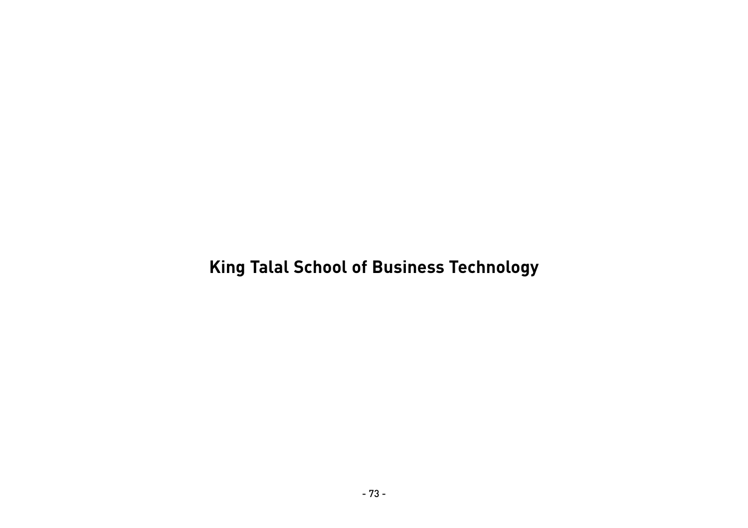# King Talal School of Business Technology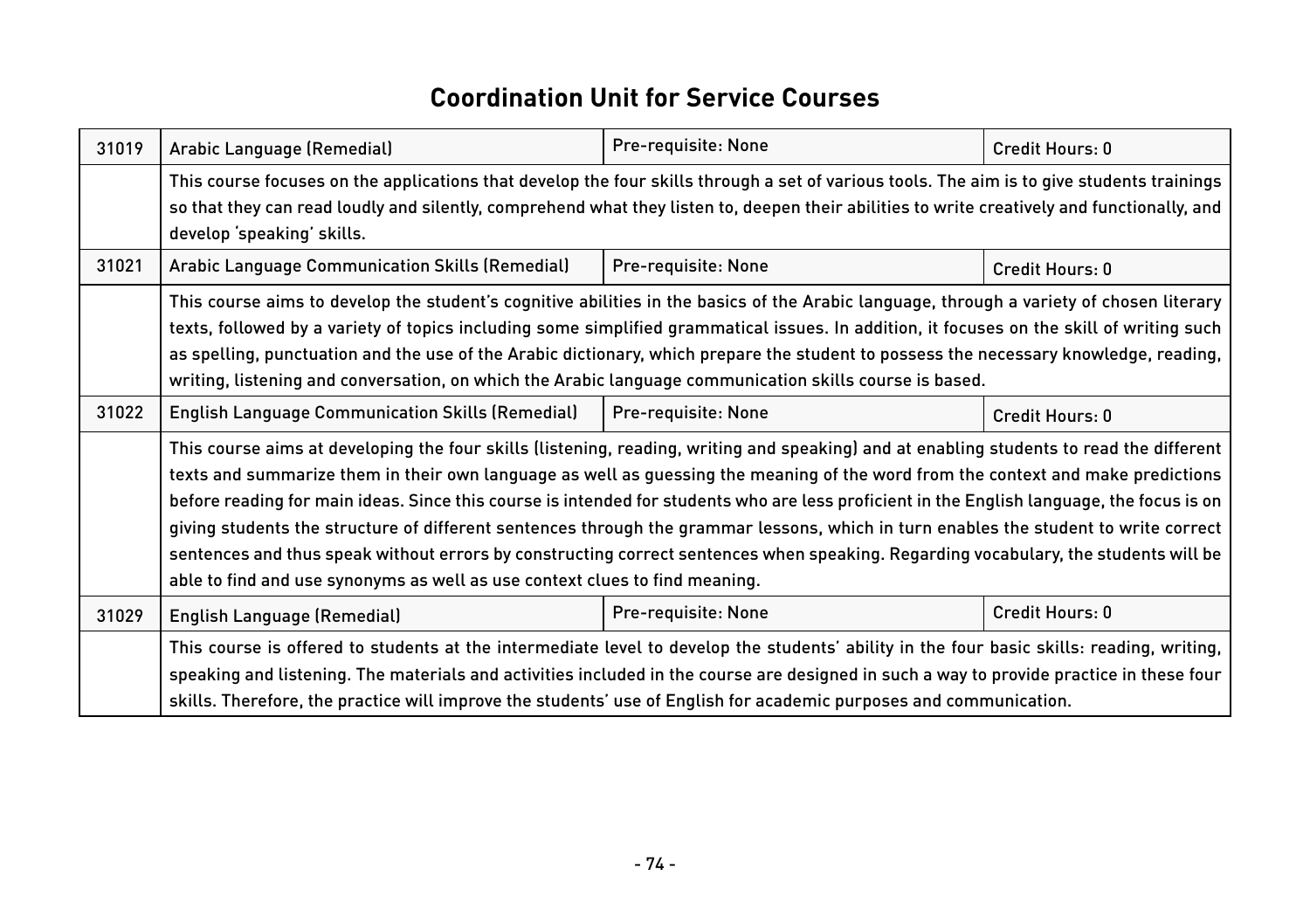# Coordination Unit for Service Courses

| 31019 | Arabic Language (Remedial) | Pre-requisite: None | Credit Hours: 0 |
|---|---|---|---|
| | This course focuses on the applications that develop the four skills through a set of various tools. The aim is to give students trainings so that they can read loudly and silently, comprehend what they listen to, deepen their abilities to write creatively and functionally, and develop 'speaking' skills. | | |
| 31021 | Arabic Language Communication Skills (Remedial) | Pre-requisite: None | Credit Hours: 0 |
| | This course aims to develop the student's cognitive abilities in the basics of the Arabic language, through a variety of chosen literary texts, followed by a variety of topics including some simplified grammatical issues. In addition, it focuses on the skill of writing such as spelling, punctuation and the use of the Arabic dictionary, which prepare the student to possess the necessary knowledge, reading, writing, listening and conversation, on which the Arabic language communication skills course is based. | | |
| 31022 | English Language Communication Skills (Remedial) | Pre-requisite: None | Credit Hours: 0 |
| | This course aims at developing the four skills (listening, reading, writing and speaking) and at enabling students to read the different texts and summarize them in their own language as well as guessing the meaning of the word from the context and make predictions before reading for main ideas. Since this course is intended for students who are less proficient in the English language, the focus is on giving students the structure of different sentences through the grammar lessons, which in turn enables the student to write correct sentences and thus speak without errors by constructing correct sentences when speaking. Regarding vocabulary, the students will be able to find and use synonyms as well as use context clues to find meaning. | | |
| 31029 | English Language (Remedial) | Pre-requisite: None | Credit Hours: 0 |
| | This course is offered to students at the intermediate level to develop the students' ability in the four basic skills: reading, writing, speaking and listening. The materials and activities included in the course are designed in such a way to provide practice in these four skills. Therefore, the practice will improve the students' use of English for academic purposes and communication. | | |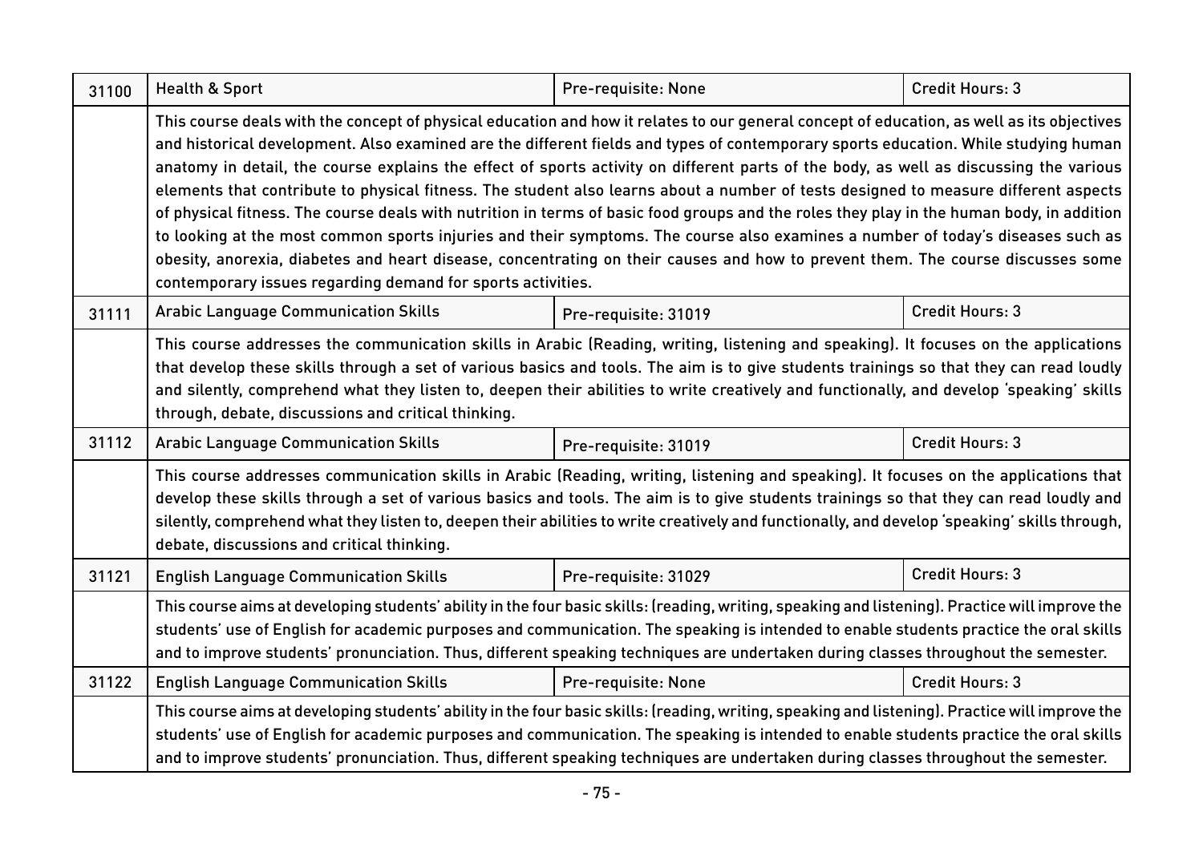| 31100 | Health & Sport | Pre-requisite: None | Credit Hours: 3 |
|---|---|---|---|
| | This course deals with the concept of physical education and how it relates to our general concept of education, as well as its objectives and historical development. Also examined are the different fields and types of contemporary sports education. While studying human anatomy in detail, the course explains the effect of sports activity on different parts of the body, as well as discussing the various elements that contribute to physical fitness. The student also learns about a number of tests designed to measure different aspects of physical fitness. The course deals with nutrition in terms of basic food groups and the roles they play in the human body, in addition to looking at the most common sports injuries and their symptoms. The course also examines a number of today's diseases such as obesity, anorexia, diabetes and heart disease, concentrating on their causes and how to prevent them. The course discusses some contemporary issues regarding demand for sports activities. | | |
| 31111 | Arabic Language Communication Skills | Pre-requisite: 31019 | Credit Hours: 3 |
| | This course addresses the communication skills in Arabic (Reading, writing, listening and speaking). It focuses on the applications that develop these skills through a set of various basics and tools. The aim is to give students trainings so that they can read loudly and silently, comprehend what they listen to, deepen their abilities to write creatively and functionally, and develop 'speaking' skills through, debate, discussions and critical thinking. | | |
| 31112 | Arabic Language Communication Skills | Pre-requisite: 31019 | Credit Hours: 3 |
| | This course addresses communication skills in Arabic (Reading, writing, listening and speaking). It focuses on the applications that develop these skills through a set of various basics and tools. The aim is to give students trainings so that they can read loudly and silently, comprehend what they listen to, deepen their abilities to write creatively and functionally, and develop 'speaking' skills through, debate, discussions and critical thinking. | | |
| 31121 | English Language Communication Skills | Pre-requisite: 31029 | Credit Hours: 3 |
| | This course aims at developing students' ability in the four basic skills: (reading, writing, speaking and listening). Practice will improve the students' use of English for academic purposes and communication. The speaking is intended to enable students practice the oral skills and to improve students' pronunciation. Thus, different speaking techniques are undertaken during classes throughout the semester. | | |
| 31122 | English Language Communication Skills | Pre-requisite: None | Credit Hours: 3 |
| | This course aims at developing students' ability in the four basic skills: (reading, writing, speaking and listening). Practice will improve the students' use of English for academic purposes and communication. The speaking is intended to enable students practice the oral skills and to improve students' pronunciation. Thus, different speaking techniques are undertaken during classes throughout the semester. | | |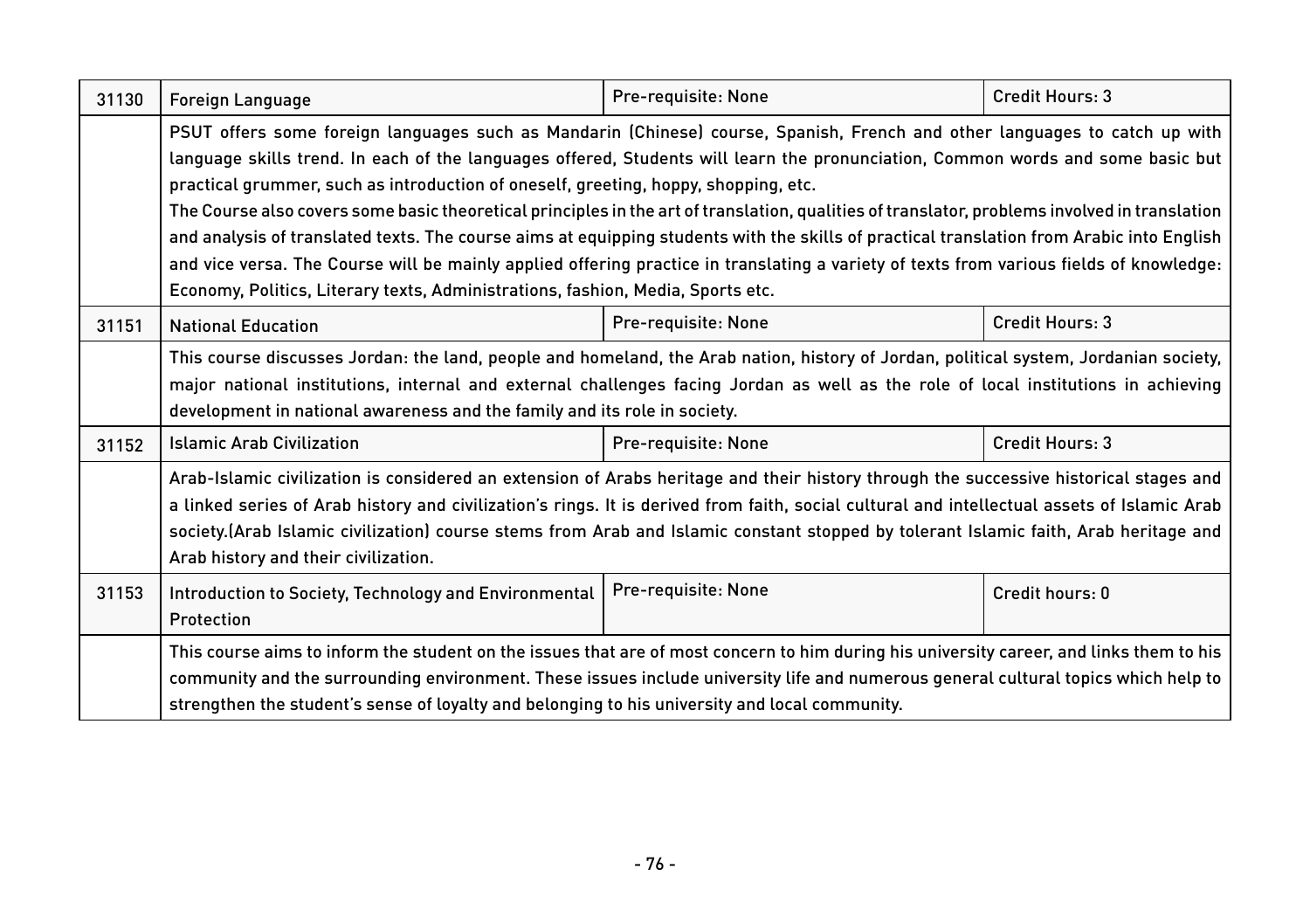| | | | |
|---|---|---|---|
| 31130 | Foreign Language | Pre-requisite: None | Credit Hours: 3 |
| | PSUT offers some foreign languages such as Mandarin (Chinese) course, Spanish, French and other languages to catch up with language skills trend. In each of the languages offered, Students will learn the pronunciation, Common words and some basic but practical grummer, such as introduction of oneself, greeting, hoppy, shopping, etc.<br>The Course also covers some basic theoretical principles in the art of translation, qualities of translator, problems involved in translation and analysis of translated texts. The course aims at equipping students with the skills of practical translation from Arabic into English and vice versa. The Course will be mainly applied offering practice in translating a variety of texts from various fields of knowledge: Economy, Politics, Literary texts, Administrations, fashion, Media, Sports etc. | | |
| 31151 | National Education | Pre-requisite: None | Credit Hours: 3 |
| | This course discusses Jordan: the land, people and homeland, the Arab nation, history of Jordan, political system, Jordanian society, major national institutions, internal and external challenges facing Jordan as well as the role of local institutions in achieving development in national awareness and the family and its role in society. | | |
| 31152 | Islamic Arab Civilization | Pre-requisite: None | Credit Hours: 3 |
| | Arab-Islamic civilization is considered an extension of Arabs heritage and their history through the successive historical stages and a linked series of Arab history and civilization's rings. It is derived from faith, social cultural and intellectual assets of Islamic Arab society.(Arab Islamic civilization) course stems from Arab and Islamic constant stopped by tolerant Islamic faith, Arab heritage and Arab history and their civilization. | | |
| 31153 | Introduction to Society, Technology and Environmental Protection | Pre-requisite: None | Credit hours: 0 |
| | This course aims to inform the student on the issues that are of most concern to him during his university career, and links them to his community and the surrounding environment. These issues include university life and numerous general cultural topics which help to strengthen the student's sense of loyalty and belonging to his university and local community. | | |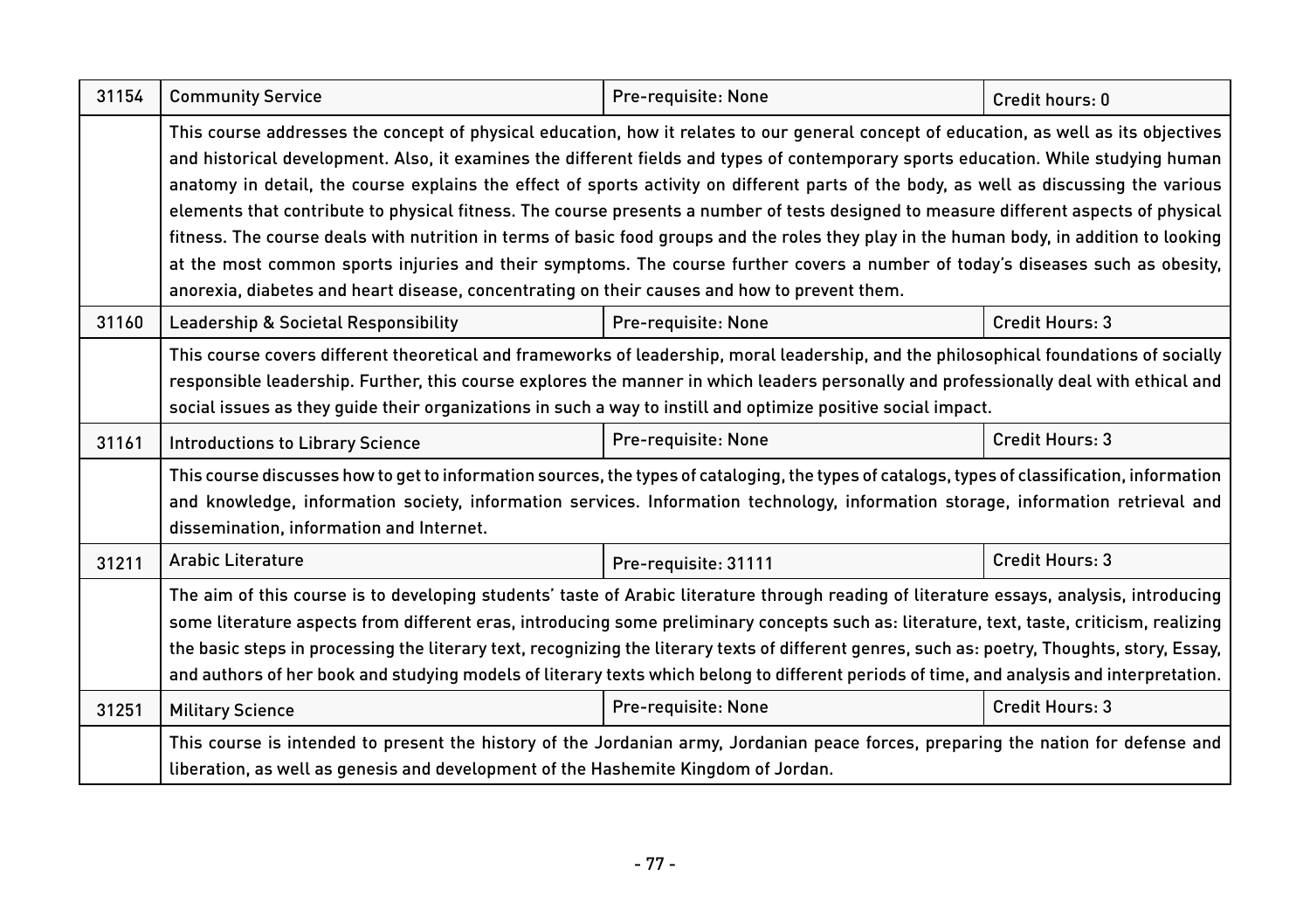| 31154 | Community Service | Pre-requisite: None | Credit hours: 0 |
|---|---|---|---|
| | This course addresses the concept of physical education, how it relates to our general concept of education, as well as its objectives and historical development. Also, it examines the different fields and types of contemporary sports education. While studying human anatomy in detail, the course explains the effect of sports activity on different parts of the body, as well as discussing the various elements that contribute to physical fitness. The course presents a number of tests designed to measure different aspects of physical fitness. The course deals with nutrition in terms of basic food groups and the roles they play in the human body, in addition to looking at the most common sports injuries and their symptoms. The course further covers a number of today's diseases such as obesity, anorexia, diabetes and heart disease, concentrating on their causes and how to prevent them. | | |
| 31160 | Leadership & Societal Responsibility | Pre-requisite: None | Credit Hours: 3 |
| | This course covers different theoretical and frameworks of leadership, moral leadership, and the philosophical foundations of socially responsible leadership. Further, this course explores the manner in which leaders personally and professionally deal with ethical and social issues as they guide their organizations in such a way to instill and optimize positive social impact. | | |
| 31161 | Introductions to Library Science | Pre-requisite: None | Credit Hours: 3 |
| | This course discusses how to get to information sources, the types of cataloging, the types of catalogs, types of classification, information and knowledge, information society, information services. Information technology, information storage, information retrieval and dissemination, information and Internet. | | |
| 31211 | Arabic Literature | Pre-requisite: 31111 | Credit Hours: 3 |
| | The aim of this course is to developing students' taste of Arabic literature through reading of literature essays, analysis, introducing some literature aspects from different eras, introducing some preliminary concepts such as: literature, text, taste, criticism, realizing the basic steps in processing the literary text, recognizing the literary texts of different genres, such as: poetry, Thoughts, story, Essay, and authors of her book and studying models of literary texts which belong to different periods of time, and analysis and interpretation. | | |
| 31251 | Military Science | Pre-requisite: None | Credit Hours: 3 |
| | This course is intended to present the history of the Jordanian army, Jordanian peace forces, preparing the nation for defense and liberation, as well as genesis and development of the Hashemite Kingdom of Jordan. | | |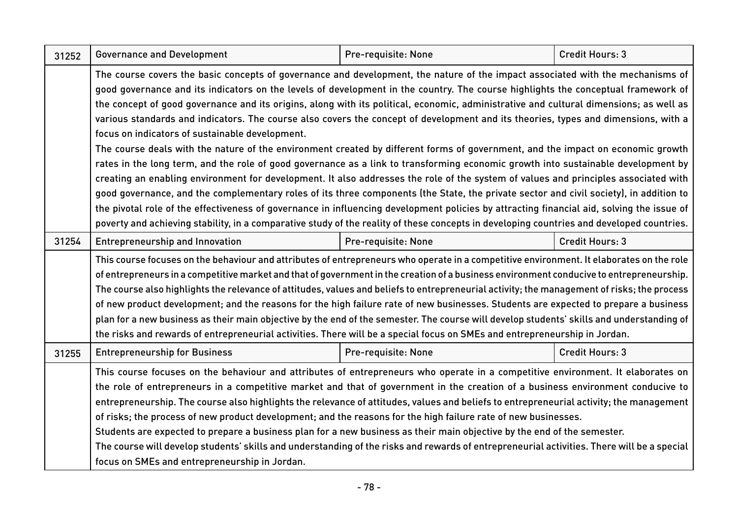| 31252 | Governance and Development | Pre-requisite: None | Credit Hours: 3 |
|---|---|---|---|
| | The course covers the basic concepts of governance and development, the nature of the impact associated with the mechanisms of good governance and its indicators on the levels of development in the country. The course highlights the conceptual framework of the concept of good governance and its origins, along with its political, economic, administrative and cultural dimensions; as well as various standards and indicators. The course also covers the concept of development and its theories, types and dimensions, with a focus on indicators of sustainable development.<br>The course deals with the nature of the environment created by different forms of government, and the impact on economic growth rates in the long term, and the role of good governance as a link to transforming economic growth into sustainable development by creating an enabling environment for development. It also addresses the role of the system of values and principles associated with good governance, and the complementary roles of its three components (the State, the private sector and civil society), in addition to the pivotal role of the effectiveness of governance in influencing development policies by attracting financial aid, solving the issue of poverty and achieving stability, in a comparative study of the reality of these concepts in developing countries and developed countries. | | |
| 31254 | Entrepreneurship and Innovation | Pre-requisite: None | Credit Hours: 3 |
| | This course focuses on the behaviour and attributes of entrepreneurs who operate in a competitive environment. It elaborates on the role of entrepreneurs in a competitive market and that of government in the creation of a business environment conducive to entrepreneurship. The course also highlights the relevance of attitudes, values and beliefs to entrepreneurial activity; the management of risks; the process of new product development; and the reasons for the high failure rate of new businesses. Students are expected to prepare a business plan for a new business as their main objective by the end of the semester. The course will develop students' skills and understanding of the risks and rewards of entrepreneurial activities. There will be a special focus on SMEs and entrepreneurship in Jordan. | | |
| 31255 | Entrepreneurship for Business | Pre-requisite: None | Credit Hours: 3 |
| | This course focuses on the behaviour and attributes of entrepreneurs who operate in a competitive environment. It elaborates on the role of entrepreneurs in a competitive market and that of government in the creation of a business environment conducive to entrepreneurship. The course also highlights the relevance of attitudes, values and beliefs to entrepreneurial activity; the management of risks; the process of new product development; and the reasons for the high failure rate of new businesses.<br>Students are expected to prepare a business plan for a new business as their main objective by the end of the semester.<br>The course will develop students' skills and understanding of the risks and rewards of entrepreneurial activities. There will be a special focus on SMEs and entrepreneurship in Jordan. | | |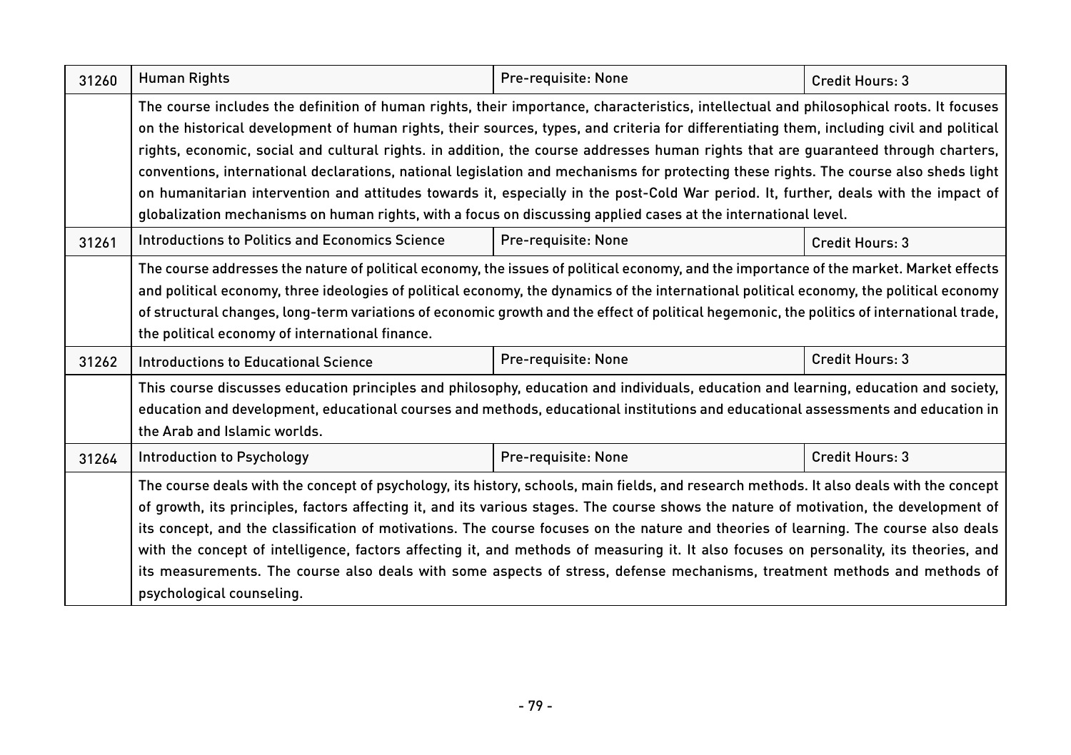| 31260 | Human Rights | Pre-requisite: None | Credit Hours: 3 |
|---|---|---|---|
| | The course includes the definition of human rights, their importance, characteristics, intellectual and philosophical roots. It focuses on the historical development of human rights, their sources, types, and criteria for differentiating them, including civil and political rights, economic, social and cultural rights. in addition, the course addresses human rights that are guaranteed through charters, conventions, international declarations, national legislation and mechanisms for protecting these rights. The course also sheds light on humanitarian intervention and attitudes towards it, especially in the post-Cold War period. It, further, deals with the impact of globalization mechanisms on human rights, with a focus on discussing applied cases at the international level. | | |
| 31261 | Introductions to Politics and Economics Science | Pre-requisite: None | Credit Hours: 3 |
| | The course addresses the nature of political economy, the issues of political economy, and the importance of the market. Market effects and political economy, three ideologies of political economy, the dynamics of the international political economy, the political economy of structural changes, long-term variations of economic growth and the effect of political hegemonic, the politics of international trade, the political economy of international finance. | | |
| 31262 | Introductions to Educational Science | Pre-requisite: None | Credit Hours: 3 |
| | This course discusses education principles and philosophy, education and individuals, education and learning, education and society, education and development, educational courses and methods, educational institutions and educational assessments and education in the Arab and Islamic worlds. | | |
| 31264 | Introduction to Psychology | Pre-requisite: None | Credit Hours: 3 |
| | The course deals with the concept of psychology, its history, schools, main fields, and research methods. It also deals with the concept of growth, its principles, factors affecting it, and its various stages. The course shows the nature of motivation, the development of its concept, and the classification of motivations. The course focuses on the nature and theories of learning. The course also deals with the concept of intelligence, factors affecting it, and methods of measuring it. It also focuses on personality, its theories, and its measurements. The course also deals with some aspects of stress, defense mechanisms, treatment methods and methods of psychological counseling. | | |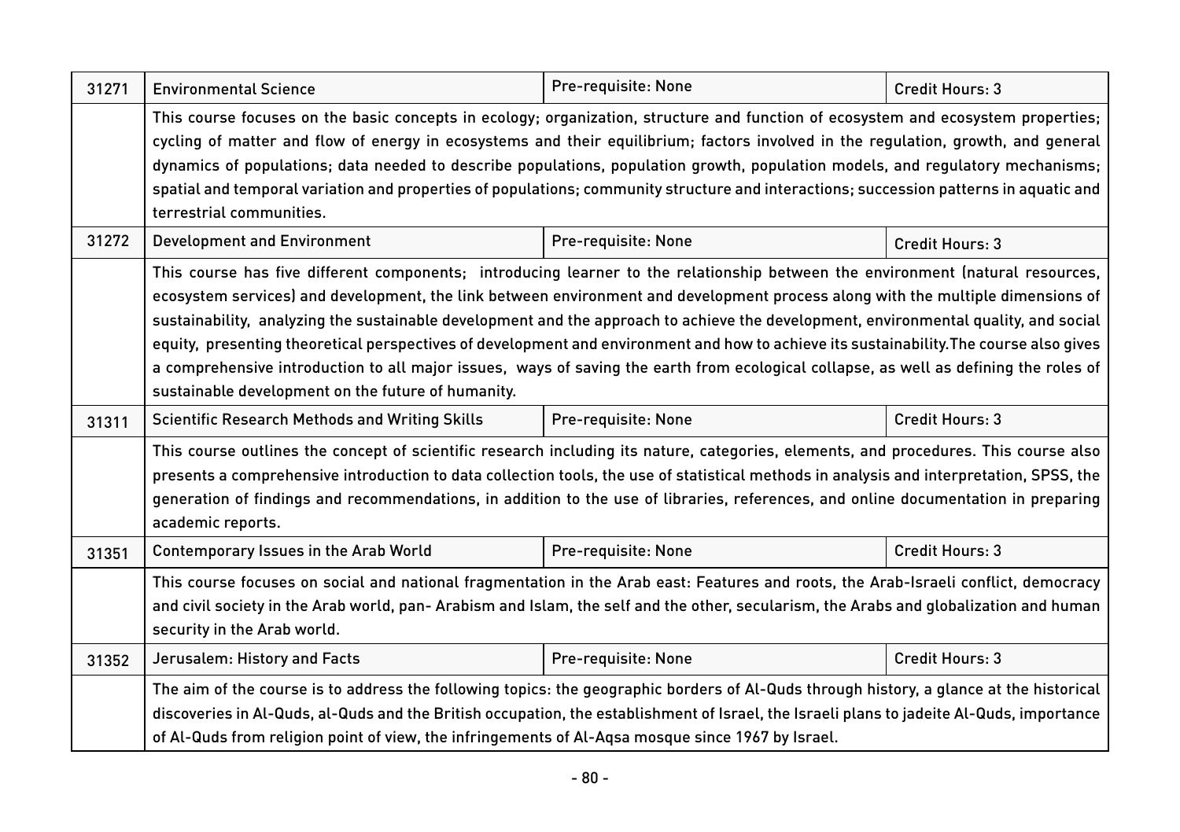| 31271 | Environmental Science | Pre-requisite: None | Credit Hours: 3 |
|---|---|---|---|
| | This course focuses on the basic concepts in ecology; organization, structure and function of ecosystem and ecosystem properties; cycling of matter and flow of energy in ecosystems and their equilibrium; factors involved in the regulation, growth, and general dynamics of populations; data needed to describe populations, population growth, population models, and regulatory mechanisms; spatial and temporal variation and properties of populations; community structure and interactions; succession patterns in aquatic and terrestrial communities. | | |
| 31272 | Development and Environment | Pre-requisite: None | Credit Hours: 3 |
| | This course has five different components; introducing learner to the relationship between the environment (natural resources, ecosystem services) and development, the link between environment and development process along with the multiple dimensions of sustainability, analyzing the sustainable development and the approach to achieve the development, environmental quality, and social equity, presenting theoretical perspectives of development and environment and how to achieve its sustainability.The course also gives a comprehensive introduction to all major issues, ways of saving the earth from ecological collapse, as well as defining the roles of sustainable development on the future of humanity. | | |
| 31311 | Scientific Research Methods and Writing Skills | Pre-requisite: None | Credit Hours: 3 |
| | This course outlines the concept of scientific research including its nature, categories, elements, and procedures. This course also presents a comprehensive introduction to data collection tools, the use of statistical methods in analysis and interpretation, SPSS, the generation of findings and recommendations, in addition to the use of libraries, references, and online documentation in preparing academic reports. | | |
| 31351 | Contemporary Issues in the Arab World | Pre-requisite: None | Credit Hours: 3 |
| | This course focuses on social and national fragmentation in the Arab east: Features and roots, the Arab-Israeli conflict, democracy and civil society in the Arab world, pan- Arabism and Islam, the self and the other, secularism, the Arabs and globalization and human security in the Arab world. | | |
| 31352 | Jerusalem: History and Facts | Pre-requisite: None | Credit Hours: 3 |
| | The aim of the course is to address the following topics: the geographic borders of Al-Quds through history, a glance at the historical discoveries in Al-Quds, al-Quds and the British occupation, the establishment of Israel, the Israeli plans to jadeite Al-Quds, importance of Al-Quds from religion point of view, the infringements of Al-Aqsa mosque since 1967 by Israel. | | |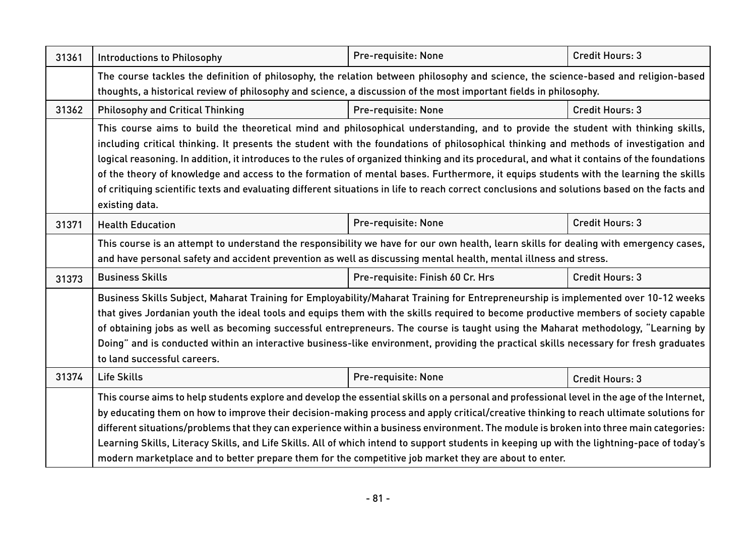| 31361 | Introductions to Philosophy | Pre-requisite: None | Credit Hours: 3 |
|---|---|---|---|
| | The course tackles the definition of philosophy, the relation between philosophy and science, the science-based and religion-based thoughts, a historical review of philosophy and science, a discussion of the most important fields in philosophy. | | |
| 31362 | Philosophy and Critical Thinking | Pre-requisite: None | Credit Hours: 3 |
| | This course aims to build the theoretical mind and philosophical understanding, and to provide the student with thinking skills, including critical thinking. It presents the student with the foundations of philosophical thinking and methods of investigation and logical reasoning. In addition, it introduces to the rules of organized thinking and its procedural, and what it contains of the foundations of the theory of knowledge and access to the formation of mental bases. Furthermore, it equips students with the learning the skills of critiquing scientific texts and evaluating different situations in life to reach correct conclusions and solutions based on the facts and existing data. | | |
| 31371 | Health Education | Pre-requisite: None | Credit Hours: 3 |
| | This course is an attempt to understand the responsibility we have for our own health, learn skills for dealing with emergency cases, and have personal safety and accident prevention as well as discussing mental health, mental illness and stress. | | |
| 31373 | Business Skills | Pre-requisite: Finish 60 Cr. Hrs | Credit Hours: 3 |
| | Business Skills Subject, Maharat Training for Employability/Maharat Training for Entrepreneurship is implemented over 10-12 weeks that gives Jordanian youth the ideal tools and equips them with the skills required to become productive members of society capable of obtaining jobs as well as becoming successful entrepreneurs. The course is taught using the Maharat methodology, "Learning by Doing" and is conducted within an interactive business-like environment, providing the practical skills necessary for fresh graduates to land successful careers. | | |
| 31374 | Life Skills | Pre-requisite: None | Credit Hours: 3 |
| | This course aims to help students explore and develop the essential skills on a personal and professional level in the age of the Internet, by educating them on how to improve their decision-making process and apply critical/creative thinking to reach ultimate solutions for different situations/problems that they can experience within a business environment. The module is broken into three main categories: Learning Skills, Literacy Skills, and Life Skills. All of which intend to support students in keeping up with the lightning-pace of today's modern marketplace and to better prepare them for the competitive job market they are about to enter. | | |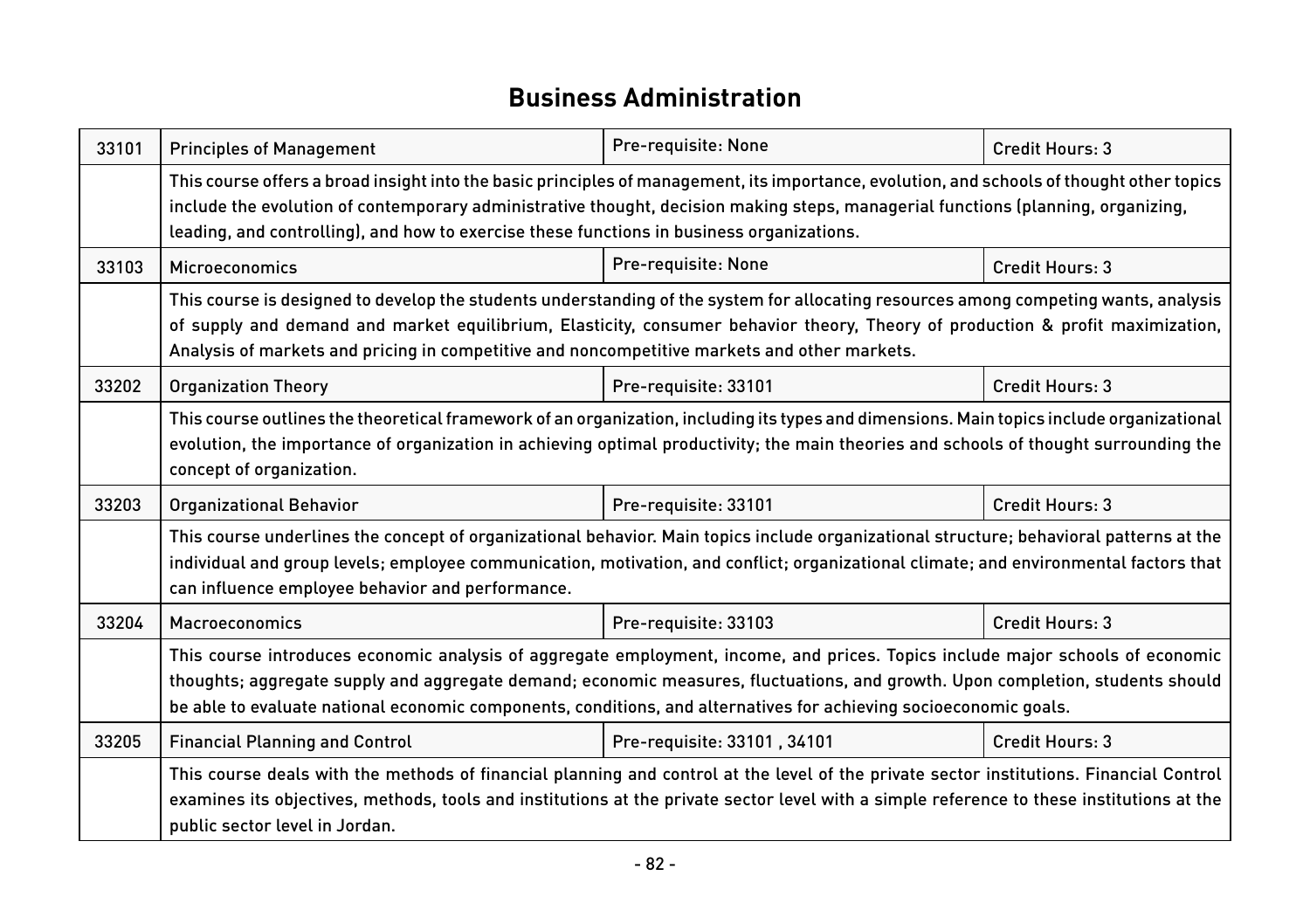# Business Administration

| | | | |
|---|---|---|---|
| 33101 | Principles of Management | Pre-requisite: None | Credit Hours: 3 |
| | This course offers a broad insight into the basic principles of management, its importance, evolution, and schools of thought other topics include the evolution of contemporary administrative thought, decision making steps, managerial functions (planning, organizing, leading, and controlling), and how to exercise these functions in business organizations. | | |
| 33103 | Microeconomics | Pre-requisite: None | Credit Hours: 3 |
| | This course is designed to develop the students understanding of the system for allocating resources among competing wants, analysis of supply and demand and market equilibrium, Elasticity, consumer behavior theory, Theory of production & profit maximization, Analysis of markets and pricing in competitive and noncompetitive markets and other markets. | | |
| 33202 | Organization Theory | Pre-requisite: 33101 | Credit Hours: 3 |
| | This course outlines the theoretical framework of an organization, including its types and dimensions. Main topics include organizational evolution, the importance of organization in achieving optimal productivity; the main theories and schools of thought surrounding the concept of organization. | | |
| 33203 | Organizational Behavior | Pre-requisite: 33101 | Credit Hours: 3 |
| | This course underlines the concept of organizational behavior. Main topics include organizational structure; behavioral patterns at the individual and group levels; employee communication, motivation, and conflict; organizational climate; and environmental factors that can influence employee behavior and performance. | | |
| 33204 | Macroeconomics | Pre-requisite: 33103 | Credit Hours: 3 |
| | This course introduces economic analysis of aggregate employment, income, and prices. Topics include major schools of economic thoughts; aggregate supply and aggregate demand; economic measures, fluctuations, and growth. Upon completion, students should be able to evaluate national economic components, conditions, and alternatives for achieving socioeconomic goals. | | |
| 33205 | Financial Planning and Control | Pre-requisite: 33101 , 34101 | Credit Hours: 3 |
| | This course deals with the methods of financial planning and control at the level of the private sector institutions. Financial Control examines its objectives, methods, tools and institutions at the private sector level with a simple reference to these institutions at the public sector level in Jordan. | | |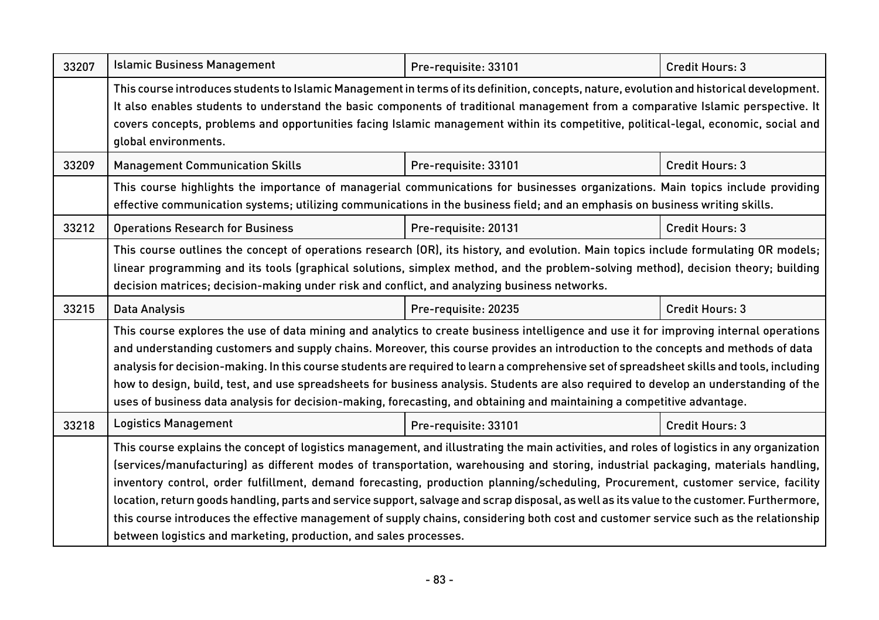| 33207 | Islamic Business Management | Pre-requisite: 33101 | Credit Hours: 3 |
|---|---|---|---|
| | This course introduces students to Islamic Management in terms of its definition, concepts, nature, evolution and historical development. It also enables students to understand the basic components of traditional management from a comparative Islamic perspective. It covers concepts, problems and opportunities facing Islamic management within its competitive, political-legal, economic, social and global environments. | | |
| 33209 | Management Communication Skills | Pre-requisite: 33101 | Credit Hours: 3 |
| | This course highlights the importance of managerial communications for businesses organizations. Main topics include providing effective communication systems; utilizing communications in the business field; and an emphasis on business writing skills. | | |
| 33212 | Operations Research for Business | Pre-requisite: 20131 | Credit Hours: 3 |
| | This course outlines the concept of operations research (OR), its history, and evolution. Main topics include formulating OR models; linear programming and its tools (graphical solutions, simplex method, and the problem-solving method), decision theory; building decision matrices; decision-making under risk and conflict, and analyzing business networks. | | |
| 33215 | Data Analysis | Pre-requisite: 20235 | Credit Hours: 3 |
| | This course explores the use of data mining and analytics to create business intelligence and use it for improving internal operations and understanding customers and supply chains. Moreover, this course provides an introduction to the concepts and methods of data analysis for decision-making. In this course students are required to learn a comprehensive set of spreadsheet skills and tools, including how to design, build, test, and use spreadsheets for business analysis. Students are also required to develop an understanding of the uses of business data analysis for decision-making, forecasting, and obtaining and maintaining a competitive advantage. | | |
| 33218 | Logistics Management | Pre-requisite: 33101 | Credit Hours: 3 |
| | This course explains the concept of logistics management, and illustrating the main activities, and roles of logistics in any organization (services/manufacturing) as different modes of transportation, warehousing and storing, industrial packaging, materials handling, inventory control, order fulfillment, demand forecasting, production planning/scheduling, Procurement, customer service, facility location, return goods handling, parts and service support, salvage and scrap disposal, as well as its value to the customer. Furthermore, this course introduces the effective management of supply chains, considering both cost and customer service such as the relationship between logistics and marketing, production, and sales processes. | | |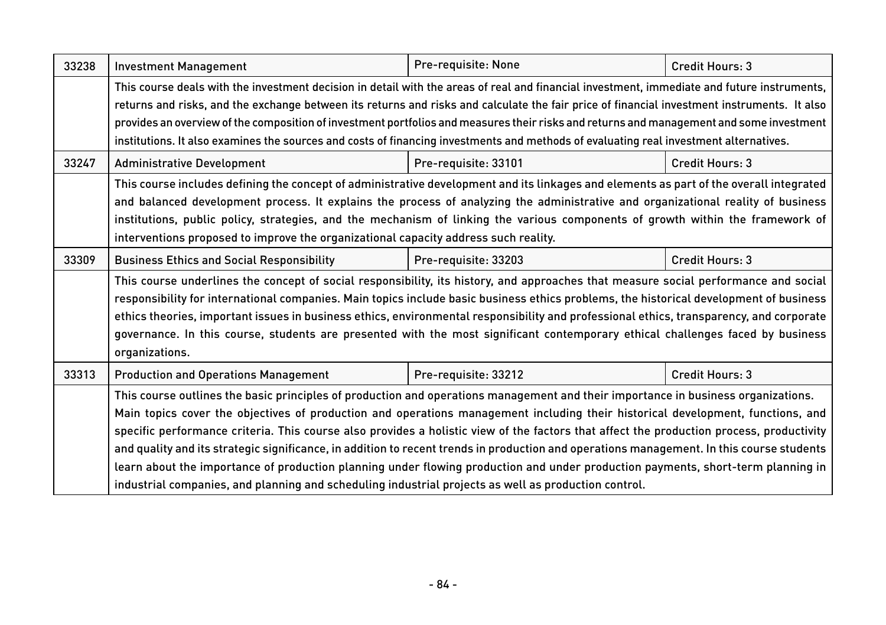| 33238 | Investment Management | Pre-requisite: None | Credit Hours: 3 |
|---|---|---|---|
| | This course deals with the investment decision in detail with the areas of real and financial investment, immediate and future instruments, returns and risks, and the exchange between its returns and risks and calculate the fair price of financial investment instruments. It also provides an overview of the composition of investment portfolios and measures their risks and returns and management and some investment institutions. It also examines the sources and costs of financing investments and methods of evaluating real investment alternatives. | | |
| 33247 | Administrative Development | Pre-requisite: 33101 | Credit Hours: 3 |
| | This course includes defining the concept of administrative development and its linkages and elements as part of the overall integrated and balanced development process. It explains the process of analyzing the administrative and organizational reality of business institutions, public policy, strategies, and the mechanism of linking the various components of growth within the framework of interventions proposed to improve the organizational capacity address such reality. | | |
| 33309 | Business Ethics and Social Responsibility | Pre-requisite: 33203 | Credit Hours: 3 |
| | This course underlines the concept of social responsibility, its history, and approaches that measure social performance and social responsibility for international companies. Main topics include basic business ethics problems, the historical development of business ethics theories, important issues in business ethics, environmental responsibility and professional ethics, transparency, and corporate governance. In this course, students are presented with the most significant contemporary ethical challenges faced by business organizations. | | |
| 33313 | Production and Operations Management | Pre-requisite: 33212 | Credit Hours: 3 |
| | This course outlines the basic principles of production and operations management and their importance in business organizations. Main topics cover the objectives of production and operations management including their historical development, functions, and specific performance criteria. This course also provides a holistic view of the factors that affect the production process, productivity and quality and its strategic significance, in addition to recent trends in production and operations management. In this course students learn about the importance of production planning under flowing production and under production payments, short-term planning in industrial companies, and planning and scheduling industrial projects as well as production control. | | |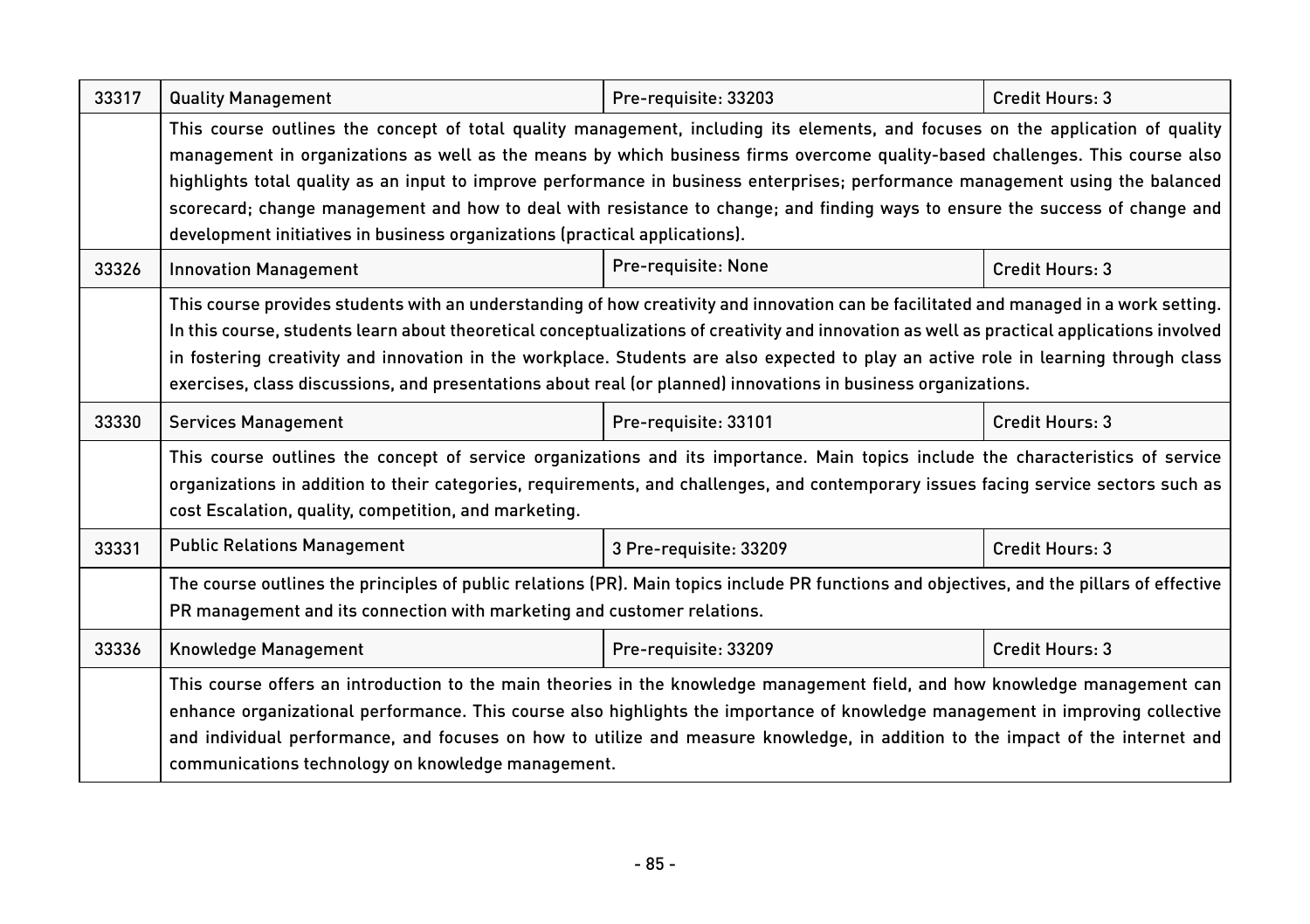| 33317 | Quality Management | Pre-requisite: 33203 | Credit Hours: 3 |
|---|---|---|---|
| | This course outlines the concept of total quality management, including its elements, and focuses on the application of quality management in organizations as well as the means by which business firms overcome quality-based challenges. This course also highlights total quality as an input to improve performance in business enterprises; performance management using the balanced scorecard; change management and how to deal with resistance to change; and finding ways to ensure the success of change and development initiatives in business organizations (practical applications). | | |
| 33326 | Innovation Management | Pre-requisite: None | Credit Hours: 3 |
| | This course provides students with an understanding of how creativity and innovation can be facilitated and managed in a work setting. In this course, students learn about theoretical conceptualizations of creativity and innovation as well as practical applications involved in fostering creativity and innovation in the workplace. Students are also expected to play an active role in learning through class exercises, class discussions, and presentations about real (or planned) innovations in business organizations. | | |
| 33330 | Services Management | Pre-requisite: 33101 | Credit Hours: 3 |
| | This course outlines the concept of service organizations and its importance. Main topics include the characteristics of service organizations in addition to their categories, requirements, and challenges, and contemporary issues facing service sectors such as cost Escalation, quality, competition, and marketing. | | |
| 33331 | Public Relations Management | 3 Pre-requisite: 33209 | Credit Hours: 3 |
| | The course outlines the principles of public relations (PR). Main topics include PR functions and objectives, and the pillars of effective PR management and its connection with marketing and customer relations. | | |
| 33336 | Knowledge Management | Pre-requisite: 33209 | Credit Hours: 3 |
| | This course offers an introduction to the main theories in the knowledge management field, and how knowledge management can enhance organizational performance. This course also highlights the importance of knowledge management in improving collective and individual performance, and focuses on how to utilize and measure knowledge, in addition to the impact of the internet and communications technology on knowledge management. | | |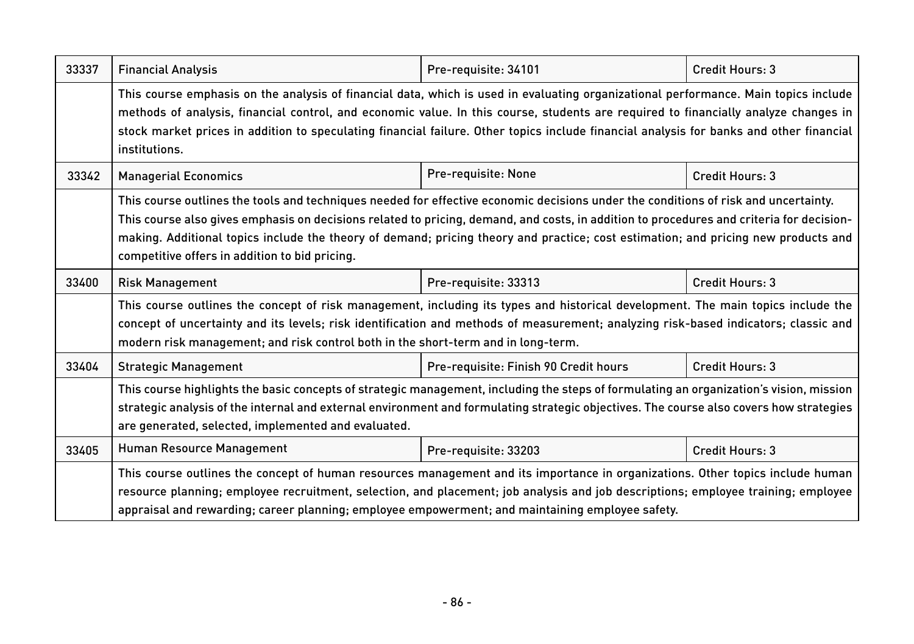| 33337 | Financial Analysis | Pre-requisite: 34101 | Credit Hours: 3 |
|---|---|---|---|
| | This course emphasis on the analysis of financial data, which is used in evaluating organizational performance. Main topics include methods of analysis, financial control, and economic value. In this course, students are required to financially analyze changes in stock market prices in addition to speculating financial failure. Other topics include financial analysis for banks and other financial institutions. | | |
| 33342 | Managerial Economics | Pre-requisite: None | Credit Hours: 3 |
| | This course outlines the tools and techniques needed for effective economic decisions under the conditions of risk and uncertainty. This course also gives emphasis on decisions related to pricing, demand, and costs, in addition to procedures and criteria for decision-making. Additional topics include the theory of demand; pricing theory and practice; cost estimation; and pricing new products and competitive offers in addition to bid pricing. | | |
| 33400 | Risk Management | Pre-requisite: 33313 | Credit Hours: 3 |
| | This course outlines the concept of risk management, including its types and historical development. The main topics include the concept of uncertainty and its levels; risk identification and methods of measurement; analyzing risk-based indicators; classic and modern risk management; and risk control both in the short-term and in long-term. | | |
| 33404 | Strategic Management | Pre-requisite: Finish 90 Credit hours | Credit Hours: 3 |
| | This course highlights the basic concepts of strategic management, including the steps of formulating an organization's vision, mission strategic analysis of the internal and external environment and formulating strategic objectives. The course also covers how strategies are generated, selected, implemented and evaluated. | | |
| 33405 | Human Resource Management | Pre-requisite: 33203 | Credit Hours: 3 |
| | This course outlines the concept of human resources management and its importance in organizations. Other topics include human resource planning; employee recruitment, selection, and placement; job analysis and job descriptions; employee training; employee appraisal and rewarding; career planning; employee empowerment; and maintaining employee safety. | | |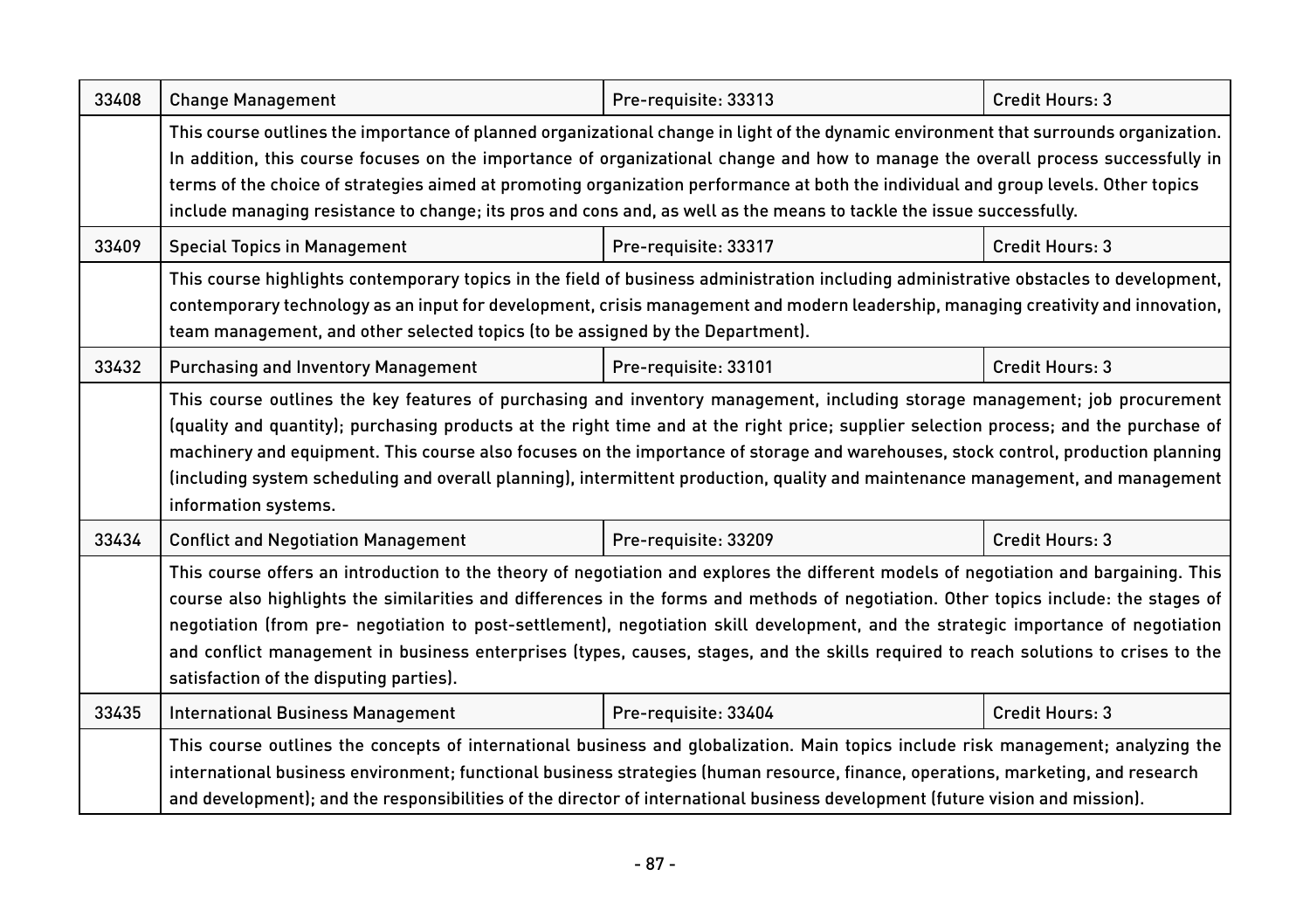| 33408 | Change Management | Pre-requisite: 33313 | Credit Hours: 3 |
|---|---|---|---|
| | This course outlines the importance of planned organizational change in light of the dynamic environment that surrounds organization. In addition, this course focuses on the importance of organizational change and how to manage the overall process successfully in terms of the choice of strategies aimed at promoting organization performance at both the individual and group levels. Other topics include managing resistance to change; its pros and cons and, as well as the means to tackle the issue successfully. | | |
| 33409 | Special Topics in Management | Pre-requisite: 33317 | Credit Hours: 3 |
| | This course highlights contemporary topics in the field of business administration including administrative obstacles to development, contemporary technology as an input for development, crisis management and modern leadership, managing creativity and innovation, team management, and other selected topics (to be assigned by the Department). | | |
| 33432 | Purchasing and Inventory Management | Pre-requisite: 33101 | Credit Hours: 3 |
| | This course outlines the key features of purchasing and inventory management, including storage management; job procurement (quality and quantity); purchasing products at the right time and at the right price; supplier selection process; and the purchase of machinery and equipment. This course also focuses on the importance of storage and warehouses, stock control, production planning (including system scheduling and overall planning), intermittent production, quality and maintenance management, and management information systems. | | |
| 33434 | Conflict and Negotiation Management | Pre-requisite: 33209 | Credit Hours: 3 |
| | This course offers an introduction to the theory of negotiation and explores the different models of negotiation and bargaining. This course also highlights the similarities and differences in the forms and methods of negotiation. Other topics include: the stages of negotiation (from pre- negotiation to post-settlement), negotiation skill development, and the strategic importance of negotiation and conflict management in business enterprises (types, causes, stages, and the skills required to reach solutions to crises to the satisfaction of the disputing parties). | | |
| 33435 | International Business Management | Pre-requisite: 33404 | Credit Hours: 3 |
| | This course outlines the concepts of international business and globalization. Main topics include risk management; analyzing the international business environment; functional business strategies (human resource, finance, operations, marketing, and research and development); and the responsibilities of the director of international business development (future vision and mission). | | |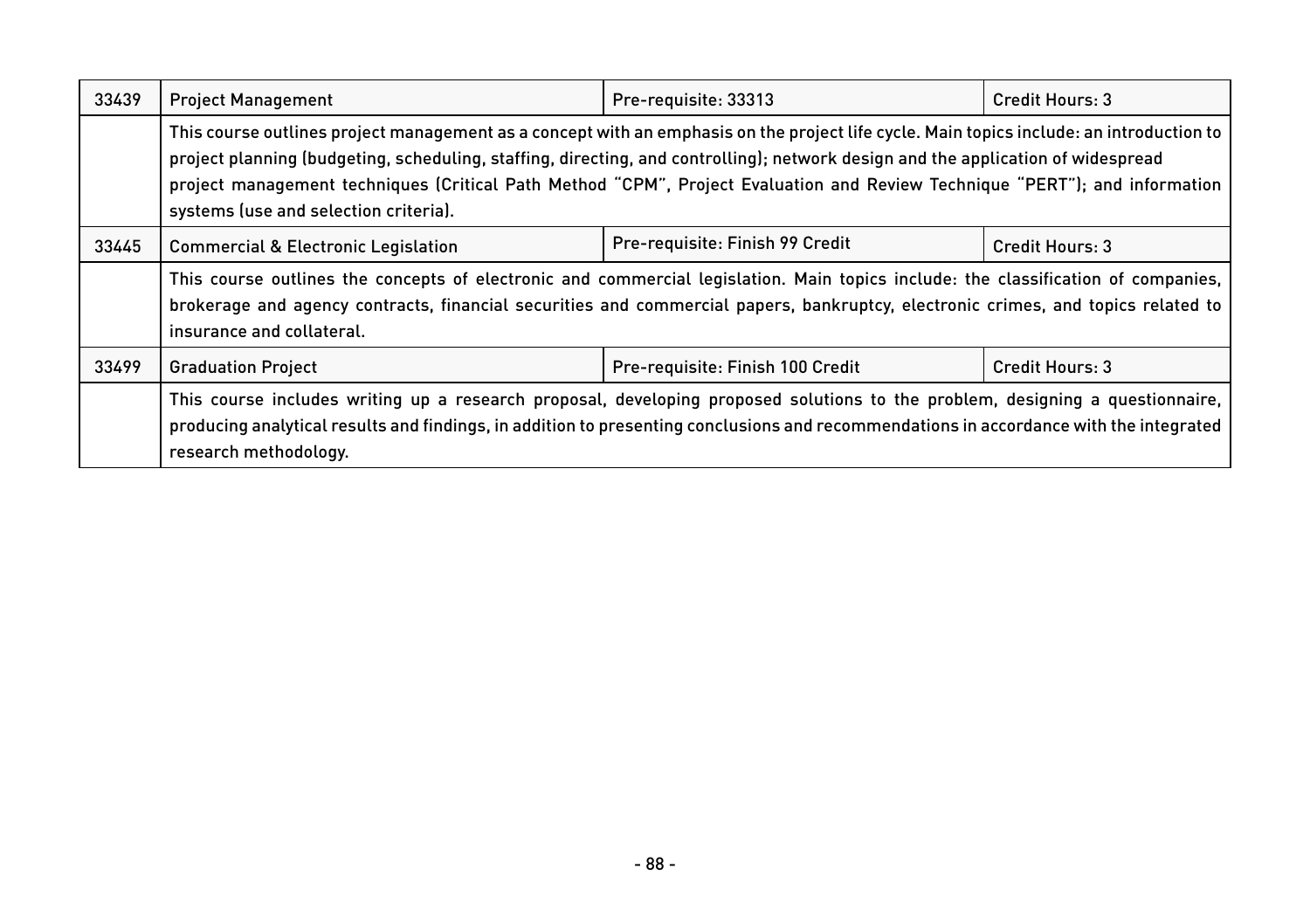| 33439 | Project Management | Pre-requisite: 33313 | Credit Hours: 3 |
|---|---|---|---|
| | This course outlines project management as a concept with an emphasis on the project life cycle. Main topics include: an introduction to project planning (budgeting, scheduling, staffing, directing, and controlling); network design and the application of widespread project management techniques (Critical Path Method "CPM", Project Evaluation and Review Technique "PERT"); and information systems (use and selection criteria). | | |
| 33445 | Commercial & Electronic Legislation | Pre-requisite: Finish 99 Credit | Credit Hours: 3 |
| | This course outlines the concepts of electronic and commercial legislation. Main topics include: the classification of companies, brokerage and agency contracts, financial securities and commercial papers, bankruptcy, electronic crimes, and topics related to insurance and collateral. | | |
| 33499 | Graduation Project | Pre-requisite: Finish 100 Credit | Credit Hours: 3 |
| | This course includes writing up a research proposal, developing proposed solutions to the problem, designing a questionnaire, producing analytical results and findings, in addition to presenting conclusions and recommendations in accordance with the integrated research methodology. | | |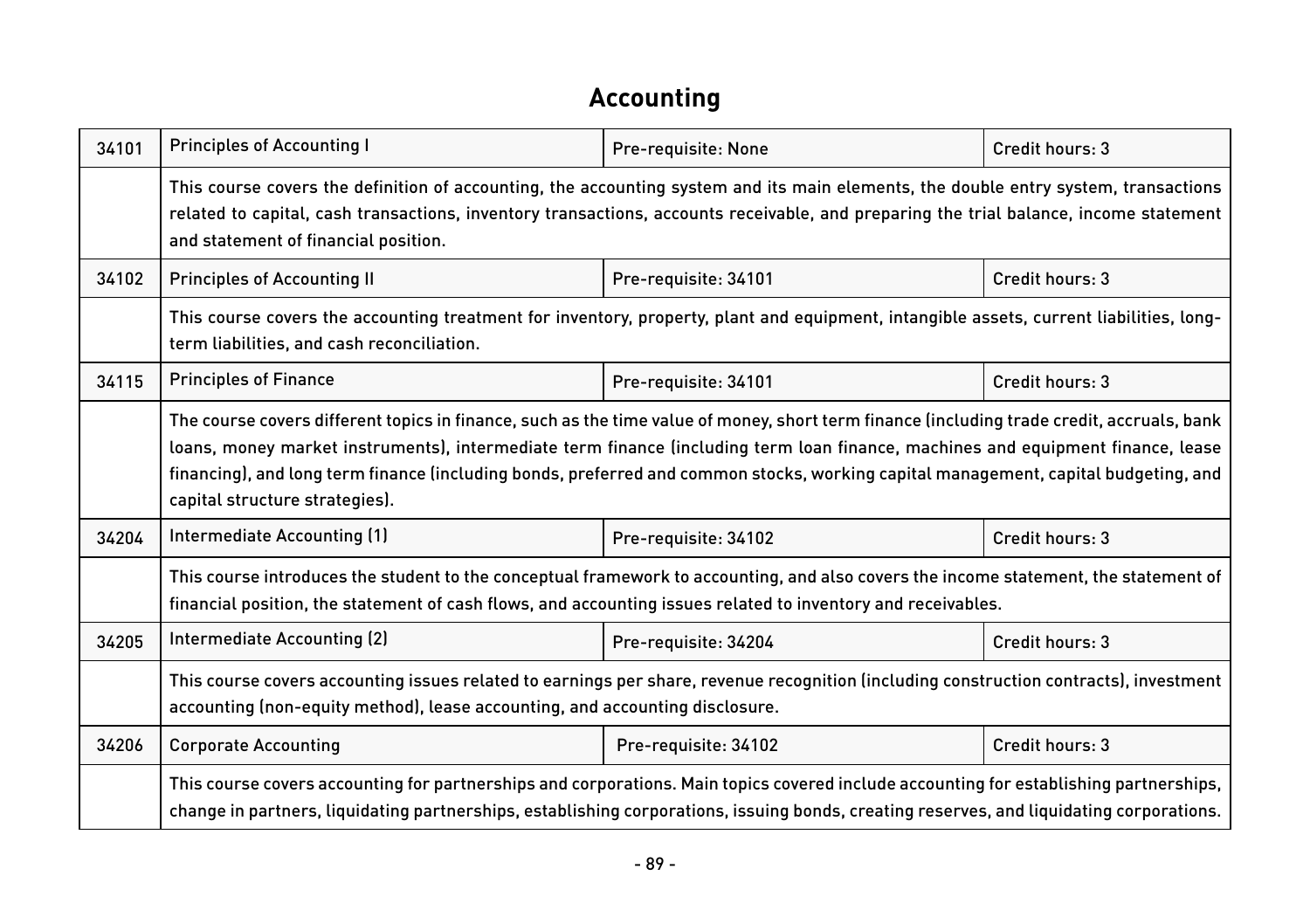# Accounting

| | | | |
|---|---|---|---|
| 34101 | Principles of Accounting I | Pre-requisite: None | Credit hours: 3 |
| | This course covers the definition of accounting, the accounting system and its main elements, the double entry system, transactions related to capital, cash transactions, inventory transactions, accounts receivable, and preparing the trial balance, income statement and statement of financial position. | | |
| 34102 | Principles of Accounting II | Pre-requisite: 34101 | Credit hours: 3 |
| | This course covers the accounting treatment for inventory, property, plant and equipment, intangible assets, current liabilities, long-term liabilities, and cash reconciliation. | | |
| 34115 | Principles of Finance | Pre-requisite: 34101 | Credit hours: 3 |
| | The course covers different topics in finance, such as the time value of money, short term finance (including trade credit, accruals, bank loans, money market instruments), intermediate term finance (including term loan finance, machines and equipment finance, lease financing), and long term finance (including bonds, preferred and common stocks, working capital management, capital budgeting, and capital structure strategies). | | |
| 34204 | Intermediate Accounting (1) | Pre-requisite: 34102 | Credit hours: 3 |
| | This course introduces the student to the conceptual framework to accounting, and also covers the income statement, the statement of financial position, the statement of cash flows, and accounting issues related to inventory and receivables. | | |
| 34205 | Intermediate Accounting (2) | Pre-requisite: 34204 | Credit hours: 3 |
| | This course covers accounting issues related to earnings per share, revenue recognition (including construction contracts), investment accounting (non-equity method), lease accounting, and accounting disclosure. | | |
| 34206 | Corporate Accounting | Pre-requisite: 34102 | Credit hours: 3 |
| | This course covers accounting for partnerships and corporations. Main topics covered include accounting for establishing partnerships, change in partners, liquidating partnerships, establishing corporations, issuing bonds, creating reserves, and liquidating corporations. | | |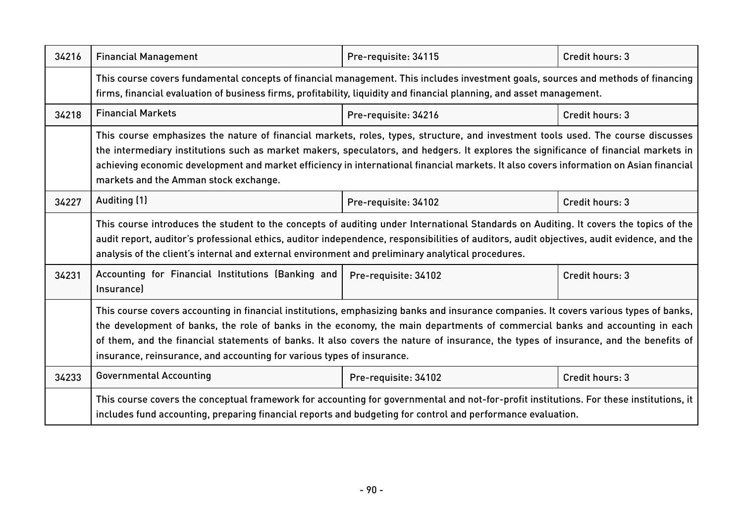| 34216 | Financial Management | Pre-requisite: 34115 | Credit hours: 3 |
|---|---|---|---|
| | This course covers fundamental concepts of financial management. This includes investment goals, sources and methods of financing firms, financial evaluation of business firms, profitability, liquidity and financial planning, and asset management. | | |
| 34218 | Financial Markets | Pre-requisite: 34216 | Credit hours: 3 |
| | This course emphasizes the nature of financial markets, roles, types, structure, and investment tools used. The course discusses the intermediary institutions such as market makers, speculators, and hedgers. It explores the significance of financial markets in achieving economic development and market efficiency in international financial markets. It also covers information on Asian financial markets and the Amman stock exchange. | | |
| 34227 | Auditing (1) | Pre-requisite: 34102 | Credit hours: 3 |
| | This course introduces the student to the concepts of auditing under International Standards on Auditing. It covers the topics of the audit report, auditor's professional ethics, auditor independence, responsibilities of auditors, audit objectives, audit evidence, and the analysis of the client's internal and external environment and preliminary analytical procedures. | | |
| 34231 | Accounting for Financial Institutions (Banking and Insurance) | Pre-requisite: 34102 | Credit hours: 3 |
| | This course covers accounting in financial institutions, emphasizing banks and insurance companies. It covers various types of banks, the development of banks, the role of banks in the economy, the main departments of commercial banks and accounting in each of them, and the financial statements of banks. It also covers the nature of insurance, the types of insurance, and the benefits of insurance, reinsurance, and accounting for various types of insurance. | | |
| 34233 | Governmental Accounting | Pre-requisite: 34102 | Credit hours: 3 |
| | This course covers the conceptual framework for accounting for governmental and not-for-profit institutions. For these institutions, it includes fund accounting, preparing financial reports and budgeting for control and performance evaluation. | | |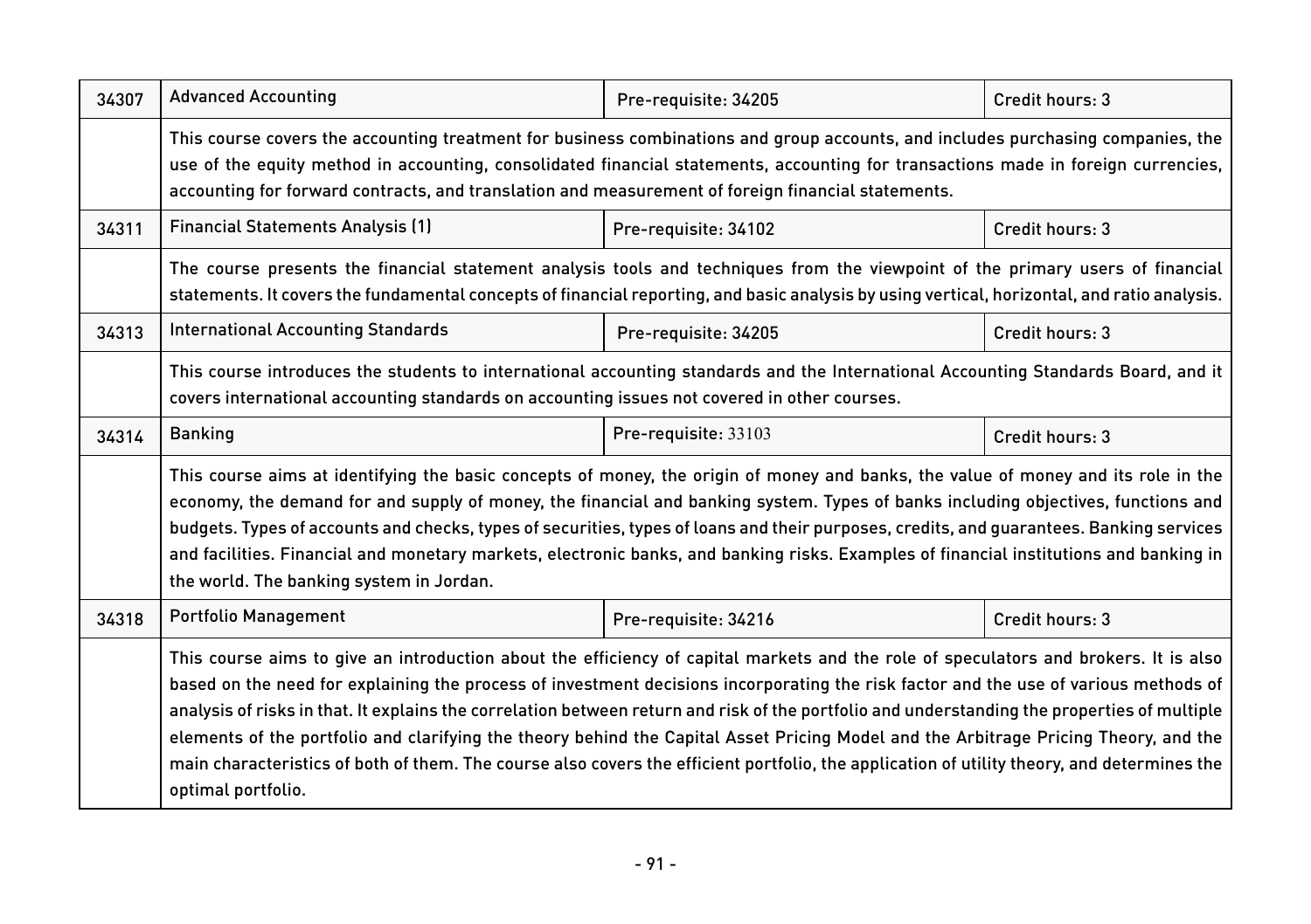| 34307 | Advanced Accounting | Pre-requisite: 34205 | Credit hours: 3 |
|---|---|---|---|
| | This course covers the accounting treatment for business combinations and group accounts, and includes purchasing companies, the use of the equity method in accounting, consolidated financial statements, accounting for transactions made in foreign currencies, accounting for forward contracts, and translation and measurement of foreign financial statements. | | |
| 34311 | Financial Statements Analysis (1) | Pre-requisite: 34102 | Credit hours: 3 |
| | The course presents the financial statement analysis tools and techniques from the viewpoint of the primary users of financial statements. It covers the fundamental concepts of financial reporting, and basic analysis by using vertical, horizontal, and ratio analysis. | | |
| 34313 | International Accounting Standards | Pre-requisite: 34205 | Credit hours: 3 |
| | This course introduces the students to international accounting standards and the International Accounting Standards Board, and it covers international accounting standards on accounting issues not covered in other courses. | | |
| 34314 | Banking | Pre-requisite: 33103 | Credit hours: 3 |
| | This course aims at identifying the basic concepts of money, the origin of money and banks, the value of money and its role in the economy, the demand for and supply of money, the financial and banking system. Types of banks including objectives, functions and budgets. Types of accounts and checks, types of securities, types of loans and their purposes, credits, and guarantees. Banking services and facilities. Financial and monetary markets, electronic banks, and banking risks. Examples of financial institutions and banking in the world. The banking system in Jordan. | | |
| 34318 | Portfolio Management | Pre-requisite: 34216 | Credit hours: 3 |
| | This course aims to give an introduction about the efficiency of capital markets and the role of speculators and brokers. It is also based on the need for explaining the process of investment decisions incorporating the risk factor and the use of various methods of analysis of risks in that. It explains the correlation between return and risk of the portfolio and understanding the properties of multiple elements of the portfolio and clarifying the theory behind the Capital Asset Pricing Model and the Arbitrage Pricing Theory, and the main characteristics of both of them. The course also covers the efficient portfolio, the application of utility theory, and determines the optimal portfolio. | | |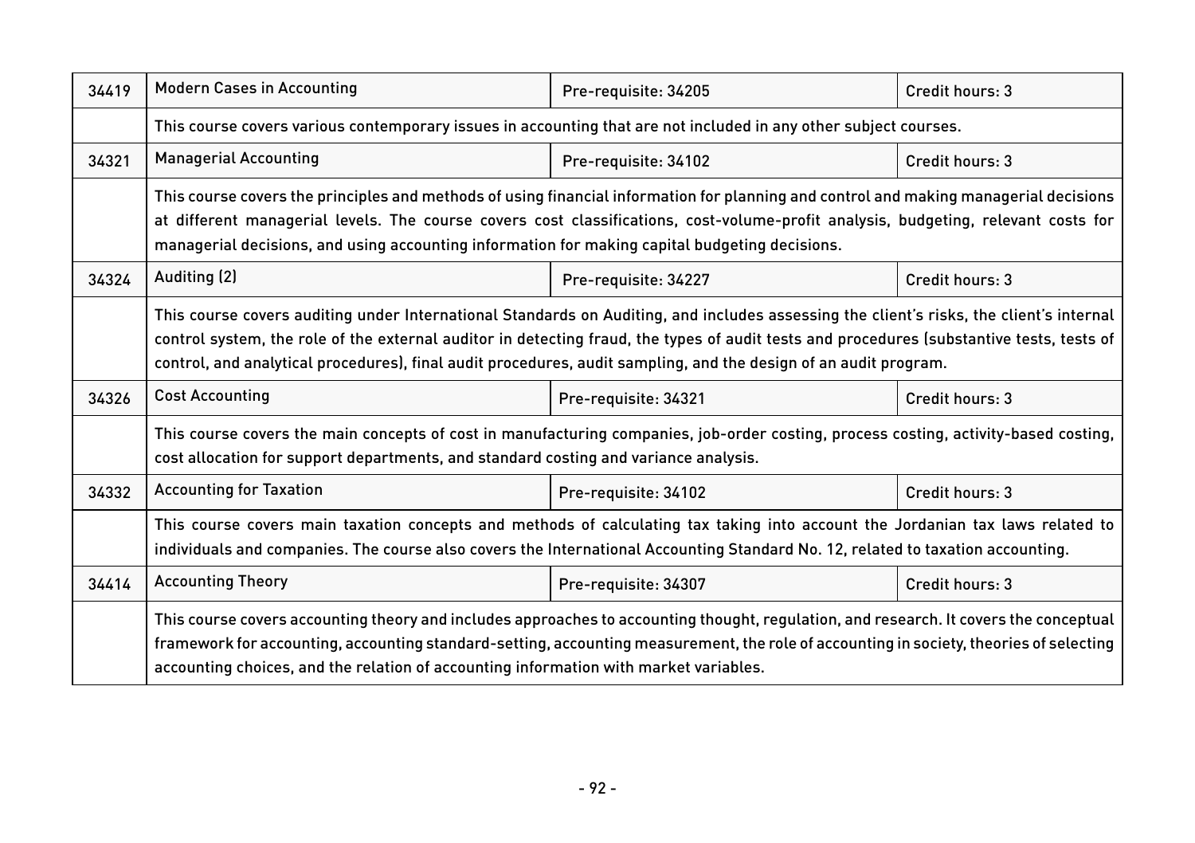| 34419 | Modern Cases in Accounting | Pre-requisite: 34205 | Credit hours: 3 |
|---|---|---|---|
| | This course covers various contemporary issues in accounting that are not included in any other subject courses. | | |
| 34321 | Managerial Accounting | Pre-requisite: 34102 | Credit hours: 3 |
| | This course covers the principles and methods of using financial information for planning and control and making managerial decisions at different managerial levels. The course covers cost classifications, cost-volume-profit analysis, budgeting, relevant costs for managerial decisions, and using accounting information for making capital budgeting decisions. | | |
| 34324 | Auditing (2) | Pre-requisite: 34227 | Credit hours: 3 |
| | This course covers auditing under International Standards on Auditing, and includes assessing the client's risks, the client's internal control system, the role of the external auditor in detecting fraud, the types of audit tests and procedures (substantive tests, tests of control, and analytical procedures), final audit procedures, audit sampling, and the design of an audit program. | | |
| 34326 | Cost Accounting | Pre-requisite: 34321 | Credit hours: 3 |
| | This course covers the main concepts of cost in manufacturing companies, job-order costing, process costing, activity-based costing, cost allocation for support departments, and standard costing and variance analysis. | | |
| 34332 | Accounting for Taxation | Pre-requisite: 34102 | Credit hours: 3 |
| | This course covers main taxation concepts and methods of calculating tax taking into account the Jordanian tax laws related to individuals and companies. The course also covers the International Accounting Standard No. 12, related to taxation accounting. | | |
| 34414 | Accounting Theory | Pre-requisite: 34307 | Credit hours: 3 |
| | This course covers accounting theory and includes approaches to accounting thought, regulation, and research. It covers the conceptual framework for accounting, accounting standard-setting, accounting measurement, the role of accounting in society, theories of selecting accounting choices, and the relation of accounting information with market variables. | | |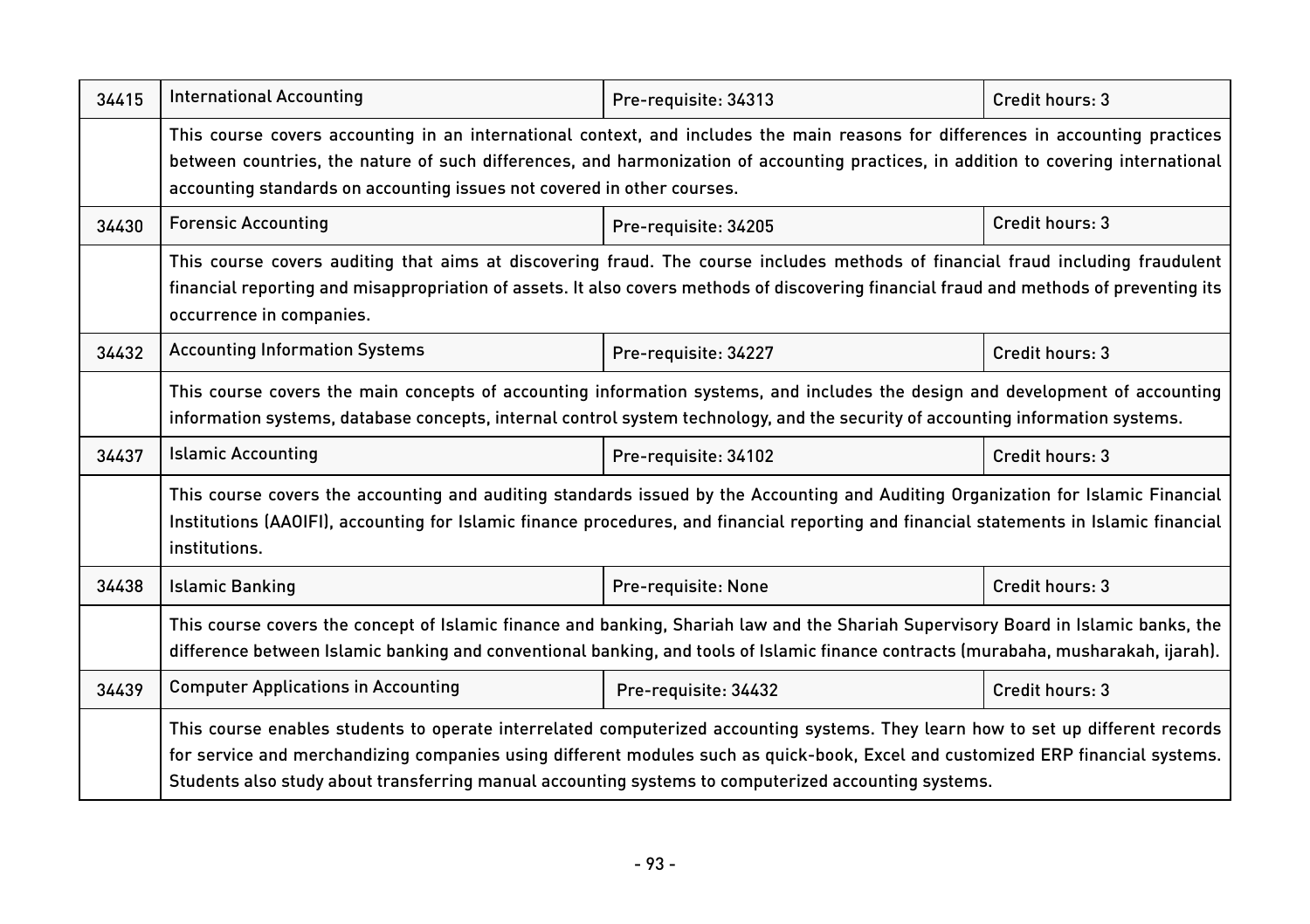| 34415 | International Accounting | Pre-requisite: 34313 | Credit hours: 3 |
|---|---|---|---|
| | This course covers accounting in an international context, and includes the main reasons for differences in accounting practices between countries, the nature of such differences, and harmonization of accounting practices, in addition to covering international accounting standards on accounting issues not covered in other courses. | | |
| 34430 | Forensic Accounting | Pre-requisite: 34205 | Credit hours: 3 |
| | This course covers auditing that aims at discovering fraud. The course includes methods of financial fraud including fraudulent financial reporting and misappropriation of assets. It also covers methods of discovering financial fraud and methods of preventing its occurrence in companies. | | |
| 34432 | Accounting Information Systems | Pre-requisite: 34227 | Credit hours: 3 |
| | This course covers the main concepts of accounting information systems, and includes the design and development of accounting information systems, database concepts, internal control system technology, and the security of accounting information systems. | | |
| 34437 | Islamic Accounting | Pre-requisite: 34102 | Credit hours: 3 |
| | This course covers the accounting and auditing standards issued by the Accounting and Auditing Organization for Islamic Financial Institutions (AAOIFI), accounting for Islamic finance procedures, and financial reporting and financial statements in Islamic financial institutions. | | |
| 34438 | Islamic Banking | Pre-requisite: None | Credit hours: 3 |
| | This course covers the concept of Islamic finance and banking, Shariah law and the Shariah Supervisory Board in Islamic banks, the difference between Islamic banking and conventional banking, and tools of Islamic finance contracts (murabaha, musharakah, ijarah). | | |
| 34439 | Computer Applications in Accounting | Pre-requisite: 34432 | Credit hours: 3 |
| | This course enables students to operate interrelated computerized accounting systems. They learn how to set up different records for service and merchandizing companies using different modules such as quick-book, Excel and customized ERP financial systems. Students also study about transferring manual accounting systems to computerized accounting systems. | | |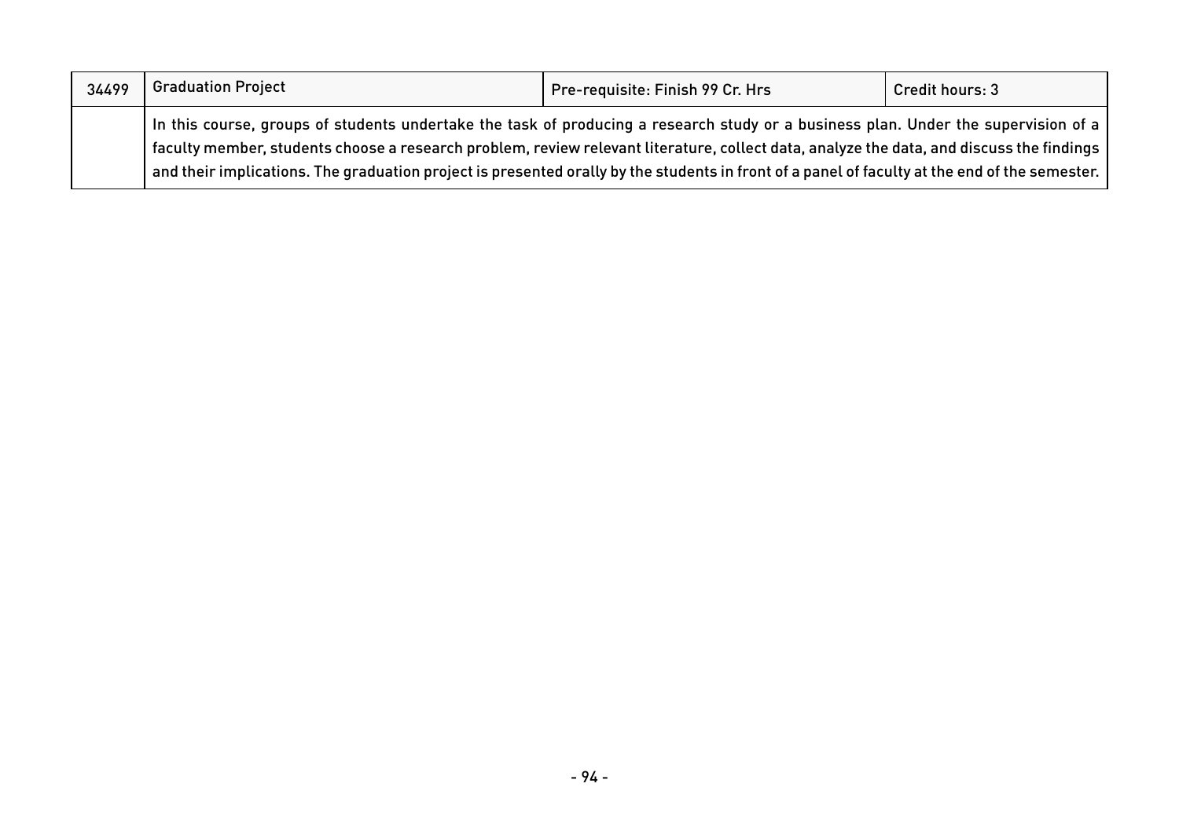| 34499 | Graduation Project | Pre-requisite: Finish 99 Cr. Hrs | Credit hours: 3 |
|---|---|---|---|
| | In this course, groups of students undertake the task of producing a research study or a business plan. Under the supervision of a faculty member, students choose a research problem, review relevant literature, collect data, analyze the data, and discuss the findings and their implications. The graduation project is presented orally by the students in front of a panel of faculty at the end of the semester. | | |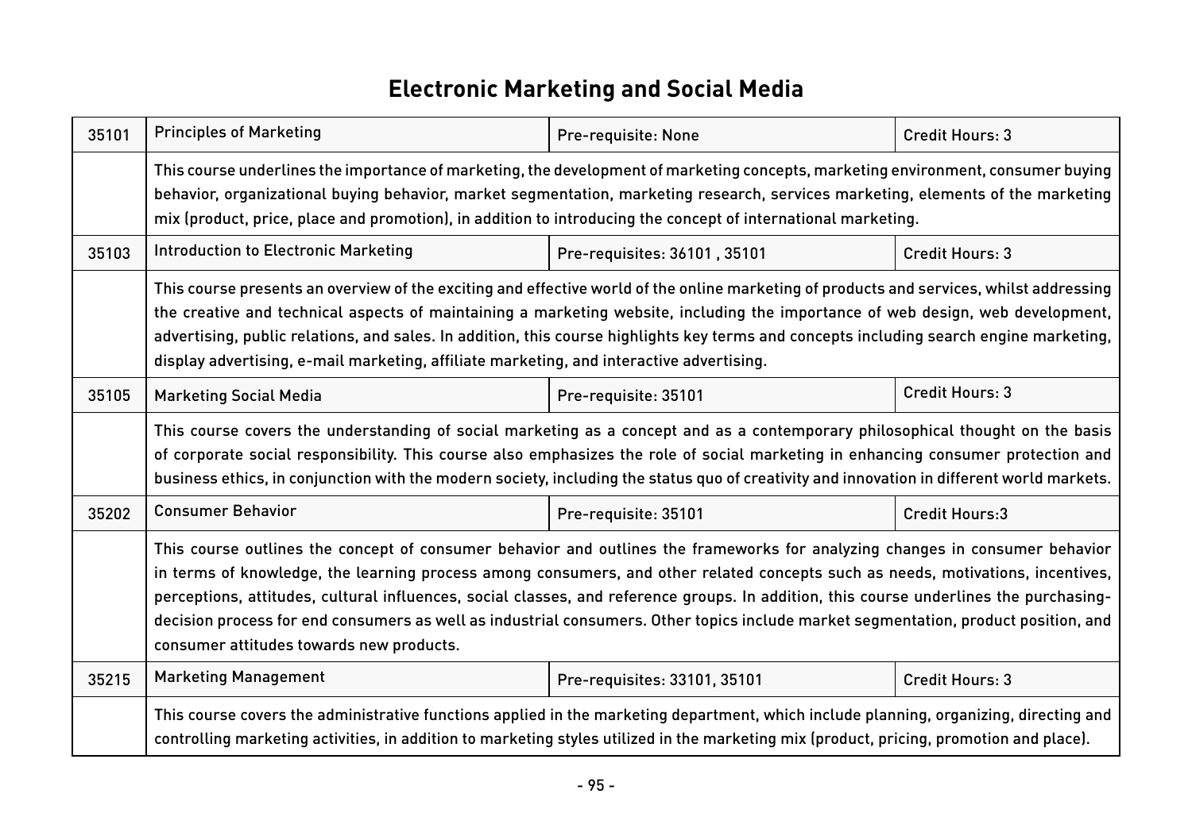# Electronic Marketing and Social Media

| 35101 | Principles of Marketing | Pre-requisite: None | Credit Hours: 3 |
|---|---|---|---|
| | This course underlines the importance of marketing, the development of marketing concepts, marketing environment, consumer buying behavior, organizational buying behavior, market segmentation, marketing research, services marketing, elements of the marketing mix (product, price, place and promotion), in addition to introducing the concept of international marketing. | | |
| 35103 | Introduction to Electronic Marketing | Pre-requisites: 36101 , 35101 | Credit Hours: 3 |
| | This course presents an overview of the exciting and effective world of the online marketing of products and services, whilst addressing the creative and technical aspects of maintaining a marketing website, including the importance of web design, web development, advertising, public relations, and sales. In addition, this course highlights key terms and concepts including search engine marketing, display advertising, e-mail marketing, affiliate marketing, and interactive advertising. | | |
| 35105 | Marketing Social Media | Pre-requisite: 35101 | Credit Hours: 3 |
| | This course covers the understanding of social marketing as a concept and as a contemporary philosophical thought on the basis of corporate social responsibility. This course also emphasizes the role of social marketing in enhancing consumer protection and business ethics, in conjunction with the modern society, including the status quo of creativity and innovation in different world markets. | | |
| 35202 | Consumer Behavior | Pre-requisite: 35101 | Credit Hours:3 |
| | This course outlines the concept of consumer behavior and outlines the frameworks for analyzing changes in consumer behavior in terms of knowledge, the learning process among consumers, and other related concepts such as needs, motivations, incentives, perceptions, attitudes, cultural influences, social classes, and reference groups. In addition, this course underlines the purchasing-decision process for end consumers as well as industrial consumers. Other topics include market segmentation, product position, and consumer attitudes towards new products. | | |
| 35215 | Marketing Management | Pre-requisites: 33101, 35101 | Credit Hours: 3 |
| | This course covers the administrative functions applied in the marketing department, which include planning, organizing, directing and controlling marketing activities, in addition to marketing styles utilized in the marketing mix (product, pricing, promotion and place). | | |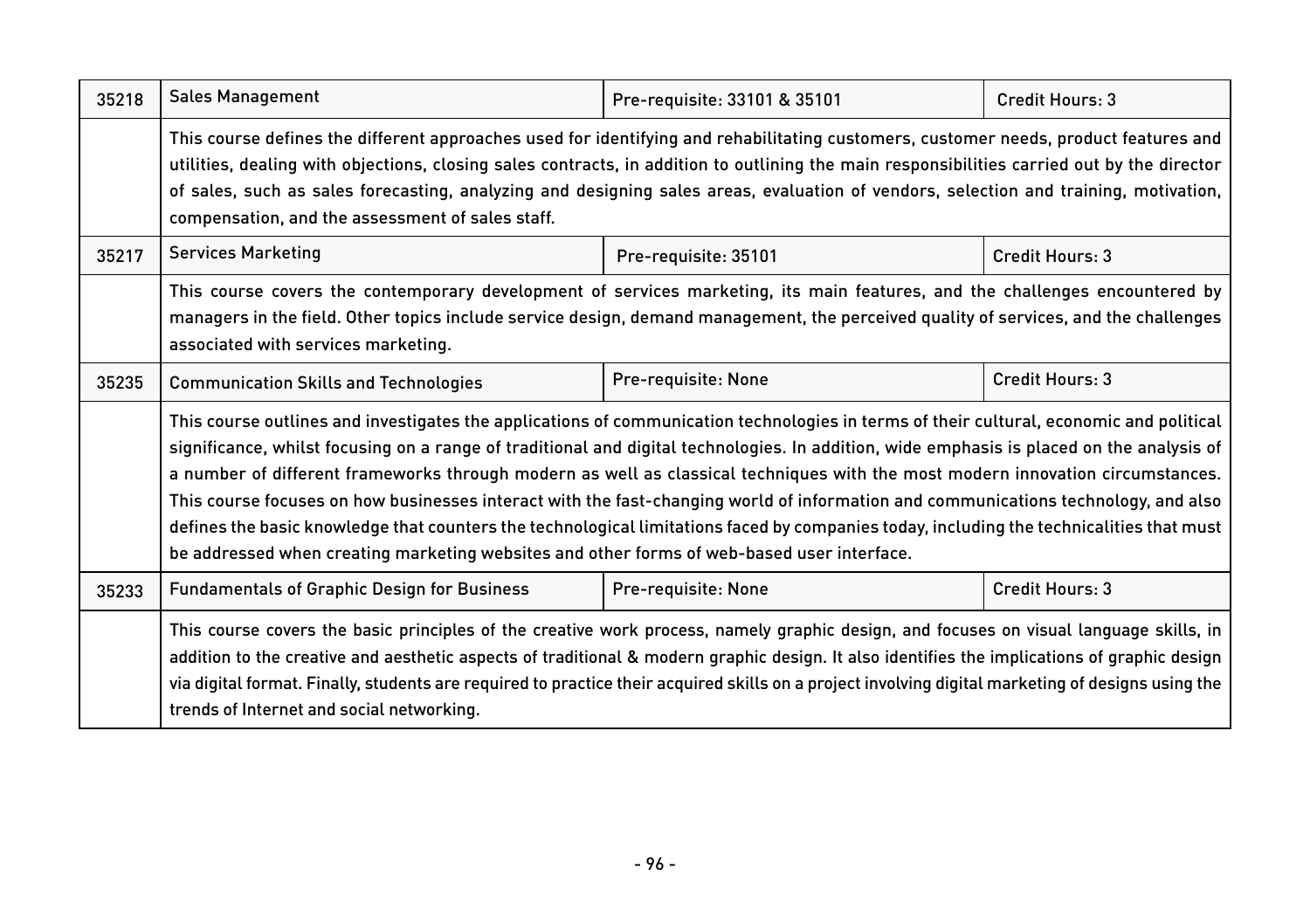| 35218 | Sales Management | Pre-requisite: 33101 & 35101 | Credit Hours: 3 |
|---|---|---|---|
| | This course defines the different approaches used for identifying and rehabilitating customers, customer needs, product features and utilities, dealing with objections, closing sales contracts, in addition to outlining the main responsibilities carried out by the director of sales, such as sales forecasting, analyzing and designing sales areas, evaluation of vendors, selection and training, motivation, compensation, and the assessment of sales staff. | | |
| 35217 | Services Marketing | Pre-requisite: 35101 | Credit Hours: 3 |
| | This course covers the contemporary development of services marketing, its main features, and the challenges encountered by managers in the field. Other topics include service design, demand management, the perceived quality of services, and the challenges associated with services marketing. | | |
| 35235 | Communication Skills and Technologies | Pre-requisite: None | Credit Hours: 3 |
| | This course outlines and investigates the applications of communication technologies in terms of their cultural, economic and political significance, whilst focusing on a range of traditional and digital technologies. In addition, wide emphasis is placed on the analysis of a number of different frameworks through modern as well as classical techniques with the most modern innovation circumstances. This course focuses on how businesses interact with the fast-changing world of information and communications technology, and also defines the basic knowledge that counters the technological limitations faced by companies today, including the technicalities that must be addressed when creating marketing websites and other forms of web-based user interface. | | |
| 35233 | Fundamentals of Graphic Design for Business | Pre-requisite: None | Credit Hours: 3 |
| | This course covers the basic principles of the creative work process, namely graphic design, and focuses on visual language skills, in addition to the creative and aesthetic aspects of traditional & modern graphic design. It also identifies the implications of graphic design via digital format. Finally, students are required to practice their acquired skills on a project involving digital marketing of designs using the trends of Internet and social networking. | | |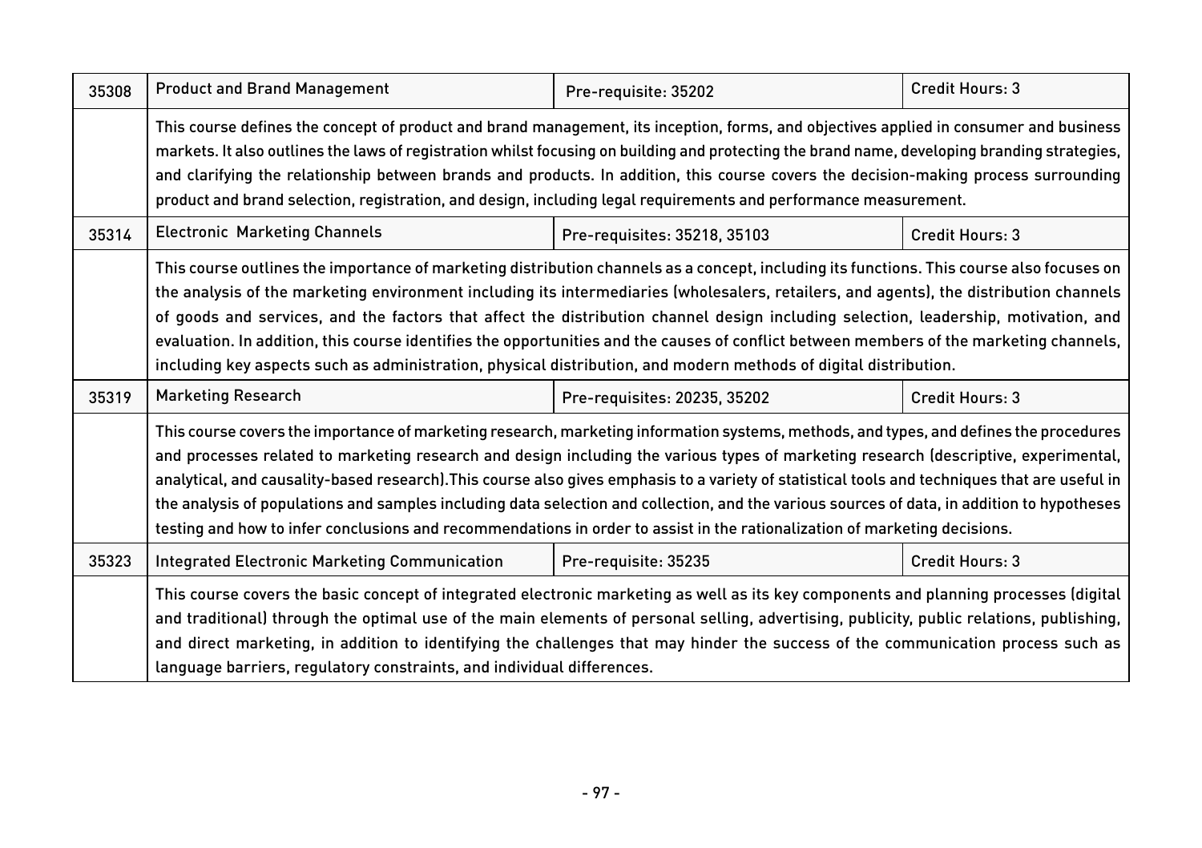| 35308 | Product and Brand Management | Pre-requisite: 35202 | Credit Hours: 3 |
|---|---|---|---|
| | This course defines the concept of product and brand management, its inception, forms, and objectives applied in consumer and business markets. It also outlines the laws of registration whilst focusing on building and protecting the brand name, developing branding strategies, and clarifying the relationship between brands and products. In addition, this course covers the decision-making process surrounding product and brand selection, registration, and design, including legal requirements and performance measurement. | | |
| 35314 | Electronic Marketing Channels | Pre-requisites: 35218, 35103 | Credit Hours: 3 |
| | This course outlines the importance of marketing distribution channels as a concept, including its functions. This course also focuses on the analysis of the marketing environment including its intermediaries (wholesalers, retailers, and agents), the distribution channels of goods and services, and the factors that affect the distribution channel design including selection, leadership, motivation, and evaluation. In addition, this course identifies the opportunities and the causes of conflict between members of the marketing channels, including key aspects such as administration, physical distribution, and modern methods of digital distribution. | | |
| 35319 | Marketing Research | Pre-requisites: 20235, 35202 | Credit Hours: 3 |
| | This course covers the importance of marketing research, marketing information systems, methods, and types, and defines the procedures and processes related to marketing research and design including the various types of marketing research (descriptive, experimental, analytical, and causality-based research).This course also gives emphasis to a variety of statistical tools and techniques that are useful in the analysis of populations and samples including data selection and collection, and the various sources of data, in addition to hypotheses testing and how to infer conclusions and recommendations in order to assist in the rationalization of marketing decisions. | | |
| 35323 | Integrated Electronic Marketing Communication | Pre-requisite: 35235 | Credit Hours: 3 |
| | This course covers the basic concept of integrated electronic marketing as well as its key components and planning processes (digital and traditional) through the optimal use of the main elements of personal selling, advertising, publicity, public relations, publishing, and direct marketing, in addition to identifying the challenges that may hinder the success of the communication process such as language barriers, regulatory constraints, and individual differences. | | |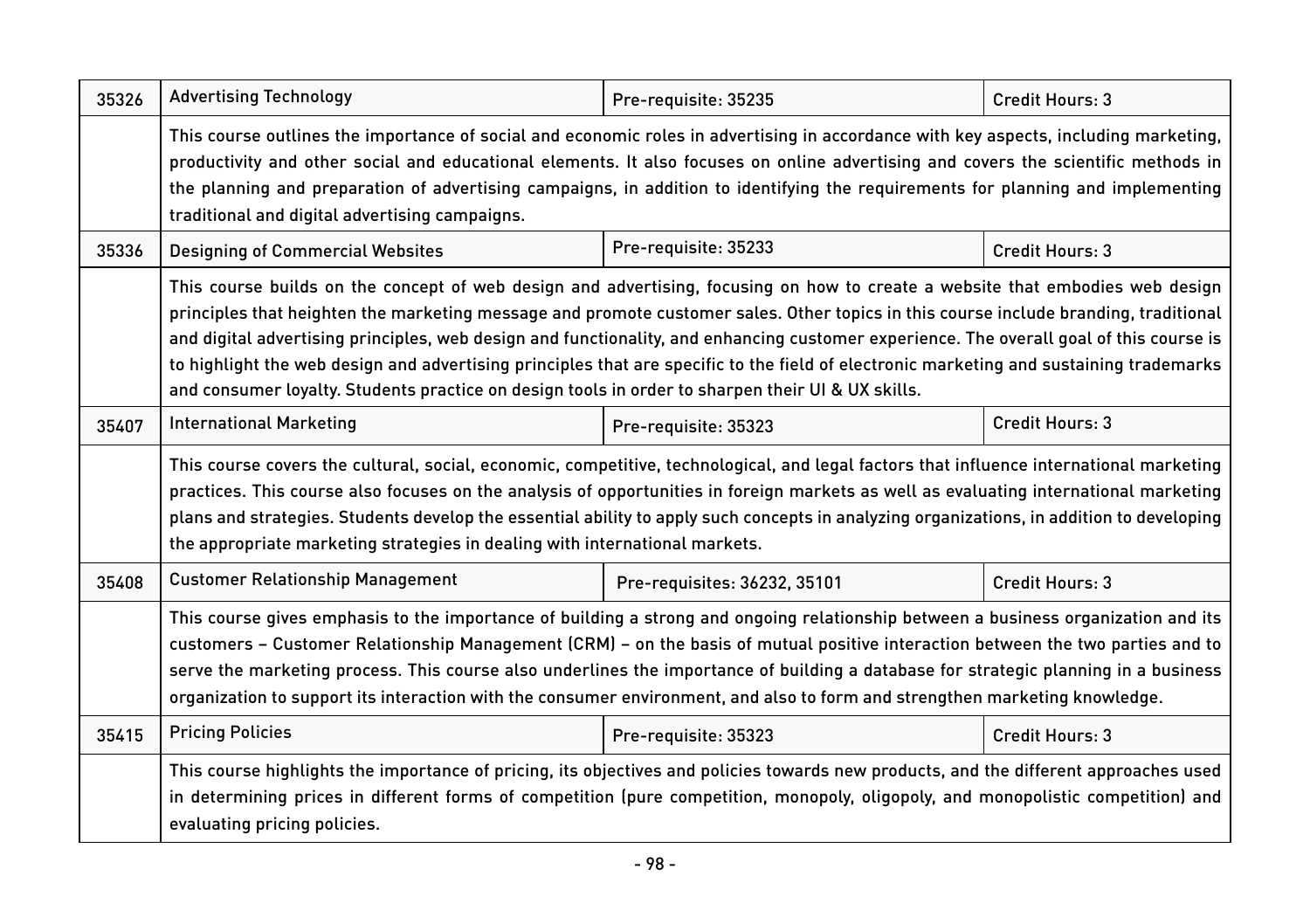| | | | |
|---|---|---|---|
| 35326 | Advertising Technology | Pre-requisite: 35235 | Credit Hours: 3 |
| | This course outlines the importance of social and economic roles in advertising in accordance with key aspects, including marketing, productivity and other social and educational elements. It also focuses on online advertising and covers the scientific methods in the planning and preparation of advertising campaigns, in addition to identifying the requirements for planning and implementing traditional and digital advertising campaigns. | | |
| 35336 | Designing of Commercial Websites | Pre-requisite: 35233 | Credit Hours: 3 |
| | This course builds on the concept of web design and advertising, focusing on how to create a website that embodies web design principles that heighten the marketing message and promote customer sales. Other topics in this course include branding, traditional and digital advertising principles, web design and functionality, and enhancing customer experience. The overall goal of this course is to highlight the web design and advertising principles that are specific to the field of electronic marketing and sustaining trademarks and consumer loyalty. Students practice on design tools in order to sharpen their UI & UX skills. | | |
| 35407 | International Marketing | Pre-requisite: 35323 | Credit Hours: 3 |
| | This course covers the cultural, social, economic, competitive, technological, and legal factors that influence international marketing practices. This course also focuses on the analysis of opportunities in foreign markets as well as evaluating international marketing plans and strategies. Students develop the essential ability to apply such concepts in analyzing organizations, in addition to developing the appropriate marketing strategies in dealing with international markets. | | |
| 35408 | Customer Relationship Management | Pre-requisites: 36232, 35101 | Credit Hours: 3 |
| | This course gives emphasis to the importance of building a strong and ongoing relationship between a business organization and its customers – Customer Relationship Management (CRM) – on the basis of mutual positive interaction between the two parties and to serve the marketing process. This course also underlines the importance of building a database for strategic planning in a business organization to support its interaction with the consumer environment, and also to form and strengthen marketing knowledge. | | |
| 35415 | Pricing Policies | Pre-requisite: 35323 | Credit Hours: 3 |
| | This course highlights the importance of pricing, its objectives and policies towards new products, and the different approaches used in determining prices in different forms of competition (pure competition, monopoly, oligopoly, and monopolistic competition) and evaluating pricing policies. | | |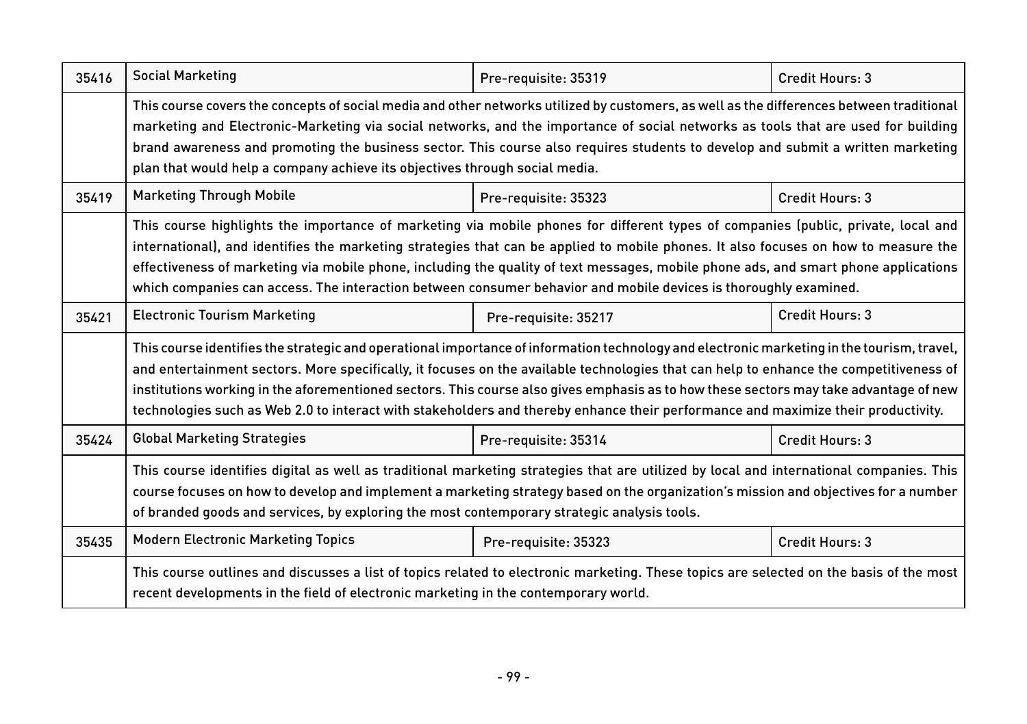| | | | |
|---|---|---|---|
| 35416 | Social Marketing | Pre-requisite: 35319 | Credit Hours: 3 |
| | This course covers the concepts of social media and other networks utilized by customers, as well as the differences between traditional marketing and Electronic-Marketing via social networks, and the importance of social networks as tools that are used for building brand awareness and promoting the business sector. This course also requires students to develop and submit a written marketing plan that would help a company achieve its objectives through social media. | | |
| 35419 | Marketing Through Mobile | Pre-requisite: 35323 | Credit Hours: 3 |
| | This course highlights the importance of marketing via mobile phones for different types of companies (public, private, local and international), and identifies the marketing strategies that can be applied to mobile phones. It also focuses on how to measure the effectiveness of marketing via mobile phone, including the quality of text messages, mobile phone ads, and smart phone applications which companies can access. The interaction between consumer behavior and mobile devices is thoroughly examined. | | |
| 35421 | Electronic Tourism Marketing | Pre-requisite: 35217 | Credit Hours: 3 |
| | This course identifies the strategic and operational importance of information technology and electronic marketing in the tourism, travel, and entertainment sectors. More specifically, it focuses on the available technologies that can help to enhance the competitiveness of institutions working in the aforementioned sectors. This course also gives emphasis as to how these sectors may take advantage of new technologies such as Web 2.0 to interact with stakeholders and thereby enhance their performance and maximize their productivity. | | |
| 35424 | Global Marketing Strategies | Pre-requisite: 35314 | Credit Hours: 3 |
| | This course identifies digital as well as traditional marketing strategies that are utilized by local and international companies. This course focuses on how to develop and implement a marketing strategy based on the organization's mission and objectives for a number of branded goods and services, by exploring the most contemporary strategic analysis tools. | | |
| 35435 | Modern Electronic Marketing Topics | Pre-requisite: 35323 | Credit Hours: 3 |
| | This course outlines and discusses a list of topics related to electronic marketing. These topics are selected on the basis of the most recent developments in the field of electronic marketing in the contemporary world. | | |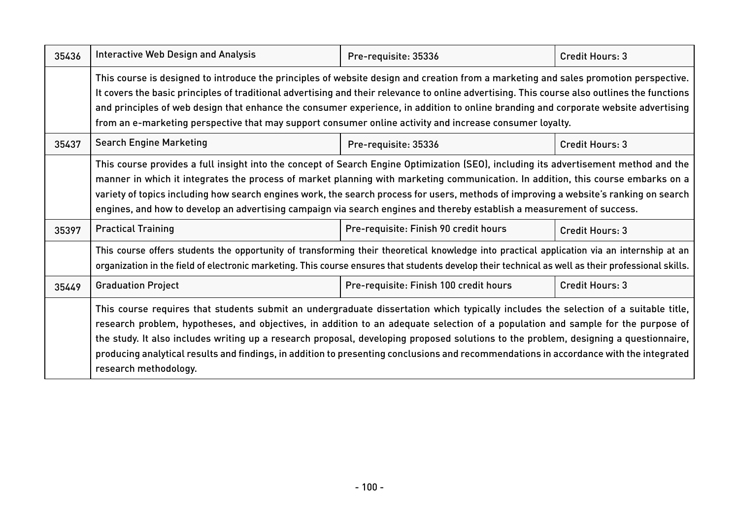| 35436 | Interactive Web Design and Analysis | Pre-requisite: 35336 | Credit Hours: 3 |
|---|---|---|---|
| | This course is designed to introduce the principles of website design and creation from a marketing and sales promotion perspective. It covers the basic principles of traditional advertising and their relevance to online advertising. This course also outlines the functions and principles of web design that enhance the consumer experience, in addition to online branding and corporate website advertising from an e-marketing perspective that may support consumer online activity and increase consumer loyalty. | | |
| 35437 | Search Engine Marketing | Pre-requisite: 35336 | Credit Hours: 3 |
| | This course provides a full insight into the concept of Search Engine Optimization (SEO), including its advertisement method and the manner in which it integrates the process of market planning with marketing communication. In addition, this course embarks on a variety of topics including how search engines work, the search process for users, methods of improving a website's ranking on search engines, and how to develop an advertising campaign via search engines and thereby establish a measurement of success. | | |
| 35397 | Practical Training | Pre-requisite: Finish 90 credit hours | Credit Hours: 3 |
| | This course offers students the opportunity of transforming their theoretical knowledge into practical application via an internship at an organization in the field of electronic marketing. This course ensures that students develop their technical as well as their professional skills. | | |
| 35449 | Graduation Project | Pre-requisite: Finish 100 credit hours | Credit Hours: 3 |
| | This course requires that students submit an undergraduate dissertation which typically includes the selection of a suitable title, research problem, hypotheses, and objectives, in addition to an adequate selection of a population and sample for the purpose of the study. It also includes writing up a research proposal, developing proposed solutions to the problem, designing a questionnaire, producing analytical results and findings, in addition to presenting conclusions and recommendations in accordance with the integrated research methodology. | | |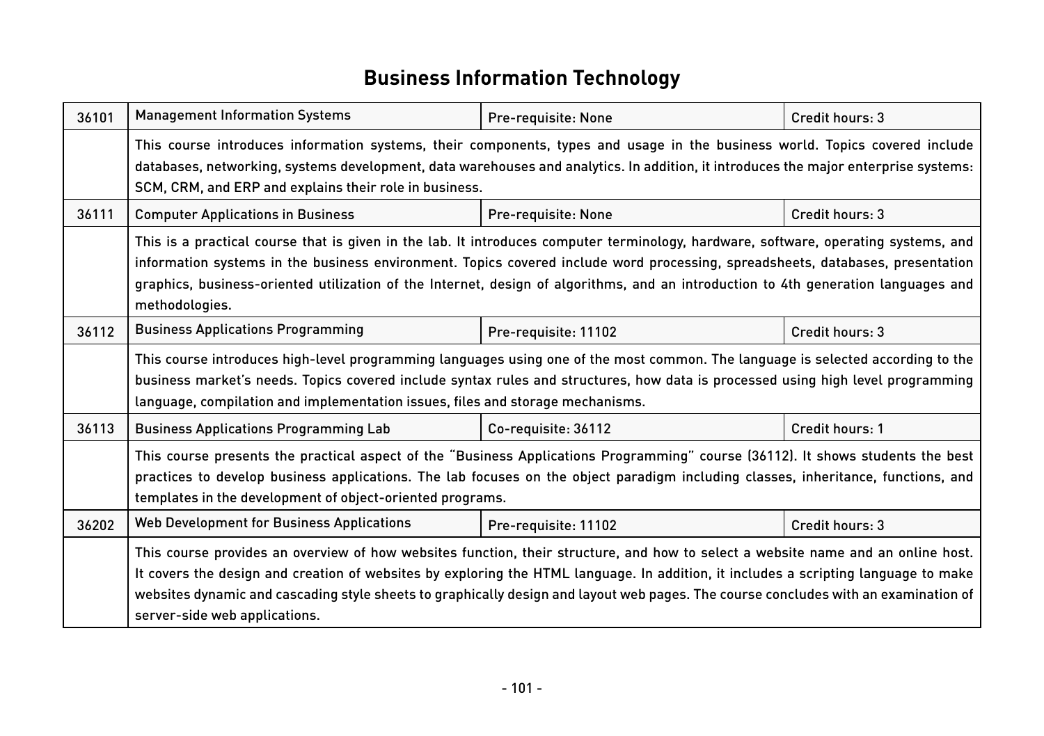# Business Information Technology

| | | | |
|---|---|---|---|
| 36101 | Management Information Systems | Pre-requisite: None | Credit hours: 3 |
| | This course introduces information systems, their components, types and usage in the business world. Topics covered include databases, networking, systems development, data warehouses and analytics. In addition, it introduces the major enterprise systems: SCM, CRM, and ERP and explains their role in business. | | |
| 36111 | Computer Applications in Business | Pre-requisite: None | Credit hours: 3 |
| | This is a practical course that is given in the lab. It introduces computer terminology, hardware, software, operating systems, and information systems in the business environment. Topics covered include word processing, spreadsheets, databases, presentation graphics, business-oriented utilization of the Internet, design of algorithms, and an introduction to 4th generation languages and methodologies. | | |
| 36112 | Business Applications Programming | Pre-requisite: 11102 | Credit hours: 3 |
| | This course introduces high-level programming languages using one of the most common. The language is selected according to the business market's needs. Topics covered include syntax rules and structures, how data is processed using high level programming language, compilation and implementation issues, files and storage mechanisms. | | |
| 36113 | Business Applications Programming Lab | Co-requisite: 36112 | Credit hours: 1 |
| | This course presents the practical aspect of the "Business Applications Programming" course (36112). It shows students the best practices to develop business applications. The lab focuses on the object paradigm including classes, inheritance, functions, and templates in the development of object-oriented programs. | | |
| 36202 | Web Development for Business Applications | Pre-requisite: 11102 | Credit hours: 3 |
| | This course provides an overview of how websites function, their structure, and how to select a website name and an online host. It covers the design and creation of websites by exploring the HTML language. In addition, it includes a scripting language to make websites dynamic and cascading style sheets to graphically design and layout web pages. The course concludes with an examination of server-side web applications. | | |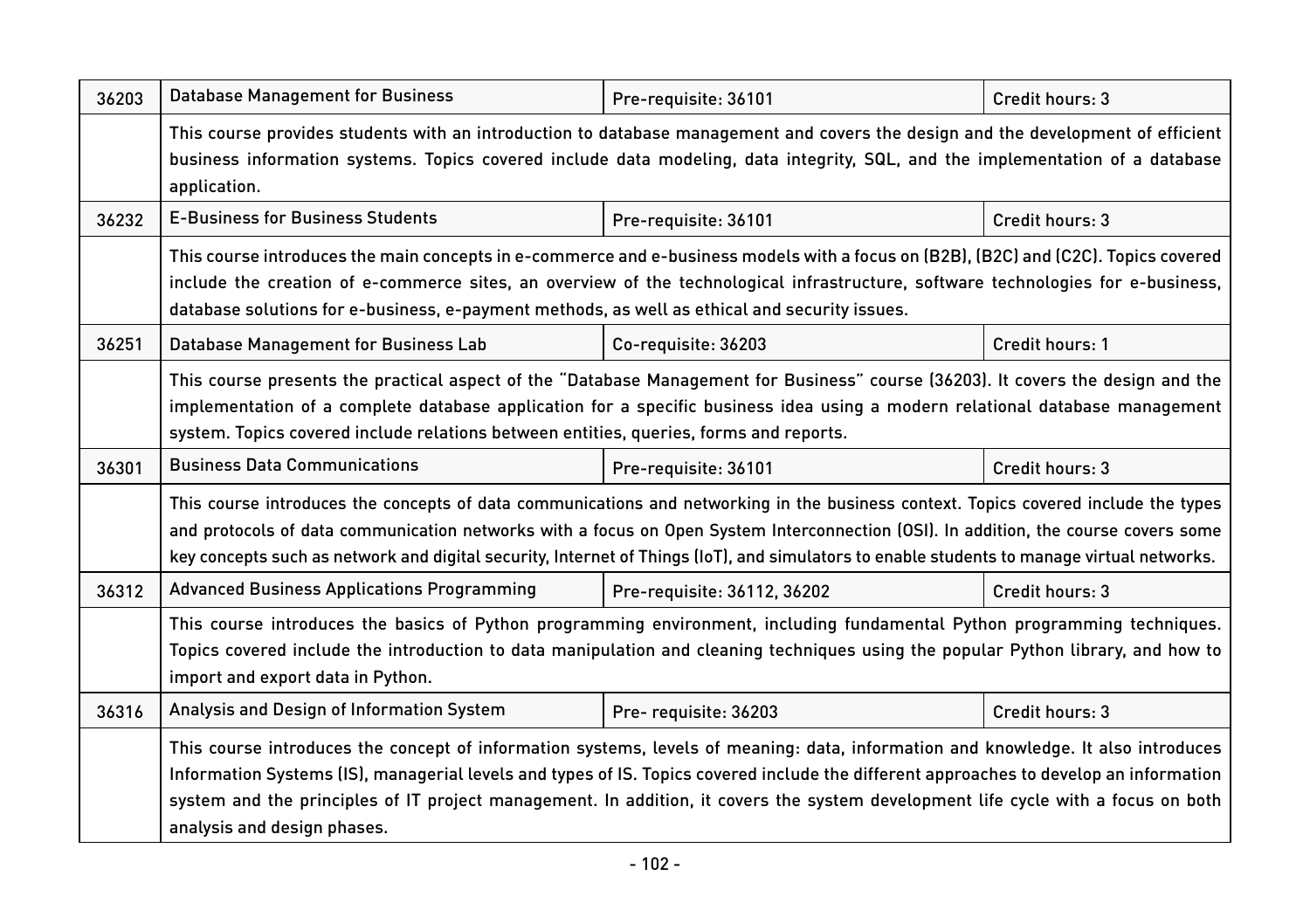| | | | |
|---|---|---|---|
| 36203 | Database Management for Business | Pre-requisite: 36101 | Credit hours: 3 |
| | This course provides students with an introduction to database management and covers the design and the development of efficient business information systems. Topics covered include data modeling, data integrity, SQL, and the implementation of a database application. | | |
| 36232 | E-Business for Business Students | Pre-requisite: 36101 | Credit hours: 3 |
| | This course introduces the main concepts in e-commerce and e-business models with a focus on (B2B), (B2C) and (C2C). Topics covered include the creation of e-commerce sites, an overview of the technological infrastructure, software technologies for e-business, database solutions for e-business, e-payment methods, as well as ethical and security issues. | | |
| 36251 | Database Management for Business Lab | Co-requisite: 36203 | Credit hours: 1 |
| | This course presents the practical aspect of the "Database Management for Business" course (36203). It covers the design and the implementation of a complete database application for a specific business idea using a modern relational database management system. Topics covered include relations between entities, queries, forms and reports. | | |
| 36301 | Business Data Communications | Pre-requisite: 36101 | Credit hours: 3 |
| | This course introduces the concepts of data communications and networking in the business context. Topics covered include the types and protocols of data communication networks with a focus on Open System Interconnection (OSI). In addition, the course covers some key concepts such as network and digital security, Internet of Things (IoT), and simulators to enable students to manage virtual networks. | | |
| 36312 | Advanced Business Applications Programming | Pre-requisite: 36112, 36202 | Credit hours: 3 |
| | This course introduces the basics of Python programming environment, including fundamental Python programming techniques. Topics covered include the introduction to data manipulation and cleaning techniques using the popular Python library, and how to import and export data in Python. | | |
| 36316 | Analysis and Design of Information System | Pre- requisite: 36203 | Credit hours: 3 |
| | This course introduces the concept of information systems, levels of meaning: data, information and knowledge. It also introduces Information Systems (IS), managerial levels and types of IS. Topics covered include the different approaches to develop an information system and the principles of IT project management. In addition, it covers the system development life cycle with a focus on both analysis and design phases. | | |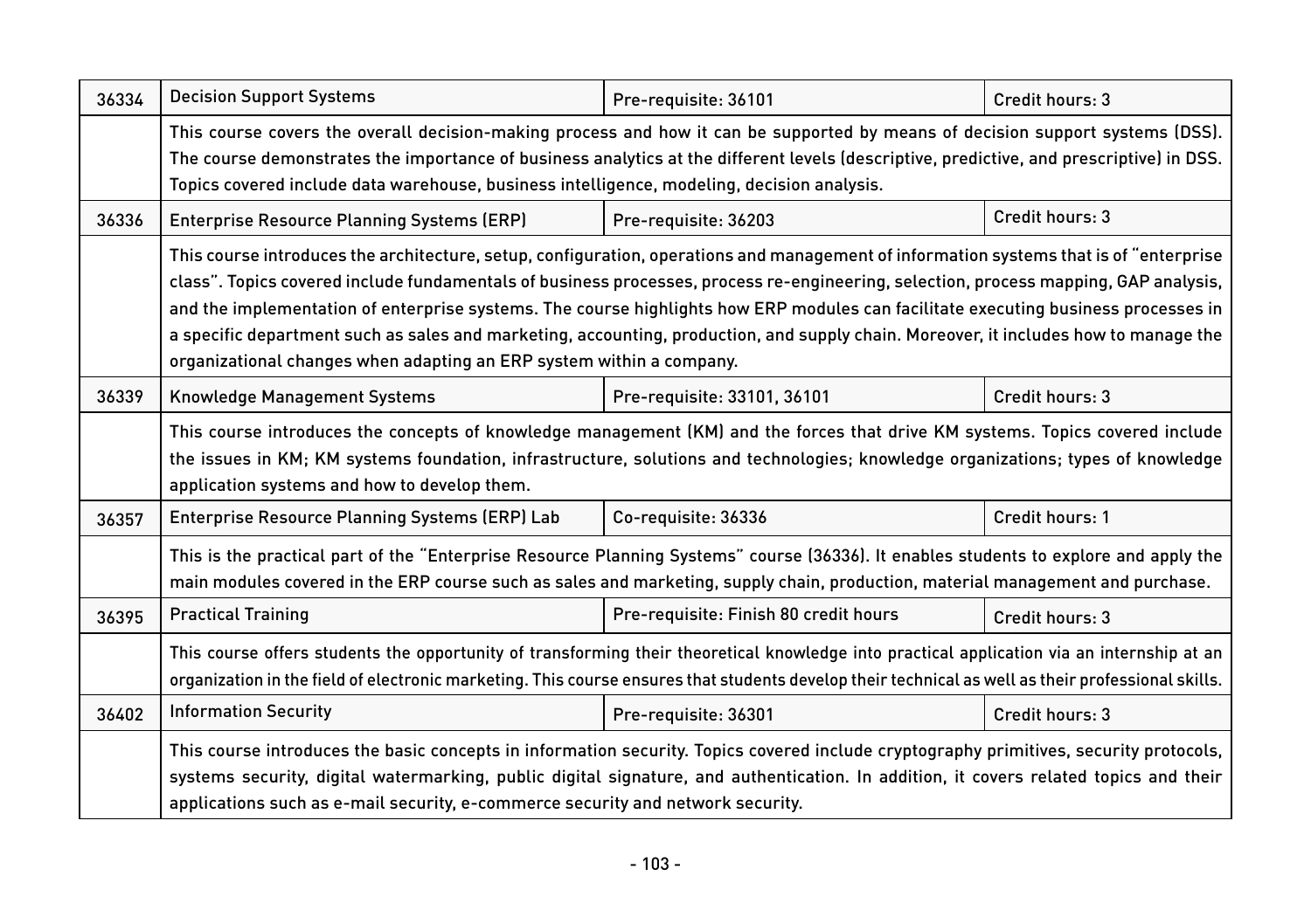| | | | |
|---|---|---|---|
| 36334 | Decision Support Systems | Pre-requisite: 36101 | Credit hours: 3 |
| | This course covers the overall decision-making process and how it can be supported by means of decision support systems (DSS). The course demonstrates the importance of business analytics at the different levels (descriptive, predictive, and prescriptive) in DSS. Topics covered include data warehouse, business intelligence, modeling, decision analysis. | | |
| 36336 | Enterprise Resource Planning Systems (ERP) | Pre-requisite: 36203 | Credit hours: 3 |
| | This course introduces the architecture, setup, configuration, operations and management of information systems that is of "enterprise class". Topics covered include fundamentals of business processes, process re-engineering, selection, process mapping, GAP analysis, and the implementation of enterprise systems. The course highlights how ERP modules can facilitate executing business processes in a specific department such as sales and marketing, accounting, production, and supply chain. Moreover, it includes how to manage the organizational changes when adapting an ERP system within a company. | | |
| 36339 | Knowledge Management Systems | Pre-requisite: 33101, 36101 | Credit hours: 3 |
| | This course introduces the concepts of knowledge management (KM) and the forces that drive KM systems. Topics covered include the issues in KM; KM systems foundation, infrastructure, solutions and technologies; knowledge organizations; types of knowledge application systems and how to develop them. | | |
| 36357 | Enterprise Resource Planning Systems (ERP) Lab | Co-requisite: 36336 | Credit hours: 1 |
| | This is the practical part of the "Enterprise Resource Planning Systems" course (36336). It enables students to explore and apply the main modules covered in the ERP course such as sales and marketing, supply chain, production, material management and purchase. | | |
| 36395 | Practical Training | Pre-requisite: Finish 80 credit hours | Credit hours: 3 |
| | This course offers students the opportunity of transforming their theoretical knowledge into practical application via an internship at an organization in the field of electronic marketing. This course ensures that students develop their technical as well as their professional skills. | | |
| 36402 | Information Security | Pre-requisite: 36301 | Credit hours: 3 |
| | This course introduces the basic concepts in information security. Topics covered include cryptography primitives, security protocols, systems security, digital watermarking, public digital signature, and authentication. In addition, it covers related topics and their applications such as e-mail security, e-commerce security and network security. | | |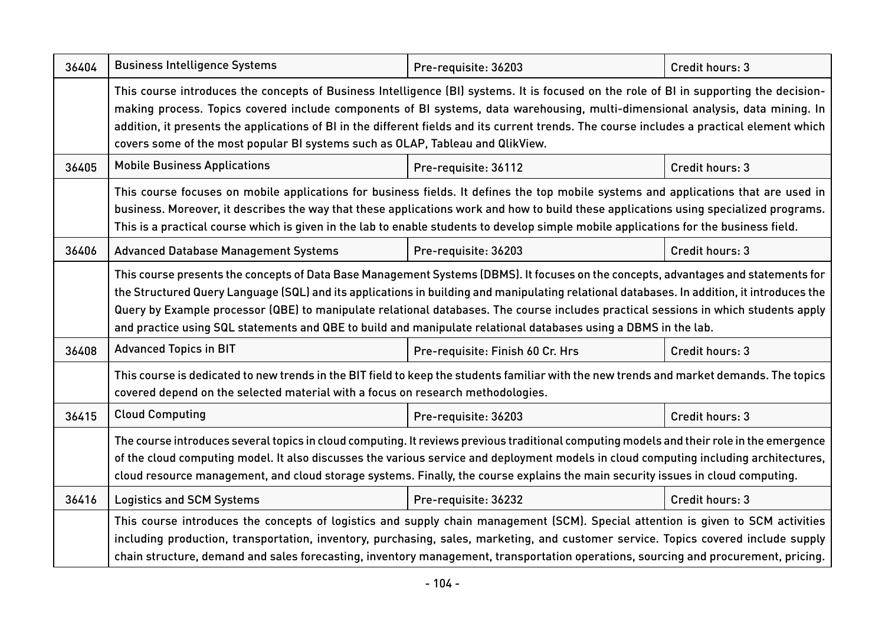| 36404 | Business Intelligence Systems | Pre-requisite: 36203 | Credit hours: 3 |
|---|---|---|---|
| | This course introduces the concepts of Business Intelligence (BI) systems. It is focused on the role of BI in supporting the decision-making process. Topics covered include components of BI systems, data warehousing, multi-dimensional analysis, data mining. In addition, it presents the applications of BI in the different fields and its current trends. The course includes a practical element which covers some of the most popular BI systems such as OLAP, Tableau and QlikView. | | |
| 36405 | Mobile Business Applications | Pre-requisite: 36112 | Credit hours: 3 |
| | This course focuses on mobile applications for business fields. It defines the top mobile systems and applications that are used in business. Moreover, it describes the way that these applications work and how to build these applications using specialized programs. This is a practical course which is given in the lab to enable students to develop simple mobile applications for the business field. | | |
| 36406 | Advanced Database Management Systems | Pre-requisite: 36203 | Credit hours: 3 |
| | This course presents the concepts of Data Base Management Systems (DBMS). It focuses on the concepts, advantages and statements for the Structured Query Language (SQL) and its applications in building and manipulating relational databases. In addition, it introduces the Query by Example processor (QBE) to manipulate relational databases. The course includes practical sessions in which students apply and practice using SQL statements and QBE to build and manipulate relational databases using a DBMS in the lab. | | |
| 36408 | Advanced Topics in BIT | Pre-requisite: Finish 60 Cr. Hrs | Credit hours: 3 |
| | This course is dedicated to new trends in the BIT field to keep the students familiar with the new trends and market demands. The topics covered depend on the selected material with a focus on research methodologies. | | |
| 36415 | Cloud Computing | Pre-requisite: 36203 | Credit hours: 3 |
| | The course introduces several topics in cloud computing. It reviews previous traditional computing models and their role in the emergence of the cloud computing model. It also discusses the various service and deployment models in cloud computing including architectures, cloud resource management, and cloud storage systems. Finally, the course explains the main security issues in cloud computing. | | |
| 36416 | Logistics and SCM Systems | Pre-requisite: 36232 | Credit hours: 3 |
| | This course introduces the concepts of logistics and supply chain management (SCM). Special attention is given to SCM activities including production, transportation, inventory, purchasing, sales, marketing, and customer service. Topics covered include supply chain structure, demand and sales forecasting, inventory management, transportation operations, sourcing and procurement, pricing. | | |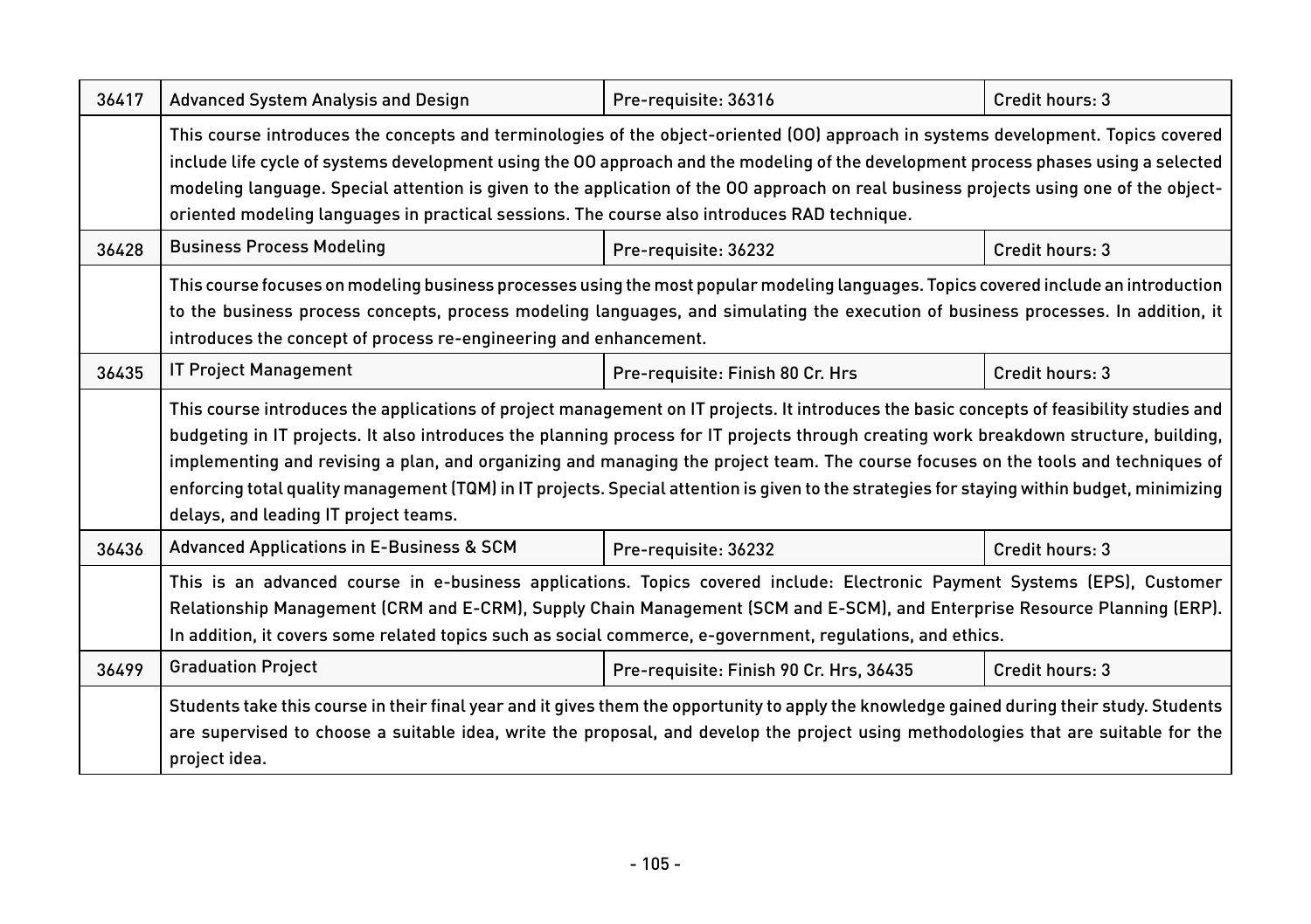| | | | |
|---|---|---|---|
| 36417 | Advanced System Analysis and Design | Pre-requisite: 36316 | Credit hours: 3 |
| | This course introduces the concepts and terminologies of the object-oriented (OO) approach in systems development. Topics covered include life cycle of systems development using the OO approach and the modeling of the development process phases using a selected modeling language. Special attention is given to the application of the OO approach on real business projects using one of the object-oriented modeling languages in practical sessions. The course also introduces RAD technique. | | |
| 36428 | Business Process Modeling | Pre-requisite: 36232 | Credit hours: 3 |
| | This course focuses on modeling business processes using the most popular modeling languages. Topics covered include an introduction to the business process concepts, process modeling languages, and simulating the execution of business processes. In addition, it introduces the concept of process re-engineering and enhancement. | | |
| 36435 | IT Project Management | Pre-requisite: Finish 80 Cr. Hrs | Credit hours: 3 |
| | This course introduces the applications of project management on IT projects. It introduces the basic concepts of feasibility studies and budgeting in IT projects. It also introduces the planning process for IT projects through creating work breakdown structure, building, implementing and revising a plan, and organizing and managing the project team. The course focuses on the tools and techniques of enforcing total quality management (TQM) in IT projects. Special attention is given to the strategies for staying within budget, minimizing delays, and leading IT project teams. | | |
| 36436 | Advanced Applications in E-Business & SCM | Pre-requisite: 36232 | Credit hours: 3 |
| | This is an advanced course in e-business applications. Topics covered include: Electronic Payment Systems (EPS), Customer Relationship Management (CRM and E-CRM), Supply Chain Management (SCM and E-SCM), and Enterprise Resource Planning (ERP). In addition, it covers some related topics such as social commerce, e-government, regulations, and ethics. | | |
| 36499 | Graduation Project | Pre-requisite: Finish 90 Cr. Hrs, 36435 | Credit hours: 3 |
| | Students take this course in their final year and it gives them the opportunity to apply the knowledge gained during their study. Students are supervised to choose a suitable idea, write the proposal, and develop the project using methodologies that are suitable for the project idea. | | |